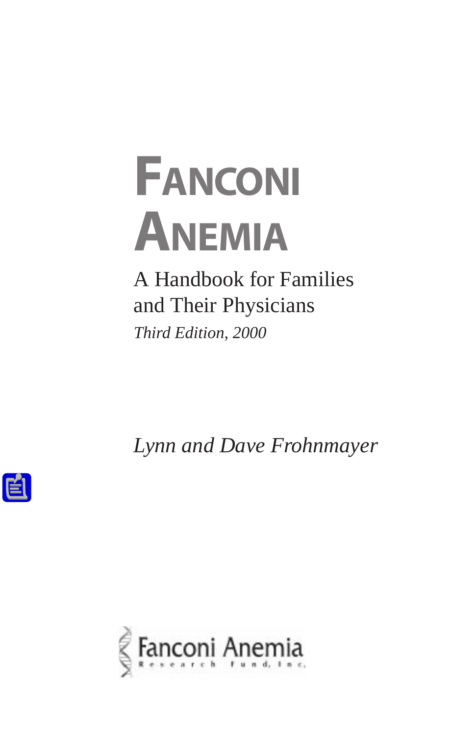# Fanconi Anemia

A Handbook for Families and Their Physicians

*Third Edition, 2000*

*Lynn and Dave Frohnmayer*

Fanconi Anemia Research Fund, Inc.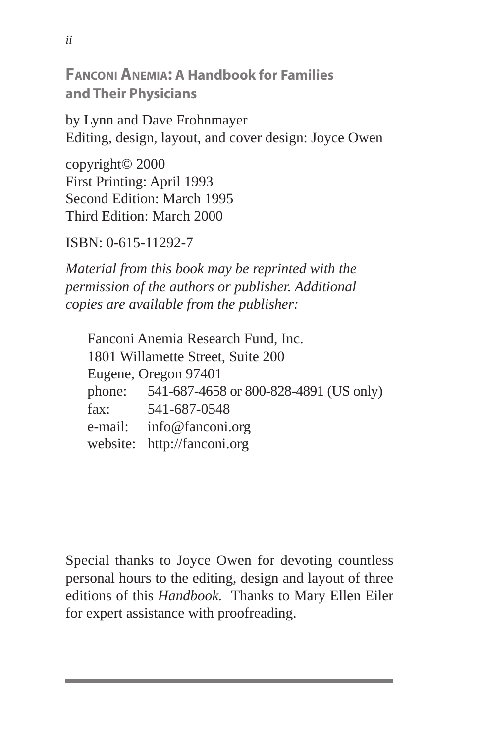## Fanconi Anemia: A Handbook for Families and Their Physicians

by Lynn and Dave Frohnmayer
Editing, design, layout, and cover design: Joyce Owen

copyright© 2000
First Printing: April 1993
Second Edition: March 1995
Third Edition: March 2000

ISBN: 0-615-11292-7

*Material from this book may be reprinted with the permission of the authors or publisher. Additional copies are available from the publisher:*

Fanconi Anemia Research Fund, Inc.
1801 Willamette Street, Suite 200
Eugene, Oregon 97401
phone: 541-687-4658 or 800-828-4891 (US only)
fax: 541-687-0548
e-mail: info@fanconi.org
website: http://fanconi.org

Special thanks to Joyce Owen for devoting countless personal hours to the editing, design and layout of three editions of this *Handbook.* Thanks to Mary Ellen Eiler for expert assistance with proofreading.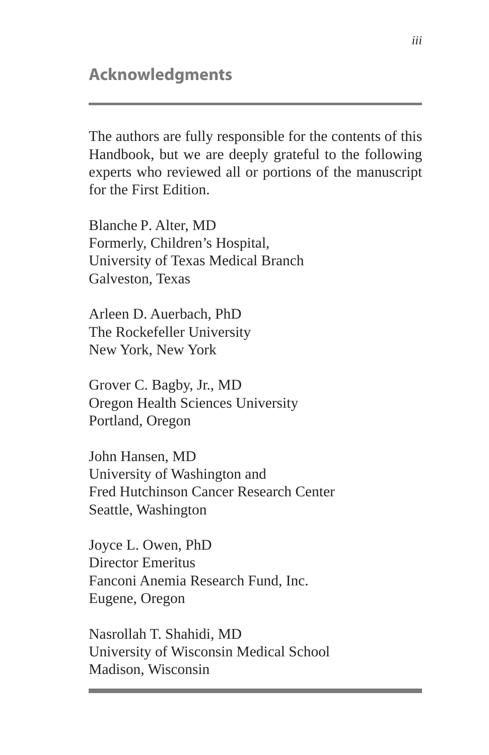## Acknowledgments

The authors are fully responsible for the contents of this Handbook, but we are deeply grateful to the following experts who reviewed all or portions of the manuscript for the First Edition.

Blanche P. Alter, MD  
Formerly, Children's Hospital,  
University of Texas Medical Branch  
Galveston, Texas

Arleen D. Auerbach, PhD  
The Rockefeller University  
New York, New York

Grover C. Bagby, Jr., MD  
Oregon Health Sciences University  
Portland, Oregon

John Hansen, MD  
University of Washington and  
Fred Hutchinson Cancer Research Center  
Seattle, Washington

Joyce L. Owen, PhD  
Director Emeritus  
Fanconi Anemia Research Fund, Inc.  
Eugene, Oregon

Nasrollah T. Shahidi, MD  
University of Wisconsin Medical School  
Madison, Wisconsin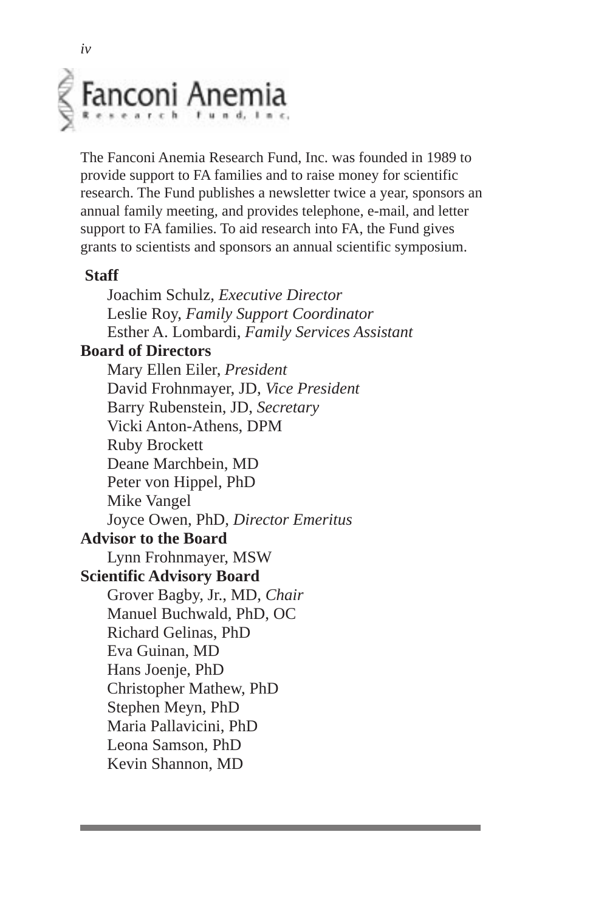# Fanconi Anemia

Research Fund, Inc.

The Fanconi Anemia Research Fund, Inc. was founded in 1989 to provide support to FA families and to raise money for scientific research. The Fund publishes a newsletter twice a year, sponsors an annual family meeting, and provides telephone, e-mail, and letter support to FA families. To aid research into FA, the Fund gives grants to scientists and sponsors an annual scientific symposium.

**Staff**

Joachim Schulz, *Executive Director*
Leslie Roy, *Family Support Coordinator*
Esther A. Lombardi, *Family Services Assistant*

**Board of Directors**

Mary Ellen Eiler, *President*
David Frohnmayer, JD, *Vice President*
Barry Rubenstein, JD, *Secretary*
Vicki Anton-Athens, DPM
Ruby Brockett
Deane Marchbein, MD
Peter von Hippel, PhD
Mike Vangel
Joyce Owen, PhD, *Director Emeritus*

**Advisor to the Board**

Lynn Frohnmayer, MSW

**Scientific Advisory Board**

Grover Bagby, Jr., MD, *Chair*
Manuel Buchwald, PhD, OC
Richard Gelinas, PhD
Eva Guinan, MD
Hans Joenje, PhD
Christopher Mathew, PhD
Stephen Meyn, PhD
Maria Pallavicini, PhD
Leona Samson, PhD
Kevin Shannon, MD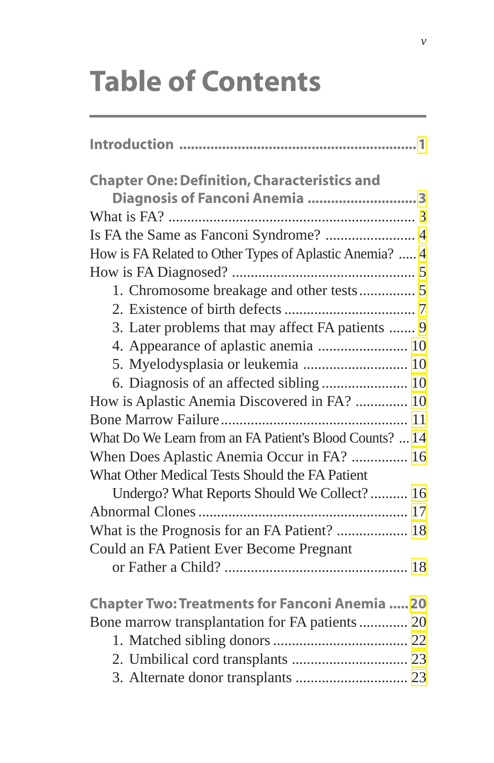# Table of Contents

**Introduction** ............................................................ **1**

**Chapter One: Definition, Characteristics and Diagnosis of Fanconi Anemia** ............................ **3**

What is FA? ................................................................ 3

Is FA the Same as Fanconi Syndrome? ........................ 4

How is FA Related to Other Types of Aplastic Anemia? ..... 4

How is FA Diagnosed? ................................................ 5

1. Chromosome breakage and other tests............... 5
2. Existence of birth defects .................................. 7
3. Later problems that may affect FA patients ....... 9
4. Appearance of aplastic anemia ........................ 10
5. Myelodysplasia or leukemia ............................ 10
6. Diagnosis of an affected sibling ....................... 10

How is Aplastic Anemia Discovered in FA? .............. 10

Bone Marrow Failure................................................ 11

What Do We Learn from an FA Patient's Blood Counts? ... 14

When Does Aplastic Anemia Occur in FA? ............... 16

What Other Medical Tests Should the FA Patient Undergo? What Reports Should We Collect? .......... 16

Abnormal Clones ...................................................... 17

What is the Prognosis for an FA Patient? ................... 18

Could an FA Patient Ever Become Pregnant or Father a Child? ................................................ 18

**Chapter Two: Treatments for Fanconi Anemia** ..... **20**

Bone marrow transplantation for FA patients ............. 20

1. Matched sibling donors .................................... 22
2. Umbilical cord transplants ............................... 23
3. Alternate donor transplants .............................. 23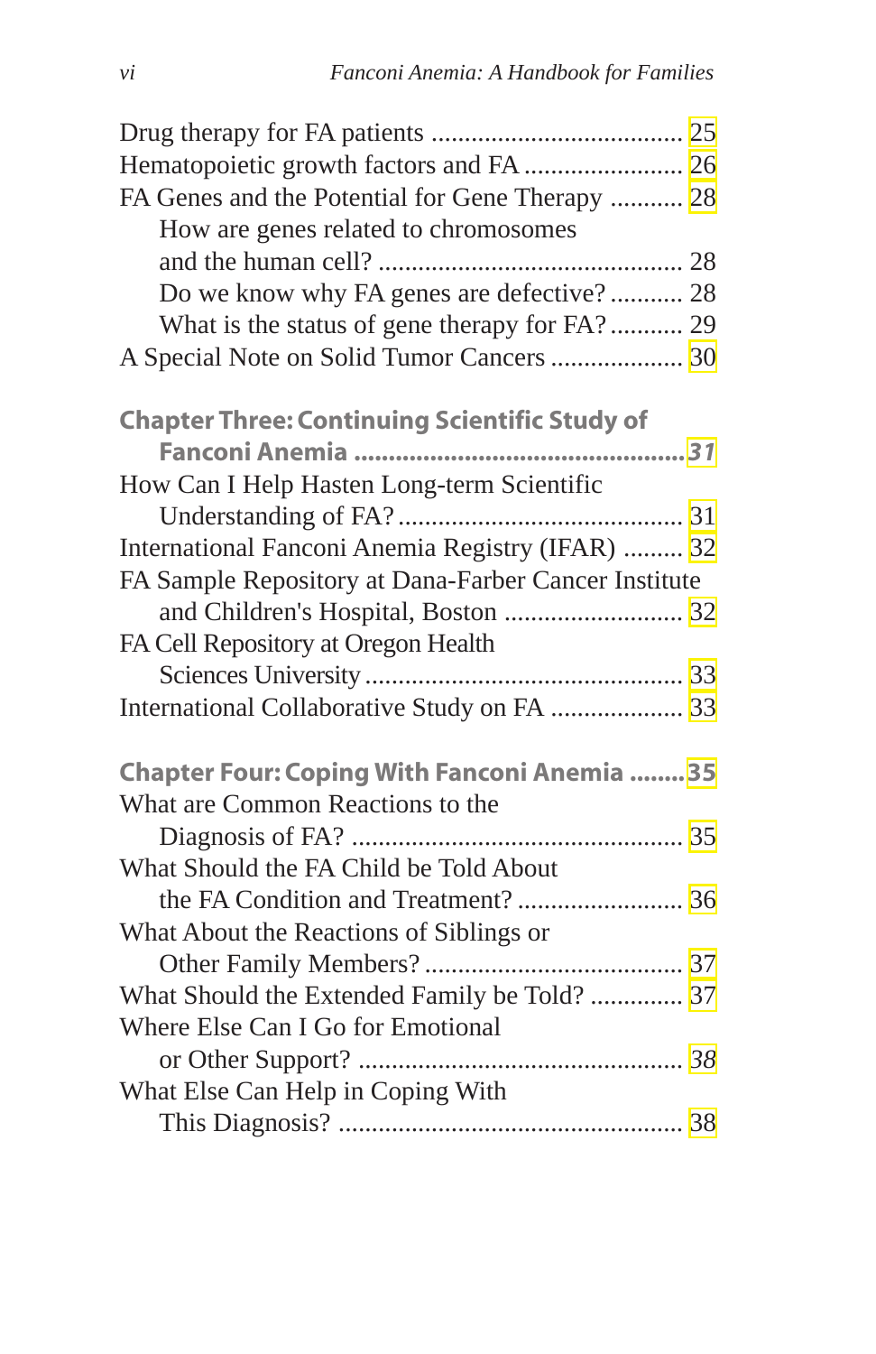Drug therapy for FA patients ..................................... 25
Hematopoietic growth factors and FA ........................ 26
FA Genes and the Potential for Gene Therapy ........... 28
    How are genes related to chromosomes
    and the human cell? ............................................. 28
    Do we know why FA genes are defective? ........... 28
    What is the status of gene therapy for FA? ........... 29
A Special Note on Solid Tumor Cancers .................... 30

**Chapter Three: Continuing Scientific Study of Fanconi Anemia ............................................... *31***

How Can I Help Hasten Long-term Scientific
    Understanding of FA? ......................................... 31
International Fanconi Anemia Registry (IFAR) ......... 32
FA Sample Repository at Dana-Farber Cancer Institute
    and Children's Hospital, Boston ........................... 32
FA Cell Repository at Oregon Health
    Sciences University ............................................... 33
International Collaborative Study on FA .................... 33

**Chapter Four: Coping With Fanconi Anemia ........35**

What are Common Reactions to the
    Diagnosis of FA? ................................................. 35
What Should the FA Child be Told About
    the FA Condition and Treatment? ......................... 36
What About the Reactions of Siblings or
    Other Family Members? ....................................... 37
What Should the Extended Family be Told? .............. 37
Where Else Can I Go for Emotional
    or Other Support? ................................................. *38*
What Else Can Help in Coping With
    This Diagnosis? .................................................... 38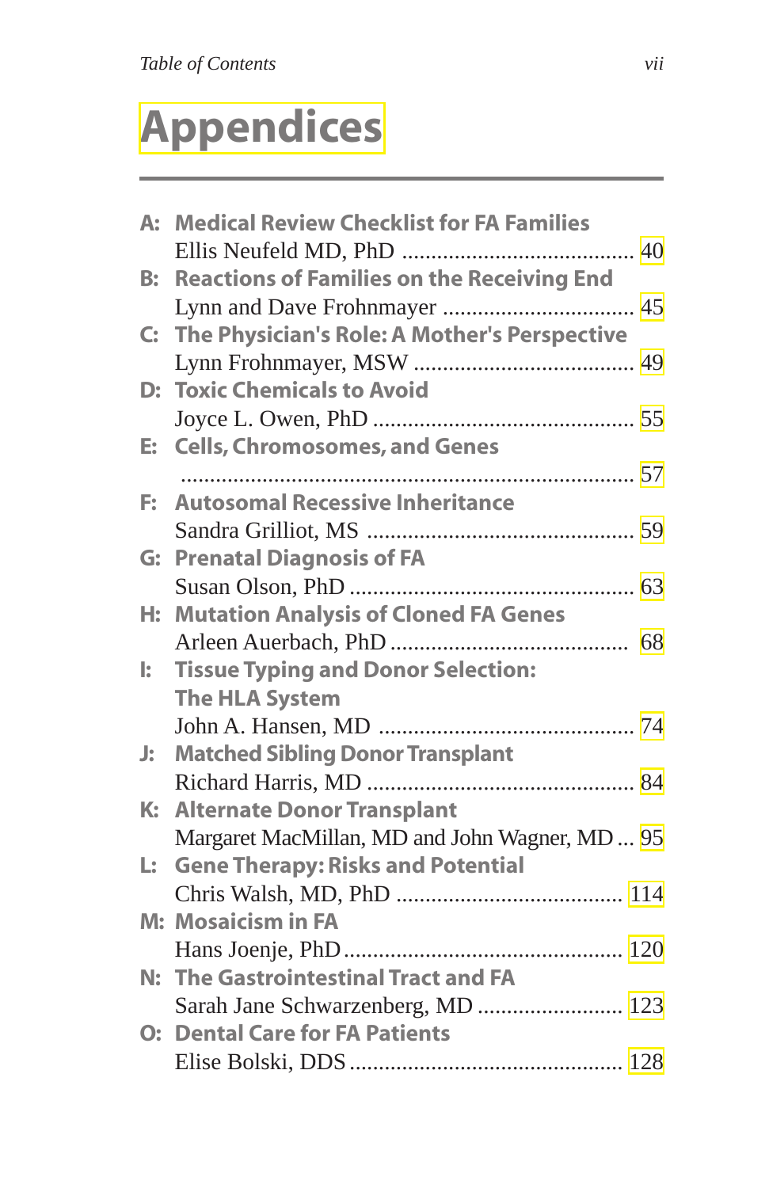# Appendices

**A: Medical Review Checklist for FA Families**
Ellis Neufeld MD, PhD ........................................ 40

**B: Reactions of Families on the Receiving End**
Lynn and Dave Frohnmayer ................................. 45

**C: The Physician's Role: A Mother's Perspective**
Lynn Frohnmayer, MSW ...................................... 49

**D: Toxic Chemicals to Avoid**
Joyce L. Owen, PhD ............................................ 55

**E: Cells, Chromosomes, and Genes**
............................................................................ 57

**F: Autosomal Recessive Inheritance**
Sandra Grilliot, MS ............................................. 59

**G: Prenatal Diagnosis of FA**
Susan Olson, PhD ................................................ 63

**H: Mutation Analysis of Cloned FA Genes**
Arleen Auerbach, PhD ......................................... 68

**I: Tissue Typing and Donor Selection: The HLA System**
John A. Hansen, MD ........................................... 74

**J: Matched Sibling Donor Transplant**
Richard Harris, MD ............................................. 84

**K: Alternate Donor Transplant**
Margaret MacMillan, MD and John Wagner, MD ... 95

**L: Gene Therapy: Risks and Potential**
Chris Walsh, MD, PhD ....................................... 114

**M: Mosaicism in FA**
Hans Joenje, PhD ............................................... 120

**N: The Gastrointestinal Tract and FA**
Sarah Jane Schwarzenberg, MD ......................... 123

**O: Dental Care for FA Patients**
Elise Bolski, DDS ............................................... 128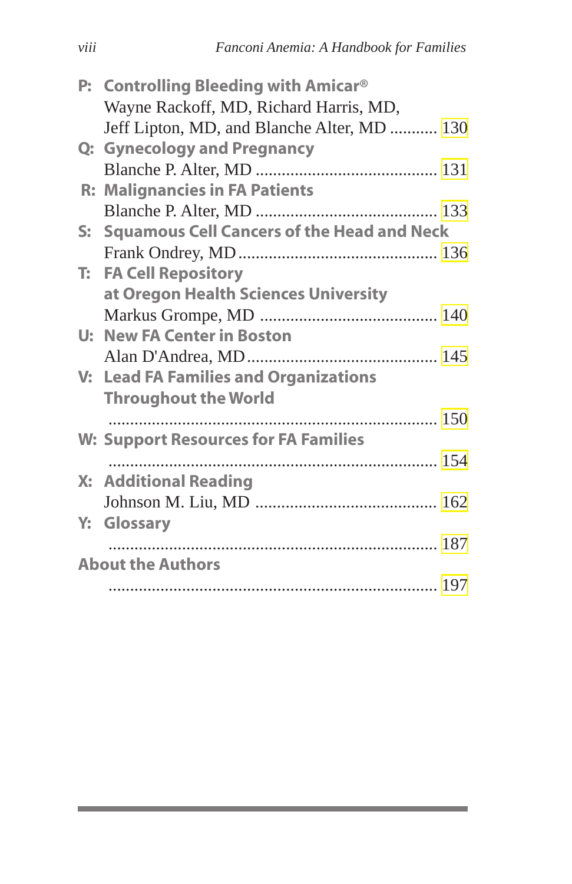**P: Controlling Bleeding with Amicar®**
Wayne Rackoff, MD, Richard Harris, MD,
Jeff Lipton, MD, and Blanche Alter, MD ........... 130

**Q: Gynecology and Pregnancy**
Blanche P. Alter, MD ......................................... 131

**R: Malignancies in FA Patients**
Blanche P. Alter, MD ......................................... 133

**S: Squamous Cell Cancers of the Head and Neck**
Frank Ondrey, MD ............................................. 136

**T: FA Cell Repository at Oregon Health Sciences University**
Markus Grompe, MD ........................................ 140

**U: New FA Center in Boston**
Alan D'Andrea, MD ........................................... 145

**V: Lead FA Families and Organizations Throughout the World**
........................................................................... 150

**W: Support Resources for FA Families**
........................................................................... 154

**X: Additional Reading**
Johnson M. Liu, MD ......................................... 162

**Y: Glossary**
........................................................................... 187

**About the Authors**
........................................................................... 197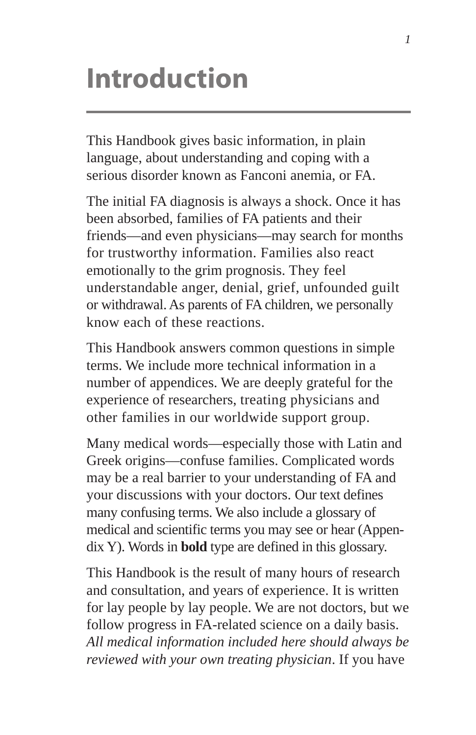# Introduction

This Handbook gives basic information, in plain language, about understanding and coping with a serious disorder known as Fanconi anemia, or FA.

The initial FA diagnosis is always a shock. Once it has been absorbed, families of FA patients and their friends—and even physicians—may search for months for trustworthy information. Families also react emotionally to the grim prognosis. They feel understandable anger, denial, grief, unfounded guilt or withdrawal. As parents of FA children, we personally know each of these reactions.

This Handbook answers common questions in simple terms. We include more technical information in a number of appendices. We are deeply grateful for the experience of researchers, treating physicians and other families in our worldwide support group.

Many medical words—especially those with Latin and Greek origins—confuse families. Complicated words may be a real barrier to your understanding of FA and your discussions with your doctors. Our text defines many confusing terms. We also include a glossary of medical and scientific terms you may see or hear (Appendix Y). Words in **bold** type are defined in this glossary.

This Handbook is the result of many hours of research and consultation, and years of experience. It is written for lay people by lay people. We are not doctors, but we follow progress in FA-related science on a daily basis. *All medical information included here should always be reviewed with your own treating physician*. If you have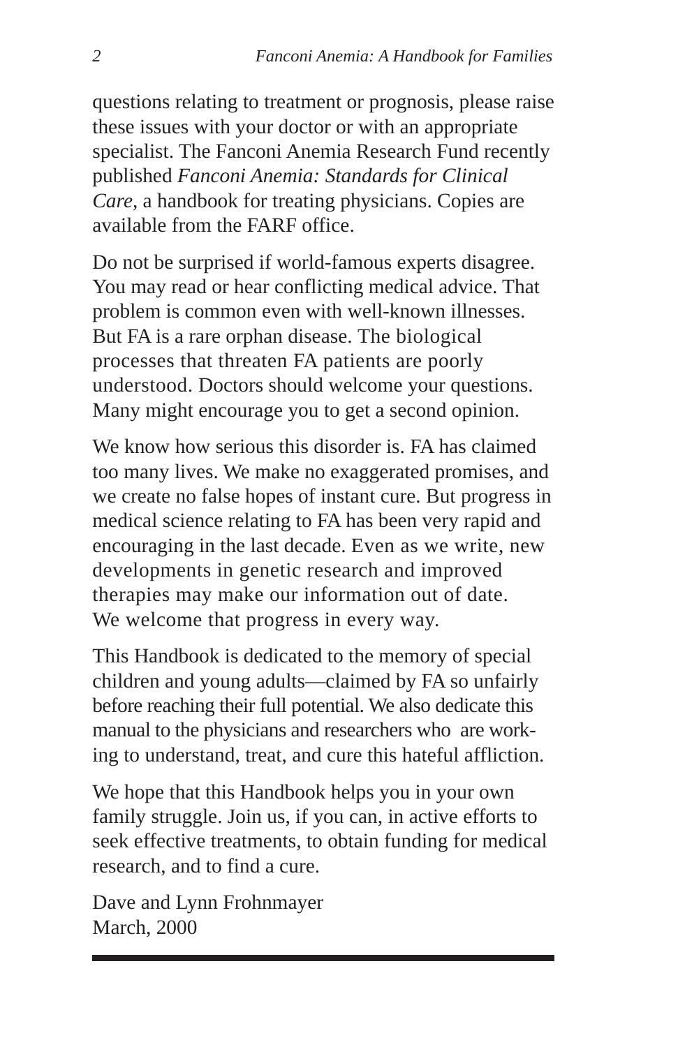questions relating to treatment or prognosis, please raise these issues with your doctor or with an appropriate specialist. The Fanconi Anemia Research Fund recently published *Fanconi Anemia: Standards for Clinical Care*, a handbook for treating physicians. Copies are available from the FARF office.

Do not be surprised if world-famous experts disagree. You may read or hear conflicting medical advice. That problem is common even with well-known illnesses. But FA is a rare orphan disease. The biological processes that threaten FA patients are poorly understood. Doctors should welcome your questions. Many might encourage you to get a second opinion.

We know how serious this disorder is. FA has claimed too many lives. We make no exaggerated promises, and we create no false hopes of instant cure. But progress in medical science relating to FA has been very rapid and encouraging in the last decade. Even as we write, new developments in genetic research and improved therapies may make our information out of date. We welcome that progress in every way.

This Handbook is dedicated to the memory of special children and young adults—claimed by FA so unfairly before reaching their full potential. We also dedicate this manual to the physicians and researchers who are working to understand, treat, and cure this hateful affliction.

We hope that this Handbook helps you in your own family struggle. Join us, if you can, in active efforts to seek effective treatments, to obtain funding for medical research, and to find a cure.

Dave and Lynn Frohnmayer
March, 2000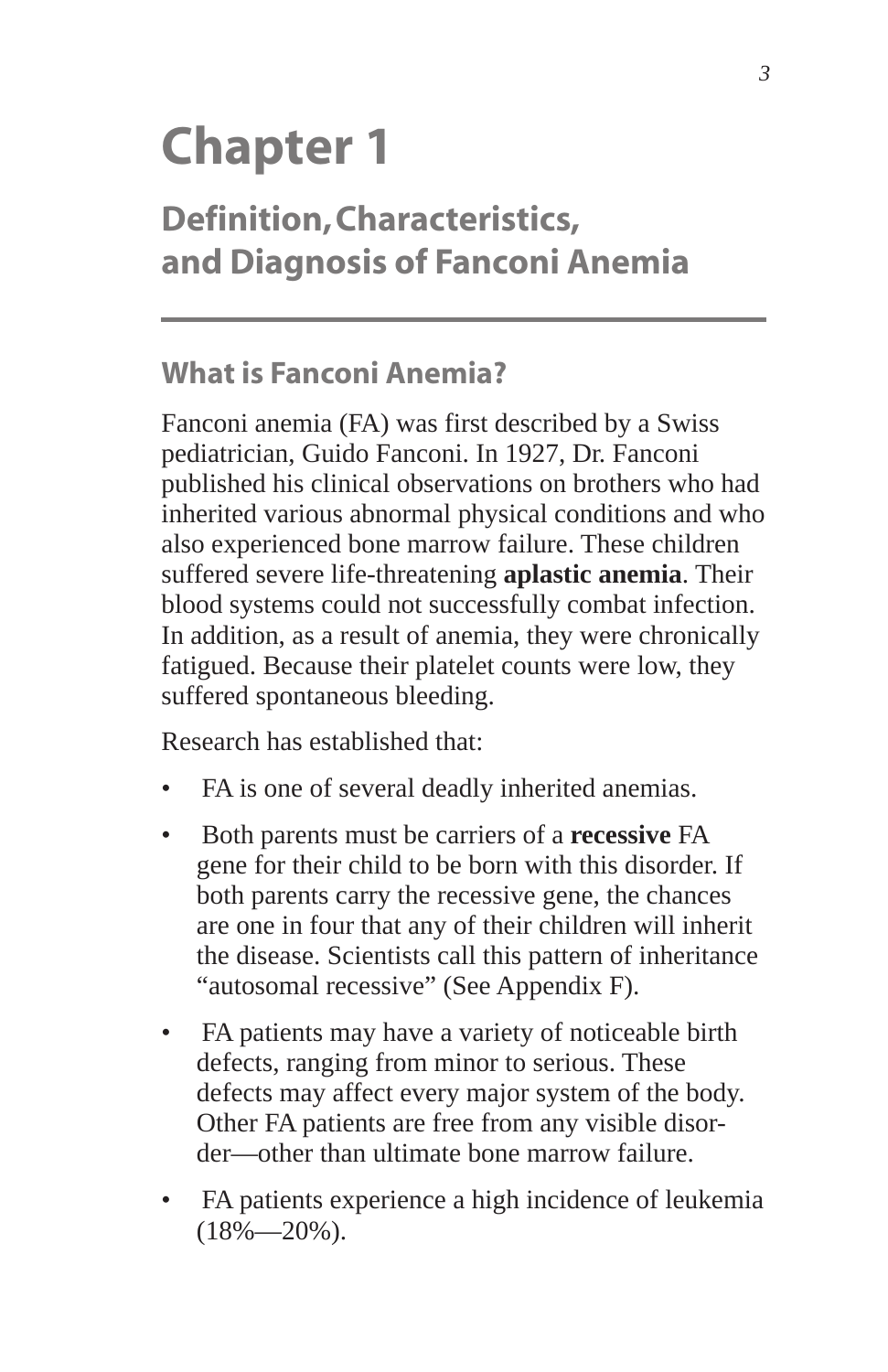# Chapter 1

## Definition, Characteristics, and Diagnosis of Fanconi Anemia

### What is Fanconi Anemia?

Fanconi anemia (FA) was first described by a Swiss pediatrician, Guido Fanconi. In 1927, Dr. Fanconi published his clinical observations on brothers who had inherited various abnormal physical conditions and who also experienced bone marrow failure. These children suffered severe life-threatening **aplastic anemia**. Their blood systems could not successfully combat infection. In addition, as a result of anemia, they were chronically fatigued. Because their platelet counts were low, they suffered spontaneous bleeding.

Research has established that:

- FA is one of several deadly inherited anemias.
- Both parents must be carriers of a **recessive** FA gene for their child to be born with this disorder. If both parents carry the recessive gene, the chances are one in four that any of their children will inherit the disease. Scientists call this pattern of inheritance "autosomal recessive" (See Appendix F).
- FA patients may have a variety of noticeable birth defects, ranging from minor to serious. These defects may affect every major system of the body. Other FA patients are free from any visible disorder—other than ultimate bone marrow failure.
- FA patients experience a high incidence of leukemia (18%—20%).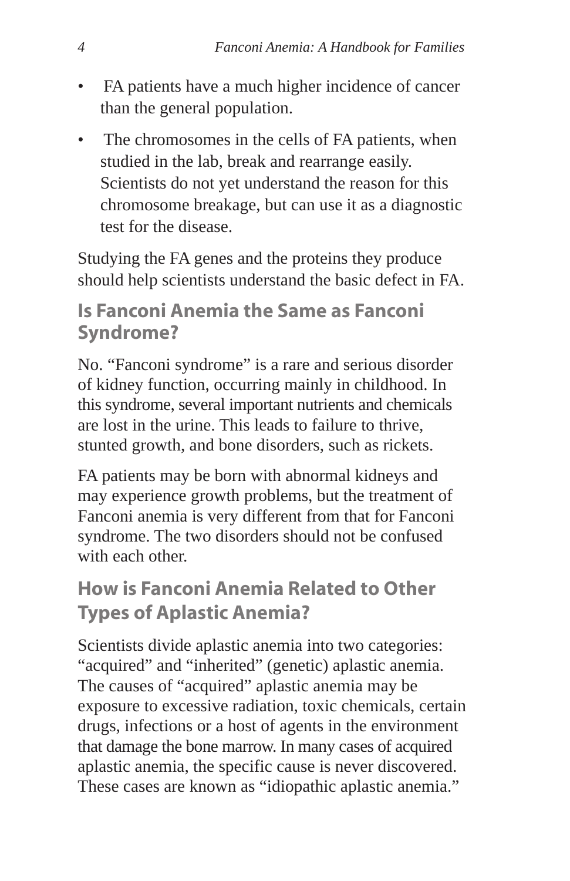- FA patients have a much higher incidence of cancer than the general population.
- The chromosomes in the cells of FA patients, when studied in the lab, break and rearrange easily. Scientists do not yet understand the reason for this chromosome breakage, but can use it as a diagnostic test for the disease.

Studying the FA genes and the proteins they produce should help scientists understand the basic defect in FA.

## Is Fanconi Anemia the Same as Fanconi Syndrome?

No. "Fanconi syndrome" is a rare and serious disorder of kidney function, occurring mainly in childhood. In this syndrome, several important nutrients and chemicals are lost in the urine. This leads to failure to thrive, stunted growth, and bone disorders, such as rickets.

FA patients may be born with abnormal kidneys and may experience growth problems, but the treatment of Fanconi anemia is very different from that for Fanconi syndrome. The two disorders should not be confused with each other.

## How is Fanconi Anemia Related to Other Types of Aplastic Anemia?

Scientists divide aplastic anemia into two categories: "acquired" and "inherited" (genetic) aplastic anemia. The causes of "acquired" aplastic anemia may be exposure to excessive radiation, toxic chemicals, certain drugs, infections or a host of agents in the environment that damage the bone marrow. In many cases of acquired aplastic anemia, the specific cause is never discovered. These cases are known as "idiopathic aplastic anemia."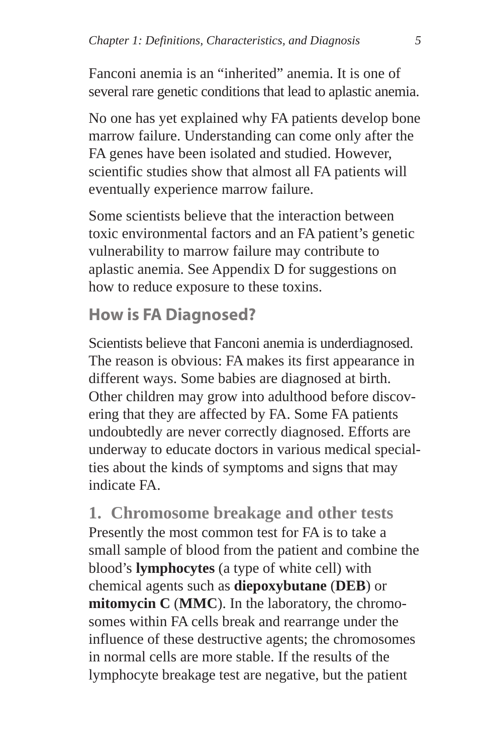Fanconi anemia is an “inherited” anemia. It is one of several rare genetic conditions that lead to aplastic anemia.

No one has yet explained why FA patients develop bone marrow failure. Understanding can come only after the FA genes have been isolated and studied. However, scientific studies show that almost all FA patients will eventually experience marrow failure.

Some scientists believe that the interaction between toxic environmental factors and an FA patient’s genetic vulnerability to marrow failure may contribute to aplastic anemia. See Appendix D for suggestions on how to reduce exposure to these toxins.

## How is FA Diagnosed?

Scientists believe that Fanconi anemia is underdiagnosed. The reason is obvious: FA makes its first appearance in different ways. Some babies are diagnosed at birth. Other children may grow into adulthood before discovering that they are affected by FA. Some FA patients undoubtedly are never correctly diagnosed. Efforts are underway to educate doctors in various medical specialties about the kinds of symptoms and signs that may indicate FA.

### 1. Chromosome breakage and other tests

Presently the most common test for FA is to take a small sample of blood from the patient and combine the blood’s **lymphocytes** (a type of white cell) with chemical agents such as **diepoxybutane** (**DEB**) or **mitomycin C** (**MMC**). In the laboratory, the chromosomes within FA cells break and rearrange under the influence of these destructive agents; the chromosomes in normal cells are more stable. If the results of the lymphocyte breakage test are negative, but the patient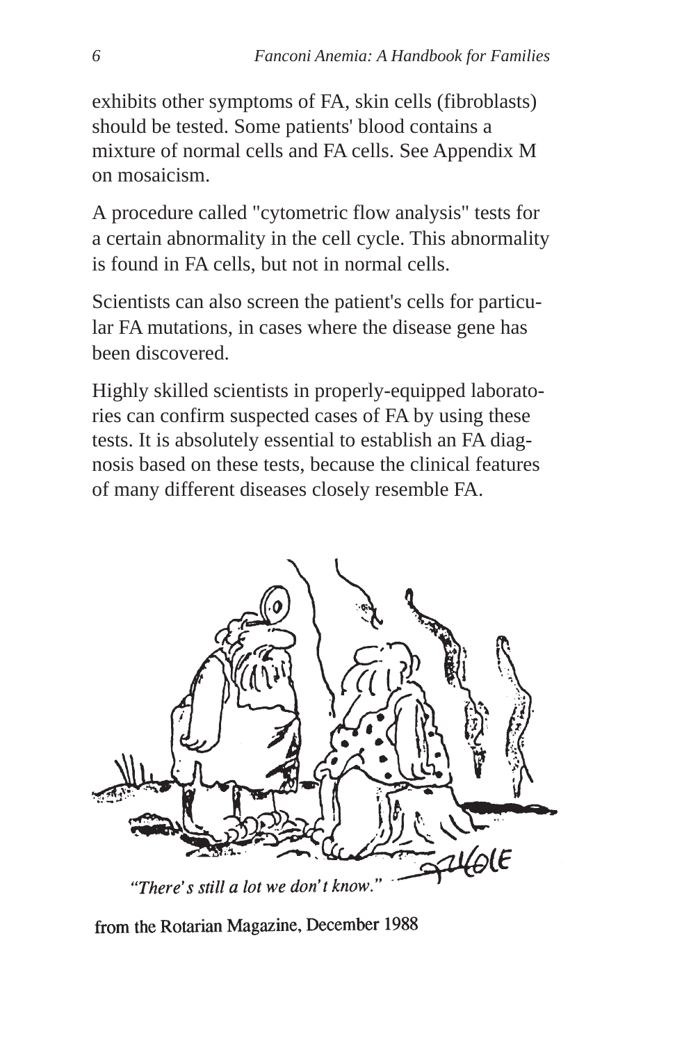exhibits other symptoms of FA, skin cells (fibroblasts) should be tested. Some patients' blood contains a mixture of normal cells and FA cells. See Appendix M on mosaicism.

A procedure called "cytometric flow analysis" tests for a certain abnormality in the cell cycle. This abnormality is found in FA cells, but not in normal cells.

Scientists can also screen the patient's cells for particular FA mutations, in cases where the disease gene has been discovered.

Highly skilled scientists in properly-equipped laboratories can confirm suspected cases of FA by using these tests. It is absolutely essential to establish an FA diagnosis based on these tests, because the clinical features of many different diseases closely resemble FA.

*"There's still a lot we don't know."*

from the Rotarian Magazine, December 1988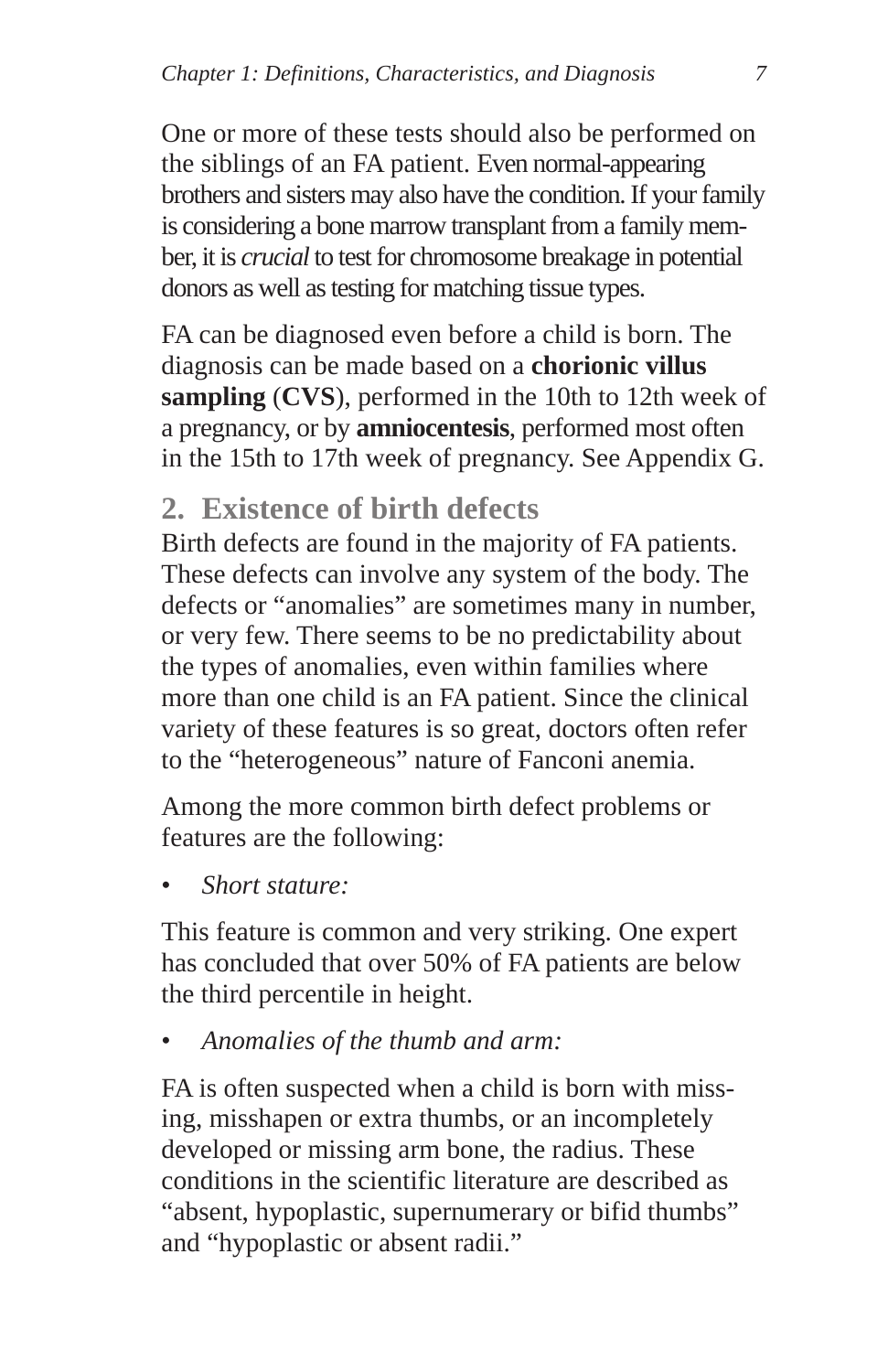One or more of these tests should also be performed on the siblings of an FA patient. Even normal-appearing brothers and sisters may also have the condition. If your family is considering a bone marrow transplant from a family member, it is *crucial* to test for chromosome breakage in potential donors as well as testing for matching tissue types.

FA can be diagnosed even before a child is born. The diagnosis can be made based on a **chorionic villus sampling** (**CVS**), performed in the 10th to 12th week of a pregnancy, or by **amniocentesis**, performed most often in the 15th to 17th week of pregnancy. See Appendix G.

## 2. Existence of birth defects

Birth defects are found in the majority of FA patients. These defects can involve any system of the body. The defects or "anomalies" are sometimes many in number, or very few. There seems to be no predictability about the types of anomalies, even within families where more than one child is an FA patient. Since the clinical variety of these features is so great, doctors often refer to the "heterogeneous" nature of Fanconi anemia.

Among the more common birth defect problems or features are the following:

- *Short stature:*

This feature is common and very striking. One expert has concluded that over 50% of FA patients are below the third percentile in height.

- *Anomalies of the thumb and arm:*

FA is often suspected when a child is born with missing, misshapen or extra thumbs, or an incompletely developed or missing arm bone, the radius. These conditions in the scientific literature are described as "absent, hypoplastic, supernumerary or bifid thumbs" and "hypoplastic or absent radii."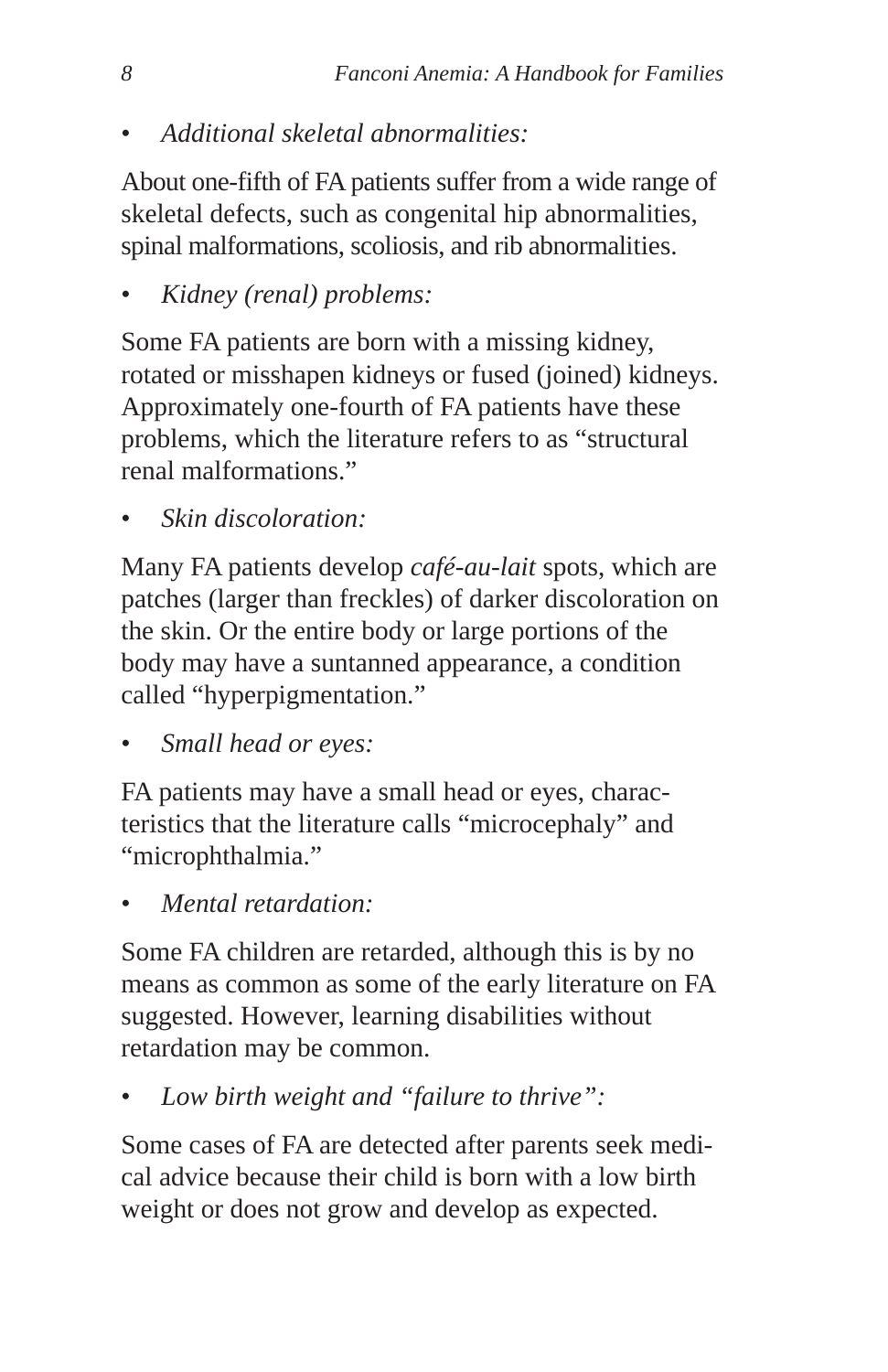- *Additional skeletal abnormalities:*

About one-fifth of FA patients suffer from a wide range of skeletal defects, such as congenital hip abnormalities, spinal malformations, scoliosis, and rib abnormalities.

- *Kidney (renal) problems:*

Some FA patients are born with a missing kidney, rotated or misshapen kidneys or fused (joined) kidneys. Approximately one-fourth of FA patients have these problems, which the literature refers to as "structural renal malformations."

- *Skin discoloration:*

Many FA patients develop *café-au-lait* spots, which are patches (larger than freckles) of darker discoloration on the skin. Or the entire body or large portions of the body may have a suntanned appearance, a condition called "hyperpigmentation."

- *Small head or eyes:*

FA patients may have a small head or eyes, characteristics that the literature calls "microcephaly" and "microphthalmia."

- *Mental retardation:*

Some FA children are retarded, although this is by no means as common as some of the early literature on FA suggested. However, learning disabilities without retardation may be common.

- *Low birth weight and "failure to thrive":*

Some cases of FA are detected after parents seek medical advice because their child is born with a low birth weight or does not grow and develop as expected.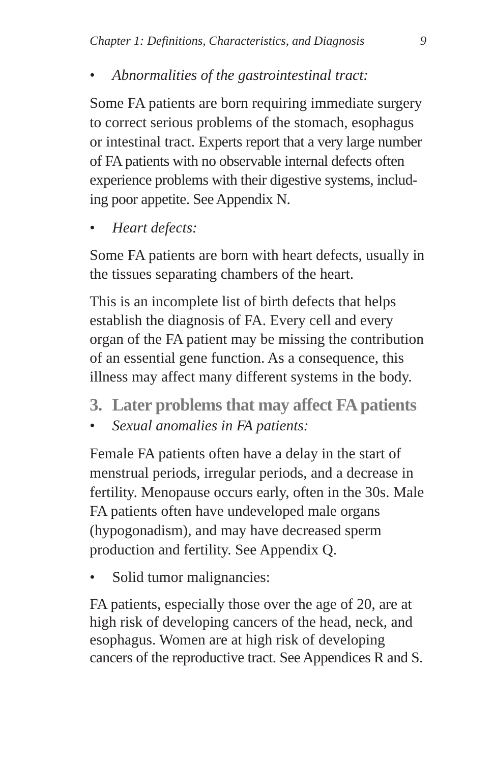- *Abnormalities of the gastrointestinal tract:*

Some FA patients are born requiring immediate surgery to correct serious problems of the stomach, esophagus or intestinal tract. Experts report that a very large number of FA patients with no observable internal defects often experience problems with their digestive systems, including poor appetite. See Appendix N.

- *Heart defects:*

Some FA patients are born with heart defects, usually in the tissues separating chambers of the heart.

This is an incomplete list of birth defects that helps establish the diagnosis of FA. Every cell and every organ of the FA patient may be missing the contribution of an essential gene function. As a consequence, this illness may affect many different systems in the body.

## 3. Later problems that may affect FA patients

- *Sexual anomalies in FA patients:*

Female FA patients often have a delay in the start of menstrual periods, irregular periods, and a decrease in fertility. Menopause occurs early, often in the 30s. Male FA patients often have undeveloped male organs (hypogonadism), and may have decreased sperm production and fertility. See Appendix Q.

- Solid tumor malignancies:

FA patients, especially those over the age of 20, are at high risk of developing cancers of the head, neck, and esophagus. Women are at high risk of developing cancers of the reproductive tract. See Appendices R and S.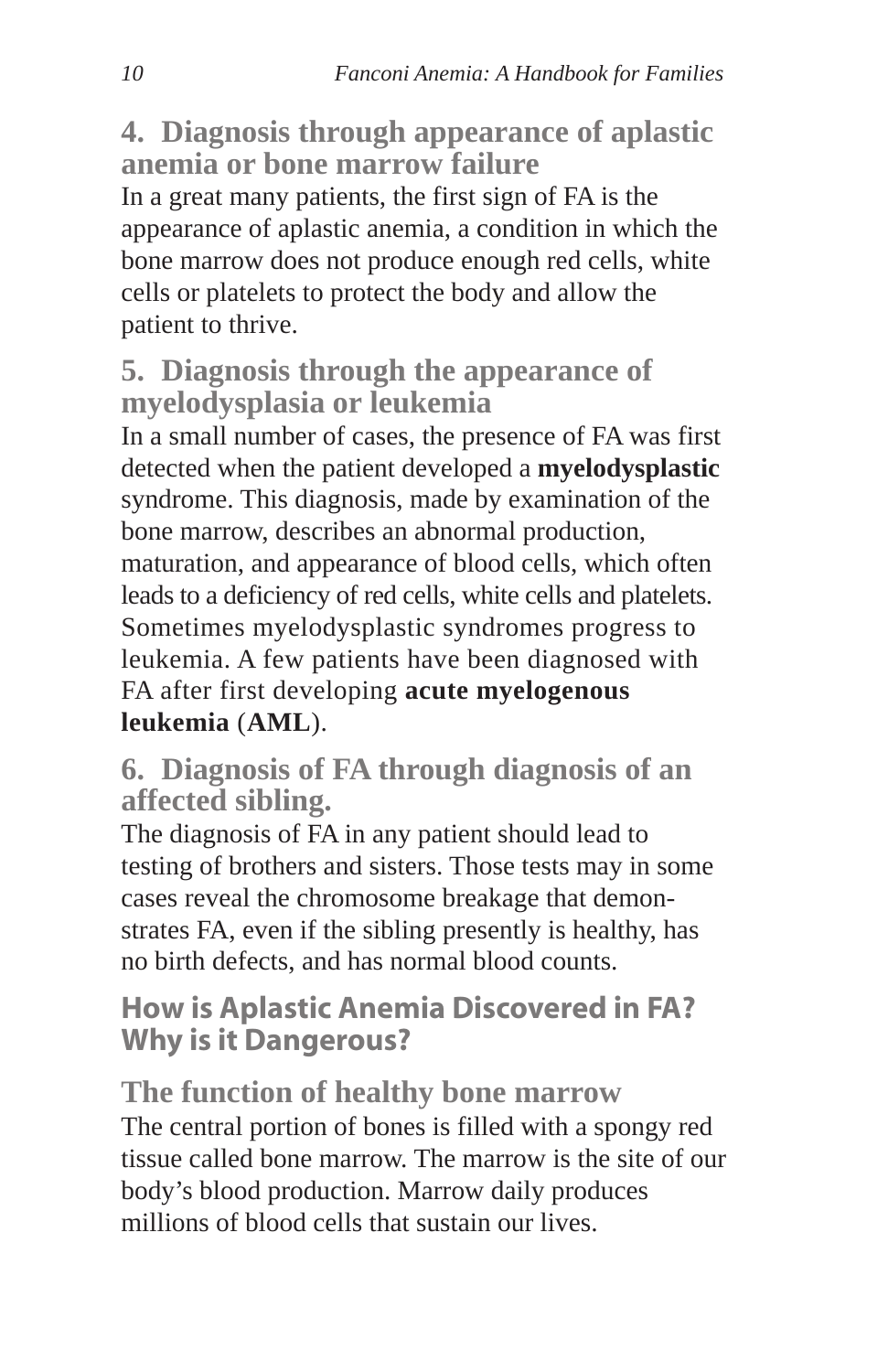### 4. Diagnosis through appearance of aplastic anemia or bone marrow failure

In a great many patients, the first sign of FA is the appearance of aplastic anemia, a condition in which the bone marrow does not produce enough red cells, white cells or platelets to protect the body and allow the patient to thrive.

### 5. Diagnosis through the appearance of myelodysplasia or leukemia

In a small number of cases, the presence of FA was first detected when the patient developed a **myelodysplastic** syndrome. This diagnosis, made by examination of the bone marrow, describes an abnormal production, maturation, and appearance of blood cells, which often leads to a deficiency of red cells, white cells and platelets. Sometimes myelodysplastic syndromes progress to leukemia. A few patients have been diagnosed with FA after first developing **acute myelogenous leukemia** (**AML**).

### 6. Diagnosis of FA through diagnosis of an affected sibling.

The diagnosis of FA in any patient should lead to testing of brothers and sisters. Those tests may in some cases reveal the chromosome breakage that demonstrates FA, even if the sibling presently is healthy, has no birth defects, and has normal blood counts.

## How is Aplastic Anemia Discovered in FA? Why is it Dangerous?

### The function of healthy bone marrow

The central portion of bones is filled with a spongy red tissue called bone marrow. The marrow is the site of our body's blood production. Marrow daily produces millions of blood cells that sustain our lives.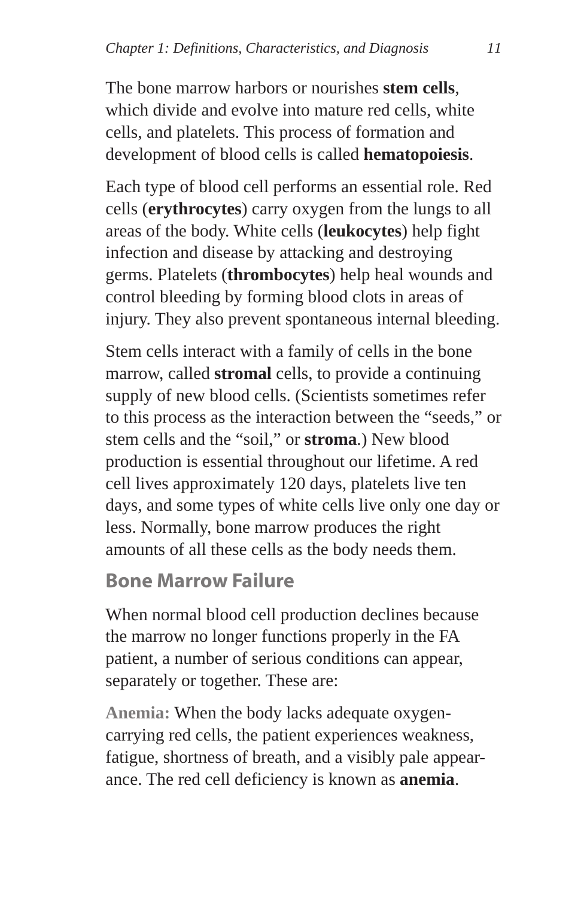The bone marrow harbors or nourishes **stem cells**, which divide and evolve into mature red cells, white cells, and platelets. This process of formation and development of blood cells is called **hematopoiesis**.

Each type of blood cell performs an essential role. Red cells (**erythrocytes**) carry oxygen from the lungs to all areas of the body. White cells (**leukocytes**) help fight infection and disease by attacking and destroying germs. Platelets (**thrombocytes**) help heal wounds and control bleeding by forming blood clots in areas of injury. They also prevent spontaneous internal bleeding.

Stem cells interact with a family of cells in the bone marrow, called **stromal** cells, to provide a continuing supply of new blood cells. (Scientists sometimes refer to this process as the interaction between the "seeds," or stem cells and the "soil," or **stroma**.) New blood production is essential throughout our lifetime. A red cell lives approximately 120 days, platelets live ten days, and some types of white cells live only one day or less. Normally, bone marrow produces the right amounts of all these cells as the body needs them.

## Bone Marrow Failure

When normal blood cell production declines because the marrow no longer functions properly in the FA patient, a number of serious conditions can appear, separately or together. These are:

**Anemia:** When the body lacks adequate oxygen-carrying red cells, the patient experiences weakness, fatigue, shortness of breath, and a visibly pale appearance. The red cell deficiency is known as **anemia**.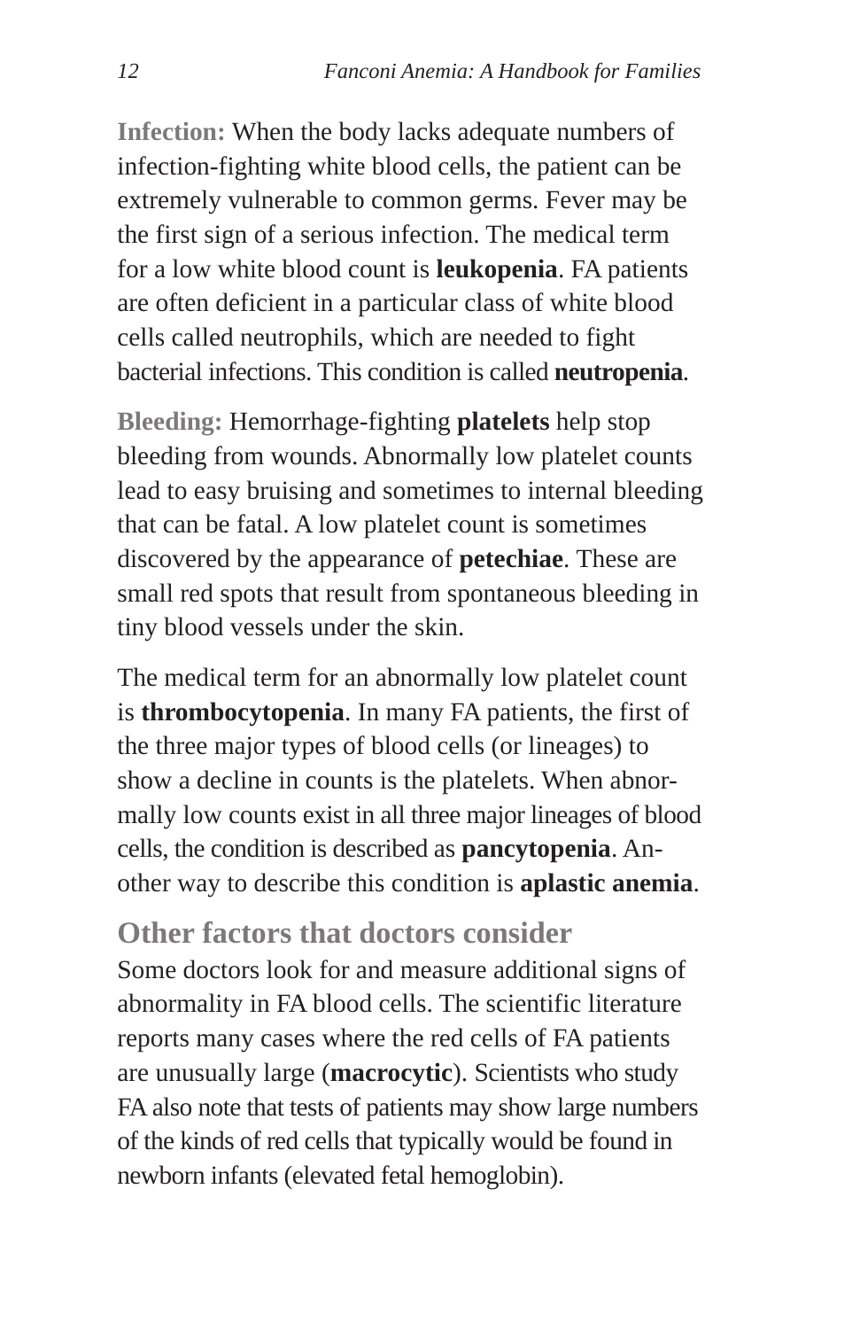**Infection:** When the body lacks adequate numbers of infection-fighting white blood cells, the patient can be extremely vulnerable to common germs. Fever may be the first sign of a serious infection. The medical term for a low white blood count is **leukopenia**. FA patients are often deficient in a particular class of white blood cells called neutrophils, which are needed to fight bacterial infections. This condition is called **neutropenia**.

**Bleeding:** Hemorrhage-fighting **platelets** help stop bleeding from wounds. Abnormally low platelet counts lead to easy bruising and sometimes to internal bleeding that can be fatal. A low platelet count is sometimes discovered by the appearance of **petechiae**. These are small red spots that result from spontaneous bleeding in tiny blood vessels under the skin.

The medical term for an abnormally low platelet count is **thrombocytopenia**. In many FA patients, the first of the three major types of blood cells (or lineages) to show a decline in counts is the platelets. When abnormally low counts exist in all three major lineages of blood cells, the condition is described as **pancytopenia**. Another way to describe this condition is **aplastic anemia**.

## Other factors that doctors consider

Some doctors look for and measure additional signs of abnormality in FA blood cells. The scientific literature reports many cases where the red cells of FA patients are unusually large (**macrocytic**). Scientists who study FA also note that tests of patients may show large numbers of the kinds of red cells that typically would be found in newborn infants (elevated fetal hemoglobin).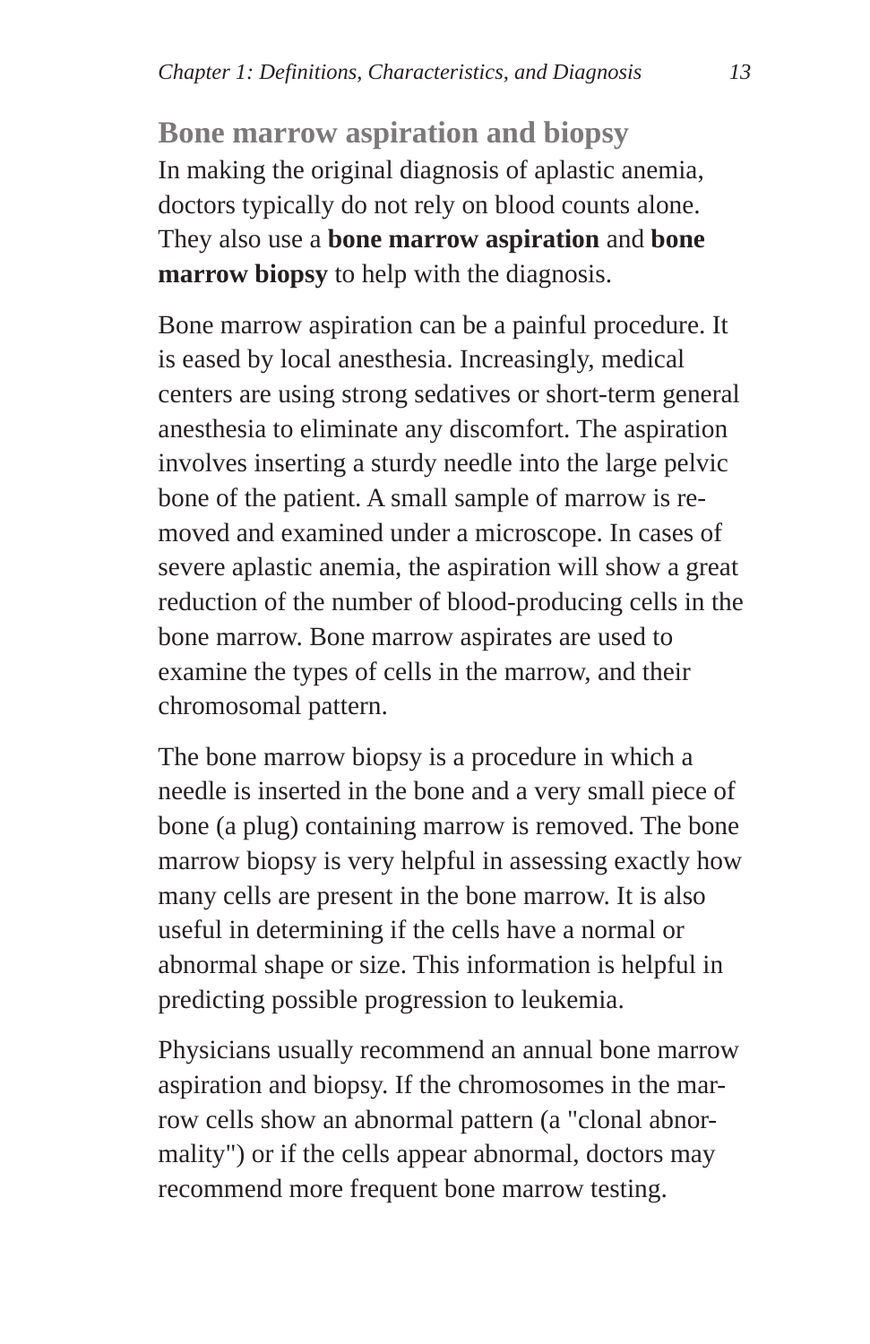## Bone marrow aspiration and biopsy

In making the original diagnosis of aplastic anemia, doctors typically do not rely on blood counts alone. They also use a **bone marrow aspiration** and **bone marrow biopsy** to help with the diagnosis.

Bone marrow aspiration can be a painful procedure. It is eased by local anesthesia. Increasingly, medical centers are using strong sedatives or short-term general anesthesia to eliminate any discomfort. The aspiration involves inserting a sturdy needle into the large pelvic bone of the patient. A small sample of marrow is removed and examined under a microscope. In cases of severe aplastic anemia, the aspiration will show a great reduction of the number of blood-producing cells in the bone marrow. Bone marrow aspirates are used to examine the types of cells in the marrow, and their chromosomal pattern.

The bone marrow biopsy is a procedure in which a needle is inserted in the bone and a very small piece of bone (a plug) containing marrow is removed. The bone marrow biopsy is very helpful in assessing exactly how many cells are present in the bone marrow. It is also useful in determining if the cells have a normal or abnormal shape or size. This information is helpful in predicting possible progression to leukemia.

Physicians usually recommend an annual bone marrow aspiration and biopsy. If the chromosomes in the marrow cells show an abnormal pattern (a "clonal abnormality") or if the cells appear abnormal, doctors may recommend more frequent bone marrow testing.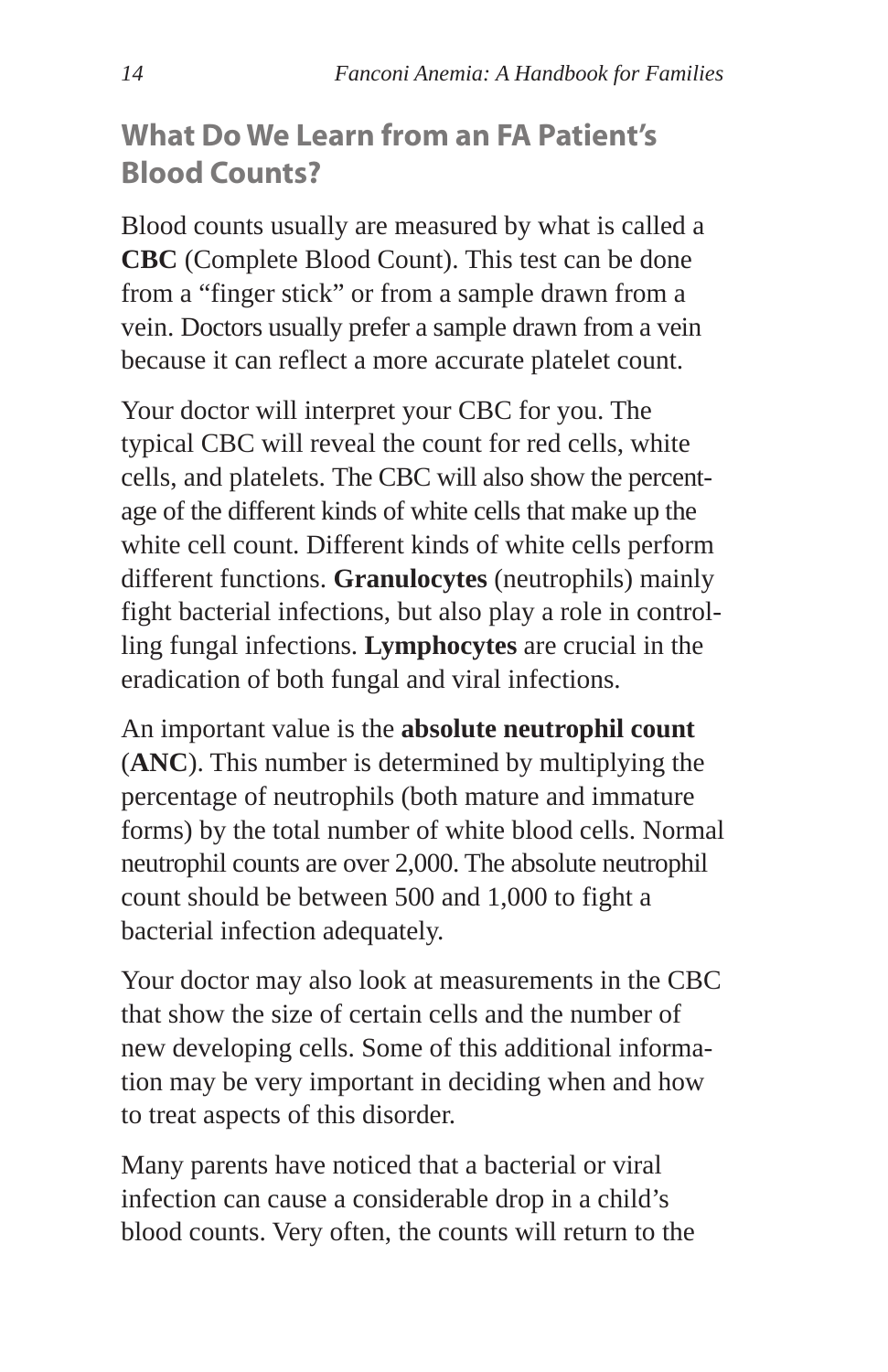## What Do We Learn from an FA Patient's Blood Counts?

Blood counts usually are measured by what is called a **CBC** (Complete Blood Count). This test can be done from a "finger stick" or from a sample drawn from a vein. Doctors usually prefer a sample drawn from a vein because it can reflect a more accurate platelet count.

Your doctor will interpret your CBC for you. The typical CBC will reveal the count for red cells, white cells, and platelets. The CBC will also show the percentage of the different kinds of white cells that make up the white cell count. Different kinds of white cells perform different functions. **Granulocytes** (neutrophils) mainly fight bacterial infections, but also play a role in controlling fungal infections. **Lymphocytes** are crucial in the eradication of both fungal and viral infections.

An important value is the **absolute neutrophil count** (**ANC**). This number is determined by multiplying the percentage of neutrophils (both mature and immature forms) by the total number of white blood cells. Normal neutrophil counts are over 2,000. The absolute neutrophil count should be between 500 and 1,000 to fight a bacterial infection adequately.

Your doctor may also look at measurements in the CBC that show the size of certain cells and the number of new developing cells. Some of this additional information may be very important in deciding when and how to treat aspects of this disorder.

Many parents have noticed that a bacterial or viral infection can cause a considerable drop in a child's blood counts. Very often, the counts will return to the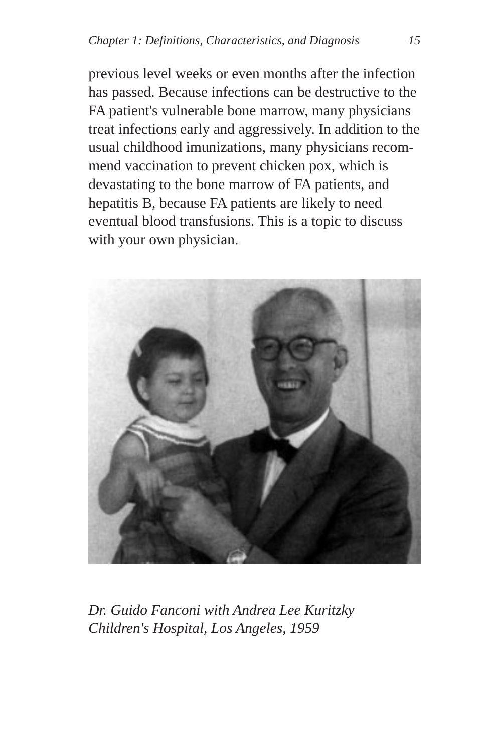previous level weeks or even months after the infection has passed. Because infections can be destructive to the FA patient's vulnerable bone marrow, many physicians treat infections early and aggressively. In addition to the usual childhood imunizations, many physicians recommend vaccination to prevent chicken pox, which is devastating to the bone marrow of FA patients, and hepatitis B, because FA patients are likely to need eventual blood transfusions. This is a topic to discuss with your own physician.

*Dr. Guido Fanconi with Andrea Lee Kuritzky*
*Children's Hospital, Los Angeles, 1959*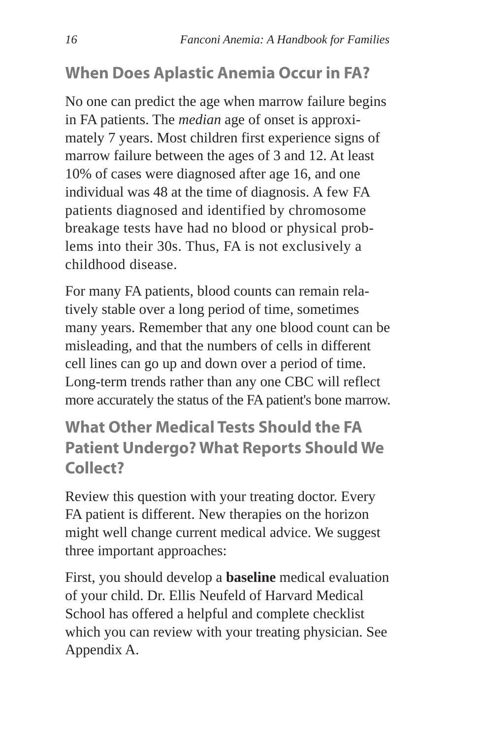## When Does Aplastic Anemia Occur in FA?

No one can predict the age when marrow failure begins in FA patients. The *median* age of onset is approximately 7 years. Most children first experience signs of marrow failure between the ages of 3 and 12. At least 10% of cases were diagnosed after age 16, and one individual was 48 at the time of diagnosis. A few FA patients diagnosed and identified by chromosome breakage tests have had no blood or physical problems into their 30s. Thus, FA is not exclusively a childhood disease.

For many FA patients, blood counts can remain relatively stable over a long period of time, sometimes many years. Remember that any one blood count can be misleading, and that the numbers of cells in different cell lines can go up and down over a period of time. Long-term trends rather than any one CBC will reflect more accurately the status of the FA patient's bone marrow.

## What Other Medical Tests Should the FA Patient Undergo? What Reports Should We Collect?

Review this question with your treating doctor. Every FA patient is different. New therapies on the horizon might well change current medical advice. We suggest three important approaches:

First, you should develop a **baseline** medical evaluation of your child. Dr. Ellis Neufeld of Harvard Medical School has offered a helpful and complete checklist which you can review with your treating physician. See Appendix A.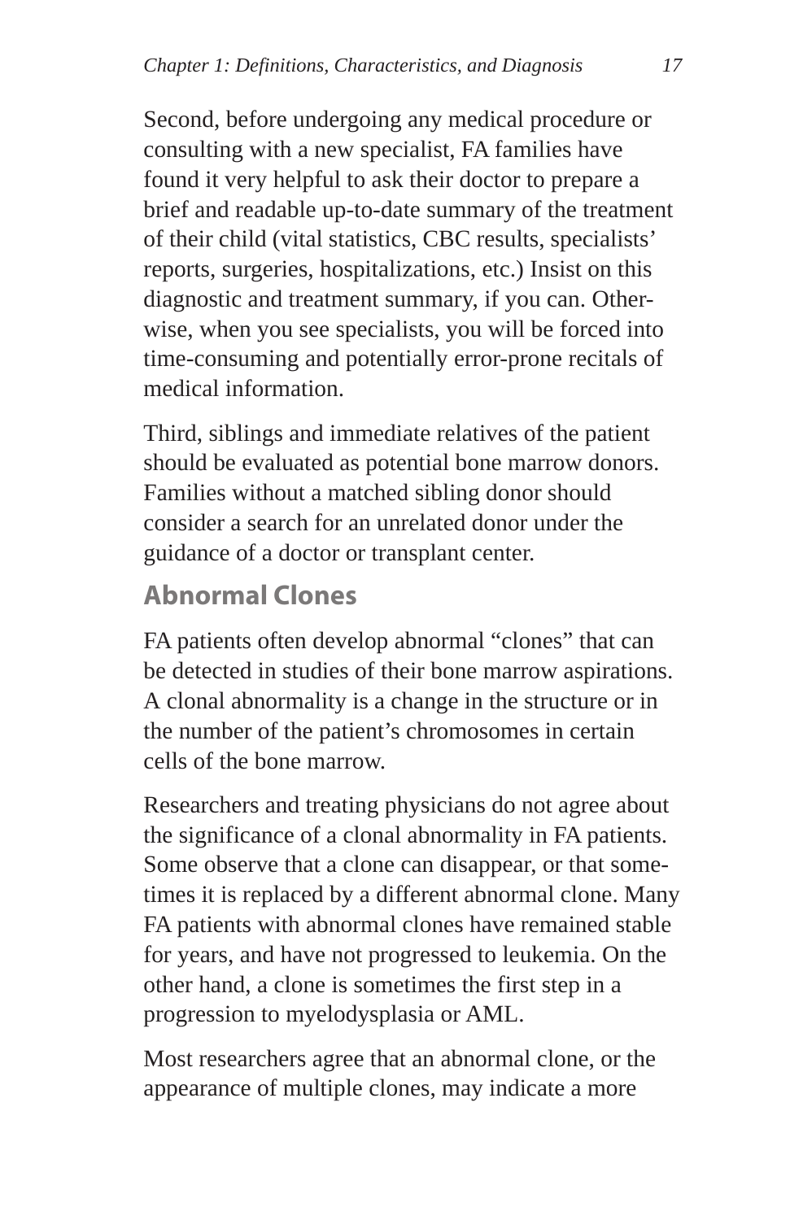Second, before undergoing any medical procedure or consulting with a new specialist, FA families have found it very helpful to ask their doctor to prepare a brief and readable up-to-date summary of the treatment of their child (vital statistics, CBC results, specialists' reports, surgeries, hospitalizations, etc.) Insist on this diagnostic and treatment summary, if you can. Otherwise, when you see specialists, you will be forced into time-consuming and potentially error-prone recitals of medical information.

Third, siblings and immediate relatives of the patient should be evaluated as potential bone marrow donors. Families without a matched sibling donor should consider a search for an unrelated donor under the guidance of a doctor or transplant center.

## Abnormal Clones

FA patients often develop abnormal "clones" that can be detected in studies of their bone marrow aspirations. A clonal abnormality is a change in the structure or in the number of the patient's chromosomes in certain cells of the bone marrow.

Researchers and treating physicians do not agree about the significance of a clonal abnormality in FA patients. Some observe that a clone can disappear, or that sometimes it is replaced by a different abnormal clone. Many FA patients with abnormal clones have remained stable for years, and have not progressed to leukemia. On the other hand, a clone is sometimes the first step in a progression to myelodysplasia or AML.

Most researchers agree that an abnormal clone, or the appearance of multiple clones, may indicate a more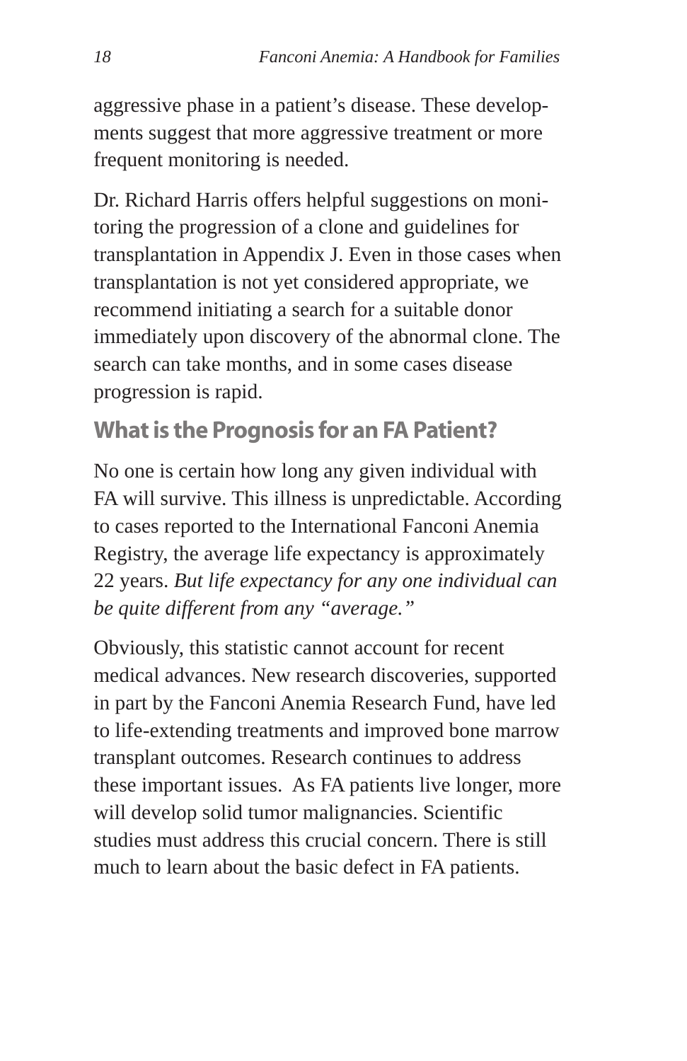aggressive phase in a patient's disease. These developments suggest that more aggressive treatment or more frequent monitoring is needed.

Dr. Richard Harris offers helpful suggestions on monitoring the progression of a clone and guidelines for transplantation in Appendix J. Even in those cases when transplantation is not yet considered appropriate, we recommend initiating a search for a suitable donor immediately upon discovery of the abnormal clone. The search can take months, and in some cases disease progression is rapid.

## What is the Prognosis for an FA Patient?

No one is certain how long any given individual with FA will survive. This illness is unpredictable. According to cases reported to the International Fanconi Anemia Registry, the average life expectancy is approximately 22 years. *But life expectancy for any one individual can be quite different from any "average."*

Obviously, this statistic cannot account for recent medical advances. New research discoveries, supported in part by the Fanconi Anemia Research Fund, have led to life-extending treatments and improved bone marrow transplant outcomes. Research continues to address these important issues. As FA patients live longer, more will develop solid tumor malignancies. Scientific studies must address this crucial concern. There is still much to learn about the basic defect in FA patients.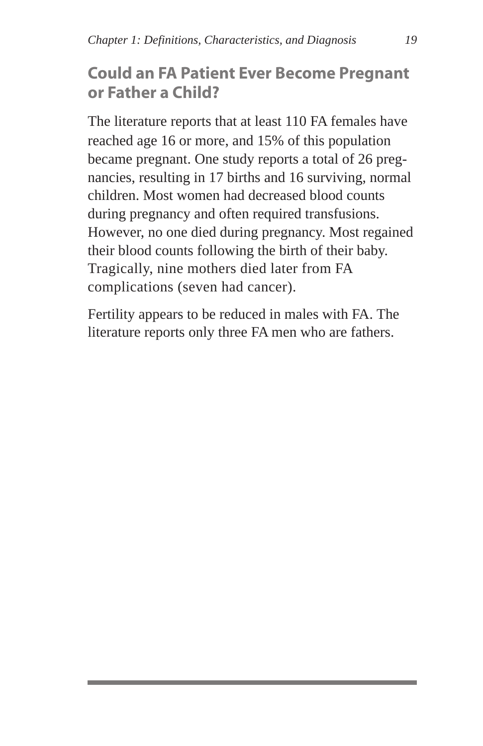## Could an FA Patient Ever Become Pregnant or Father a Child?

The literature reports that at least 110 FA females have reached age 16 or more, and 15% of this population became pregnant. One study reports a total of 26 pregnancies, resulting in 17 births and 16 surviving, normal children. Most women had decreased blood counts during pregnancy and often required transfusions. However, no one died during pregnancy. Most regained their blood counts following the birth of their baby. Tragically, nine mothers died later from FA complications (seven had cancer).

Fertility appears to be reduced in males with FA. The literature reports only three FA men who are fathers.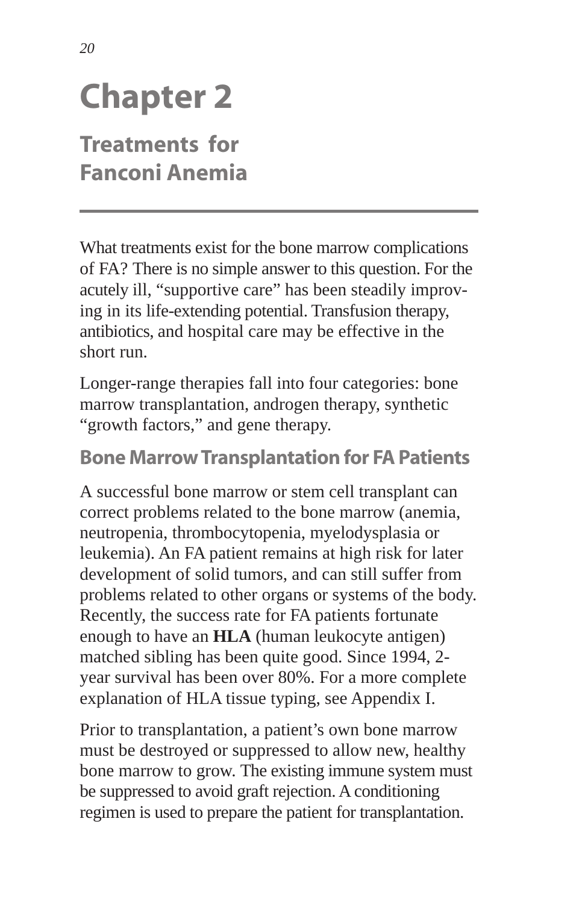# Chapter 2

## Treatments for Fanconi Anemia

What treatments exist for the bone marrow complications of FA? There is no simple answer to this question. For the acutely ill, "supportive care" has been steadily improving in its life-extending potential. Transfusion therapy, antibiotics, and hospital care may be effective in the short run.

Longer-range therapies fall into four categories: bone marrow transplantation, androgen therapy, synthetic "growth factors," and gene therapy.

### Bone Marrow Transplantation for FA Patients

A successful bone marrow or stem cell transplant can correct problems related to the bone marrow (anemia, neutropenia, thrombocytopenia, myelodysplasia or leukemia). An FA patient remains at high risk for later development of solid tumors, and can still suffer from problems related to other organs or systems of the body. Recently, the success rate for FA patients fortunate enough to have an **HLA** (human leukocyte antigen) matched sibling has been quite good. Since 1994, 2-year survival has been over 80%. For a more complete explanation of HLA tissue typing, see Appendix I.

Prior to transplantation, a patient's own bone marrow must be destroyed or suppressed to allow new, healthy bone marrow to grow. The existing immune system must be suppressed to avoid graft rejection. A conditioning regimen is used to prepare the patient for transplantation.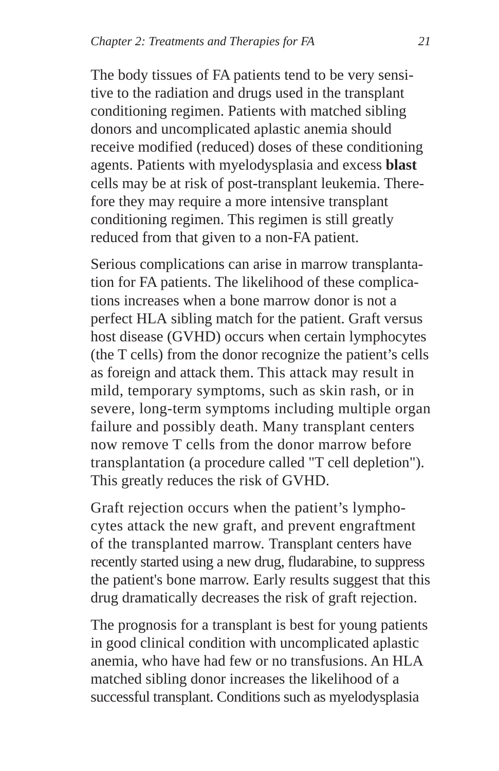The body tissues of FA patients tend to be very sensitive to the radiation and drugs used in the transplant conditioning regimen. Patients with matched sibling donors and uncomplicated aplastic anemia should receive modified (reduced) doses of these conditioning agents. Patients with myelodysplasia and excess **blast** cells may be at risk of post-transplant leukemia. Therefore they may require a more intensive transplant conditioning regimen. This regimen is still greatly reduced from that given to a non-FA patient.

Serious complications can arise in marrow transplantation for FA patients. The likelihood of these complications increases when a bone marrow donor is not a perfect HLA sibling match for the patient. Graft versus host disease (GVHD) occurs when certain lymphocytes (the T cells) from the donor recognize the patient's cells as foreign and attack them. This attack may result in mild, temporary symptoms, such as skin rash, or in severe, long-term symptoms including multiple organ failure and possibly death. Many transplant centers now remove T cells from the donor marrow before transplantation (a procedure called "T cell depletion"). This greatly reduces the risk of GVHD.

Graft rejection occurs when the patient's lymphocytes attack the new graft, and prevent engraftment of the transplanted marrow. Transplant centers have recently started using a new drug, fludarabine, to suppress the patient's bone marrow. Early results suggest that this drug dramatically decreases the risk of graft rejection.

The prognosis for a transplant is best for young patients in good clinical condition with uncomplicated aplastic anemia, who have had few or no transfusions. An HLA matched sibling donor increases the likelihood of a successful transplant. Conditions such as myelodysplasia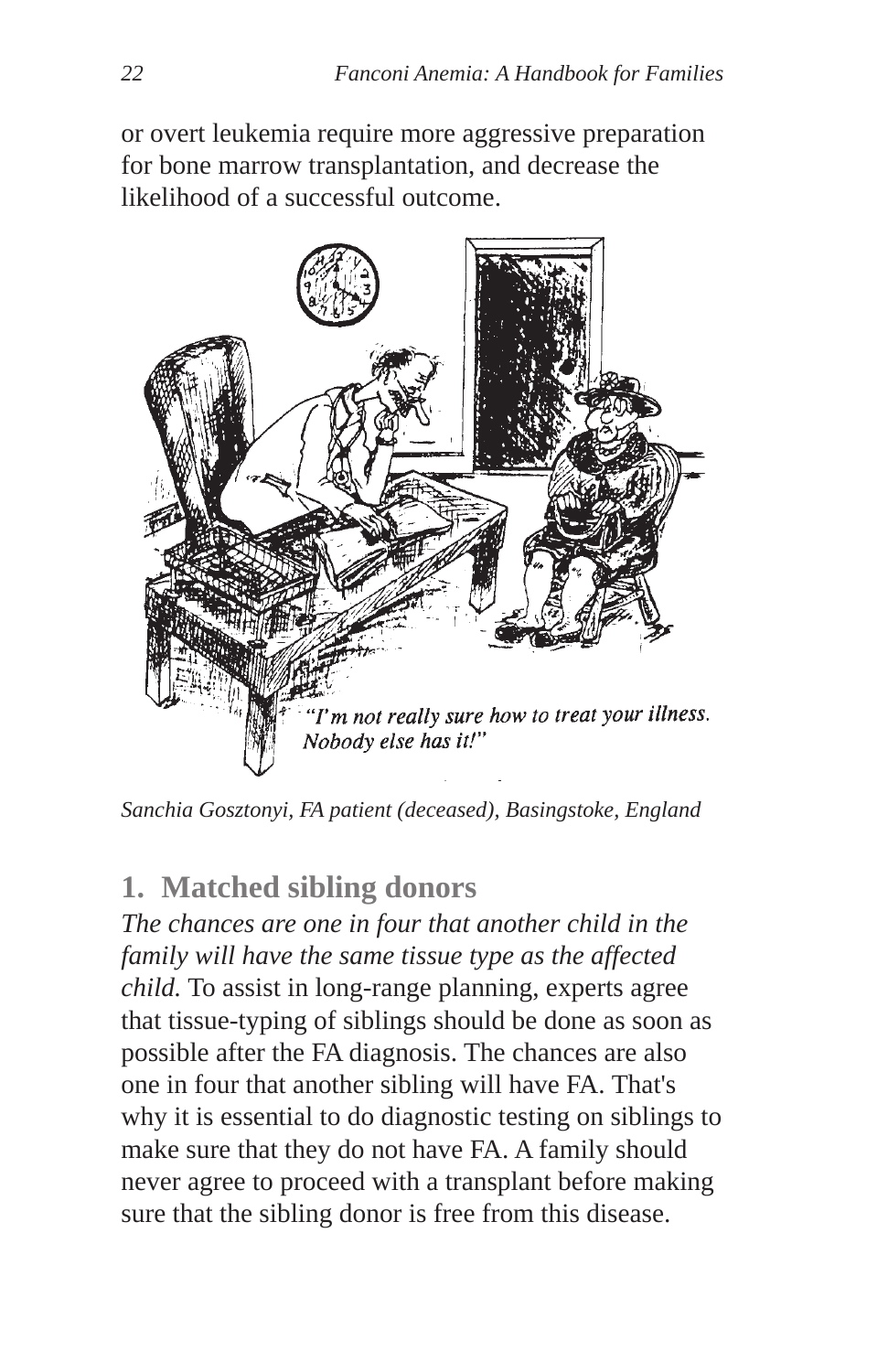or overt leukemia require more aggressive preparation for bone marrow transplantation, and decrease the likelihood of a successful outcome.

"I'm not really sure how to treat your illness. Nobody else has it!"

*Sanchia Gosztonyi, FA patient (deceased), Basingstoke, England*

## 1. Matched sibling donors

*The chances are one in four that another child in the family will have the same tissue type as the affected child.* To assist in long-range planning, experts agree that tissue-typing of siblings should be done as soon as possible after the FA diagnosis. The chances are also one in four that another sibling will have FA. That's why it is essential to do diagnostic testing on siblings to make sure that they do not have FA. A family should never agree to proceed with a transplant before making sure that the sibling donor is free from this disease.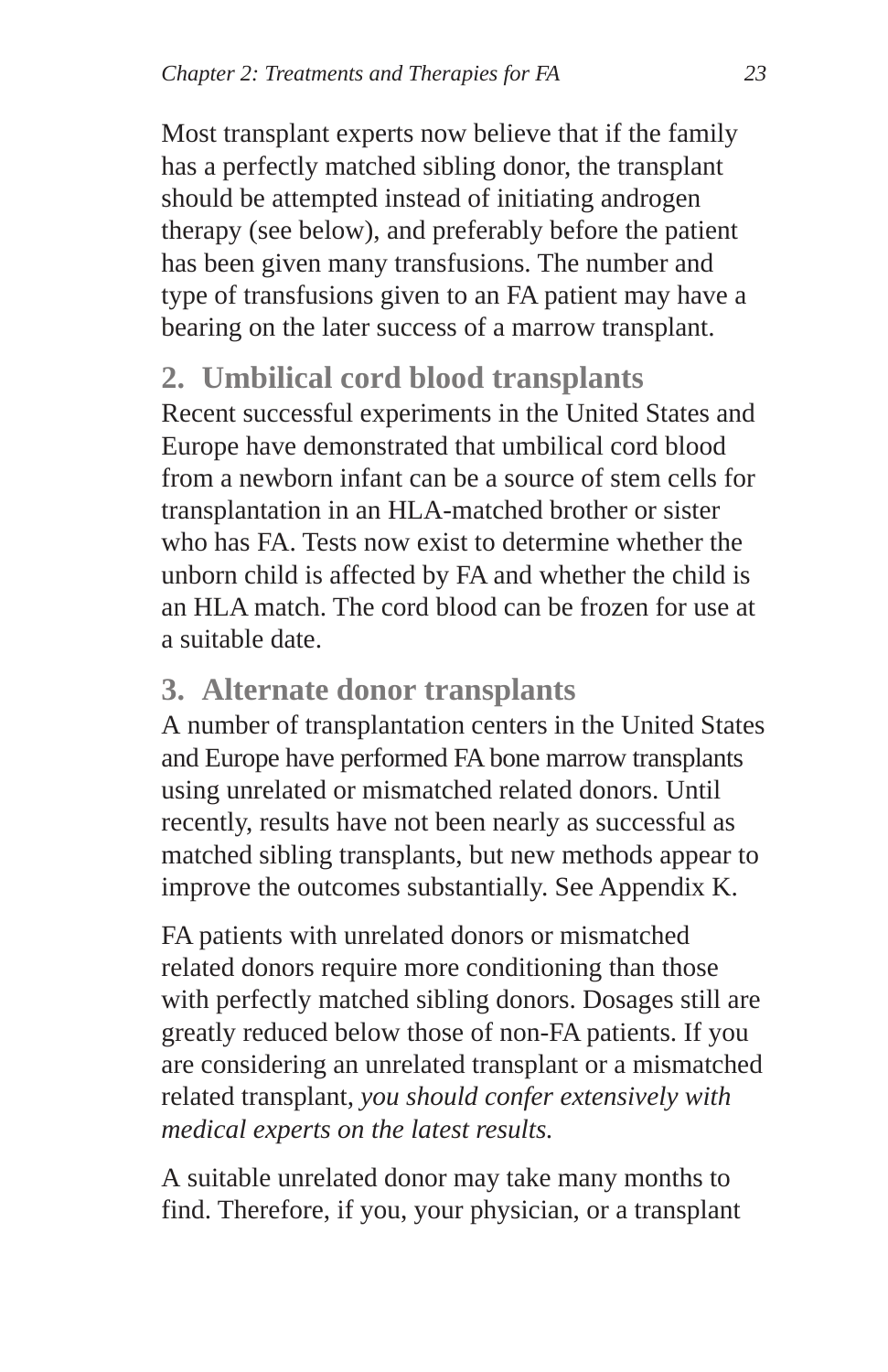Most transplant experts now believe that if the family has a perfectly matched sibling donor, the transplant should be attempted instead of initiating androgen therapy (see below), and preferably before the patient has been given many transfusions. The number and type of transfusions given to an FA patient may have a bearing on the later success of a marrow transplant.

### 2. Umbilical cord blood transplants

Recent successful experiments in the United States and Europe have demonstrated that umbilical cord blood from a newborn infant can be a source of stem cells for transplantation in an HLA-matched brother or sister who has FA. Tests now exist to determine whether the unborn child is affected by FA and whether the child is an HLA match. The cord blood can be frozen for use at a suitable date.

### 3. Alternate donor transplants

A number of transplantation centers in the United States and Europe have performed FA bone marrow transplants using unrelated or mismatched related donors. Until recently, results have not been nearly as successful as matched sibling transplants, but new methods appear to improve the outcomes substantially. See Appendix K.

FA patients with unrelated donors or mismatched related donors require more conditioning than those with perfectly matched sibling donors. Dosages still are greatly reduced below those of non-FA patients. If you are considering an unrelated transplant or a mismatched related transplant, *you should confer extensively with medical experts on the latest results.*

A suitable unrelated donor may take many months to find. Therefore, if you, your physician, or a transplant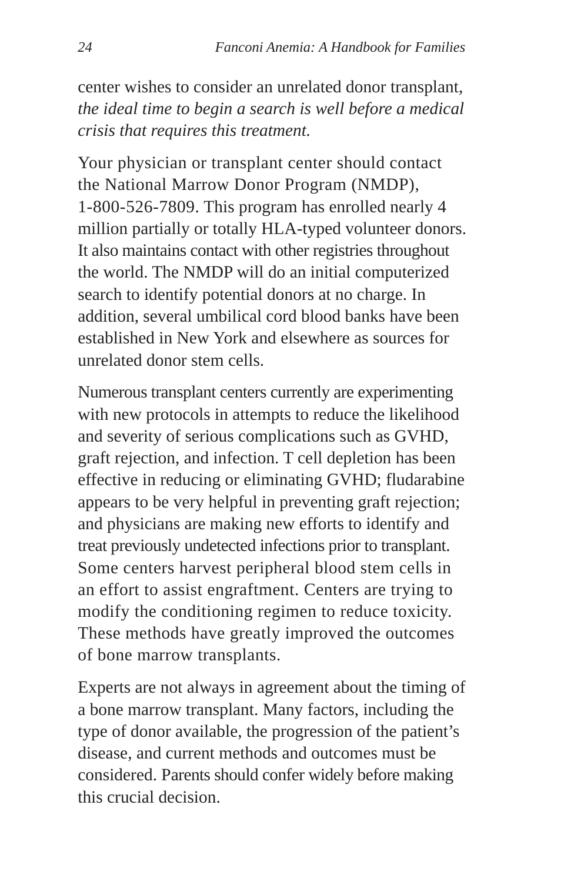center wishes to consider an unrelated donor transplant, *the ideal time to begin a search is well before a medical crisis that requires this treatment.*

Your physician or transplant center should contact the National Marrow Donor Program (NMDP), 1-800-526-7809. This program has enrolled nearly 4 million partially or totally HLA-typed volunteer donors. It also maintains contact with other registries throughout the world. The NMDP will do an initial computerized search to identify potential donors at no charge. In addition, several umbilical cord blood banks have been established in New York and elsewhere as sources for unrelated donor stem cells.

Numerous transplant centers currently are experimenting with new protocols in attempts to reduce the likelihood and severity of serious complications such as GVHD, graft rejection, and infection. T cell depletion has been effective in reducing or eliminating GVHD; fludarabine appears to be very helpful in preventing graft rejection; and physicians are making new efforts to identify and treat previously undetected infections prior to transplant. Some centers harvest peripheral blood stem cells in an effort to assist engraftment. Centers are trying to modify the conditioning regimen to reduce toxicity. These methods have greatly improved the outcomes of bone marrow transplants.

Experts are not always in agreement about the timing of a bone marrow transplant. Many factors, including the type of donor available, the progression of the patient's disease, and current methods and outcomes must be considered. Parents should confer widely before making this crucial decision.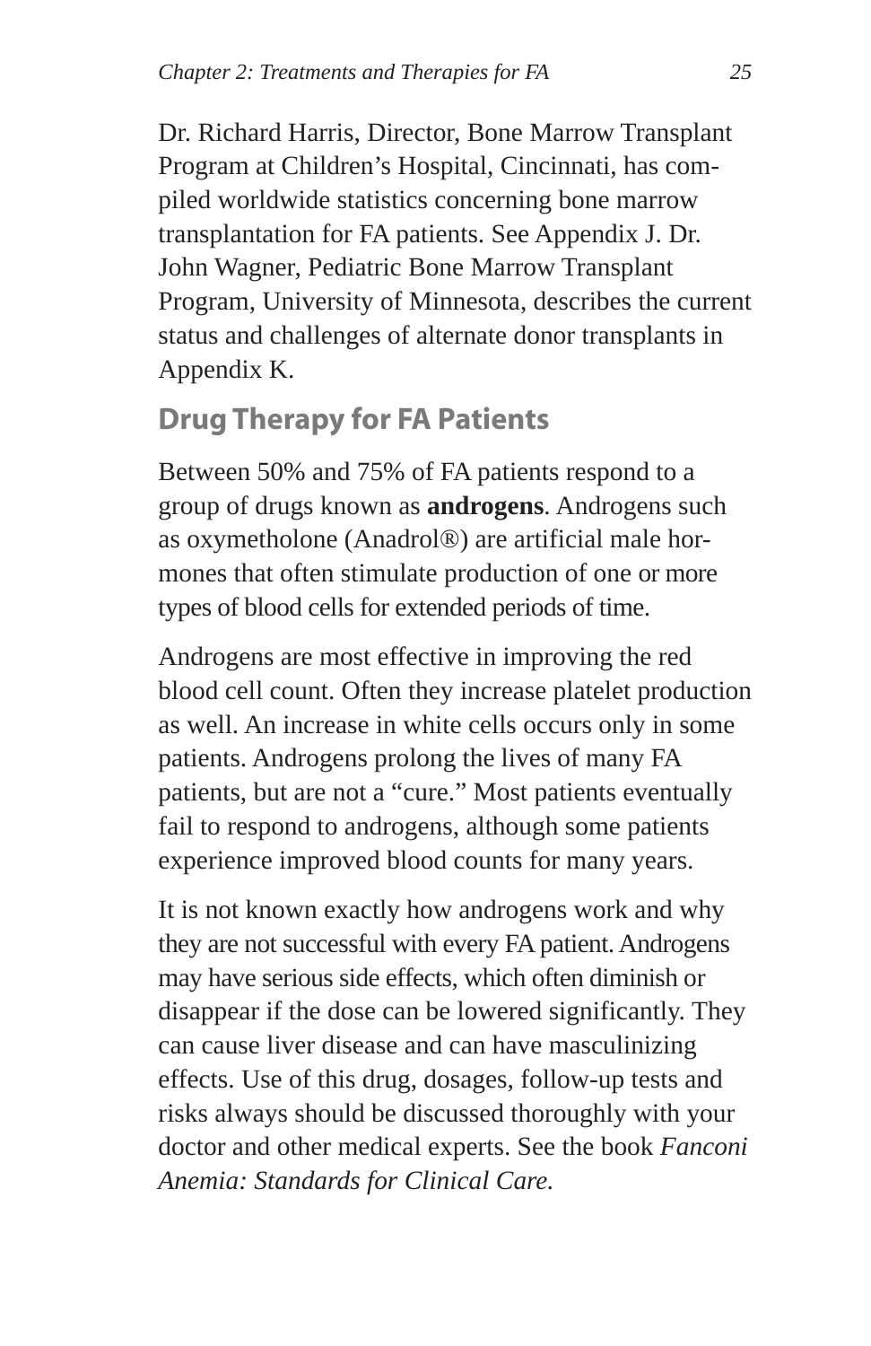Dr. Richard Harris, Director, Bone Marrow Transplant Program at Children's Hospital, Cincinnati, has compiled worldwide statistics concerning bone marrow transplantation for FA patients. See Appendix J. Dr. John Wagner, Pediatric Bone Marrow Transplant Program, University of Minnesota, describes the current status and challenges of alternate donor transplants in Appendix K.

## Drug Therapy for FA Patients

Between 50% and 75% of FA patients respond to a group of drugs known as **androgens**. Androgens such as oxymetholone (Anadrol®) are artificial male hormones that often stimulate production of one or more types of blood cells for extended periods of time.

Androgens are most effective in improving the red blood cell count. Often they increase platelet production as well. An increase in white cells occurs only in some patients. Androgens prolong the lives of many FA patients, but are not a "cure." Most patients eventually fail to respond to androgens, although some patients experience improved blood counts for many years.

It is not known exactly how androgens work and why they are not successful with every FA patient. Androgens may have serious side effects, which often diminish or disappear if the dose can be lowered significantly. They can cause liver disease and can have masculinizing effects. Use of this drug, dosages, follow-up tests and risks always should be discussed thoroughly with your doctor and other medical experts. See the book *Fanconi Anemia: Standards for Clinical Care.*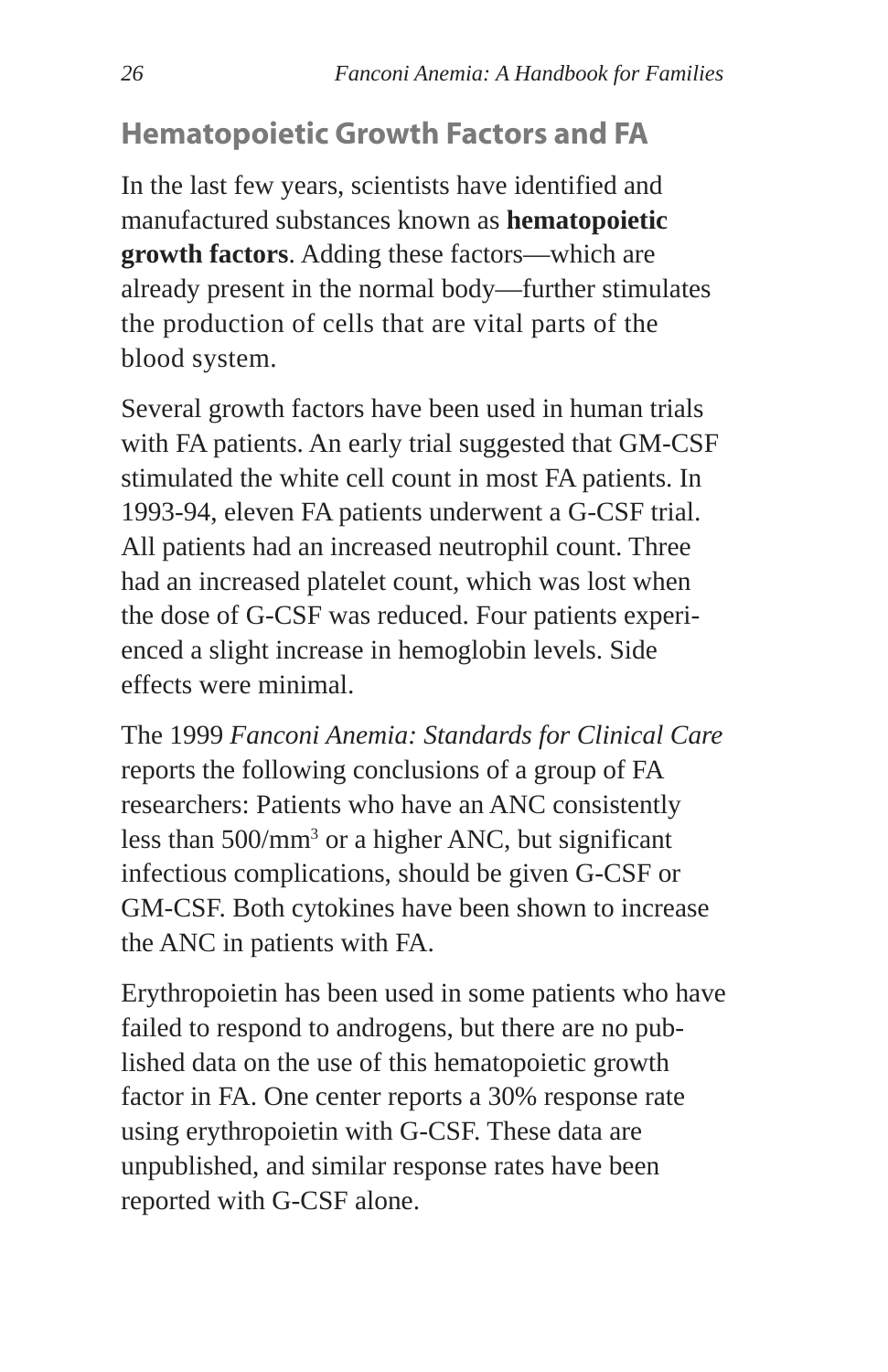## Hematopoietic Growth Factors and FA

In the last few years, scientists have identified and manufactured substances known as **hematopoietic growth factors**. Adding these factors—which are already present in the normal body—further stimulates the production of cells that are vital parts of the blood system.

Several growth factors have been used in human trials with FA patients. An early trial suggested that GM-CSF stimulated the white cell count in most FA patients. In 1993-94, eleven FA patients underwent a G-CSF trial. All patients had an increased neutrophil count. Three had an increased platelet count, which was lost when the dose of G-CSF was reduced. Four patients experienced a slight increase in hemoglobin levels. Side effects were minimal.

The 1999 *Fanconi Anemia: Standards for Clinical Care* reports the following conclusions of a group of FA researchers: Patients who have an ANC consistently less than 500/mm$^3$ or a higher ANC, but significant infectious complications, should be given G-CSF or GM-CSF. Both cytokines have been shown to increase the ANC in patients with FA.

Erythropoietin has been used in some patients who have failed to respond to androgens, but there are no published data on the use of this hematopoietic growth factor in FA. One center reports a 30% response rate using erythropoietin with G-CSF. These data are unpublished, and similar response rates have been reported with G-CSF alone.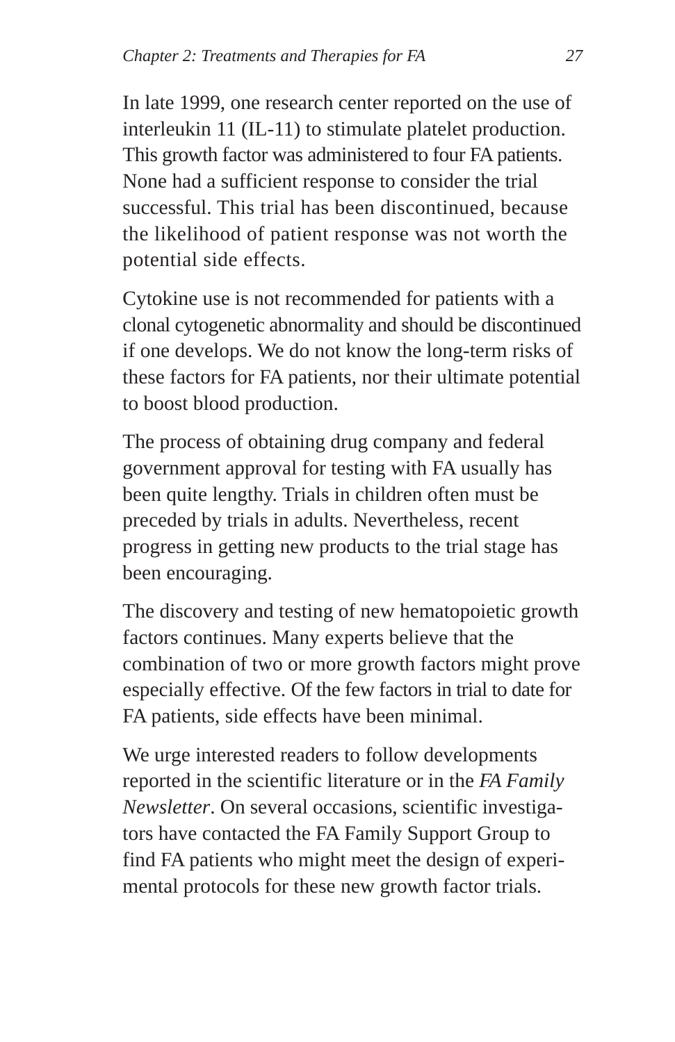In late 1999, one research center reported on the use of interleukin 11 (IL-11) to stimulate platelet production. This growth factor was administered to four FA patients. None had a sufficient response to consider the trial successful. This trial has been discontinued, because the likelihood of patient response was not worth the potential side effects.

Cytokine use is not recommended for patients with a clonal cytogenetic abnormality and should be discontinued if one develops. We do not know the long-term risks of these factors for FA patients, nor their ultimate potential to boost blood production.

The process of obtaining drug company and federal government approval for testing with FA usually has been quite lengthy. Trials in children often must be preceded by trials in adults. Nevertheless, recent progress in getting new products to the trial stage has been encouraging.

The discovery and testing of new hematopoietic growth factors continues. Many experts believe that the combination of two or more growth factors might prove especially effective. Of the few factors in trial to date for FA patients, side effects have been minimal.

We urge interested readers to follow developments reported in the scientific literature or in the *FA Family Newsletter*. On several occasions, scientific investigators have contacted the FA Family Support Group to find FA patients who might meet the design of experimental protocols for these new growth factor trials.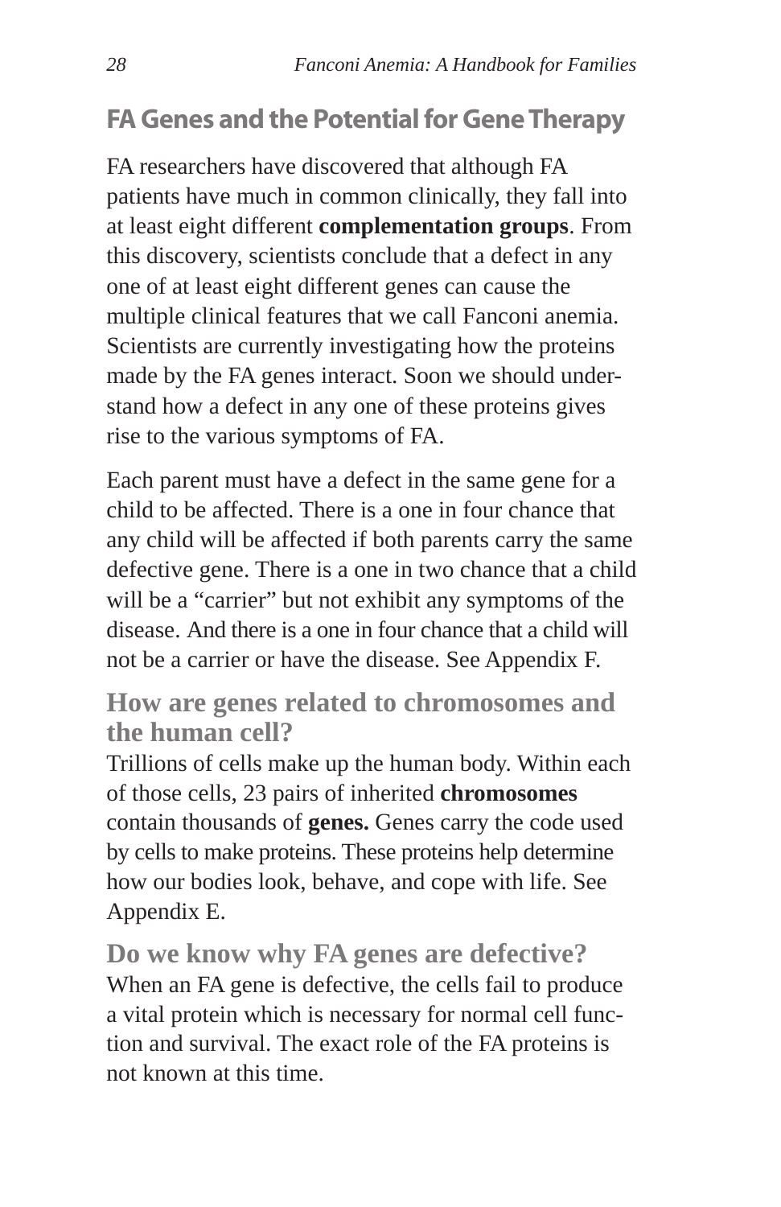## FA Genes and the Potential for Gene Therapy

FA researchers have discovered that although FA patients have much in common clinically, they fall into at least eight different **complementation groups**. From this discovery, scientists conclude that a defect in any one of at least eight different genes can cause the multiple clinical features that we call Fanconi anemia. Scientists are currently investigating how the proteins made by the FA genes interact. Soon we should understand how a defect in any one of these proteins gives rise to the various symptoms of FA.

Each parent must have a defect in the same gene for a child to be affected. There is a one in four chance that any child will be affected if both parents carry the same defective gene. There is a one in two chance that a child will be a "carrier" but not exhibit any symptoms of the disease. And there is a one in four chance that a child will not be a carrier or have the disease. See Appendix F.

### How are genes related to chromosomes and the human cell?

Trillions of cells make up the human body. Within each of those cells, 23 pairs of inherited **chromosomes** contain thousands of **genes.** Genes carry the code used by cells to make proteins. These proteins help determine how our bodies look, behave, and cope with life. See Appendix E.

### Do we know why FA genes are defective?

When an FA gene is defective, the cells fail to produce a vital protein which is necessary for normal cell function and survival. The exact role of the FA proteins is not known at this time.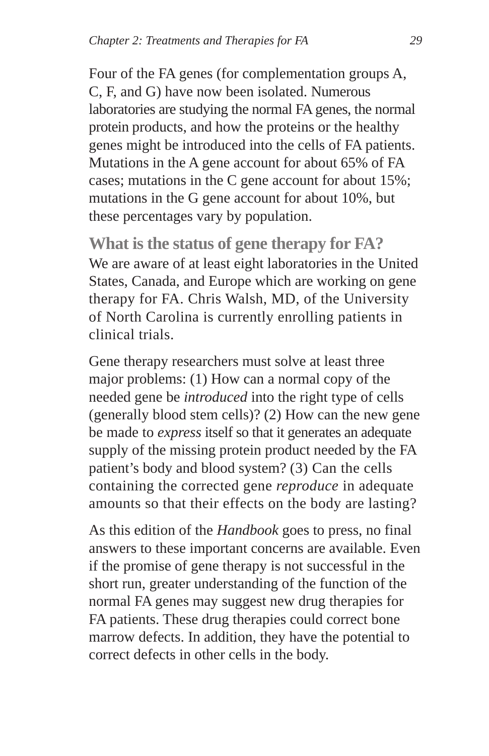Four of the FA genes (for complementation groups A, C, F, and G) have now been isolated. Numerous laboratories are studying the normal FA genes, the normal protein products, and how the proteins or the healthy genes might be introduced into the cells of FA patients. Mutations in the A gene account for about 65% of FA cases; mutations in the C gene account for about 15%; mutations in the G gene account for about 10%, but these percentages vary by population.

## What is the status of gene therapy for FA?

We are aware of at least eight laboratories in the United States, Canada, and Europe which are working on gene therapy for FA. Chris Walsh, MD, of the University of North Carolina is currently enrolling patients in clinical trials.

Gene therapy researchers must solve at least three major problems: (1) How can a normal copy of the needed gene be *introduced* into the right type of cells (generally blood stem cells)? (2) How can the new gene be made to *express* itself so that it generates an adequate supply of the missing protein product needed by the FA patient's body and blood system? (3) Can the cells containing the corrected gene *reproduce* in adequate amounts so that their effects on the body are lasting?

As this edition of the *Handbook* goes to press, no final answers to these important concerns are available. Even if the promise of gene therapy is not successful in the short run, greater understanding of the function of the normal FA genes may suggest new drug therapies for FA patients. These drug therapies could correct bone marrow defects. In addition, they have the potential to correct defects in other cells in the body.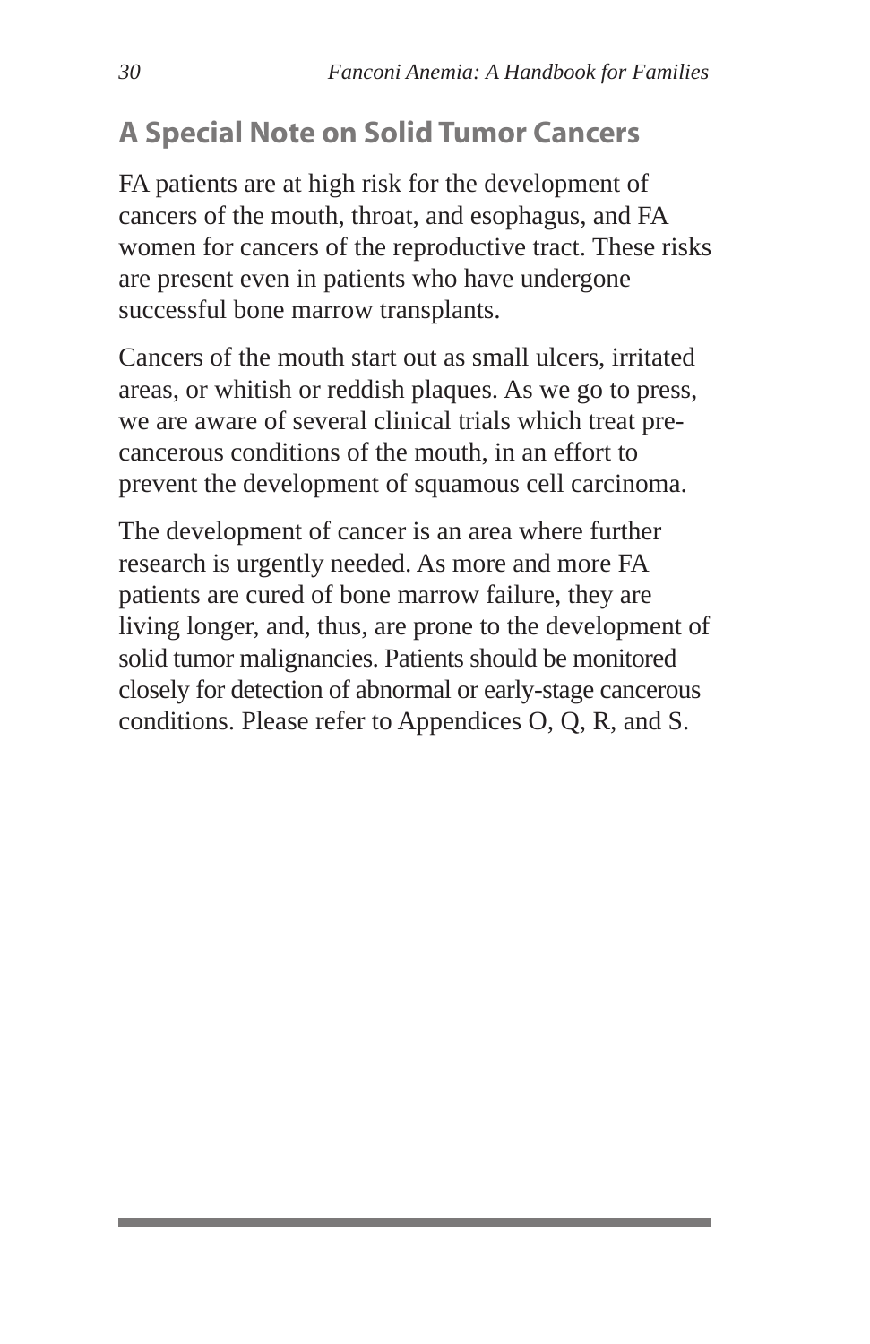## A Special Note on Solid Tumor Cancers

FA patients are at high risk for the development of cancers of the mouth, throat, and esophagus, and FA women for cancers of the reproductive tract. These risks are present even in patients who have undergone successful bone marrow transplants.

Cancers of the mouth start out as small ulcers, irritated areas, or whitish or reddish plaques. As we go to press, we are aware of several clinical trials which treat pre-cancerous conditions of the mouth, in an effort to prevent the development of squamous cell carcinoma.

The development of cancer is an area where further research is urgently needed. As more and more FA patients are cured of bone marrow failure, they are living longer, and, thus, are prone to the development of solid tumor malignancies. Patients should be monitored closely for detection of abnormal or early-stage cancerous conditions. Please refer to Appendices O, Q, R, and S.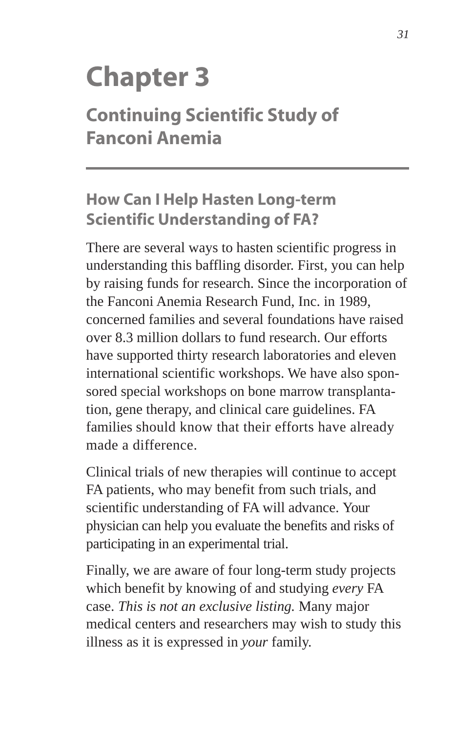# Chapter 3

## Continuing Scientific Study of Fanconi Anemia

### How Can I Help Hasten Long-term Scientific Understanding of FA?

There are several ways to hasten scientific progress in understanding this baffling disorder. First, you can help by raising funds for research. Since the incorporation of the Fanconi Anemia Research Fund, Inc. in 1989, concerned families and several foundations have raised over 8.3 million dollars to fund research. Our efforts have supported thirty research laboratories and eleven international scientific workshops. We have also sponsored special workshops on bone marrow transplantation, gene therapy, and clinical care guidelines. FA families should know that their efforts have already made a difference.

Clinical trials of new therapies will continue to accept FA patients, who may benefit from such trials, and scientific understanding of FA will advance. Your physician can help you evaluate the benefits and risks of participating in an experimental trial.

Finally, we are aware of four long-term study projects which benefit by knowing of and studying *every* FA case. *This is not an exclusive listing.* Many major medical centers and researchers may wish to study this illness as it is expressed in *your* family.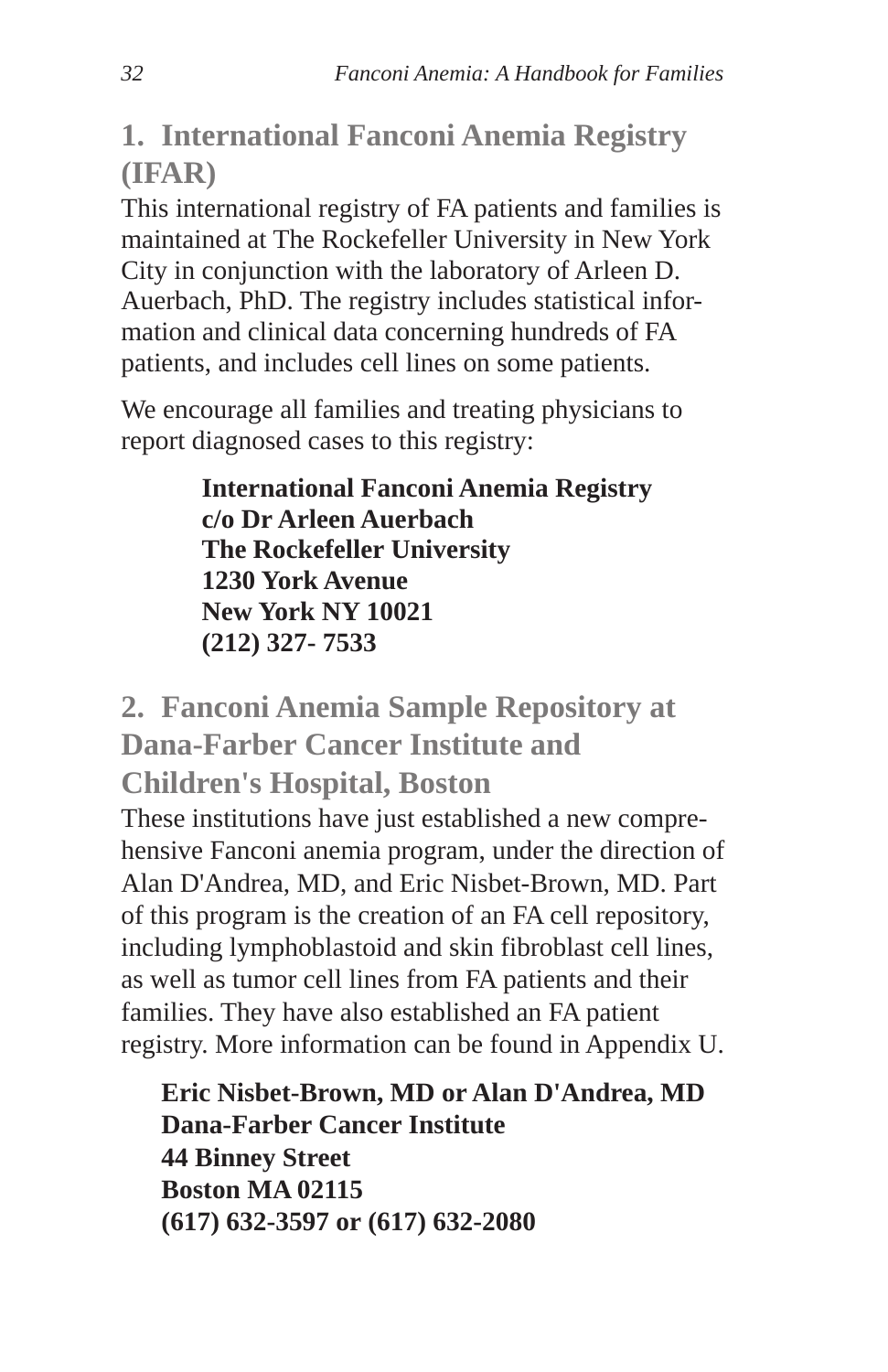## 1. International Fanconi Anemia Registry (IFAR)

This international registry of FA patients and families is maintained at The Rockefeller University in New York City in conjunction with the laboratory of Arleen D. Auerbach, PhD. The registry includes statistical information and clinical data concerning hundreds of FA patients, and includes cell lines on some patients.

We encourage all families and treating physicians to report diagnosed cases to this registry:

**International Fanconi Anemia Registry**
**c/o Dr Arleen Auerbach**
**The Rockefeller University**
**1230 York Avenue**
**New York NY 10021**
**(212) 327- 7533**

## 2. Fanconi Anemia Sample Repository at Dana-Farber Cancer Institute and Children's Hospital, Boston

These institutions have just established a new comprehensive Fanconi anemia program, under the direction of Alan D'Andrea, MD, and Eric Nisbet-Brown, MD. Part of this program is the creation of an FA cell repository, including lymphoblastoid and skin fibroblast cell lines, as well as tumor cell lines from FA patients and their families. They have also established an FA patient registry. More information can be found in Appendix U.

**Eric Nisbet-Brown, MD or Alan D'Andrea, MD**
**Dana-Farber Cancer Institute**
**44 Binney Street**
**Boston MA 02115**
**(617) 632-3597 or (617) 632-2080**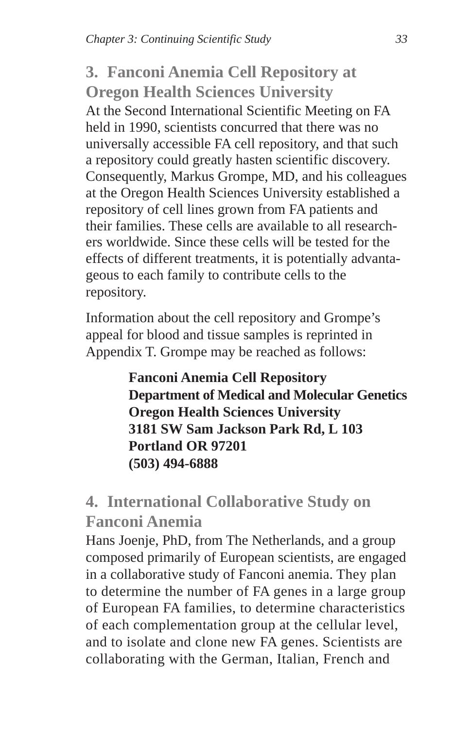## 3. Fanconi Anemia Cell Repository at Oregon Health Sciences University

At the Second International Scientific Meeting on FA held in 1990, scientists concurred that there was no universally accessible FA cell repository, and that such a repository could greatly hasten scientific discovery. Consequently, Markus Grompe, MD, and his colleagues at the Oregon Health Sciences University established a repository of cell lines grown from FA patients and their families. These cells are available to all researchers worldwide. Since these cells will be tested for the effects of different treatments, it is potentially advantageous to each family to contribute cells to the repository.

Information about the cell repository and Grompe's appeal for blood and tissue samples is reprinted in Appendix T. Grompe may be reached as follows:

> **Fanconi Anemia Cell Repository**
> **Department of Medical and Molecular Genetics**
> **Oregon Health Sciences University**
> **3181 SW Sam Jackson Park Rd, L 103**
> **Portland OR 97201**
> **(503) 494-6888**

## 4. International Collaborative Study on Fanconi Anemia

Hans Joenje, PhD, from The Netherlands, and a group composed primarily of European scientists, are engaged in a collaborative study of Fanconi anemia. They plan to determine the number of FA genes in a large group of European FA families, to determine characteristics of each complementation group at the cellular level, and to isolate and clone new FA genes. Scientists are collaborating with the German, Italian, French and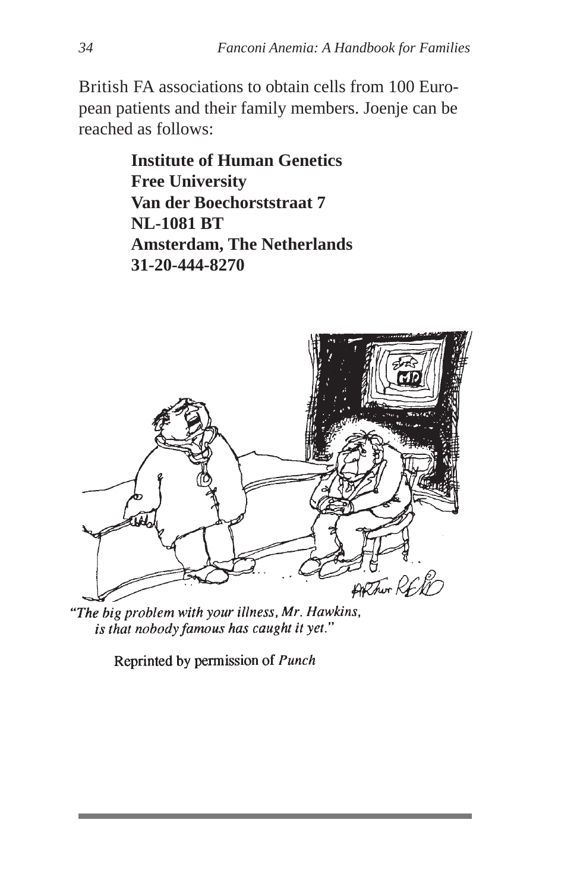British FA associations to obtain cells from 100 European patients and their family members. Joenje can be reached as follows:

**Institute of Human Genetics**
**Free University**
**Van der Boechorststraat 7**
**NL-1081 BT**
**Amsterdam, The Netherlands**
**31-20-444-8270**

*"The big problem with your illness, Mr. Hawkins, is that nobody famous has caught it yet."*

Reprinted by permission of *Punch*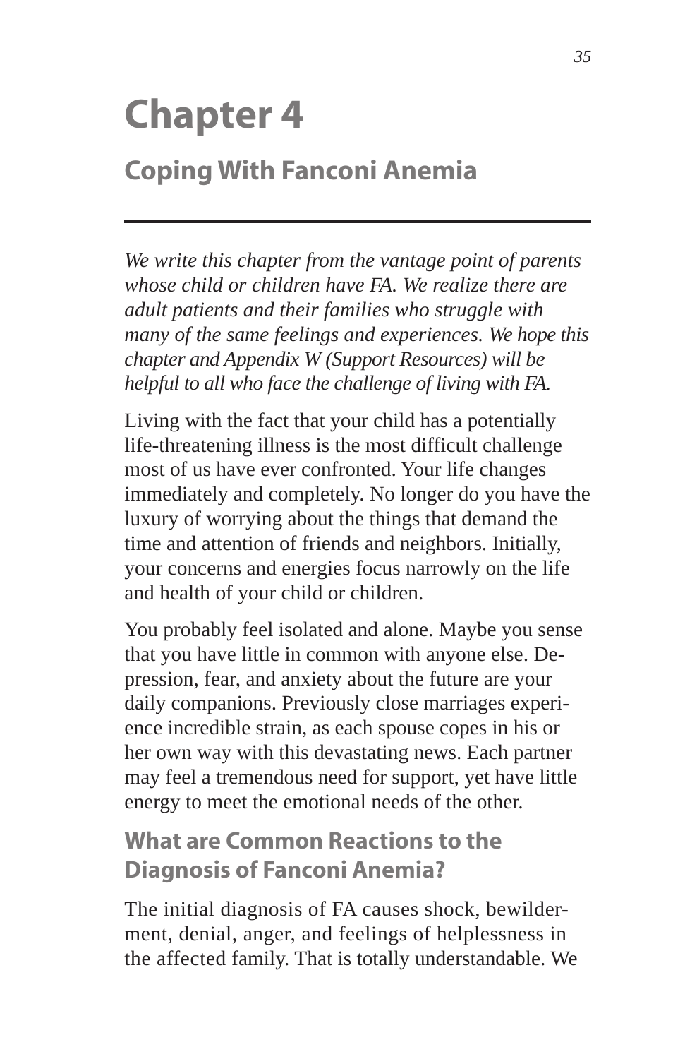# Chapter 4

## Coping With Fanconi Anemia

*We write this chapter from the vantage point of parents whose child or children have FA. We realize there are adult patients and their families who struggle with many of the same feelings and experiences. We hope this chapter and Appendix W (Support Resources) will be helpful to all who face the challenge of living with FA.*

Living with the fact that your child has a potentially life-threatening illness is the most difficult challenge most of us have ever confronted. Your life changes immediately and completely. No longer do you have the luxury of worrying about the things that demand the time and attention of friends and neighbors. Initially, your concerns and energies focus narrowly on the life and health of your child or children.

You probably feel isolated and alone. Maybe you sense that you have little in common with anyone else. Depression, fear, and anxiety about the future are your daily companions. Previously close marriages experience incredible strain, as each spouse copes in his or her own way with this devastating news. Each partner may feel a tremendous need for support, yet have little energy to meet the emotional needs of the other.

### What are Common Reactions to the Diagnosis of Fanconi Anemia?

The initial diagnosis of FA causes shock, bewilderment, denial, anger, and feelings of helplessness in the affected family. That is totally understandable. We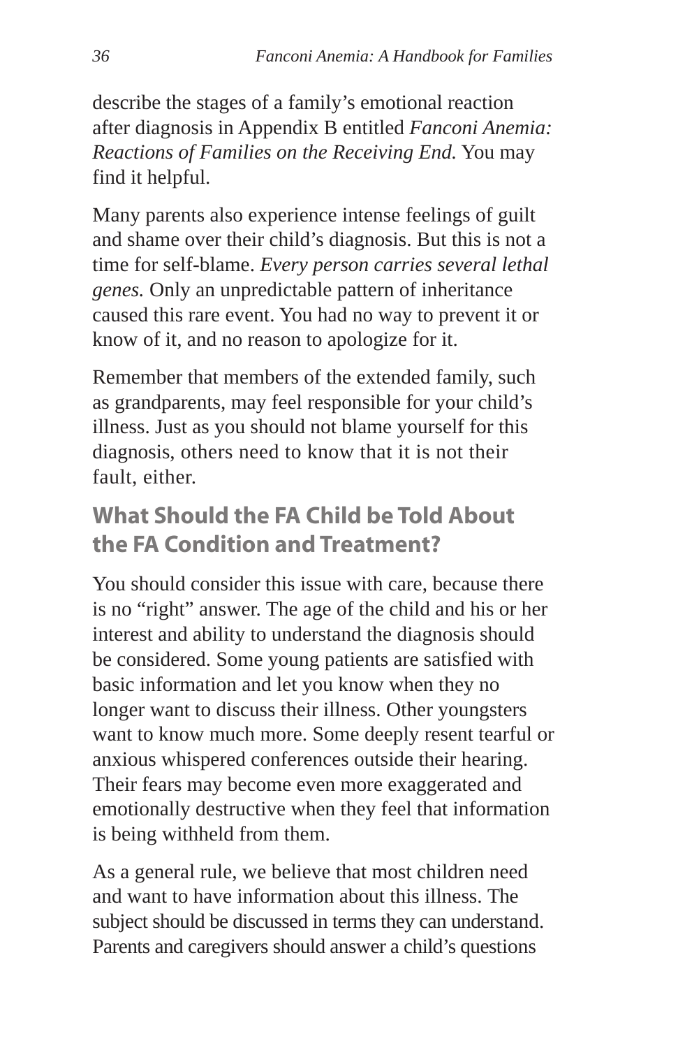describe the stages of a family's emotional reaction after diagnosis in Appendix B entitled *Fanconi Anemia: Reactions of Families on the Receiving End.* You may find it helpful.

Many parents also experience intense feelings of guilt and shame over their child's diagnosis. But this is not a time for self-blame. *Every person carries several lethal genes.* Only an unpredictable pattern of inheritance caused this rare event. You had no way to prevent it or know of it, and no reason to apologize for it.

Remember that members of the extended family, such as grandparents, may feel responsible for your child's illness. Just as you should not blame yourself for this diagnosis, others need to know that it is not their fault, either.

## What Should the FA Child be Told About the FA Condition and Treatment?

You should consider this issue with care, because there is no "right" answer. The age of the child and his or her interest and ability to understand the diagnosis should be considered. Some young patients are satisfied with basic information and let you know when they no longer want to discuss their illness. Other youngsters want to know much more. Some deeply resent tearful or anxious whispered conferences outside their hearing. Their fears may become even more exaggerated and emotionally destructive when they feel that information is being withheld from them.

As a general rule, we believe that most children need and want to have information about this illness. The subject should be discussed in terms they can understand. Parents and caregivers should answer a child's questions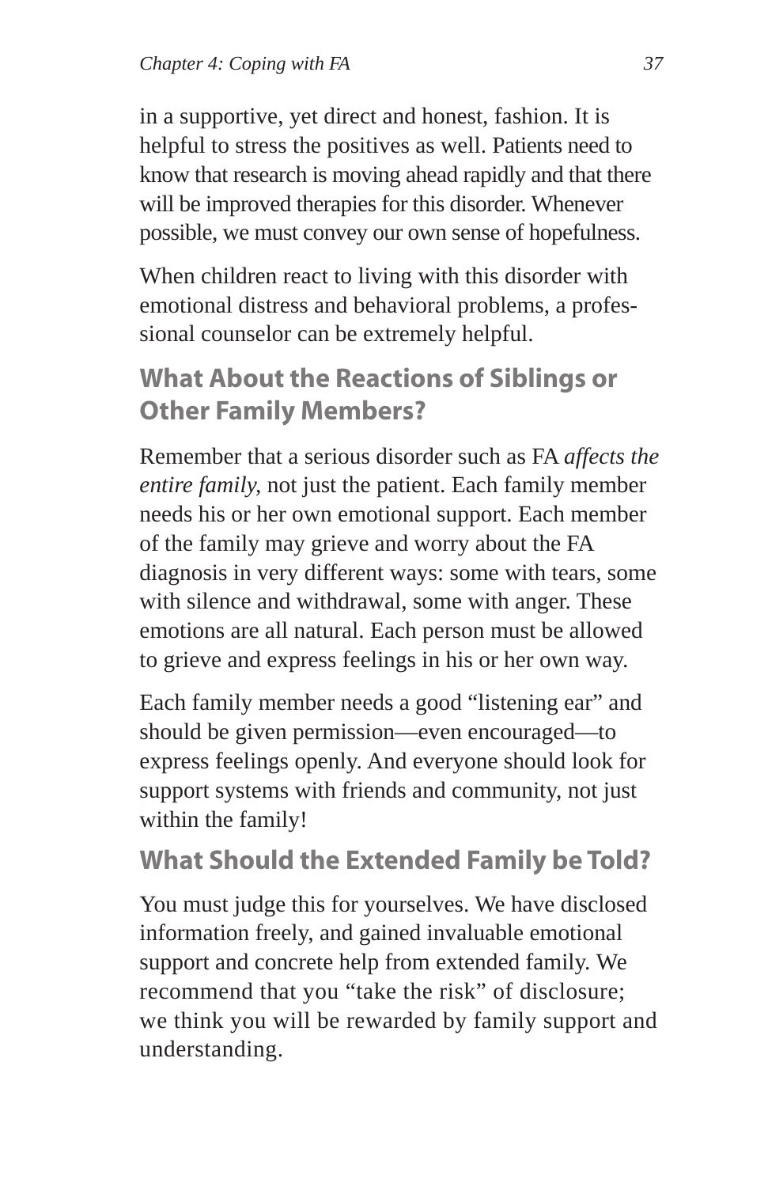in a supportive, yet direct and honest, fashion. It is helpful to stress the positives as well. Patients need to know that research is moving ahead rapidly and that there will be improved therapies for this disorder. Whenever possible, we must convey our own sense of hopefulness.

When children react to living with this disorder with emotional distress and behavioral problems, a professional counselor can be extremely helpful.

## What About the Reactions of Siblings or Other Family Members?

Remember that a serious disorder such as FA *affects the entire family*, not just the patient. Each family member needs his or her own emotional support. Each member of the family may grieve and worry about the FA diagnosis in very different ways: some with tears, some with silence and withdrawal, some with anger. These emotions are all natural. Each person must be allowed to grieve and express feelings in his or her own way.

Each family member needs a good "listening ear" and should be given permission—even encouraged—to express feelings openly. And everyone should look for support systems with friends and community, not just within the family!

## What Should the Extended Family be Told?

You must judge this for yourselves. We have disclosed information freely, and gained invaluable emotional support and concrete help from extended family. We recommend that you "take the risk" of disclosure; we think you will be rewarded by family support and understanding.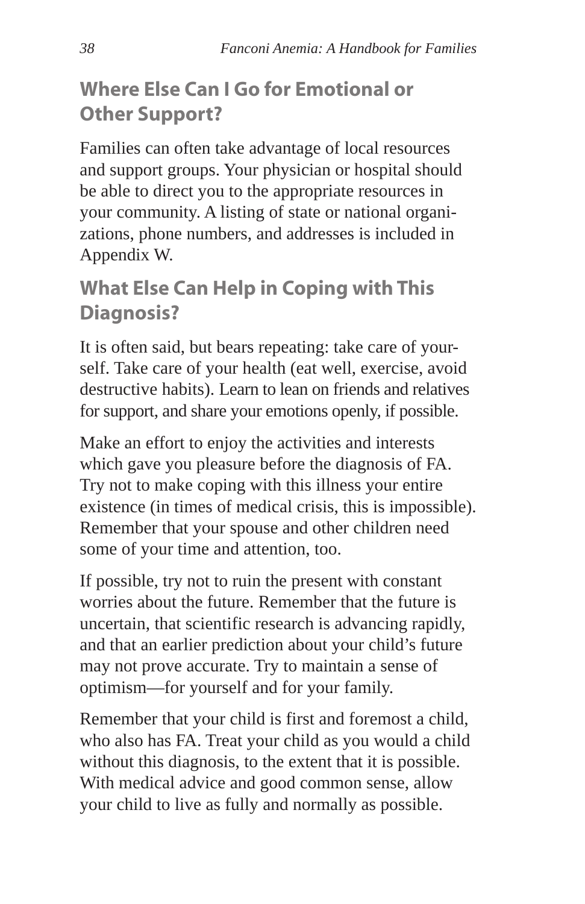## Where Else Can I Go for Emotional or Other Support?

Families can often take advantage of local resources and support groups. Your physician or hospital should be able to direct you to the appropriate resources in your community. A listing of state or national organizations, phone numbers, and addresses is included in Appendix W.

## What Else Can Help in Coping with This Diagnosis?

It is often said, but bears repeating: take care of yourself. Take care of your health (eat well, exercise, avoid destructive habits). Learn to lean on friends and relatives for support, and share your emotions openly, if possible.

Make an effort to enjoy the activities and interests which gave you pleasure before the diagnosis of FA. Try not to make coping with this illness your entire existence (in times of medical crisis, this is impossible). Remember that your spouse and other children need some of your time and attention, too.

If possible, try not to ruin the present with constant worries about the future. Remember that the future is uncertain, that scientific research is advancing rapidly, and that an earlier prediction about your child's future may not prove accurate. Try to maintain a sense of optimism—for yourself and for your family.

Remember that your child is first and foremost a child, who also has FA. Treat your child as you would a child without this diagnosis, to the extent that it is possible. With medical advice and good common sense, allow your child to live as fully and normally as possible.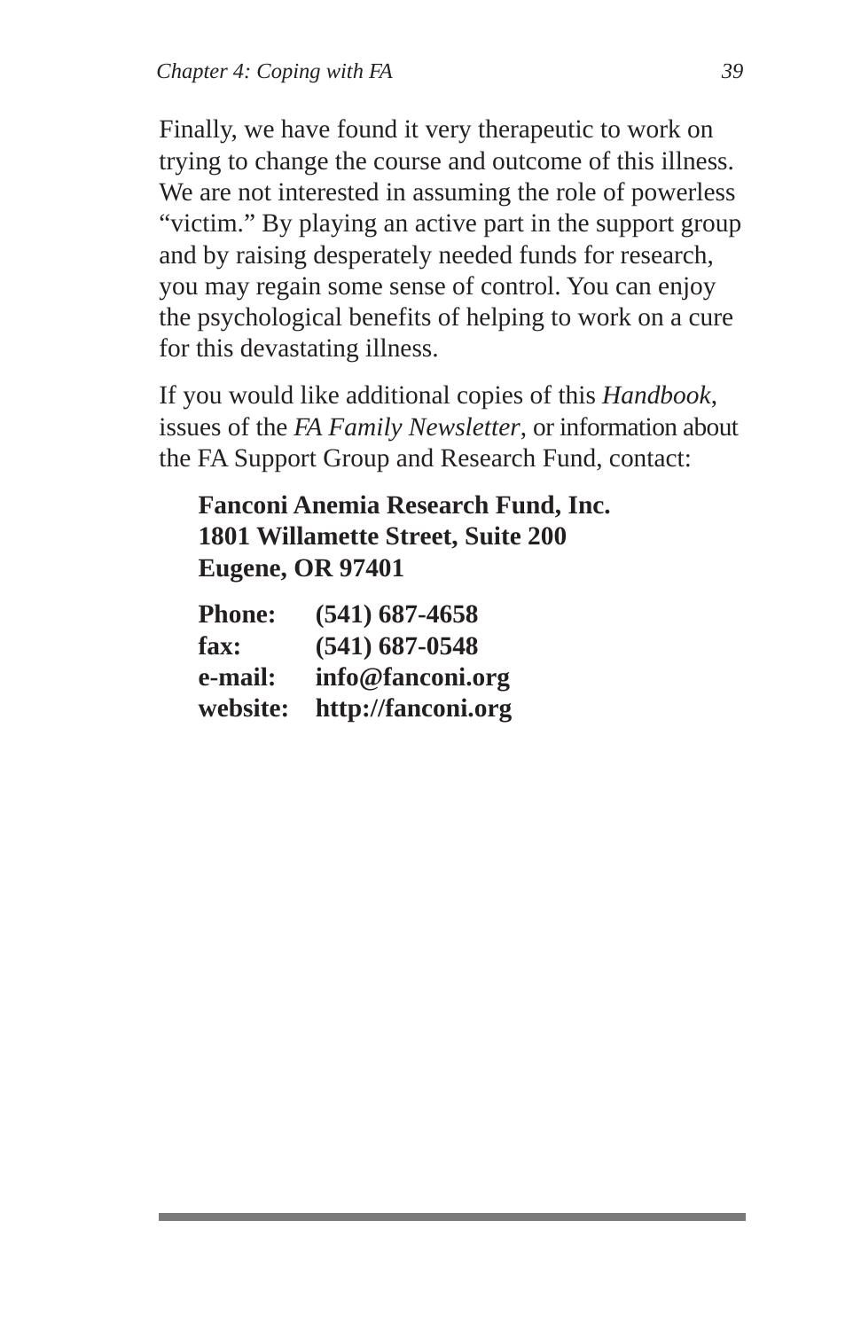Finally, we have found it very therapeutic to work on trying to change the course and outcome of this illness. We are not interested in assuming the role of powerless "victim." By playing an active part in the support group and by raising desperately needed funds for research, you may regain some sense of control. You can enjoy the psychological benefits of helping to work on a cure for this devastating illness.

If you would like additional copies of this *Handbook*, issues of the *FA Family Newsletter*, or information about the FA Support Group and Research Fund, contact:

**Fanconi Anemia Research Fund, Inc.**
**1801 Willamette Street, Suite 200**
**Eugene, OR 97401**

**Phone:** **(541) 687-4658**
**fax:** **(541) 687-0548**
**e-mail:** **info@fanconi.org**
**website:** **http://fanconi.org**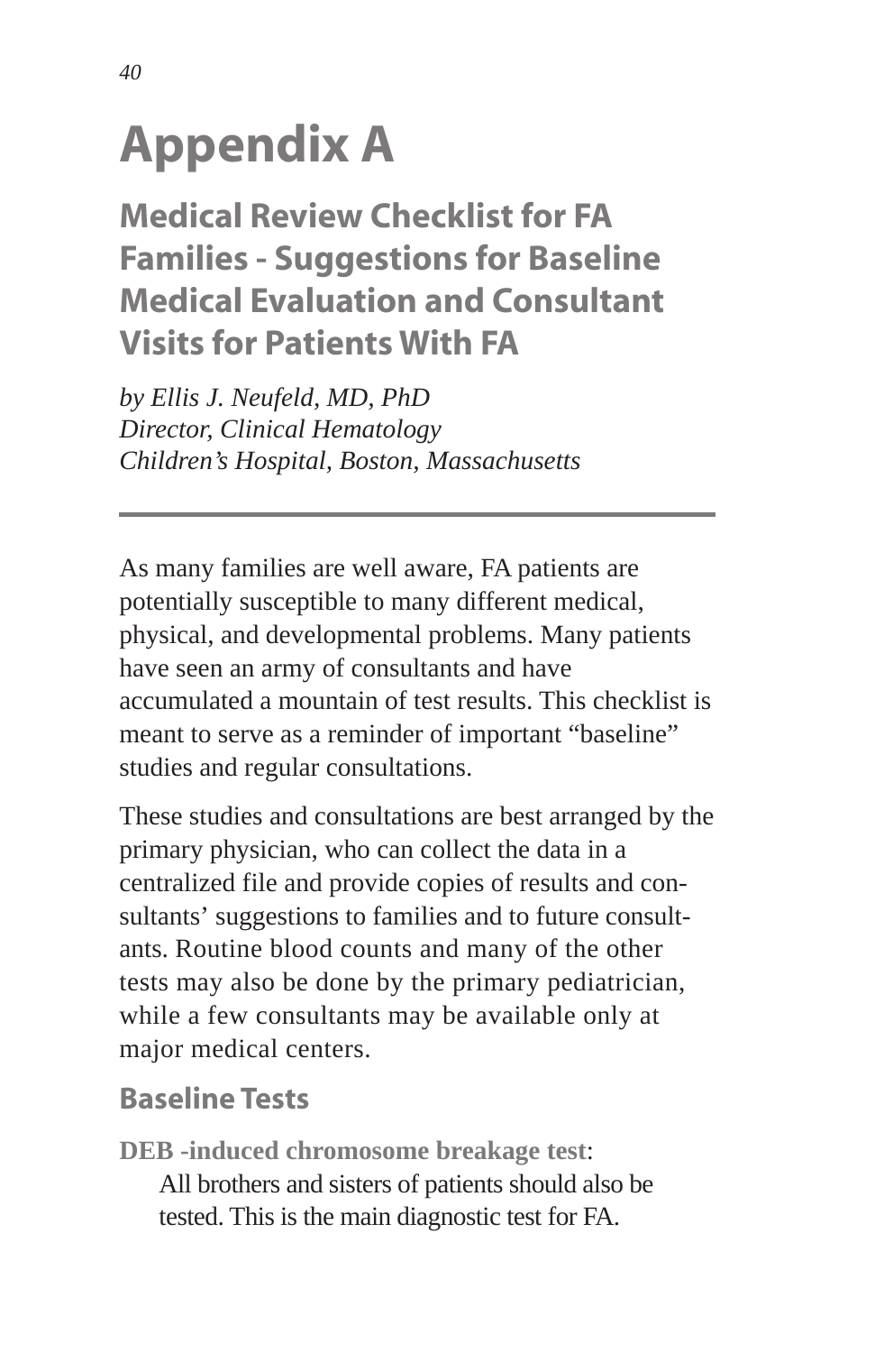# Appendix A

## Medical Review Checklist for FA Families - Suggestions for Baseline Medical Evaluation and Consultant Visits for Patients With FA

*by Ellis J. Neufeld, MD, PhD*
*Director, Clinical Hematology*
*Children's Hospital, Boston, Massachusetts*

---

As many families are well aware, FA patients are potentially susceptible to many different medical, physical, and developmental problems. Many patients have seen an army of consultants and have accumulated a mountain of test results. This checklist is meant to serve as a reminder of important "baseline" studies and regular consultations.

These studies and consultations are best arranged by the primary physician, who can collect the data in a centralized file and provide copies of results and consultants' suggestions to families and to future consultants. Routine blood counts and many of the other tests may also be done by the primary pediatrician, while a few consultants may be available only at major medical centers.

### Baseline Tests

**DEB -induced chromosome breakage test**:
All brothers and sisters of patients should also be tested. This is the main diagnostic test for FA.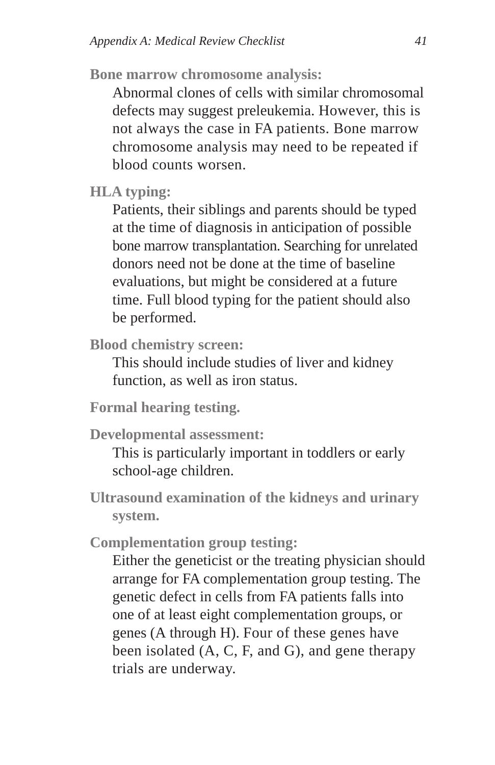**Bone marrow chromosome analysis:**

Abnormal clones of cells with similar chromosomal defects may suggest preleukemia. However, this is not always the case in FA patients. Bone marrow chromosome analysis may need to be repeated if blood counts worsen.

**HLA typing:**

Patients, their siblings and parents should be typed at the time of diagnosis in anticipation of possible bone marrow transplantation. Searching for unrelated donors need not be done at the time of baseline evaluations, but might be considered at a future time. Full blood typing for the patient should also be performed.

**Blood chemistry screen:**

This should include studies of liver and kidney function, as well as iron status.

**Formal hearing testing.**

**Developmental assessment:**

This is particularly important in toddlers or early school-age children.

**Ultrasound examination of the kidneys and urinary system.**

**Complementation group testing:**

Either the geneticist or the treating physician should arrange for FA complementation group testing. The genetic defect in cells from FA patients falls into one of at least eight complementation groups, or genes (A through H). Four of these genes have been isolated (A, C, F, and G), and gene therapy trials are underway.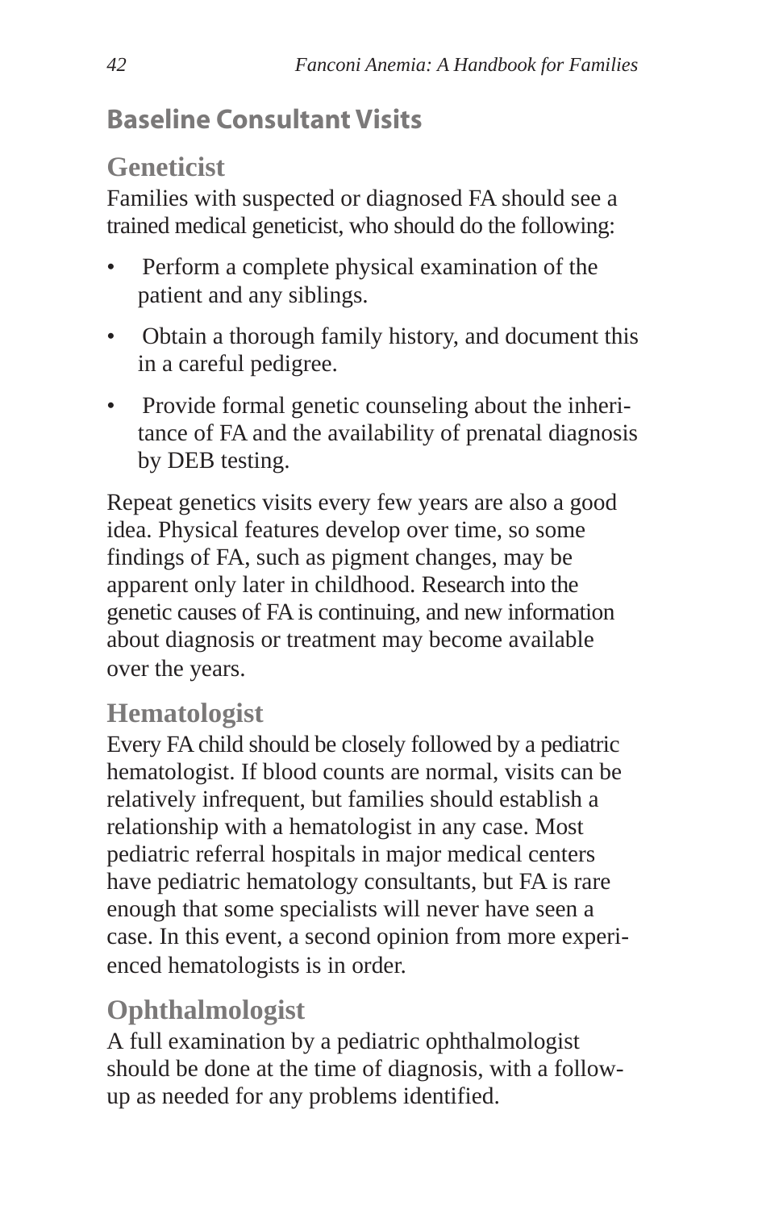## Baseline Consultant Visits

### Geneticist

Families with suspected or diagnosed FA should see a trained medical geneticist, who should do the following:

- Perform a complete physical examination of the patient and any siblings.
- Obtain a thorough family history, and document this in a careful pedigree.
- Provide formal genetic counseling about the inheritance of FA and the availability of prenatal diagnosis by DEB testing.

Repeat genetics visits every few years are also a good idea. Physical features develop over time, so some findings of FA, such as pigment changes, may be apparent only later in childhood. Research into the genetic causes of FA is continuing, and new information about diagnosis or treatment may become available over the years.

### Hematologist

Every FA child should be closely followed by a pediatric hematologist. If blood counts are normal, visits can be relatively infrequent, but families should establish a relationship with a hematologist in any case. Most pediatric referral hospitals in major medical centers have pediatric hematology consultants, but FA is rare enough that some specialists will never have seen a case. In this event, a second opinion from more experienced hematologists is in order.

### Ophthalmologist

A full examination by a pediatric ophthalmologist should be done at the time of diagnosis, with a follow-up as needed for any problems identified.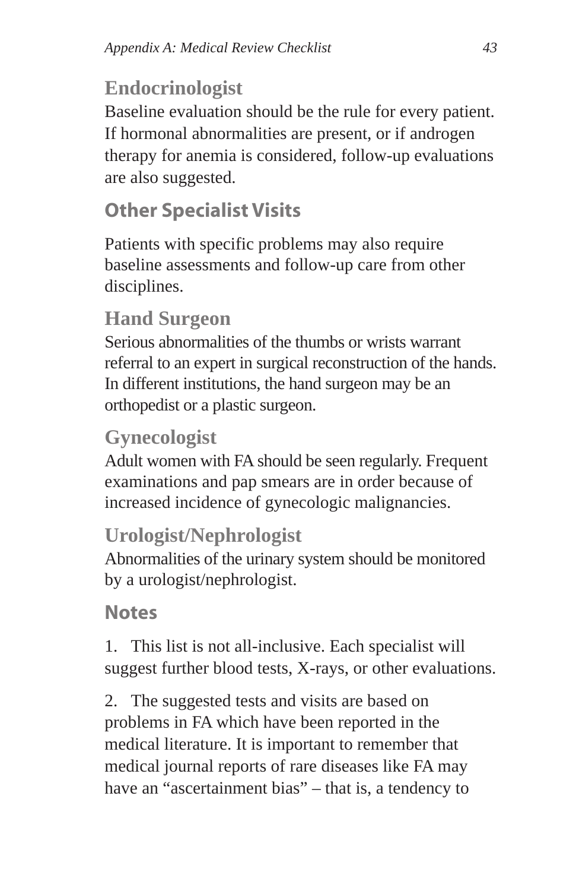### Endocrinologist

Baseline evaluation should be the rule for every patient. If hormonal abnormalities are present, or if androgen therapy for anemia is considered, follow-up evaluations are also suggested.

## Other Specialist Visits

Patients with specific problems may also require baseline assessments and follow-up care from other disciplines.

### Hand Surgeon

Serious abnormalities of the thumbs or wrists warrant referral to an expert in surgical reconstruction of the hands. In different institutions, the hand surgeon may be an orthopedist or a plastic surgeon.

### Gynecologist

Adult women with FA should be seen regularly. Frequent examinations and pap smears are in order because of increased incidence of gynecologic malignancies.

### Urologist/Nephrologist

Abnormalities of the urinary system should be monitored by a urologist/nephrologist.

## Notes

1. This list is not all-inclusive. Each specialist will suggest further blood tests, X-rays, or other evaluations.

2. The suggested tests and visits are based on problems in FA which have been reported in the medical literature. It is important to remember that medical journal reports of rare diseases like FA may have an "ascertainment bias" – that is, a tendency to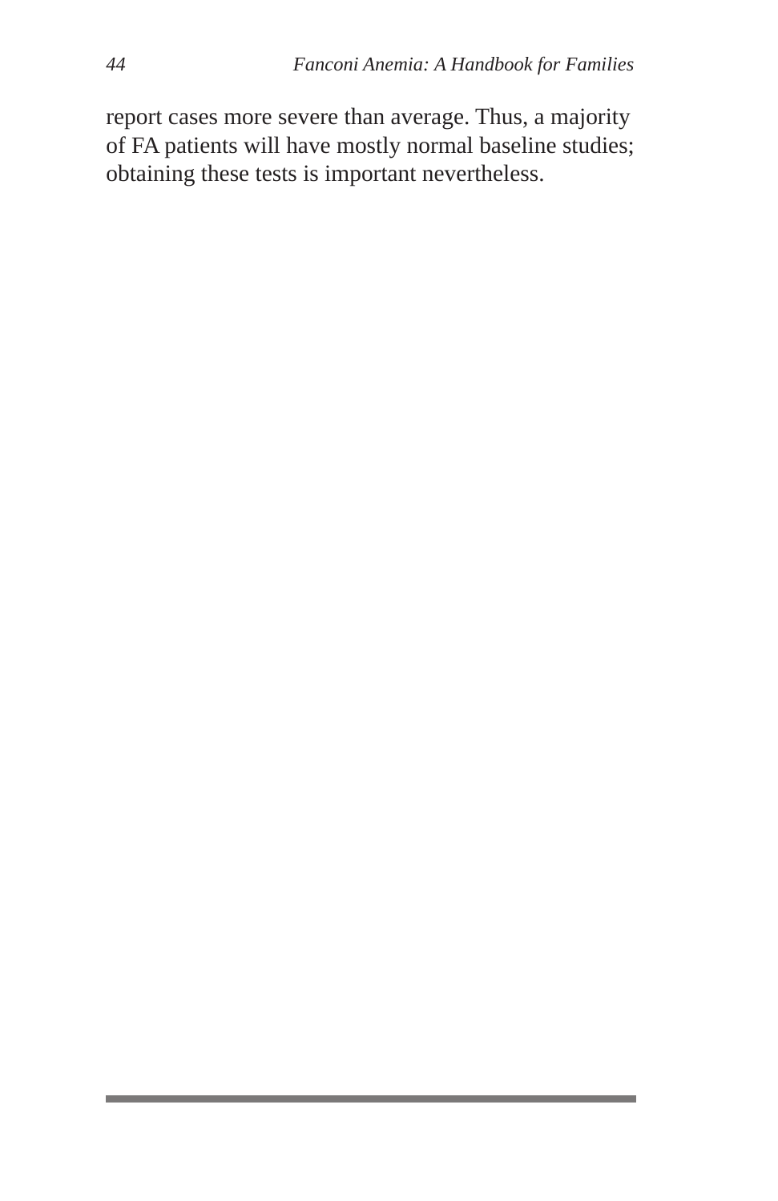report cases more severe than average. Thus, a majority of FA patients will have mostly normal baseline studies; obtaining these tests is important nevertheless.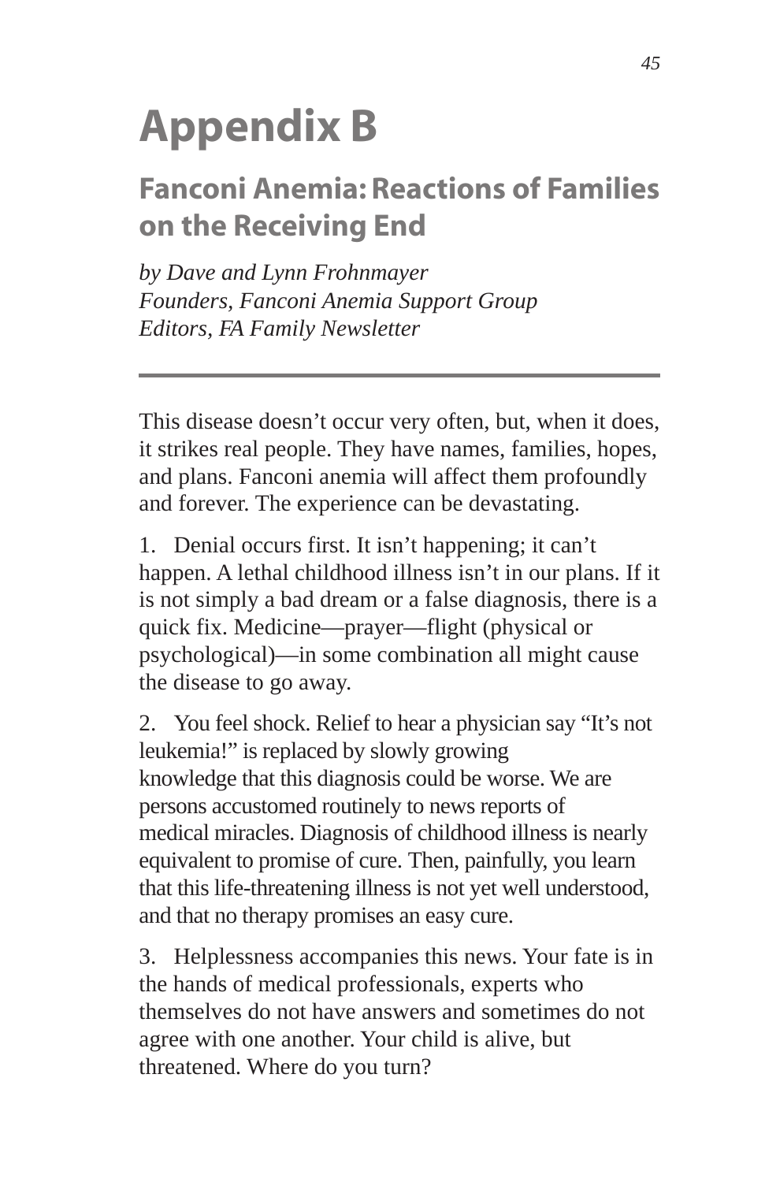# Appendix B

## Fanconi Anemia: Reactions of Families on the Receiving End

*by Dave and Lynn Frohnmayer*
*Founders, Fanconi Anemia Support Group*
*Editors, FA Family Newsletter*

---

This disease doesn't occur very often, but, when it does, it strikes real people. They have names, families, hopes, and plans. Fanconi anemia will affect them profoundly and forever. The experience can be devastating.

1. Denial occurs first. It isn't happening; it can't happen. A lethal childhood illness isn't in our plans. If it is not simply a bad dream or a false diagnosis, there is a quick fix. Medicine—prayer—flight (physical or psychological)—in some combination all might cause the disease to go away.

2. You feel shock. Relief to hear a physician say "It's not leukemia!" is replaced by slowly growing knowledge that this diagnosis could be worse. We are persons accustomed routinely to news reports of medical miracles. Diagnosis of childhood illness is nearly equivalent to promise of cure. Then, painfully, you learn that this life-threatening illness is not yet well understood, and that no therapy promises an easy cure.

3. Helplessness accompanies this news. Your fate is in the hands of medical professionals, experts who themselves do not have answers and sometimes do not agree with one another. Your child is alive, but threatened. Where do you turn?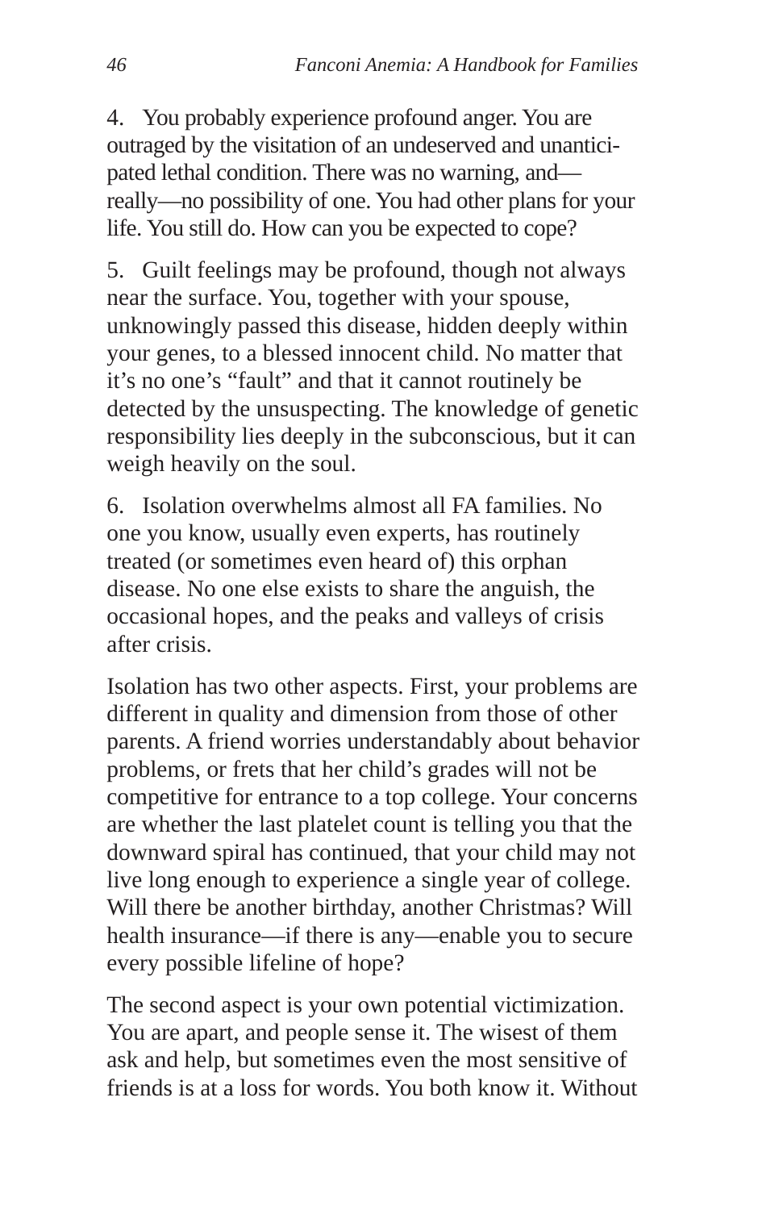4. You probably experience profound anger. You are outraged by the visitation of an undeserved and unanticipated lethal condition. There was no warning, and—really—no possibility of one. You had other plans for your life. You still do. How can you be expected to cope?

5. Guilt feelings may be profound, though not always near the surface. You, together with your spouse, unknowingly passed this disease, hidden deeply within your genes, to a blessed innocent child. No matter that it's no one's "fault" and that it cannot routinely be detected by the unsuspecting. The knowledge of genetic responsibility lies deeply in the subconscious, but it can weigh heavily on the soul.

6. Isolation overwhelms almost all FA families. No one you know, usually even experts, has routinely treated (or sometimes even heard of) this orphan disease. No one else exists to share the anguish, the occasional hopes, and the peaks and valleys of crisis after crisis.

Isolation has two other aspects. First, your problems are different in quality and dimension from those of other parents. A friend worries understandably about behavior problems, or frets that her child's grades will not be competitive for entrance to a top college. Your concerns are whether the last platelet count is telling you that the downward spiral has continued, that your child may not live long enough to experience a single year of college. Will there be another birthday, another Christmas? Will health insurance—if there is any—enable you to secure every possible lifeline of hope?

The second aspect is your own potential victimization. You are apart, and people sense it. The wisest of them ask and help, but sometimes even the most sensitive of friends is at a loss for words. You both know it. Without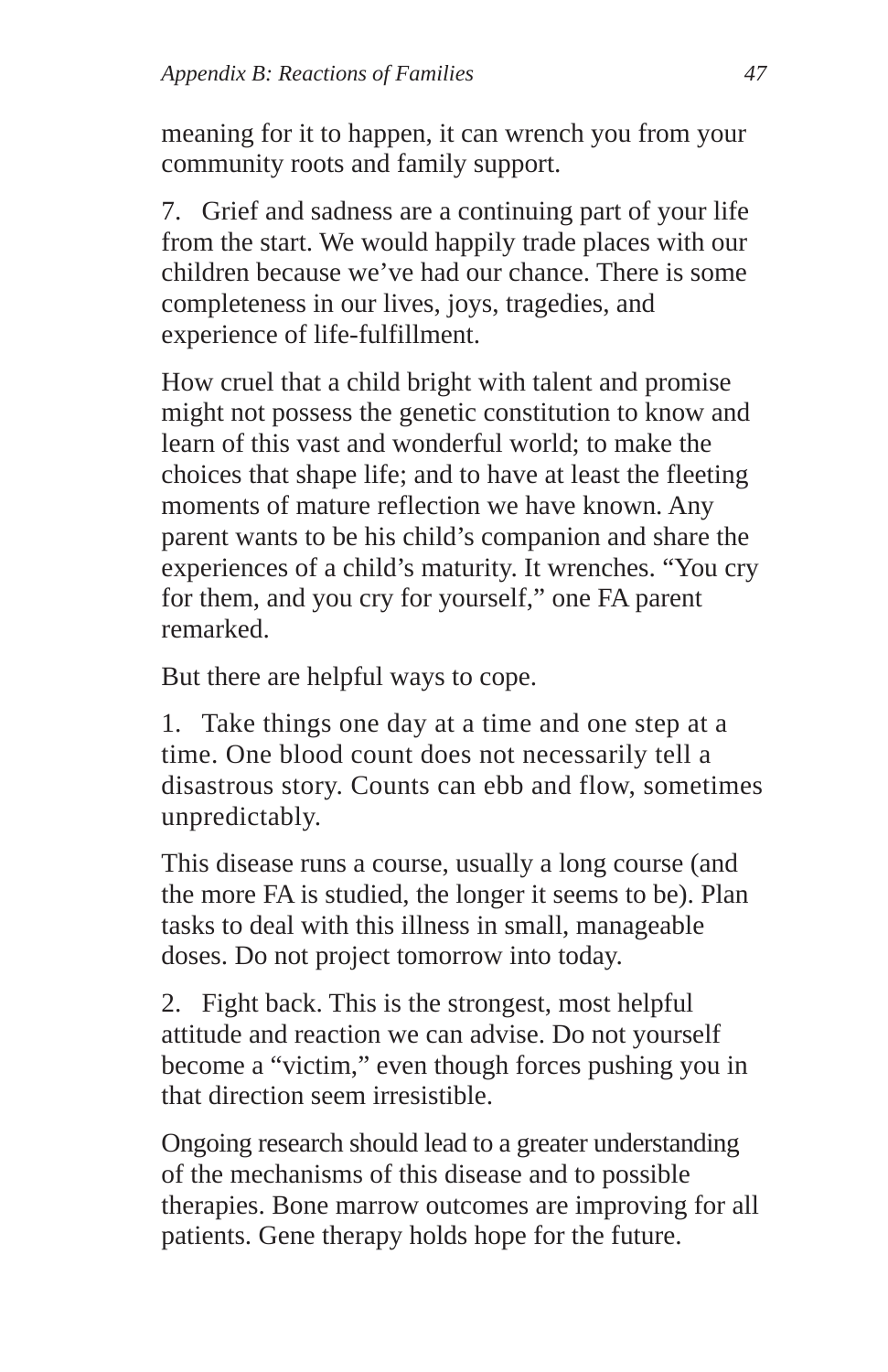meaning for it to happen, it can wrench you from your community roots and family support.

7. Grief and sadness are a continuing part of your life from the start. We would happily trade places with our children because we've had our chance. There is some completeness in our lives, joys, tragedies, and experience of life-fulfillment.

How cruel that a child bright with talent and promise might not possess the genetic constitution to know and learn of this vast and wonderful world; to make the choices that shape life; and to have at least the fleeting moments of mature reflection we have known. Any parent wants to be his child's companion and share the experiences of a child's maturity. It wrenches. "You cry for them, and you cry for yourself," one FA parent remarked.

But there are helpful ways to cope.

1. Take things one day at a time and one step at a time. One blood count does not necessarily tell a disastrous story. Counts can ebb and flow, sometimes unpredictably.

This disease runs a course, usually a long course (and the more FA is studied, the longer it seems to be). Plan tasks to deal with this illness in small, manageable doses. Do not project tomorrow into today.

2. Fight back. This is the strongest, most helpful attitude and reaction we can advise. Do not yourself become a "victim," even though forces pushing you in that direction seem irresistible.

Ongoing research should lead to a greater understanding of the mechanisms of this disease and to possible therapies. Bone marrow outcomes are improving for all patients. Gene therapy holds hope for the future.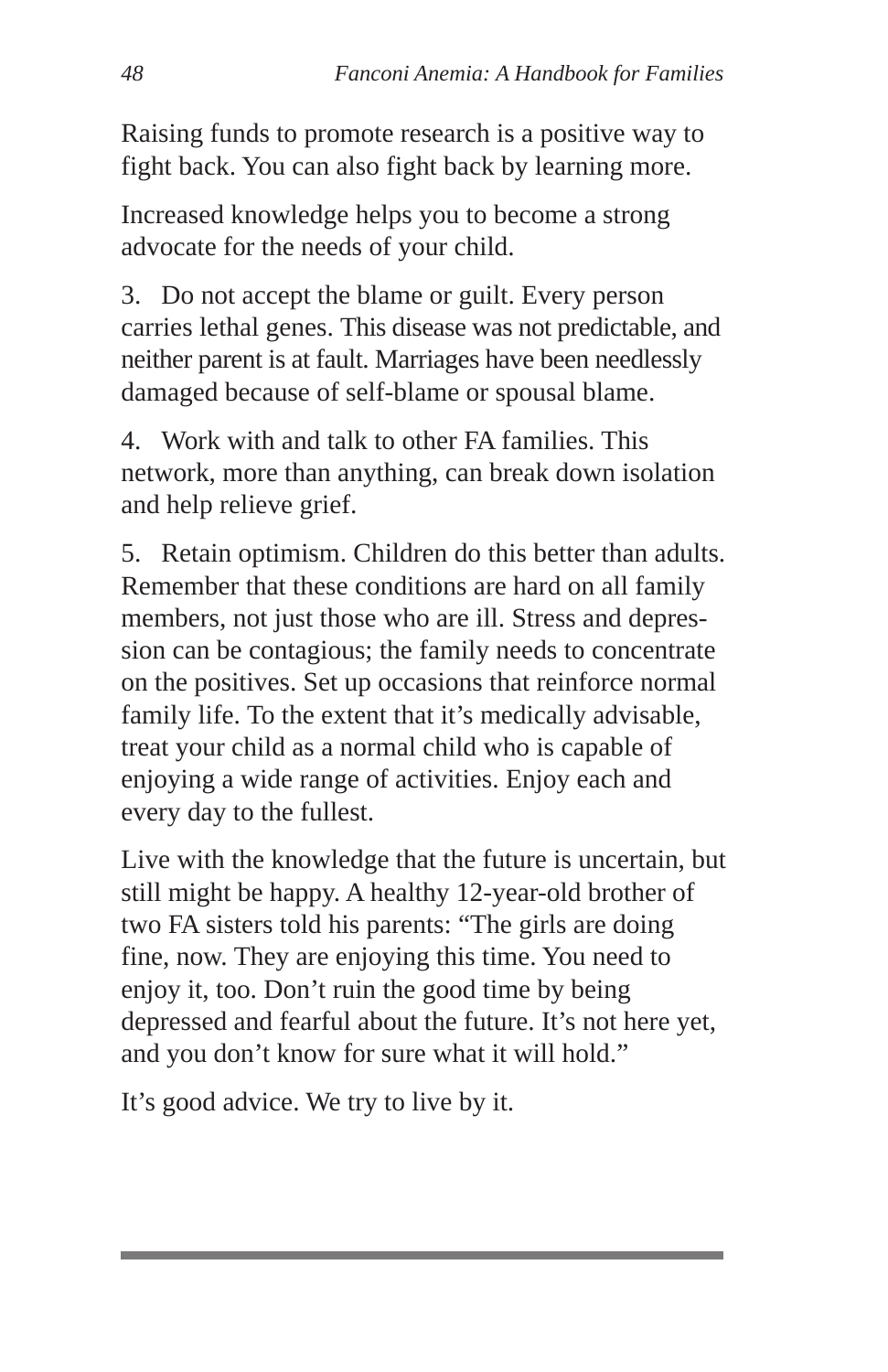Raising funds to promote research is a positive way to fight back. You can also fight back by learning more.

Increased knowledge helps you to become a strong advocate for the needs of your child.

3. Do not accept the blame or guilt. Every person carries lethal genes. This disease was not predictable, and neither parent is at fault. Marriages have been needlessly damaged because of self-blame or spousal blame.

4. Work with and talk to other FA families. This network, more than anything, can break down isolation and help relieve grief.

5. Retain optimism. Children do this better than adults. Remember that these conditions are hard on all family members, not just those who are ill. Stress and depression can be contagious; the family needs to concentrate on the positives. Set up occasions that reinforce normal family life. To the extent that it's medically advisable, treat your child as a normal child who is capable of enjoying a wide range of activities. Enjoy each and every day to the fullest.

Live with the knowledge that the future is uncertain, but still might be happy. A healthy 12-year-old brother of two FA sisters told his parents: "The girls are doing fine, now. They are enjoying this time. You need to enjoy it, too. Don't ruin the good time by being depressed and fearful about the future. It's not here yet, and you don't know for sure what it will hold."

It's good advice. We try to live by it.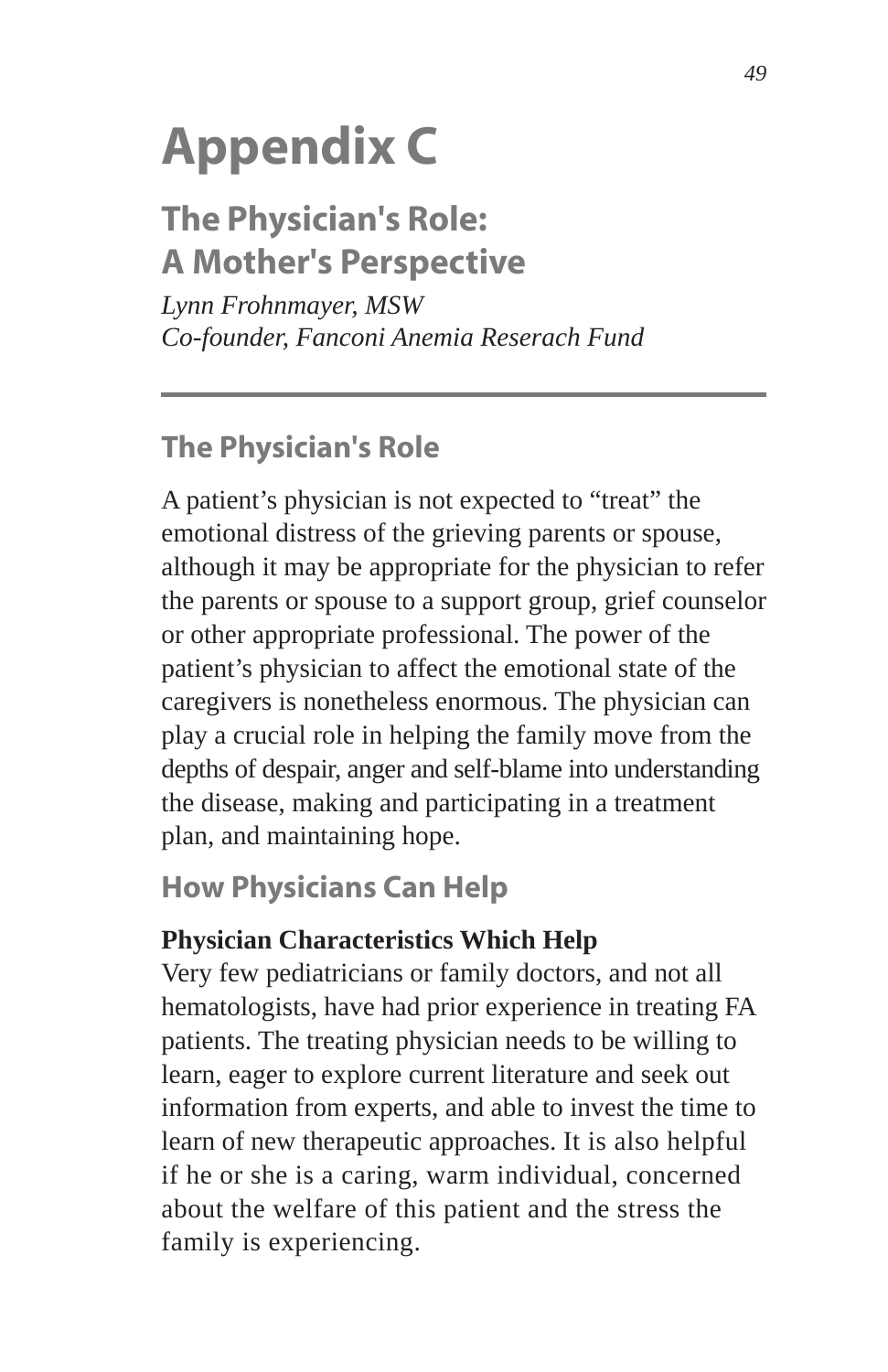# Appendix C

## The Physician's Role: A Mother's Perspective

*Lynn Frohnmayer, MSW*
*Co-founder, Fanconi Anemia Reserach Fund*

### The Physician's Role

A patient's physician is not expected to "treat" the emotional distress of the grieving parents or spouse, although it may be appropriate for the physician to refer the parents or spouse to a support group, grief counselor or other appropriate professional. The power of the patient's physician to affect the emotional state of the caregivers is nonetheless enormous. The physician can play a crucial role in helping the family move from the depths of despair, anger and self-blame into understanding the disease, making and participating in a treatment plan, and maintaining hope.

### How Physicians Can Help

**Physician Characteristics Which Help**

Very few pediatricians or family doctors, and not all hematologists, have had prior experience in treating FA patients. The treating physician needs to be willing to learn, eager to explore current literature and seek out information from experts, and able to invest the time to learn of new therapeutic approaches. It is also helpful if he or she is a caring, warm individual, concerned about the welfare of this patient and the stress the family is experiencing.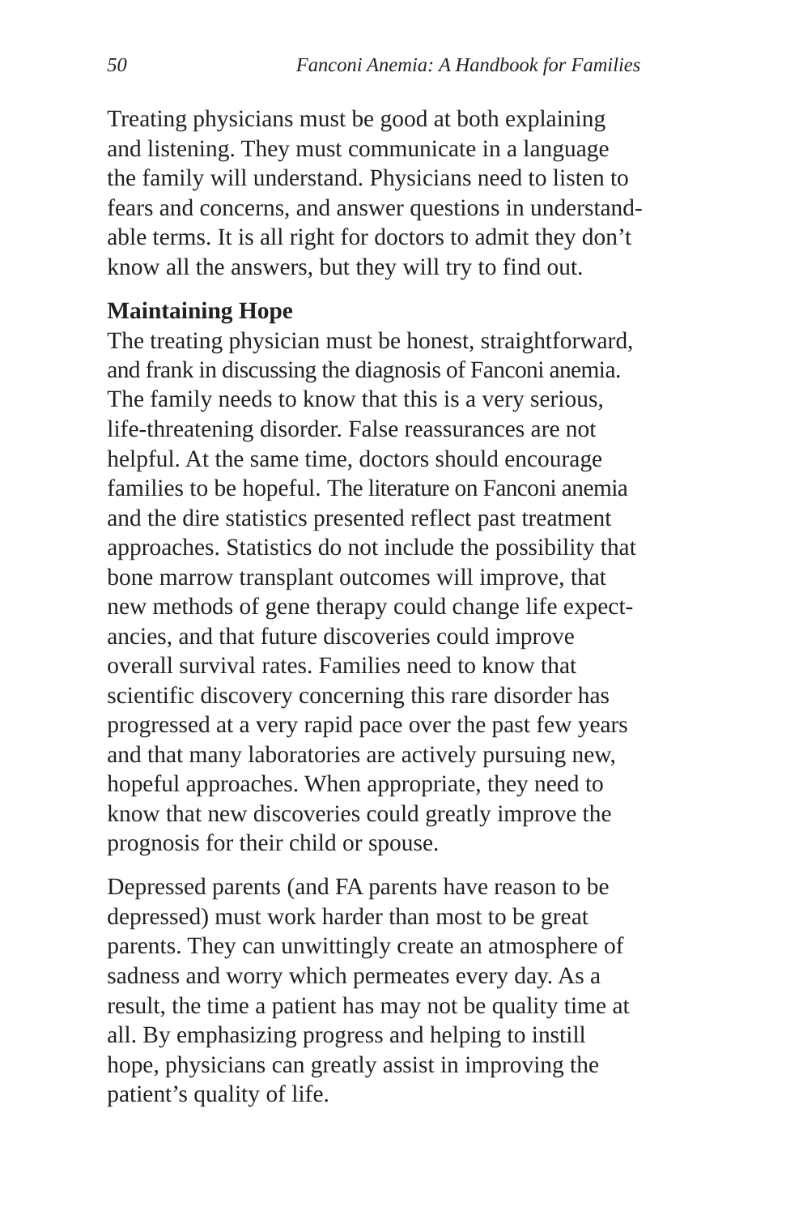Treating physicians must be good at both explaining and listening. They must communicate in a language the family will understand. Physicians need to listen to fears and concerns, and answer questions in understandable terms. It is all right for doctors to admit they don't know all the answers, but they will try to find out.

**Maintaining Hope**

The treating physician must be honest, straightforward, and frank in discussing the diagnosis of Fanconi anemia. The family needs to know that this is a very serious, life-threatening disorder. False reassurances are not helpful. At the same time, doctors should encourage families to be hopeful. The literature on Fanconi anemia and the dire statistics presented reflect past treatment approaches. Statistics do not include the possibility that bone marrow transplant outcomes will improve, that new methods of gene therapy could change life expectancies, and that future discoveries could improve overall survival rates. Families need to know that scientific discovery concerning this rare disorder has progressed at a very rapid pace over the past few years and that many laboratories are actively pursuing new, hopeful approaches. When appropriate, they need to know that new discoveries could greatly improve the prognosis for their child or spouse.

Depressed parents (and FA parents have reason to be depressed) must work harder than most to be great parents. They can unwittingly create an atmosphere of sadness and worry which permeates every day. As a result, the time a patient has may not be quality time at all. By emphasizing progress and helping to instill hope, physicians can greatly assist in improving the patient's quality of life.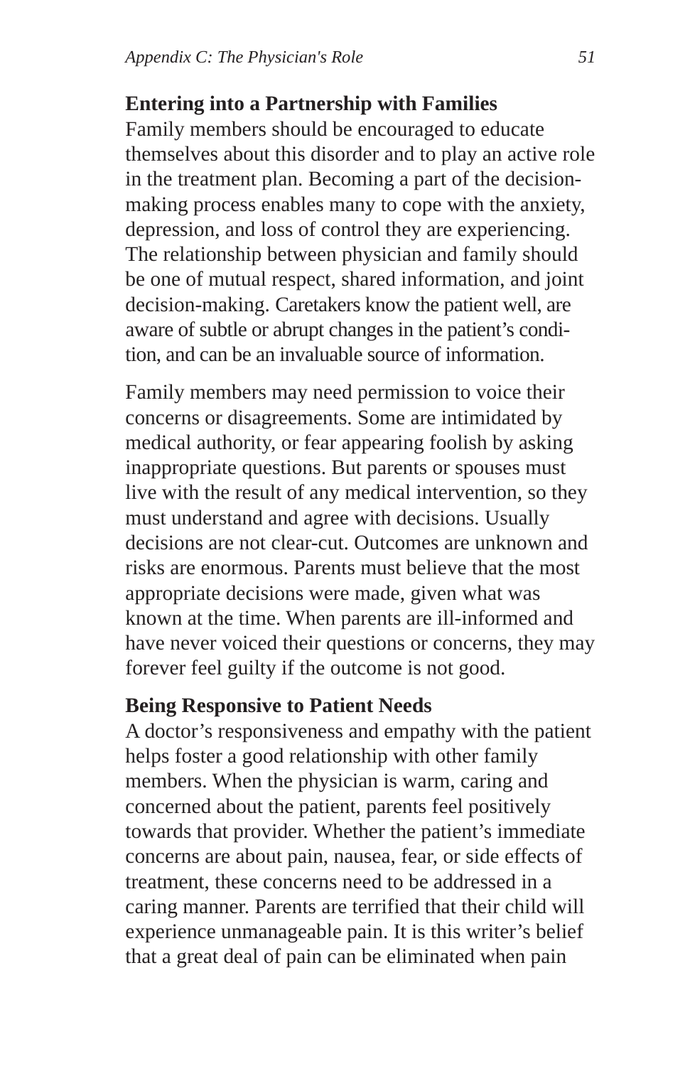### Entering into a Partnership with Families

Family members should be encouraged to educate themselves about this disorder and to play an active role in the treatment plan. Becoming a part of the decision-making process enables many to cope with the anxiety, depression, and loss of control they are experiencing. The relationship between physician and family should be one of mutual respect, shared information, and joint decision-making. Caretakers know the patient well, are aware of subtle or abrupt changes in the patient's condition, and can be an invaluable source of information.

Family members may need permission to voice their concerns or disagreements. Some are intimidated by medical authority, or fear appearing foolish by asking inappropriate questions. But parents or spouses must live with the result of any medical intervention, so they must understand and agree with decisions. Usually decisions are not clear-cut. Outcomes are unknown and risks are enormous. Parents must believe that the most appropriate decisions were made, given what was known at the time. When parents are ill-informed and have never voiced their questions or concerns, they may forever feel guilty if the outcome is not good.

### Being Responsive to Patient Needs

A doctor's responsiveness and empathy with the patient helps foster a good relationship with other family members. When the physician is warm, caring and concerned about the patient, parents feel positively towards that provider. Whether the patient's immediate concerns are about pain, nausea, fear, or side effects of treatment, these concerns need to be addressed in a caring manner. Parents are terrified that their child will experience unmanageable pain. It is this writer's belief that a great deal of pain can be eliminated when pain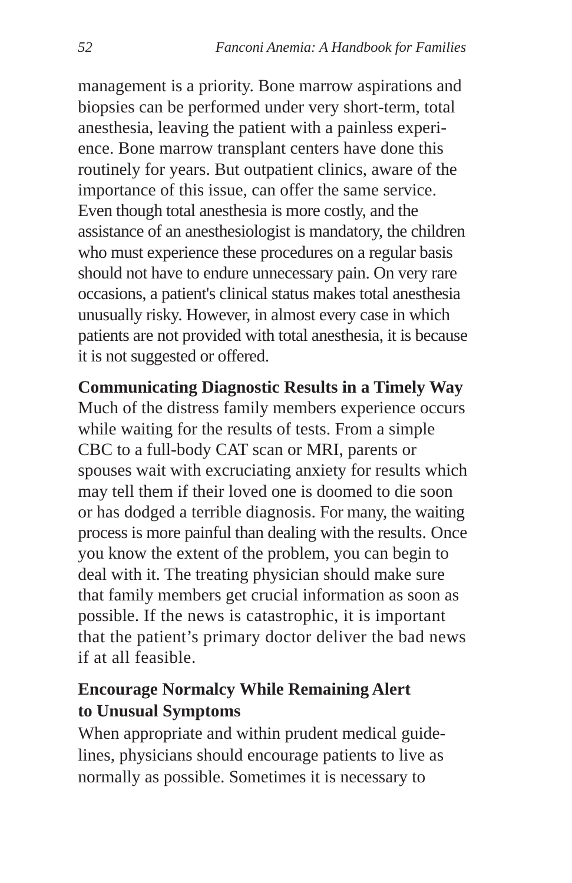management is a priority. Bone marrow aspirations and biopsies can be performed under very short-term, total anesthesia, leaving the patient with a painless experience. Bone marrow transplant centers have done this routinely for years. But outpatient clinics, aware of the importance of this issue, can offer the same service. Even though total anesthesia is more costly, and the assistance of an anesthesiologist is mandatory, the children who must experience these procedures on a regular basis should not have to endure unnecessary pain. On very rare occasions, a patient's clinical status makes total anesthesia unusually risky. However, in almost every case in which patients are not provided with total anesthesia, it is because it is not suggested or offered.

**Communicating Diagnostic Results in a Timely Way**

Much of the distress family members experience occurs while waiting for the results of tests. From a simple CBC to a full-body CAT scan or MRI, parents or spouses wait with excruciating anxiety for results which may tell them if their loved one is doomed to die soon or has dodged a terrible diagnosis. For many, the waiting process is more painful than dealing with the results. Once you know the extent of the problem, you can begin to deal with it. The treating physician should make sure that family members get crucial information as soon as possible. If the news is catastrophic, it is important that the patient's primary doctor deliver the bad news if at all feasible.

**Encourage Normalcy While Remaining Alert to Unusual Symptoms**

When appropriate and within prudent medical guidelines, physicians should encourage patients to live as normally as possible. Sometimes it is necessary to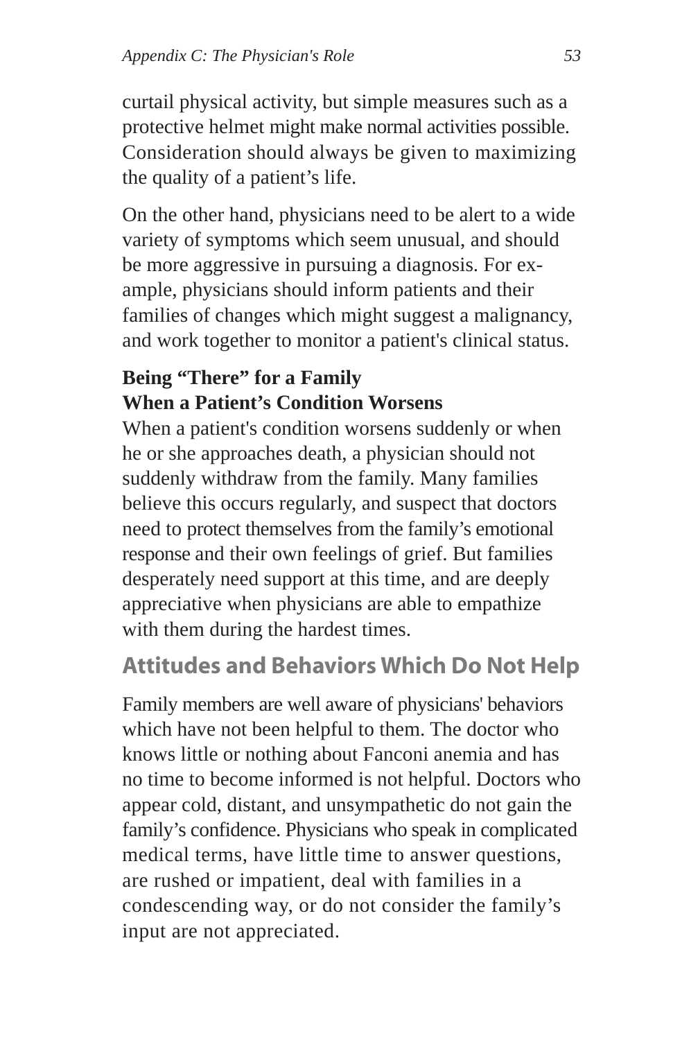curtail physical activity, but simple measures such as a protective helmet might make normal activities possible. Consideration should always be given to maximizing the quality of a patient's life.

On the other hand, physicians need to be alert to a wide variety of symptoms which seem unusual, and should be more aggressive in pursuing a diagnosis. For example, physicians should inform patients and their families of changes which might suggest a malignancy, and work together to monitor a patient's clinical status.

### Being "There" for a Family When a Patient's Condition Worsens

When a patient's condition worsens suddenly or when he or she approaches death, a physician should not suddenly withdraw from the family. Many families believe this occurs regularly, and suspect that doctors need to protect themselves from the family's emotional response and their own feelings of grief. But families desperately need support at this time, and are deeply appreciative when physicians are able to empathize with them during the hardest times.

## Attitudes and Behaviors Which Do Not Help

Family members are well aware of physicians' behaviors which have not been helpful to them. The doctor who knows little or nothing about Fanconi anemia and has no time to become informed is not helpful. Doctors who appear cold, distant, and unsympathetic do not gain the family's confidence. Physicians who speak in complicated medical terms, have little time to answer questions, are rushed or impatient, deal with families in a condescending way, or do not consider the family's input are not appreciated.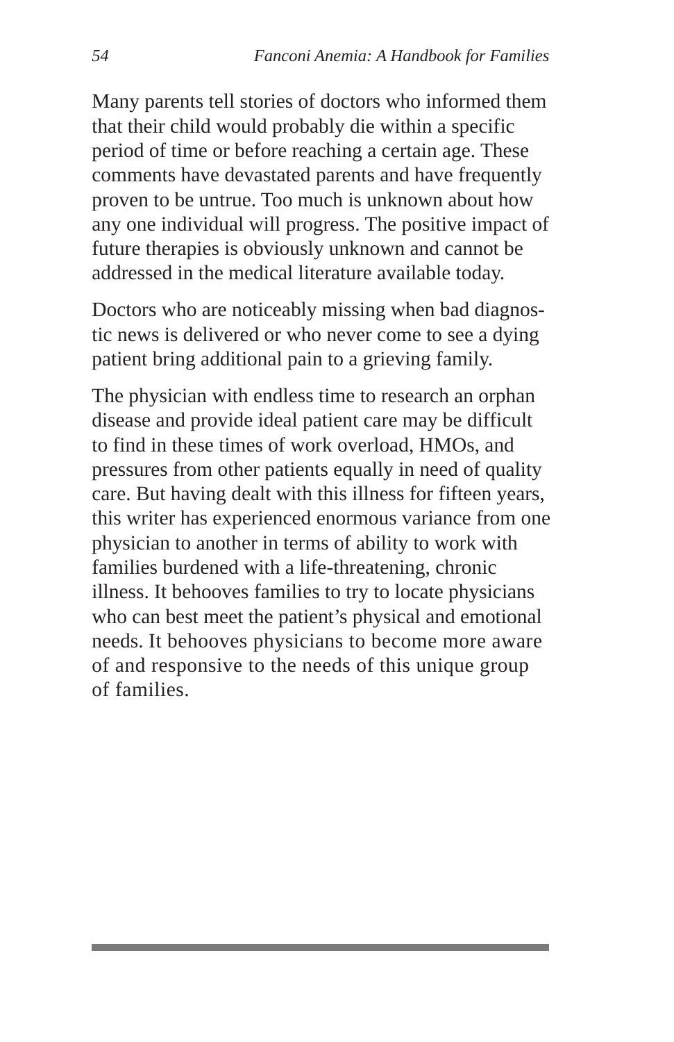Many parents tell stories of doctors who informed them that their child would probably die within a specific period of time or before reaching a certain age. These comments have devastated parents and have frequently proven to be untrue. Too much is unknown about how any one individual will progress. The positive impact of future therapies is obviously unknown and cannot be addressed in the medical literature available today.

Doctors who are noticeably missing when bad diagnostic news is delivered or who never come to see a dying patient bring additional pain to a grieving family.

The physician with endless time to research an orphan disease and provide ideal patient care may be difficult to find in these times of work overload, HMOs, and pressures from other patients equally in need of quality care. But having dealt with this illness for fifteen years, this writer has experienced enormous variance from one physician to another in terms of ability to work with families burdened with a life-threatening, chronic illness. It behooves families to try to locate physicians who can best meet the patient's physical and emotional needs. It behooves physicians to become more aware of and responsive to the needs of this unique group of families.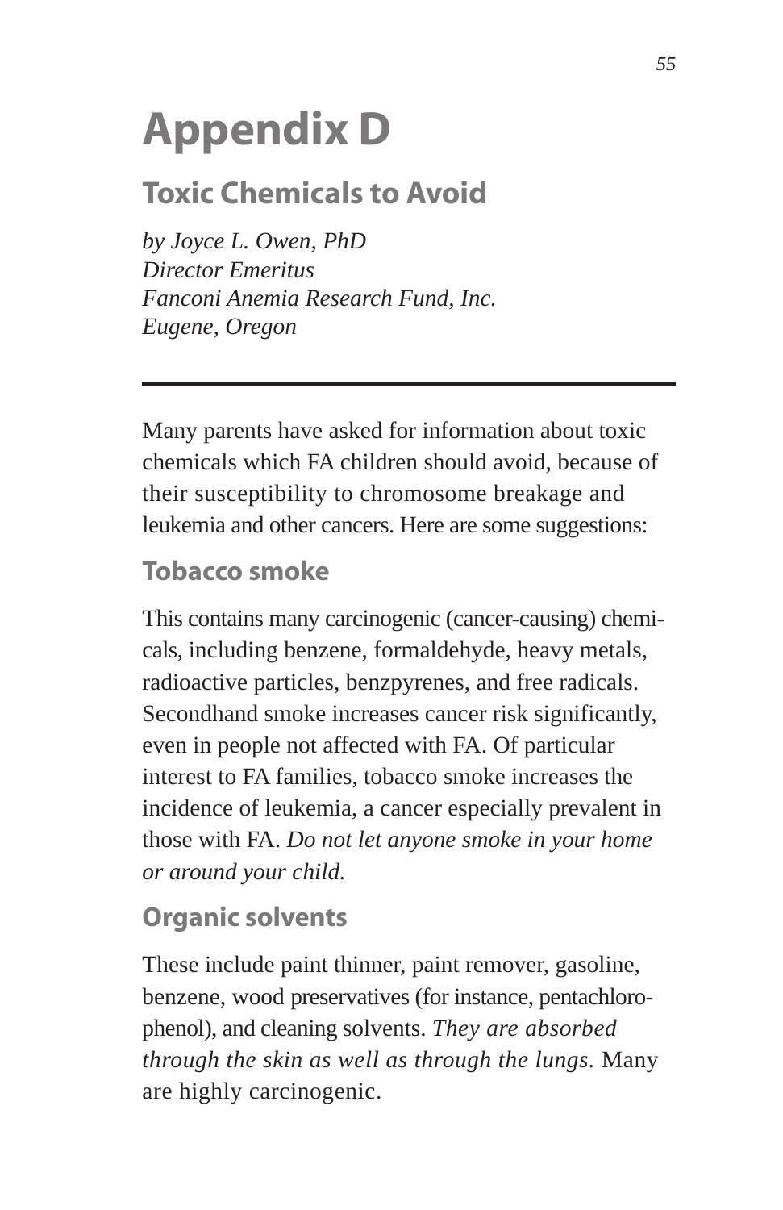# Appendix D

## Toxic Chemicals to Avoid

*by Joyce L. Owen, PhD*
*Director Emeritus*
*Fanconi Anemia Research Fund, Inc.*
*Eugene, Oregon*

---

Many parents have asked for information about toxic chemicals which FA children should avoid, because of their susceptibility to chromosome breakage and leukemia and other cancers. Here are some suggestions:

### Tobacco smoke

This contains many carcinogenic (cancer-causing) chemicals, including benzene, formaldehyde, heavy metals, radioactive particles, benzpyrenes, and free radicals. Secondhand smoke increases cancer risk significantly, even in people not affected with FA. Of particular interest to FA families, tobacco smoke increases the incidence of leukemia, a cancer especially prevalent in those with FA. *Do not let anyone smoke in your home or around your child.*

### Organic solvents

These include paint thinner, paint remover, gasoline, benzene, wood preservatives (for instance, pentachlorophenol), and cleaning solvents. *They are absorbed through the skin as well as through the lungs.* Many are highly carcinogenic.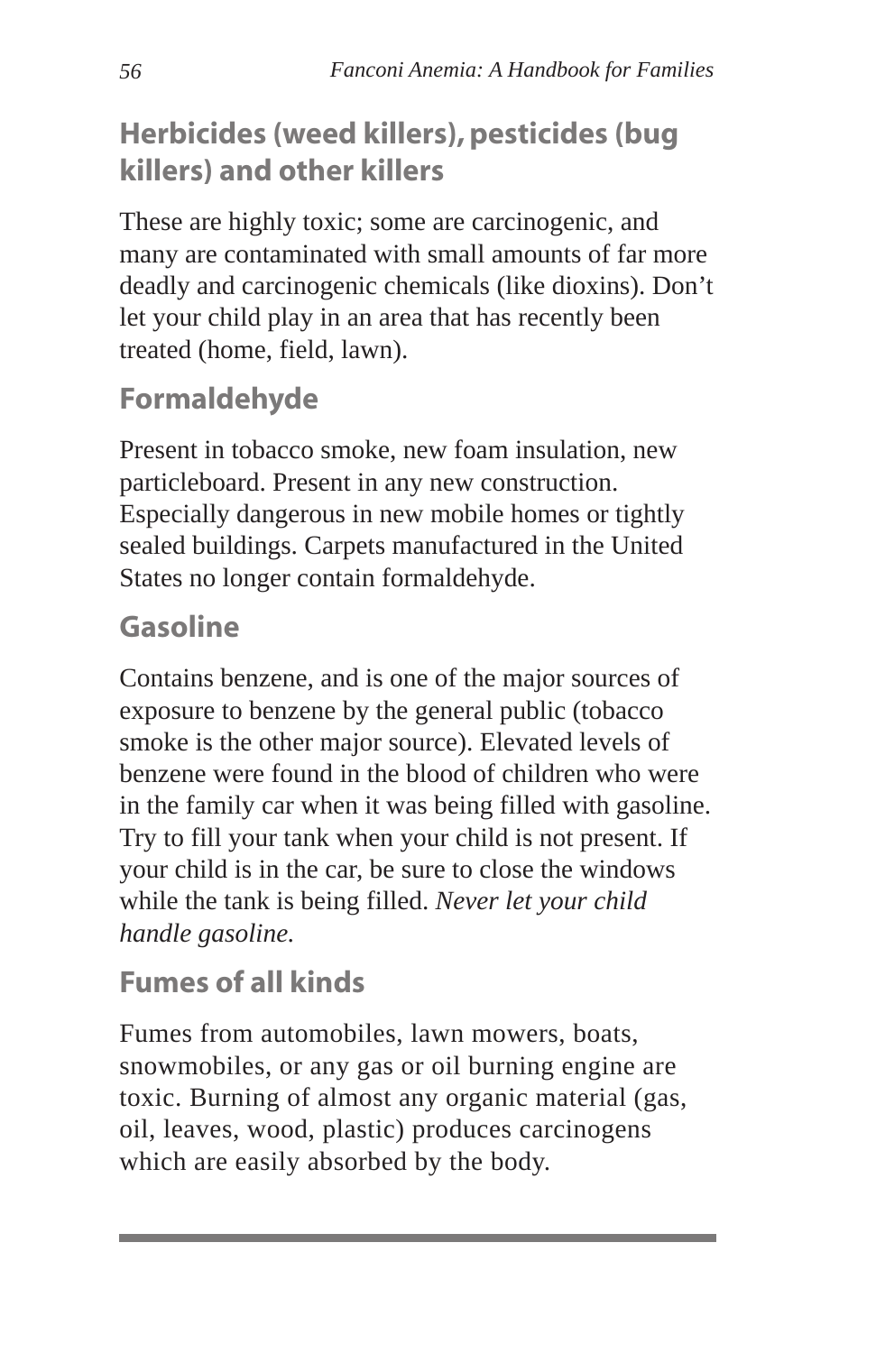## Herbicides (weed killers), pesticides (bug killers) and other killers

These are highly toxic; some are carcinogenic, and many are contaminated with small amounts of far more deadly and carcinogenic chemicals (like dioxins). Don't let your child play in an area that has recently been treated (home, field, lawn).

## Formaldehyde

Present in tobacco smoke, new foam insulation, new particleboard. Present in any new construction. Especially dangerous in new mobile homes or tightly sealed buildings. Carpets manufactured in the United States no longer contain formaldehyde.

## Gasoline

Contains benzene, and is one of the major sources of exposure to benzene by the general public (tobacco smoke is the other major source). Elevated levels of benzene were found in the blood of children who were in the family car when it was being filled with gasoline. Try to fill your tank when your child is not present. If your child is in the car, be sure to close the windows while the tank is being filled. *Never let your child handle gasoline.*

## Fumes of all kinds

Fumes from automobiles, lawn mowers, boats, snowmobiles, or any gas or oil burning engine are toxic. Burning of almost any organic material (gas, oil, leaves, wood, plastic) produces carcinogens which are easily absorbed by the body.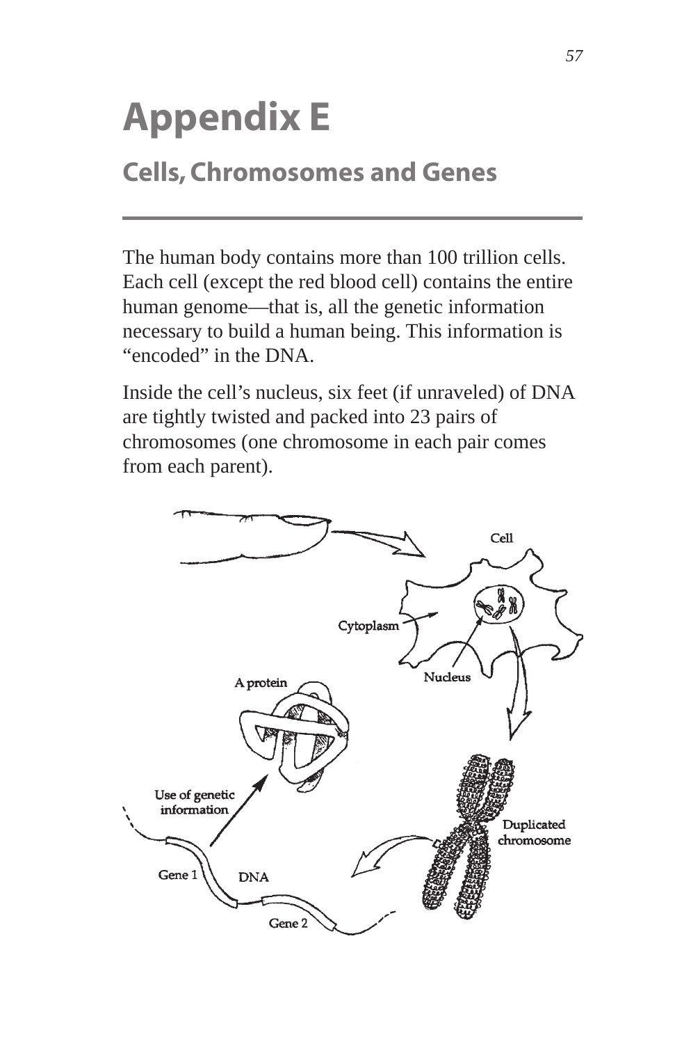# Appendix E

## Cells, Chromosomes and Genes

The human body contains more than 100 trillion cells. Each cell (except the red blood cell) contains the entire human genome—that is, all the genetic information necessary to build a human being. This information is "encoded" in the DNA.

Inside the cell's nucleus, six feet (if unraveled) of DNA are tightly twisted and packed into 23 pairs of chromosomes (one chromosome in each pair comes from each parent).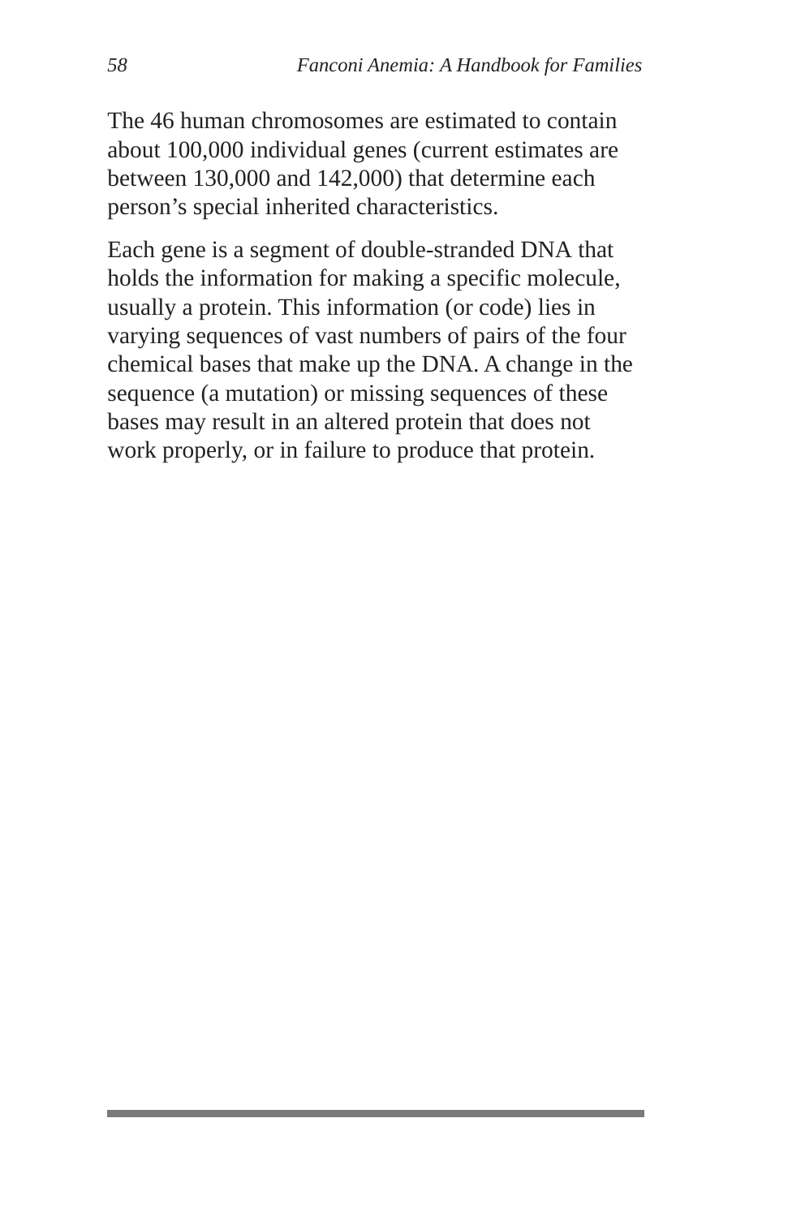The 46 human chromosomes are estimated to contain about 100,000 individual genes (current estimates are between 130,000 and 142,000) that determine each person's special inherited characteristics.

Each gene is a segment of double-stranded DNA that holds the information for making a specific molecule, usually a protein. This information (or code) lies in varying sequences of vast numbers of pairs of the four chemical bases that make up the DNA. A change in the sequence (a mutation) or missing sequences of these bases may result in an altered protein that does not work properly, or in failure to produce that protein.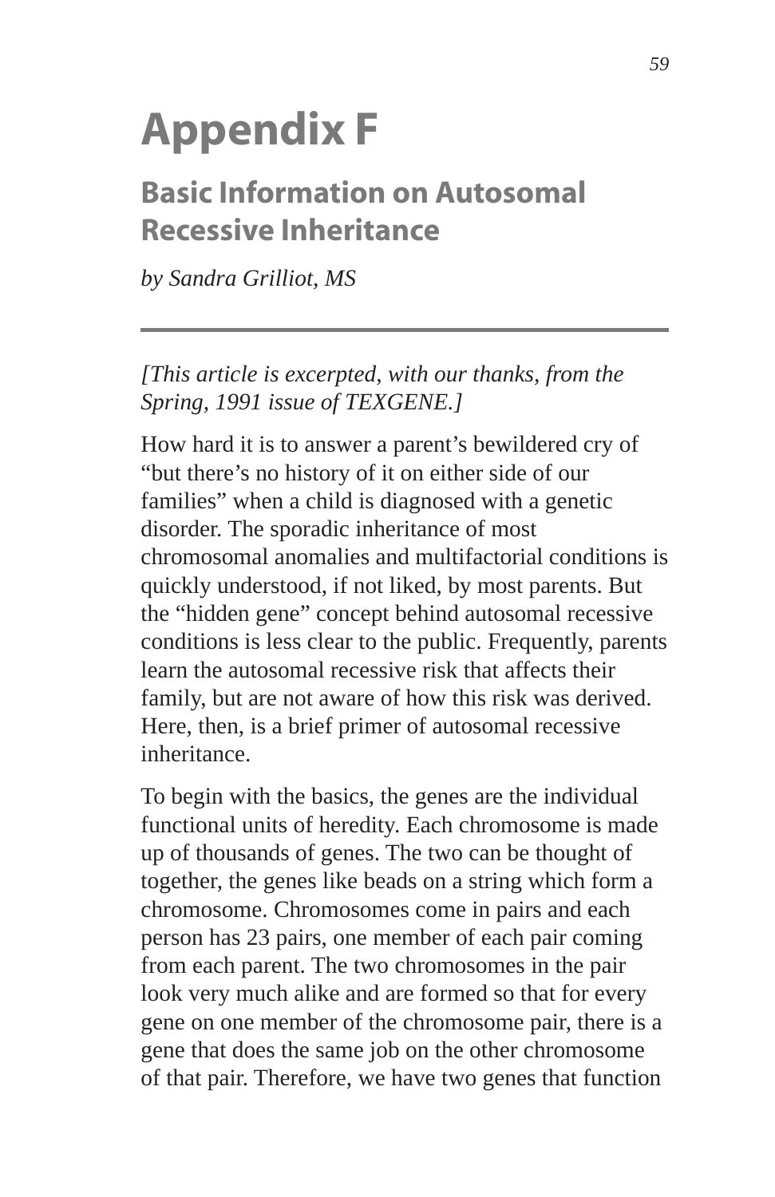# Appendix F

## Basic Information on Autosomal Recessive Inheritance

*by Sandra Grilliot, MS*

---

*[This article is excerpted, with our thanks, from the Spring, 1991 issue of TEXGENE.]*

How hard it is to answer a parent's bewildered cry of "but there's no history of it on either side of our families" when a child is diagnosed with a genetic disorder. The sporadic inheritance of most chromosomal anomalies and multifactorial conditions is quickly understood, if not liked, by most parents. But the "hidden gene" concept behind autosomal recessive conditions is less clear to the public. Frequently, parents learn the autosomal recessive risk that affects their family, but are not aware of how this risk was derived. Here, then, is a brief primer of autosomal recessive inheritance.

To begin with the basics, the genes are the individual functional units of heredity. Each chromosome is made up of thousands of genes. The two can be thought of together, the genes like beads on a string which form a chromosome. Chromosomes come in pairs and each person has 23 pairs, one member of each pair coming from each parent. The two chromosomes in the pair look very much alike and are formed so that for every gene on one member of the chromosome pair, there is a gene that does the same job on the other chromosome of that pair. Therefore, we have two genes that function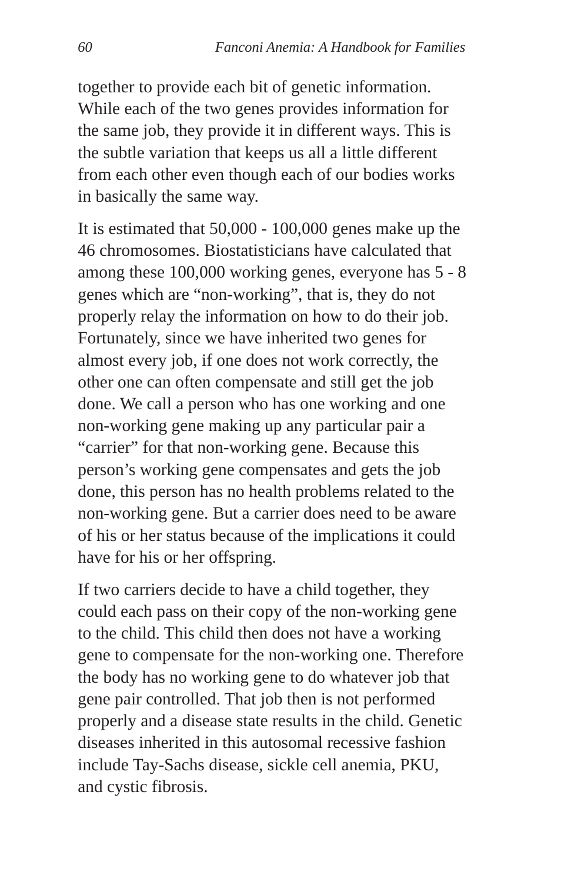together to provide each bit of genetic information. While each of the two genes provides information for the same job, they provide it in different ways. This is the subtle variation that keeps us all a little different from each other even though each of our bodies works in basically the same way.

It is estimated that 50,000 - 100,000 genes make up the 46 chromosomes. Biostatisticians have calculated that among these 100,000 working genes, everyone has 5 - 8 genes which are "non-working", that is, they do not properly relay the information on how to do their job. Fortunately, since we have inherited two genes for almost every job, if one does not work correctly, the other one can often compensate and still get the job done. We call a person who has one working and one non-working gene making up any particular pair a "carrier" for that non-working gene. Because this person's working gene compensates and gets the job done, this person has no health problems related to the non-working gene. But a carrier does need to be aware of his or her status because of the implications it could have for his or her offspring.

If two carriers decide to have a child together, they could each pass on their copy of the non-working gene to the child. This child then does not have a working gene to compensate for the non-working one. Therefore the body has no working gene to do whatever job that gene pair controlled. That job then is not performed properly and a disease state results in the child. Genetic diseases inherited in this autosomal recessive fashion include Tay-Sachs disease, sickle cell anemia, PKU, and cystic fibrosis.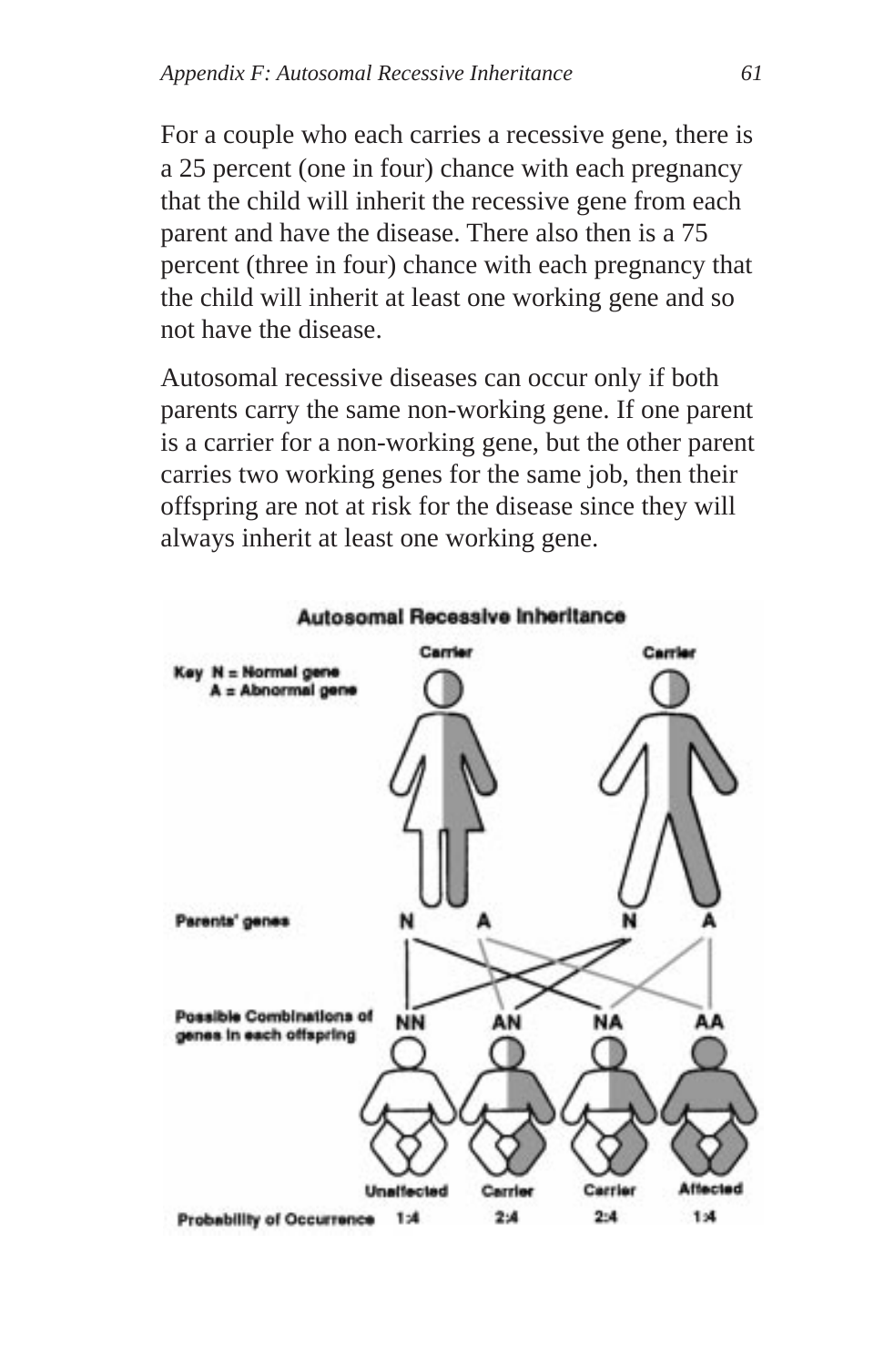For a couple who each carries a recessive gene, there is a 25 percent (one in four) chance with each pregnancy that the child will inherit the recessive gene from each parent and have the disease. There also then is a 75 percent (three in four) chance with each pregnancy that the child will inherit at least one working gene and so not have the disease.

Autosomal recessive diseases can occur only if both parents carry the same non-working gene. If one parent is a carrier for a non-working gene, but the other parent carries two working genes for the same job, then their offspring are not at risk for the disease since they will always inherit at least one working gene.

**Autosomal Recessive Inheritance**

Key N = Normal gene
A = Abnormal gene

Carrier Carrier

Parents' genes: N A N A

Possible Combinations of genes in each offspring: NN AN NA AA

| | Unaffected | Carrier | Carrier | Affected |
|---|---|---|---|---|
| Probability of Occurrence | 1:4 | 2:4 | 2:4 | 1:4 |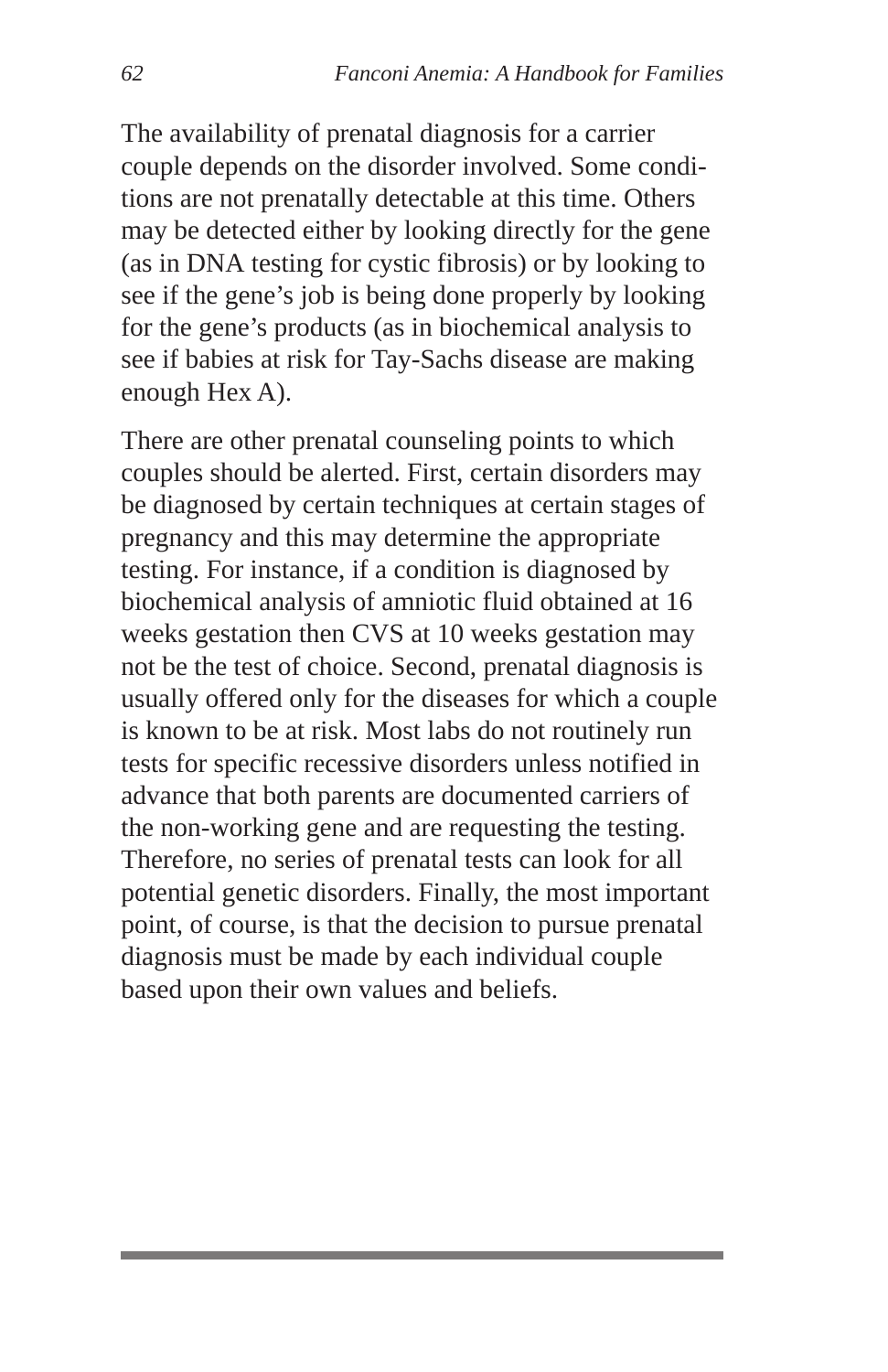The availability of prenatal diagnosis for a carrier couple depends on the disorder involved. Some conditions are not prenatally detectable at this time. Others may be detected either by looking directly for the gene (as in DNA testing for cystic fibrosis) or by looking to see if the gene's job is being done properly by looking for the gene's products (as in biochemical analysis to see if babies at risk for Tay-Sachs disease are making enough Hex A).

There are other prenatal counseling points to which couples should be alerted. First, certain disorders may be diagnosed by certain techniques at certain stages of pregnancy and this may determine the appropriate testing. For instance, if a condition is diagnosed by biochemical analysis of amniotic fluid obtained at 16 weeks gestation then CVS at 10 weeks gestation may not be the test of choice. Second, prenatal diagnosis is usually offered only for the diseases for which a couple is known to be at risk. Most labs do not routinely run tests for specific recessive disorders unless notified in advance that both parents are documented carriers of the non-working gene and are requesting the testing. Therefore, no series of prenatal tests can look for all potential genetic disorders. Finally, the most important point, of course, is that the decision to pursue prenatal diagnosis must be made by each individual couple based upon their own values and beliefs.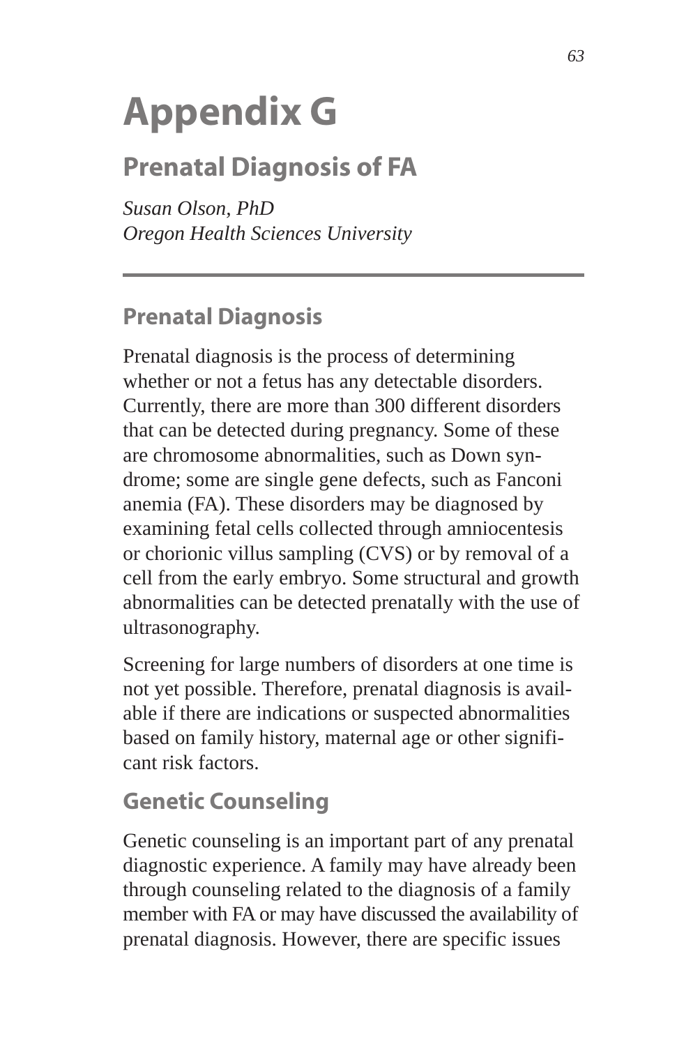# Appendix G

## Prenatal Diagnosis of FA

*Susan Olson, PhD*
*Oregon Health Sciences University*

---

### Prenatal Diagnosis

Prenatal diagnosis is the process of determining whether or not a fetus has any detectable disorders. Currently, there are more than 300 different disorders that can be detected during pregnancy. Some of these are chromosome abnormalities, such as Down syndrome; some are single gene defects, such as Fanconi anemia (FA). These disorders may be diagnosed by examining fetal cells collected through amniocentesis or chorionic villus sampling (CVS) or by removal of a cell from the early embryo. Some structural and growth abnormalities can be detected prenatally with the use of ultrasonography.

Screening for large numbers of disorders at one time is not yet possible. Therefore, prenatal diagnosis is available if there are indications or suspected abnormalities based on family history, maternal age or other significant risk factors.

### Genetic Counseling

Genetic counseling is an important part of any prenatal diagnostic experience. A family may have already been through counseling related to the diagnosis of a family member with FA or may have discussed the availability of prenatal diagnosis. However, there are specific issues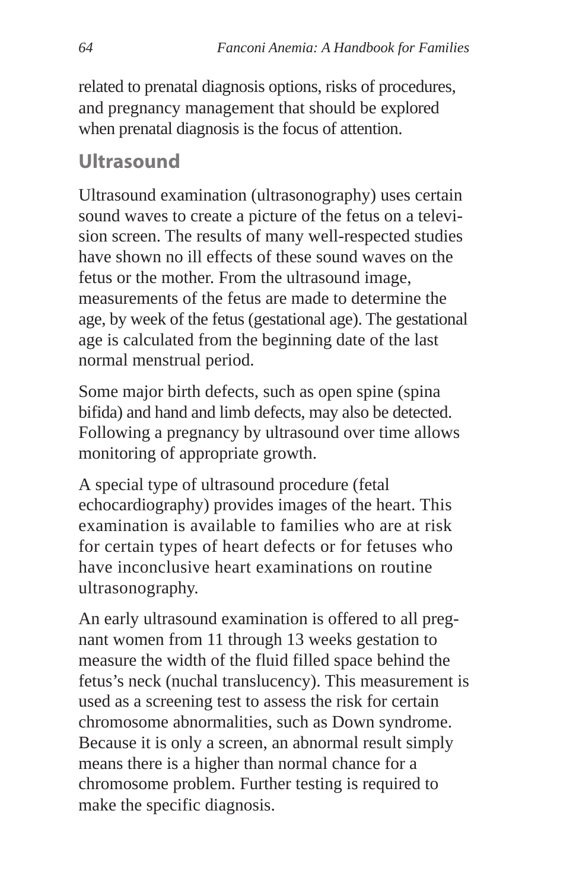related to prenatal diagnosis options, risks of procedures, and pregnancy management that should be explored when prenatal diagnosis is the focus of attention.

## Ultrasound

Ultrasound examination (ultrasonography) uses certain sound waves to create a picture of the fetus on a television screen. The results of many well-respected studies have shown no ill effects of these sound waves on the fetus or the mother. From the ultrasound image, measurements of the fetus are made to determine the age, by week of the fetus (gestational age). The gestational age is calculated from the beginning date of the last normal menstrual period.

Some major birth defects, such as open spine (spina bifida) and hand and limb defects, may also be detected. Following a pregnancy by ultrasound over time allows monitoring of appropriate growth.

A special type of ultrasound procedure (fetal echocardiography) provides images of the heart. This examination is available to families who are at risk for certain types of heart defects or for fetuses who have inconclusive heart examinations on routine ultrasonography.

An early ultrasound examination is offered to all pregnant women from 11 through 13 weeks gestation to measure the width of the fluid filled space behind the fetus's neck (nuchal translucency). This measurement is used as a screening test to assess the risk for certain chromosome abnormalities, such as Down syndrome. Because it is only a screen, an abnormal result simply means there is a higher than normal chance for a chromosome problem. Further testing is required to make the specific diagnosis.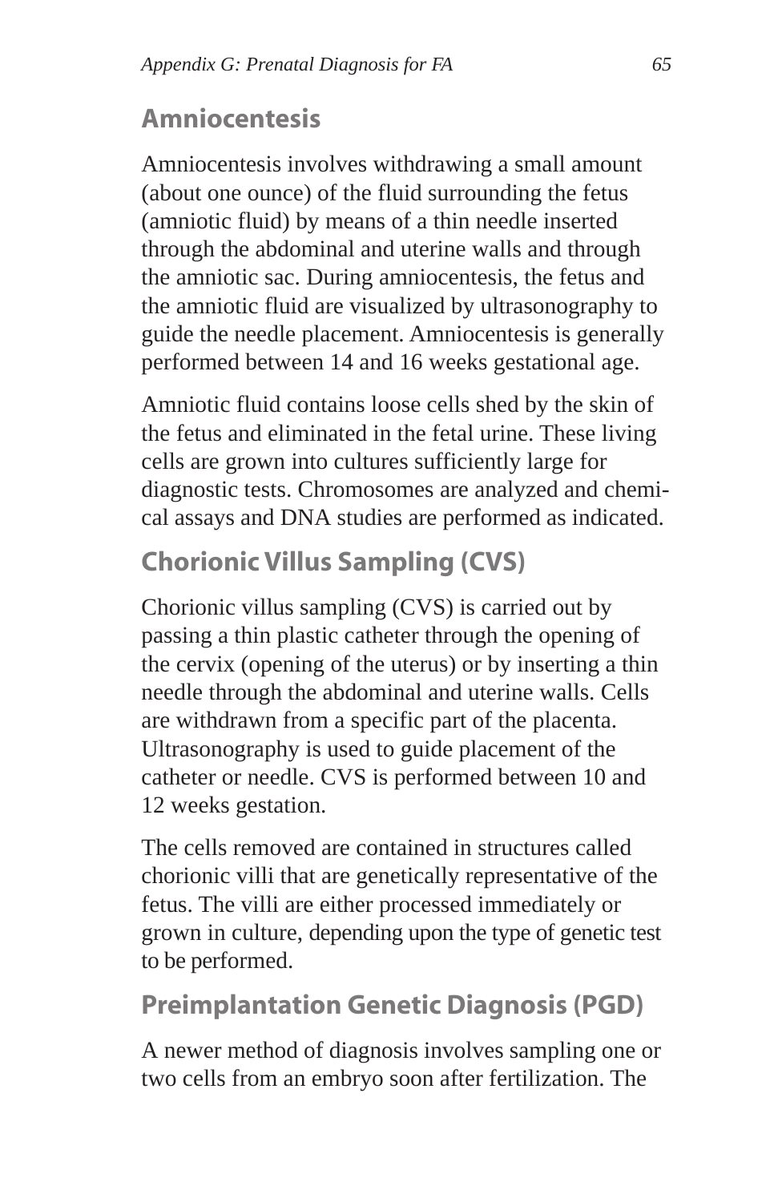## Amniocentesis

Amniocentesis involves withdrawing a small amount (about one ounce) of the fluid surrounding the fetus (amniotic fluid) by means of a thin needle inserted through the abdominal and uterine walls and through the amniotic sac. During amniocentesis, the fetus and the amniotic fluid are visualized by ultrasonography to guide the needle placement. Amniocentesis is generally performed between 14 and 16 weeks gestational age.

Amniotic fluid contains loose cells shed by the skin of the fetus and eliminated in the fetal urine. These living cells are grown into cultures sufficiently large for diagnostic tests. Chromosomes are analyzed and chemical assays and DNA studies are performed as indicated.

## Chorionic Villus Sampling (CVS)

Chorionic villus sampling (CVS) is carried out by passing a thin plastic catheter through the opening of the cervix (opening of the uterus) or by inserting a thin needle through the abdominal and uterine walls. Cells are withdrawn from a specific part of the placenta. Ultrasonography is used to guide placement of the catheter or needle. CVS is performed between 10 and 12 weeks gestation.

The cells removed are contained in structures called chorionic villi that are genetically representative of the fetus. The villi are either processed immediately or grown in culture, depending upon the type of genetic test to be performed.

## Preimplantation Genetic Diagnosis (PGD)

A newer method of diagnosis involves sampling one or two cells from an embryo soon after fertilization. The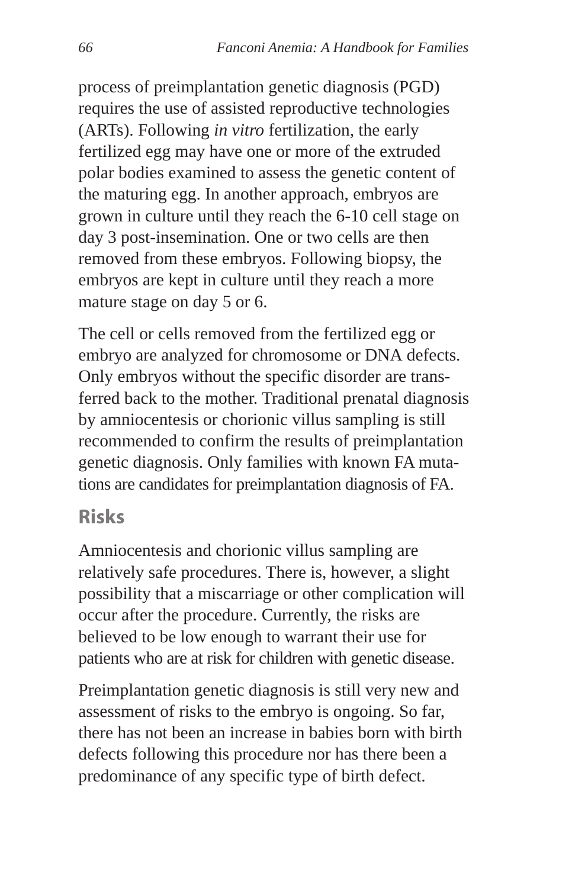process of preimplantation genetic diagnosis (PGD) requires the use of assisted reproductive technologies (ARTs). Following *in vitro* fertilization, the early fertilized egg may have one or more of the extruded polar bodies examined to assess the genetic content of the maturing egg. In another approach, embryos are grown in culture until they reach the 6-10 cell stage on day 3 post-insemination. One or two cells are then removed from these embryos. Following biopsy, the embryos are kept in culture until they reach a more mature stage on day 5 or 6.

The cell or cells removed from the fertilized egg or embryo are analyzed for chromosome or DNA defects. Only embryos without the specific disorder are transferred back to the mother. Traditional prenatal diagnosis by amniocentesis or chorionic villus sampling is still recommended to confirm the results of preimplantation genetic diagnosis. Only families with known FA mutations are candidates for preimplantation diagnosis of FA.

## Risks

Amniocentesis and chorionic villus sampling are relatively safe procedures. There is, however, a slight possibility that a miscarriage or other complication will occur after the procedure. Currently, the risks are believed to be low enough to warrant their use for patients who are at risk for children with genetic disease.

Preimplantation genetic diagnosis is still very new and assessment of risks to the embryo is ongoing. So far, there has not been an increase in babies born with birth defects following this procedure nor has there been a predominance of any specific type of birth defect.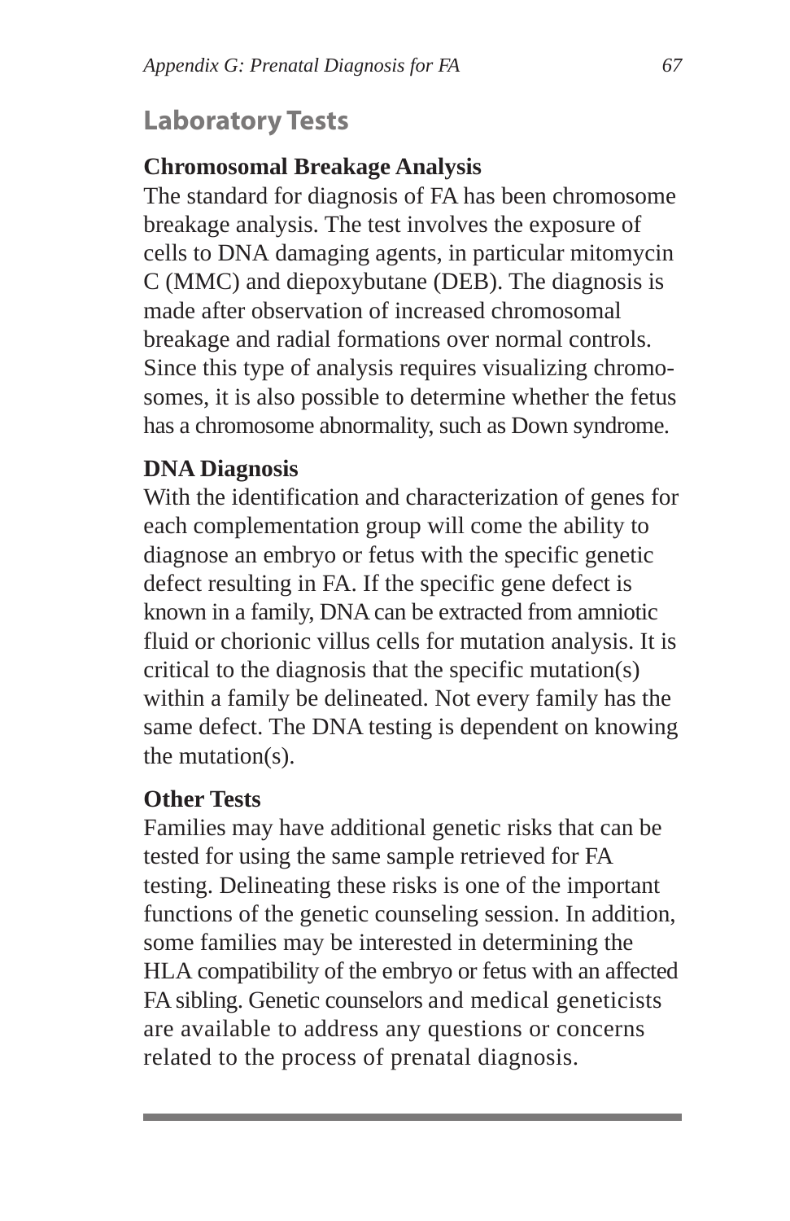## Laboratory Tests

### Chromosomal Breakage Analysis

The standard for diagnosis of FA has been chromosome breakage analysis. The test involves the exposure of cells to DNA damaging agents, in particular mitomycin C (MMC) and diepoxybutane (DEB). The diagnosis is made after observation of increased chromosomal breakage and radial formations over normal controls. Since this type of analysis requires visualizing chromosomes, it is also possible to determine whether the fetus has a chromosome abnormality, such as Down syndrome.

### DNA Diagnosis

With the identification and characterization of genes for each complementation group will come the ability to diagnose an embryo or fetus with the specific genetic defect resulting in FA. If the specific gene defect is known in a family, DNA can be extracted from amniotic fluid or chorionic villus cells for mutation analysis. It is critical to the diagnosis that the specific mutation(s) within a family be delineated. Not every family has the same defect. The DNA testing is dependent on knowing the mutation(s).

### Other Tests

Families may have additional genetic risks that can be tested for using the same sample retrieved for FA testing. Delineating these risks is one of the important functions of the genetic counseling session. In addition, some families may be interested in determining the HLA compatibility of the embryo or fetus with an affected FA sibling. Genetic counselors and medical geneticists are available to address any questions or concerns related to the process of prenatal diagnosis.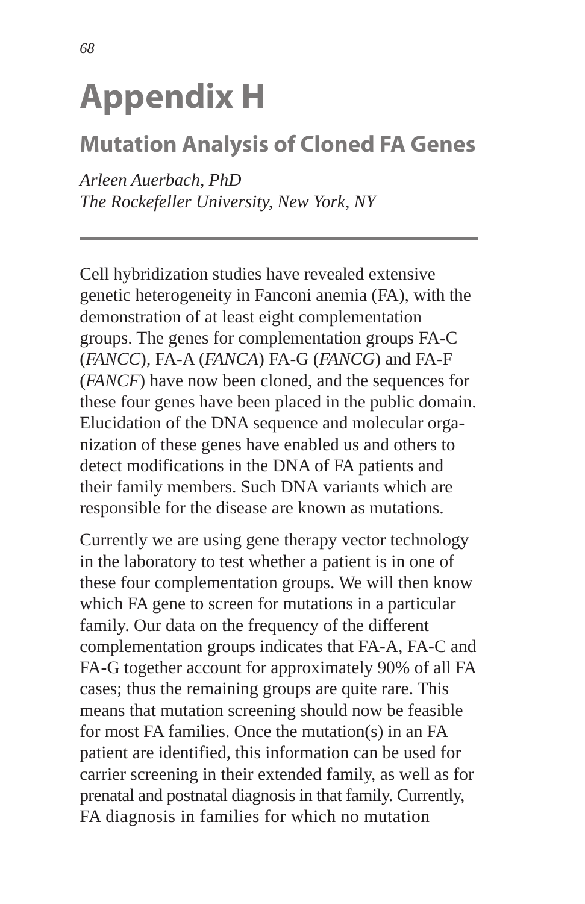# Appendix H

## Mutation Analysis of Cloned FA Genes

*Arleen Auerbach, PhD*
*The Rockefeller University, New York, NY*

---

Cell hybridization studies have revealed extensive genetic heterogeneity in Fanconi anemia (FA), with the demonstration of at least eight complementation groups. The genes for complementation groups FA-C (*FANCC*), FA-A (*FANCA*) FA-G (*FANCG*) and FA-F (*FANCF*) have now been cloned, and the sequences for these four genes have been placed in the public domain. Elucidation of the DNA sequence and molecular organization of these genes have enabled us and others to detect modifications in the DNA of FA patients and their family members. Such DNA variants which are responsible for the disease are known as mutations.

Currently we are using gene therapy vector technology in the laboratory to test whether a patient is in one of these four complementation groups. We will then know which FA gene to screen for mutations in a particular family. Our data on the frequency of the different complementation groups indicates that FA-A, FA-C and FA-G together account for approximately 90% of all FA cases; thus the remaining groups are quite rare. This means that mutation screening should now be feasible for most FA families. Once the mutation(s) in an FA patient are identified, this information can be used for carrier screening in their extended family, as well as for prenatal and postnatal diagnosis in that family. Currently, FA diagnosis in families for which no mutation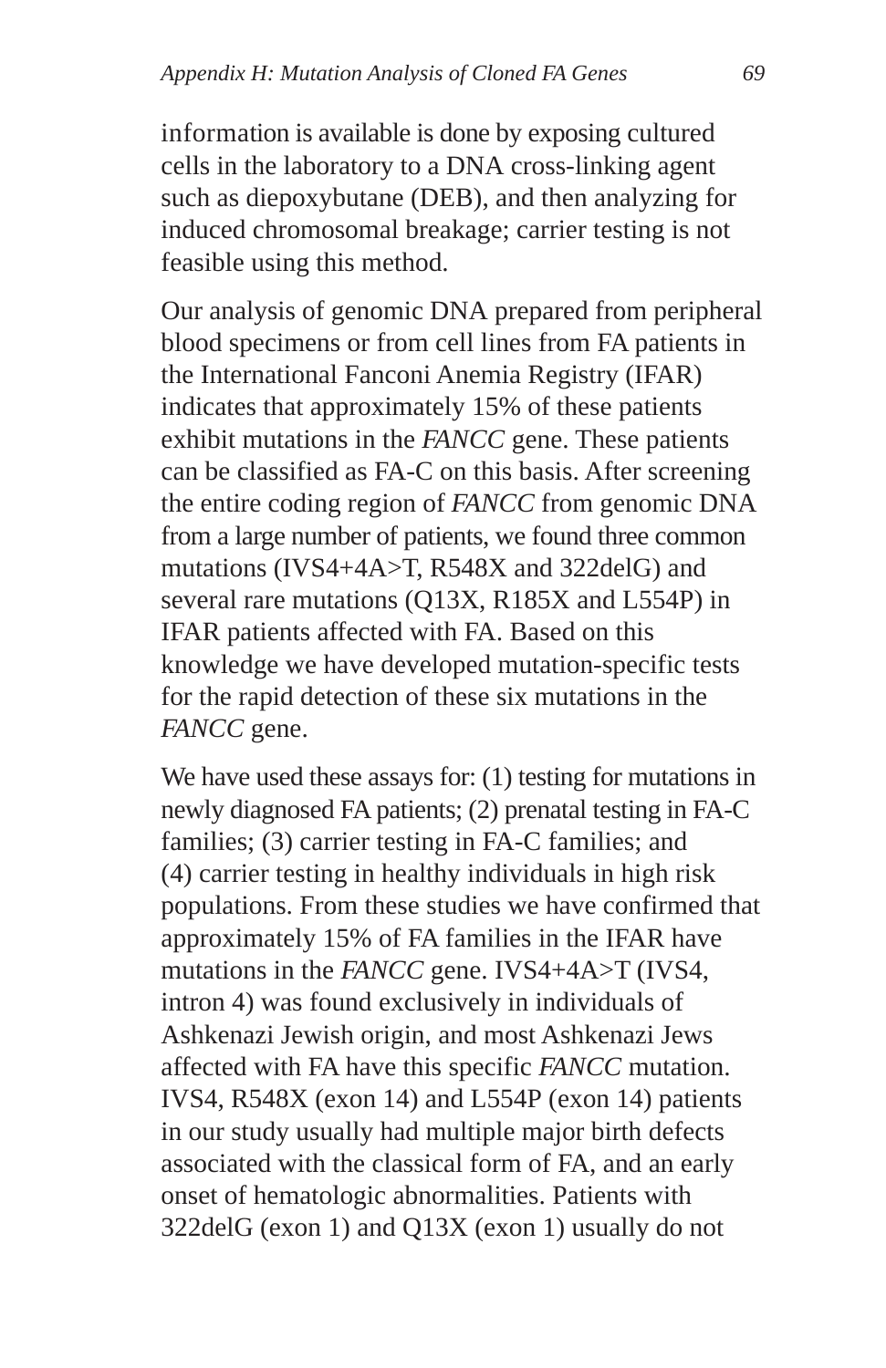information is available is done by exposing cultured cells in the laboratory to a DNA cross-linking agent such as diepoxybutane (DEB), and then analyzing for induced chromosomal breakage; carrier testing is not feasible using this method.

Our analysis of genomic DNA prepared from peripheral blood specimens or from cell lines from FA patients in the International Fanconi Anemia Registry (IFAR) indicates that approximately 15% of these patients exhibit mutations in the *FANCC* gene. These patients can be classified as FA-C on this basis. After screening the entire coding region of *FANCC* from genomic DNA from a large number of patients, we found three common mutations (IVS4+4A>T, R548X and 322delG) and several rare mutations (Q13X, R185X and L554P) in IFAR patients affected with FA. Based on this knowledge we have developed mutation-specific tests for the rapid detection of these six mutations in the *FANCC* gene.

We have used these assays for: (1) testing for mutations in newly diagnosed FA patients; (2) prenatal testing in FA-C families; (3) carrier testing in FA-C families; and (4) carrier testing in healthy individuals in high risk populations. From these studies we have confirmed that approximately 15% of FA families in the IFAR have mutations in the *FANCC* gene. IVS4+4A>T (IVS4, intron 4) was found exclusively in individuals of Ashkenazi Jewish origin, and most Ashkenazi Jews affected with FA have this specific *FANCC* mutation. IVS4, R548X (exon 14) and L554P (exon 14) patients in our study usually had multiple major birth defects associated with the classical form of FA, and an early onset of hematologic abnormalities. Patients with 322delG (exon 1) and Q13X (exon 1) usually do not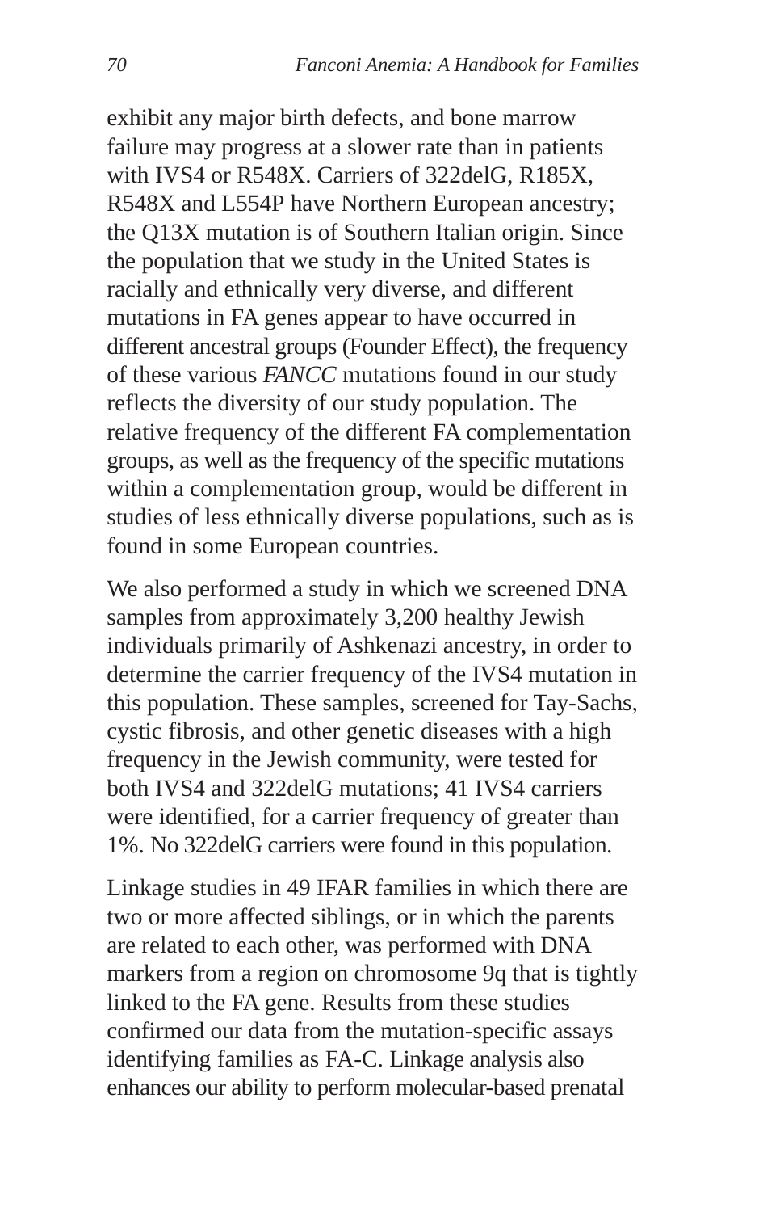exhibit any major birth defects, and bone marrow failure may progress at a slower rate than in patients with IVS4 or R548X. Carriers of 322delG, R185X, R548X and L554P have Northern European ancestry; the Q13X mutation is of Southern Italian origin. Since the population that we study in the United States is racially and ethnically very diverse, and different mutations in FA genes appear to have occurred in different ancestral groups (Founder Effect), the frequency of these various *FANCC* mutations found in our study reflects the diversity of our study population. The relative frequency of the different FA complementation groups, as well as the frequency of the specific mutations within a complementation group, would be different in studies of less ethnically diverse populations, such as is found in some European countries.

We also performed a study in which we screened DNA samples from approximately 3,200 healthy Jewish individuals primarily of Ashkenazi ancestry, in order to determine the carrier frequency of the IVS4 mutation in this population. These samples, screened for Tay-Sachs, cystic fibrosis, and other genetic diseases with a high frequency in the Jewish community, were tested for both IVS4 and 322delG mutations; 41 IVS4 carriers were identified, for a carrier frequency of greater than 1%. No 322delG carriers were found in this population.

Linkage studies in 49 IFAR families in which there are two or more affected siblings, or in which the parents are related to each other, was performed with DNA markers from a region on chromosome 9q that is tightly linked to the FA gene. Results from these studies confirmed our data from the mutation-specific assays identifying families as FA-C. Linkage analysis also enhances our ability to perform molecular-based prenatal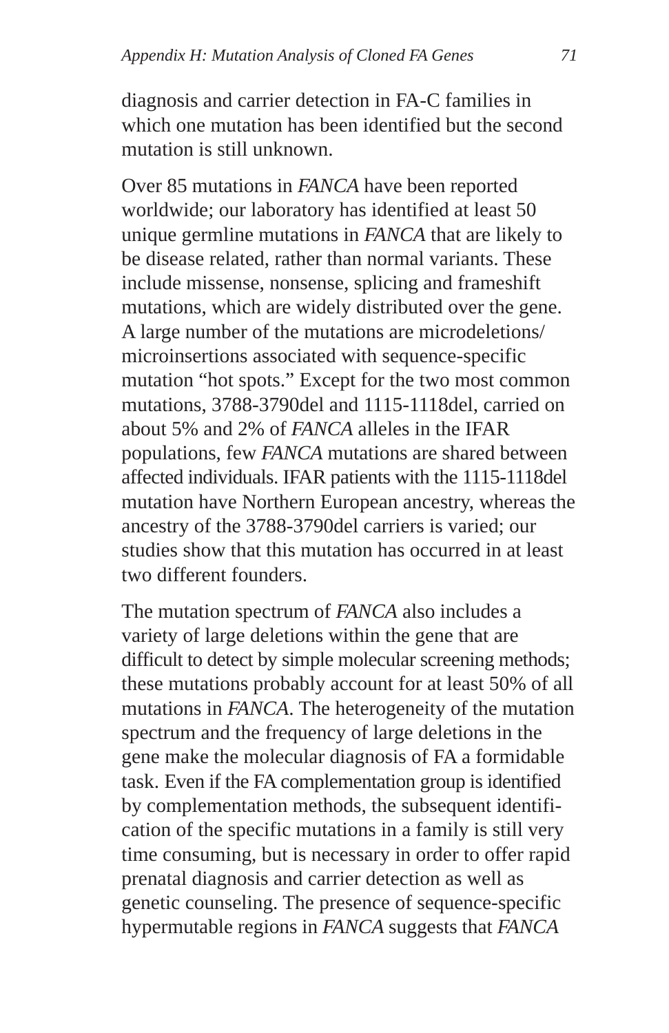diagnosis and carrier detection in FA-C families in which one mutation has been identified but the second mutation is still unknown.

Over 85 mutations in *FANCA* have been reported worldwide; our laboratory has identified at least 50 unique germline mutations in *FANCA* that are likely to be disease related, rather than normal variants. These include missense, nonsense, splicing and frameshift mutations, which are widely distributed over the gene. A large number of the mutations are microdeletions/microinsertions associated with sequence-specific mutation “hot spots.” Except for the two most common mutations, 3788-3790del and 1115-1118del, carried on about 5% and 2% of *FANCA* alleles in the IFAR populations, few *FANCA* mutations are shared between affected individuals. IFAR patients with the 1115-1118del mutation have Northern European ancestry, whereas the ancestry of the 3788-3790del carriers is varied; our studies show that this mutation has occurred in at least two different founders.

The mutation spectrum of *FANCA* also includes a variety of large deletions within the gene that are difficult to detect by simple molecular screening methods; these mutations probably account for at least 50% of all mutations in *FANCA*. The heterogeneity of the mutation spectrum and the frequency of large deletions in the gene make the molecular diagnosis of FA a formidable task. Even if the FA complementation group is identified by complementation methods, the subsequent identification of the specific mutations in a family is still very time consuming, but is necessary in order to offer rapid prenatal diagnosis and carrier detection as well as genetic counseling. The presence of sequence-specific hypermutable regions in *FANCA* suggests that *FANCA*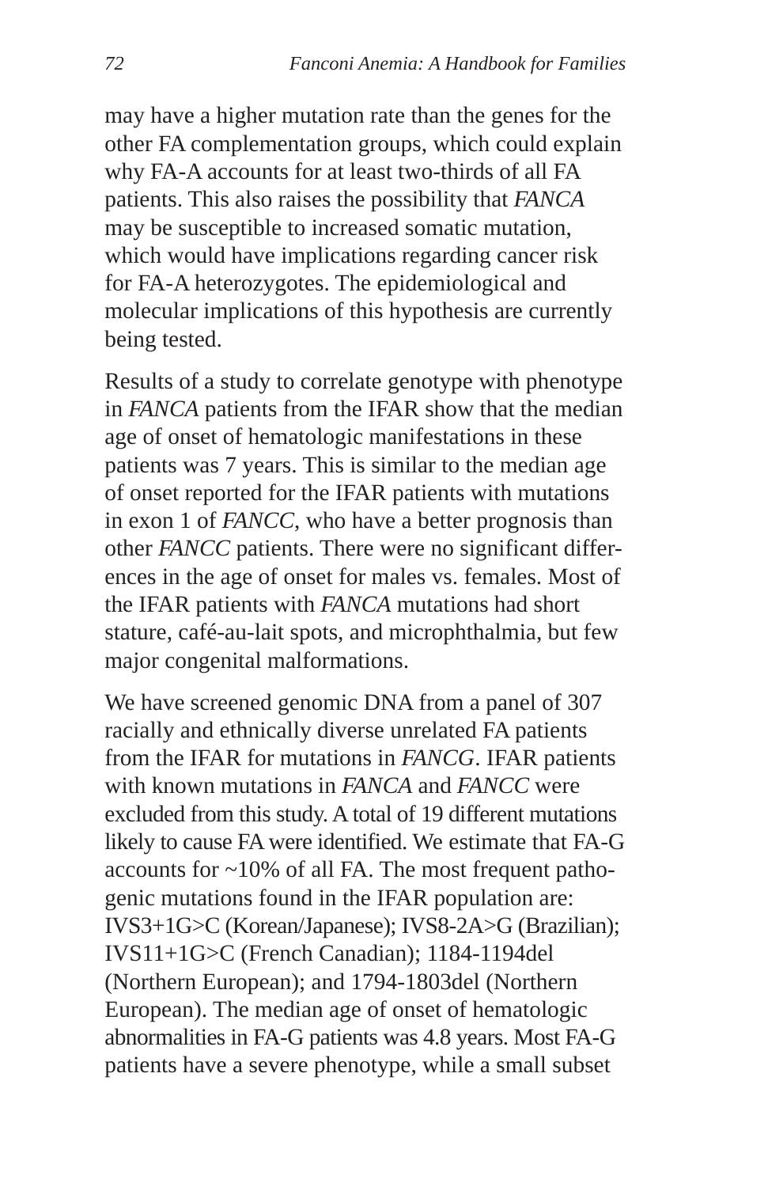may have a higher mutation rate than the genes for the other FA complementation groups, which could explain why FA-A accounts for at least two-thirds of all FA patients. This also raises the possibility that *FANCA* may be susceptible to increased somatic mutation, which would have implications regarding cancer risk for FA-A heterozygotes. The epidemiological and molecular implications of this hypothesis are currently being tested.

Results of a study to correlate genotype with phenotype in *FANCA* patients from the IFAR show that the median age of onset of hematologic manifestations in these patients was 7 years. This is similar to the median age of onset reported for the IFAR patients with mutations in exon 1 of *FANCC*, who have a better prognosis than other *FANCC* patients. There were no significant differences in the age of onset for males vs. females. Most of the IFAR patients with *FANCA* mutations had short stature, café-au-lait spots, and microphthalmia, but few major congenital malformations.

We have screened genomic DNA from a panel of 307 racially and ethnically diverse unrelated FA patients from the IFAR for mutations in *FANCG*. IFAR patients with known mutations in *FANCA* and *FANCC* were excluded from this study. A total of 19 different mutations likely to cause FA were identified. We estimate that FA-G accounts for ~10% of all FA. The most frequent pathogenic mutations found in the IFAR population are: IVS3+1G>C (Korean/Japanese); IVS8-2A>G (Brazilian); IVS11+1G>C (French Canadian); 1184-1194del (Northern European); and 1794-1803del (Northern European). The median age of onset of hematologic abnormalities in FA-G patients was 4.8 years. Most FA-G patients have a severe phenotype, while a small subset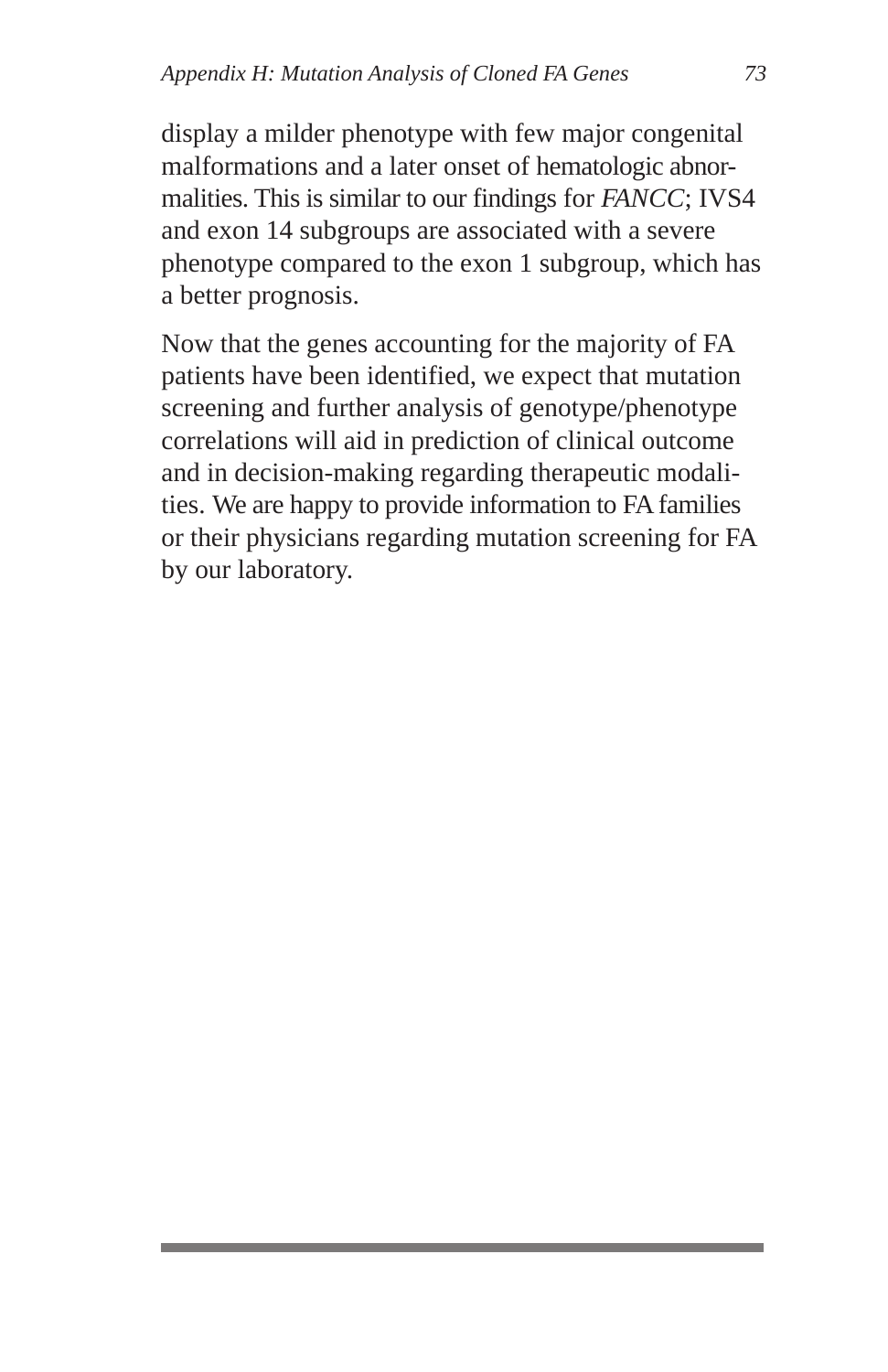display a milder phenotype with few major congenital malformations and a later onset of hematologic abnormalities. This is similar to our findings for *FANCC*; IVS4 and exon 14 subgroups are associated with a severe phenotype compared to the exon 1 subgroup, which has a better prognosis.

Now that the genes accounting for the majority of FA patients have been identified, we expect that mutation screening and further analysis of genotype/phenotype correlations will aid in prediction of clinical outcome and in decision-making regarding therapeutic modalities. We are happy to provide information to FA families or their physicians regarding mutation screening for FA by our laboratory.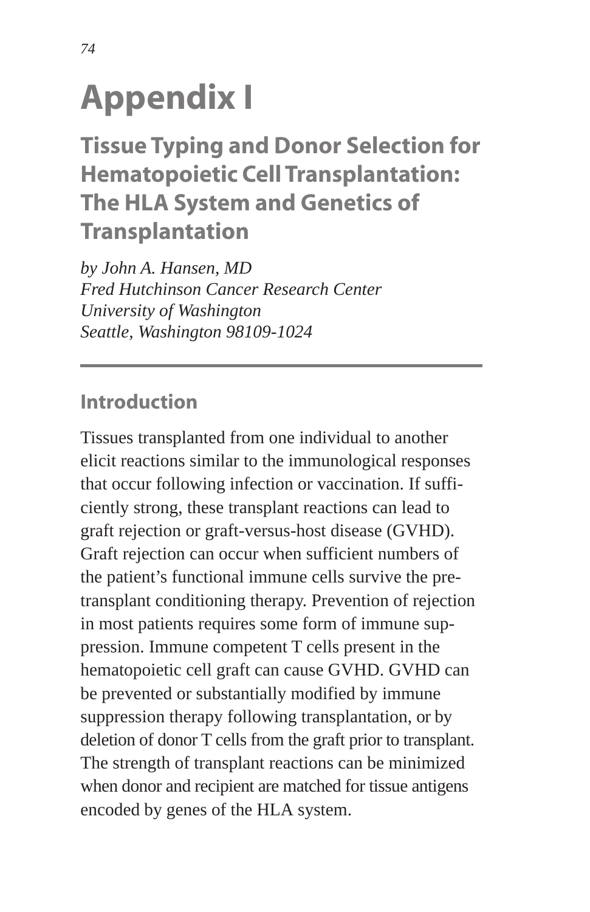# Appendix I

## Tissue Typing and Donor Selection for Hematopoietic Cell Transplantation: The HLA System and Genetics of Transplantation

*by John A. Hansen, MD*
*Fred Hutchinson Cancer Research Center*
*University of Washington*
*Seattle, Washington 98109-1024*

---

### Introduction

Tissues transplanted from one individual to another elicit reactions similar to the immunological responses that occur following infection or vaccination. If sufficiently strong, these transplant reactions can lead to graft rejection or graft-versus-host disease (GVHD). Graft rejection can occur when sufficient numbers of the patient's functional immune cells survive the pretransplant conditioning therapy. Prevention of rejection in most patients requires some form of immune suppression. Immune competent T cells present in the hematopoietic cell graft can cause GVHD. GVHD can be prevented or substantially modified by immune suppression therapy following transplantation, or by deletion of donor T cells from the graft prior to transplant. The strength of transplant reactions can be minimized when donor and recipient are matched for tissue antigens encoded by genes of the HLA system.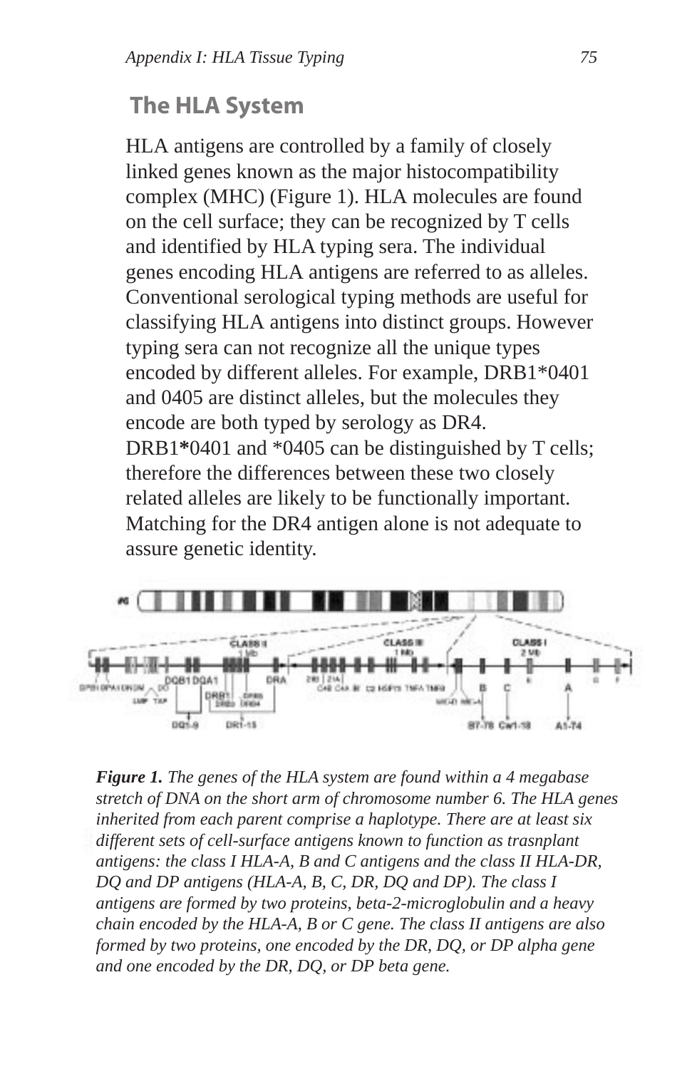## The HLA System

HLA antigens are controlled by a family of closely linked genes known as the major histocompatibility complex (MHC) (Figure 1). HLA molecules are found on the cell surface; they can be recognized by T cells and identified by HLA typing sera. The individual genes encoding HLA antigens are referred to as alleles. Conventional serological typing methods are useful for classifying HLA antigens into distinct groups. However typing sera can not recognize all the unique types encoded by different alleles. For example, DRB1*0401 and 0405 are distinct alleles, but the molecules they encode are both typed by serology as DR4. DRB1*0401 and *0405 can be distinguished by T cells; therefore the differences between these two closely related alleles are likely to be functionally important. Matching for the DR4 antigen alone is not adequate to assure genetic identity.

*Figure 1. The genes of the HLA system are found within a 4 megabase stretch of DNA on the short arm of chromosome number 6. The HLA genes inherited from each parent comprise a haplotype. There are at least six different sets of cell-surface antigens known to function as trasnplant antigens: the class I HLA-A, B and C antigens and the class II HLA-DR, DQ and DP antigens (HLA-A, B, C, DR, DQ and DP). The class I antigens are formed by two proteins, beta-2-microglobulin and a heavy chain encoded by the HLA-A, B or C gene. The class II antigens are also formed by two proteins, one encoded by the DR, DQ, or DP alpha gene and one encoded by the DR, DQ, or DP beta gene.*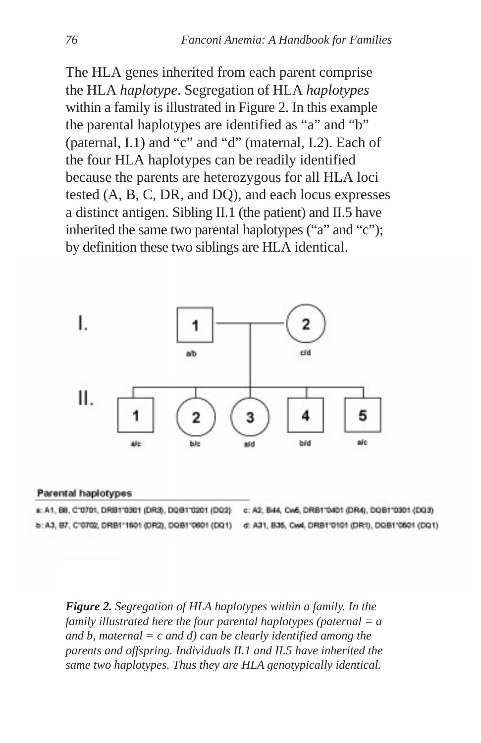The HLA genes inherited from each parent comprise the HLA *haplotype*. Segregation of HLA *haplotypes* within a family is illustrated in Figure 2. In this example the parental haplotypes are identified as “a” and “b” (paternal, I.1) and “c” and “d” (maternal, I.2). Each of the four HLA haplotypes can be readily identified because the parents are heterozygous for all HLA loci tested (A, B, C, DR, and DQ), and each locus expresses a distinct antigen. Sibling II.1 (the patient) and II.5 have inherited the same two parental haplotypes (“a” and “c”); by definition these two siblings are HLA identical.

I.

1 a/b — 2 c/d

II.

1 a/c, 2 b/c, 3 a/d, 4 b/d, 5 a/c

**Parental haplotypes**

a: A1, B8, C*0701, DRB1*0301 (DR3), DQB1*0201 (DQ2)

b: A3, B7, C*0702, DRB1*1501 (DR2), DQB1*0601 (DQ1)

c: A2, B44, Cw5, DRB1*0401 (DR4), DQB1*0301 (DQ3)

d: A31, B35, Cw4, DRB1*0101 (DR1), DQB1*0501 (DQ1)

***Figure 2.*** *Segregation of HLA haplotypes within a family. In the family illustrated here the four parental haplotypes (paternal = a and b, maternal = c and d) can be clearly identified among the parents and offspring. Individuals II.1 and II.5 have inherited the same two haplotypes. Thus they are HLA genotypically identical.*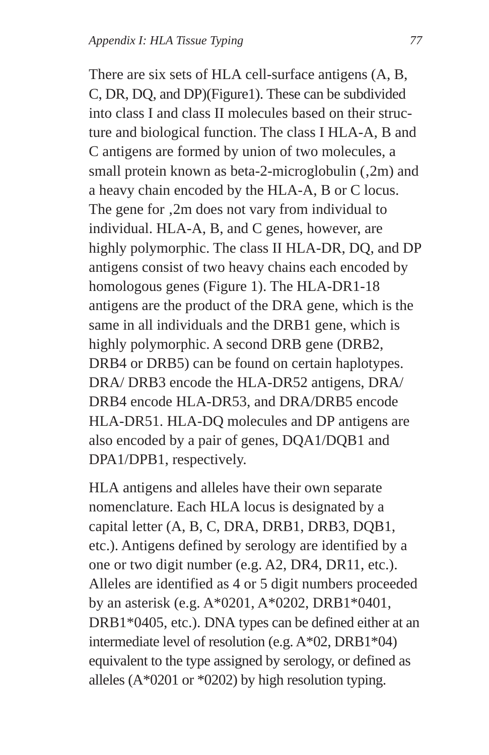There are six sets of HLA cell-surface antigens (A, B, C, DR, DQ, and DP)(Figure1). These can be subdivided into class I and class II molecules based on their structure and biological function. The class I HLA-A, B and C antigens are formed by union of two molecules, a small protein known as beta-2-microglobulin (,2m) and a heavy chain encoded by the HLA-A, B or C locus. The gene for ,2m does not vary from individual to individual. HLA-A, B, and C genes, however, are highly polymorphic. The class II HLA-DR, DQ, and DP antigens consist of two heavy chains each encoded by homologous genes (Figure 1). The HLA-DR1-18 antigens are the product of the DRA gene, which is the same in all individuals and the DRB1 gene, which is highly polymorphic. A second DRB gene (DRB2, DRB4 or DRB5) can be found on certain haplotypes. DRA/ DRB3 encode the HLA-DR52 antigens, DRA/ DRB4 encode HLA-DR53, and DRA/DRB5 encode HLA-DR51. HLA-DQ molecules and DP antigens are also encoded by a pair of genes, DQA1/DQB1 and DPA1/DPB1, respectively.

HLA antigens and alleles have their own separate nomenclature. Each HLA locus is designated by a capital letter (A, B, C, DRA, DRB1, DRB3, DQB1, etc.). Antigens defined by serology are identified by a one or two digit number (e.g. A2, DR4, DR11, etc.). Alleles are identified as 4 or 5 digit numbers proceeded by an asterisk (e.g. A*0201, A*0202, DRB1*0401, DRB1*0405, etc.). DNA types can be defined either at an intermediate level of resolution (e.g. A*02, DRB1*04) equivalent to the type assigned by serology, or defined as alleles (A*0201 or *0202) by high resolution typing.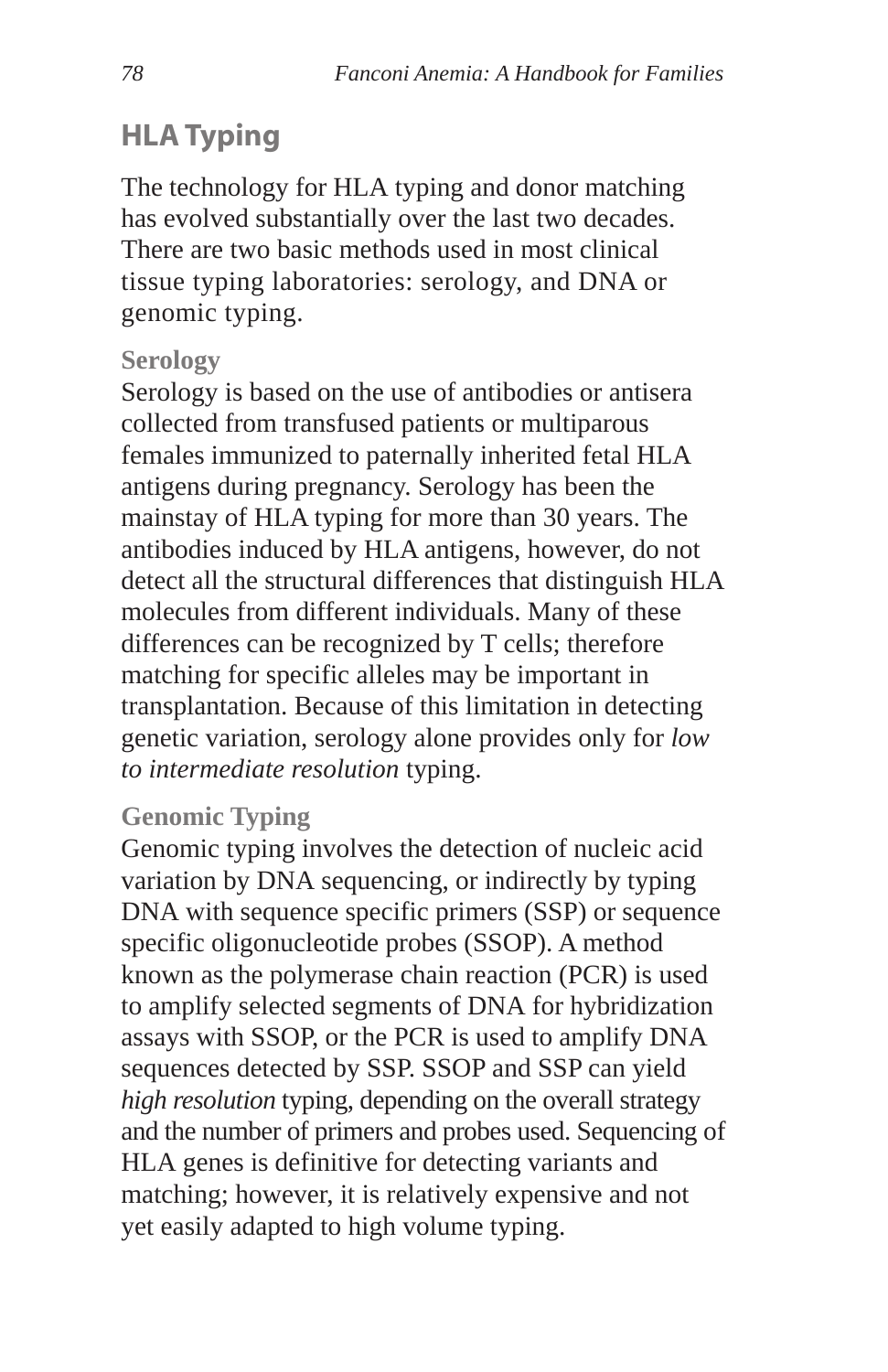## HLA Typing

The technology for HLA typing and donor matching has evolved substantially over the last two decades. There are two basic methods used in most clinical tissue typing laboratories: serology, and DNA or genomic typing.

### Serology

Serology is based on the use of antibodies or antisera collected from transfused patients or multiparous females immunized to paternally inherited fetal HLA antigens during pregnancy. Serology has been the mainstay of HLA typing for more than 30 years. The antibodies induced by HLA antigens, however, do not detect all the structural differences that distinguish HLA molecules from different individuals. Many of these differences can be recognized by T cells; therefore matching for specific alleles may be important in transplantation. Because of this limitation in detecting genetic variation, serology alone provides only for *low to intermediate resolution* typing.

### Genomic Typing

Genomic typing involves the detection of nucleic acid variation by DNA sequencing, or indirectly by typing DNA with sequence specific primers (SSP) or sequence specific oligonucleotide probes (SSOP). A method known as the polymerase chain reaction (PCR) is used to amplify selected segments of DNA for hybridization assays with SSOP, or the PCR is used to amplify DNA sequences detected by SSP. SSOP and SSP can yield *high resolution* typing, depending on the overall strategy and the number of primers and probes used. Sequencing of HLA genes is definitive for detecting variants and matching; however, it is relatively expensive and not yet easily adapted to high volume typing.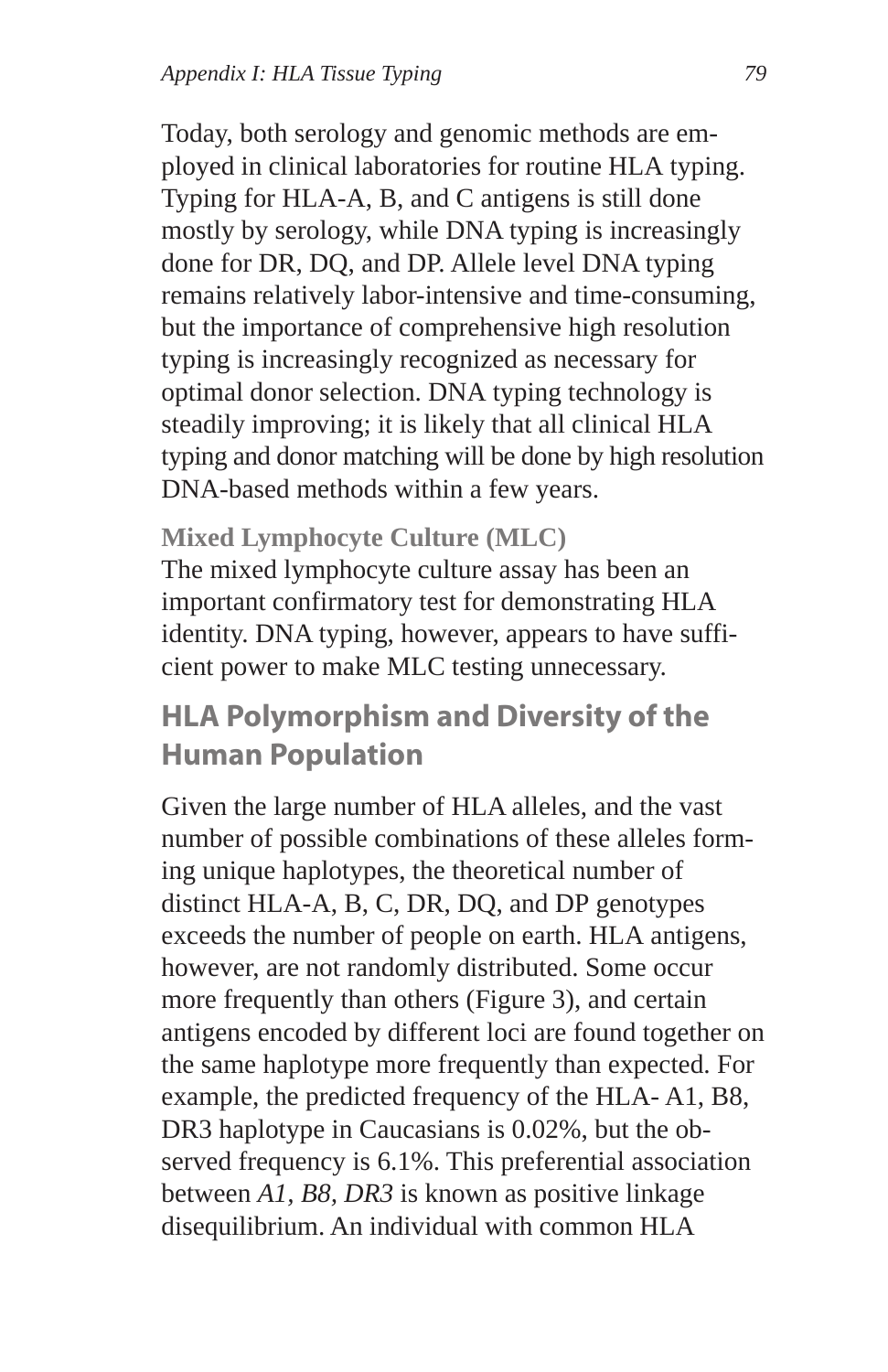Today, both serology and genomic methods are employed in clinical laboratories for routine HLA typing. Typing for HLA-A, B, and C antigens is still done mostly by serology, while DNA typing is increasingly done for DR, DQ, and DP. Allele level DNA typing remains relatively labor-intensive and time-consuming, but the importance of comprehensive high resolution typing is increasingly recognized as necessary for optimal donor selection. DNA typing technology is steadily improving; it is likely that all clinical HLA typing and donor matching will be done by high resolution DNA-based methods within a few years.

**Mixed Lymphocyte Culture (MLC)**

The mixed lymphocyte culture assay has been an important confirmatory test for demonstrating HLA identity. DNA typing, however, appears to have sufficient power to make MLC testing unnecessary.

## HLA Polymorphism and Diversity of the Human Population

Given the large number of HLA alleles, and the vast number of possible combinations of these alleles forming unique haplotypes, the theoretical number of distinct HLA-A, B, C, DR, DQ, and DP genotypes exceeds the number of people on earth. HLA antigens, however, are not randomly distributed. Some occur more frequently than others (Figure 3), and certain antigens encoded by different loci are found together on the same haplotype more frequently than expected. For example, the predicted frequency of the HLA- A1, B8, DR3 haplotype in Caucasians is 0.02%, but the observed frequency is 6.1%. This preferential association between *A1, B8, DR3* is known as positive linkage disequilibrium. An individual with common HLA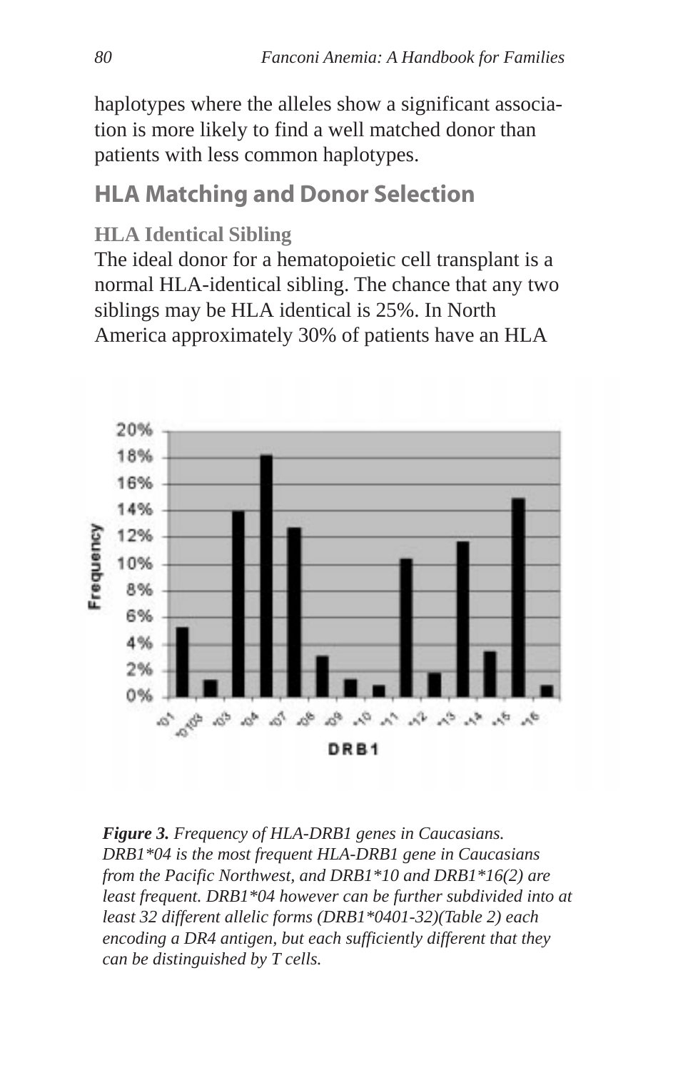haplotypes where the alleles show a significant association is more likely to find a well matched donor than patients with less common haplotypes.

## HLA Matching and Donor Selection

### HLA Identical Sibling

The ideal donor for a hematopoietic cell transplant is a normal HLA-identical sibling. The chance that any two siblings may be HLA identical is 25%. In North America approximately 30% of patients have an HLA

***Figure 3.*** *Frequency of HLA-DRB1 genes in Caucasians. DRB1\*04 is the most frequent HLA-DRB1 gene in Caucasians from the Pacific Northwest, and DRB1\*10 and DRB1\*16(2) are least frequent. DRB1\*04 however can be further subdivided into at least 32 different allelic forms (DRB1\*0401-32)(Table 2) each encoding a DR4 antigen, but each sufficiently different that they can be distinguished by T cells.*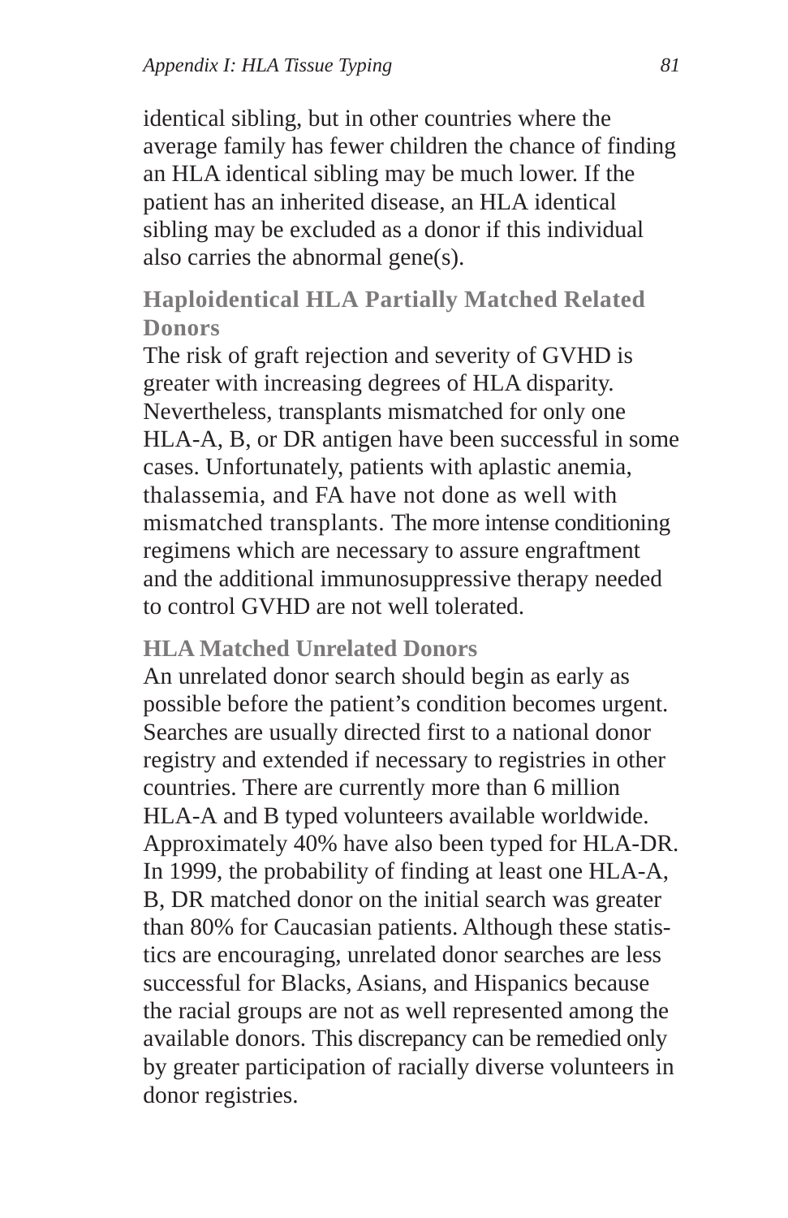identical sibling, but in other countries where the average family has fewer children the chance of finding an HLA identical sibling may be much lower. If the patient has an inherited disease, an HLA identical sibling may be excluded as a donor if this individual also carries the abnormal gene(s).

### Haploidentical HLA Partially Matched Related Donors

The risk of graft rejection and severity of GVHD is greater with increasing degrees of HLA disparity. Nevertheless, transplants mismatched for only one HLA-A, B, or DR antigen have been successful in some cases. Unfortunately, patients with aplastic anemia, thalassemia, and FA have not done as well with mismatched transplants. The more intense conditioning regimens which are necessary to assure engraftment and the additional immunosuppressive therapy needed to control GVHD are not well tolerated.

### HLA Matched Unrelated Donors

An unrelated donor search should begin as early as possible before the patient's condition becomes urgent. Searches are usually directed first to a national donor registry and extended if necessary to registries in other countries. There are currently more than 6 million HLA-A and B typed volunteers available worldwide. Approximately 40% have also been typed for HLA-DR. In 1999, the probability of finding at least one HLA-A, B, DR matched donor on the initial search was greater than 80% for Caucasian patients. Although these statistics are encouraging, unrelated donor searches are less successful for Blacks, Asians, and Hispanics because the racial groups are not as well represented among the available donors. This discrepancy can be remedied only by greater participation of racially diverse volunteers in donor registries.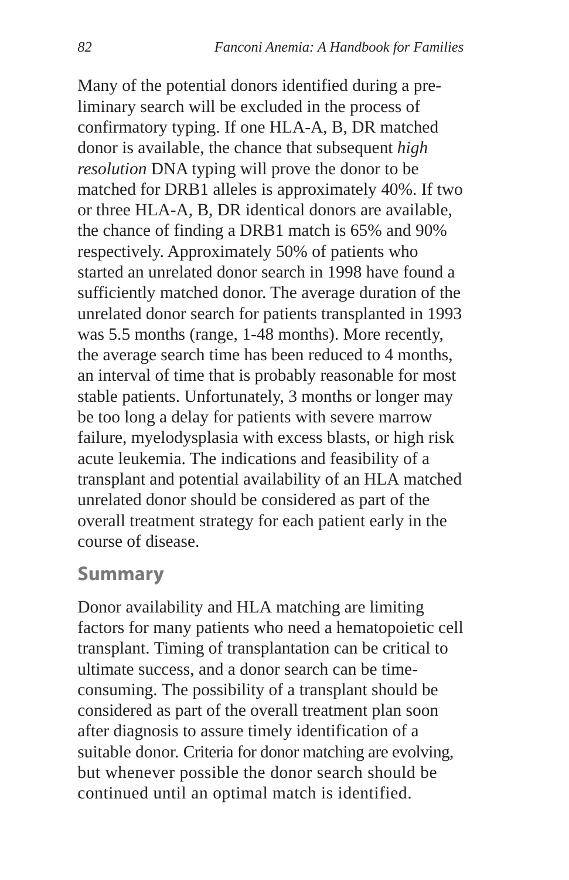Many of the potential donors identified during a preliminary search will be excluded in the process of confirmatory typing. If one HLA-A, B, DR matched donor is available, the chance that subsequent *high resolution* DNA typing will prove the donor to be matched for DRB1 alleles is approximately 40%. If two or three HLA-A, B, DR identical donors are available, the chance of finding a DRB1 match is 65% and 90% respectively. Approximately 50% of patients who started an unrelated donor search in 1998 have found a sufficiently matched donor. The average duration of the unrelated donor search for patients transplanted in 1993 was 5.5 months (range, 1-48 months). More recently, the average search time has been reduced to 4 months, an interval of time that is probably reasonable for most stable patients. Unfortunately, 3 months or longer may be too long a delay for patients with severe marrow failure, myelodysplasia with excess blasts, or high risk acute leukemia. The indications and feasibility of a transplant and potential availability of an HLA matched unrelated donor should be considered as part of the overall treatment strategy for each patient early in the course of disease.

## Summary

Donor availability and HLA matching are limiting factors for many patients who need a hematopoietic cell transplant. Timing of transplantation can be critical to ultimate success, and a donor search can be time-consuming. The possibility of a transplant should be considered as part of the overall treatment plan soon after diagnosis to assure timely identification of a suitable donor. Criteria for donor matching are evolving, but whenever possible the donor search should be continued until an optimal match is identified.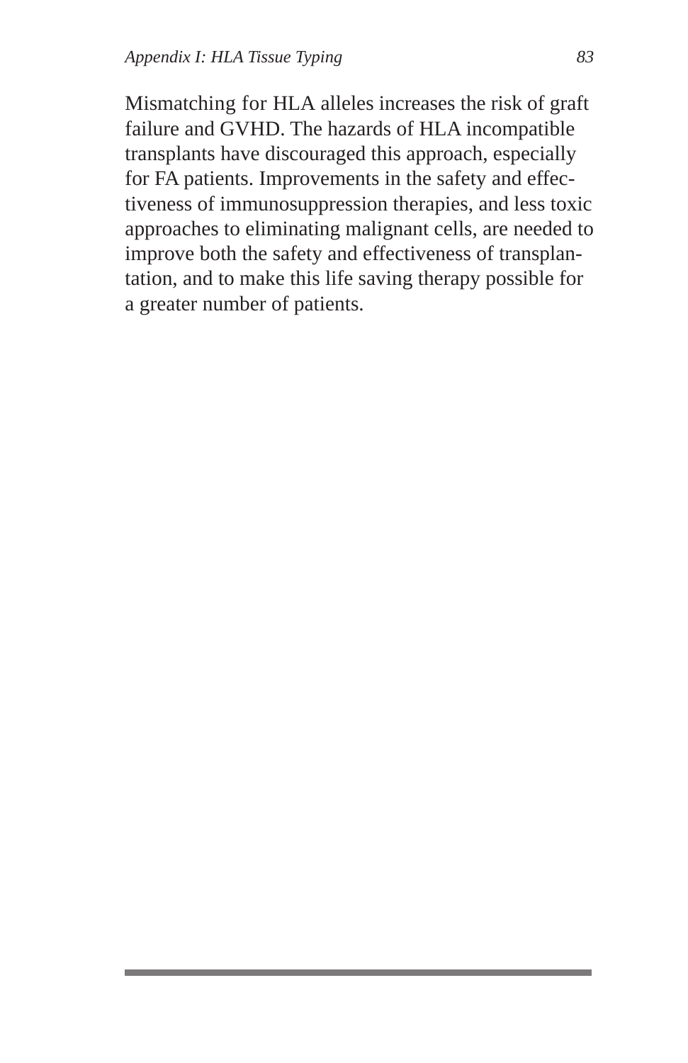Mismatching for HLA alleles increases the risk of graft failure and GVHD. The hazards of HLA incompatible transplants have discouraged this approach, especially for FA patients. Improvements in the safety and effectiveness of immunosuppression therapies, and less toxic approaches to eliminating malignant cells, are needed to improve both the safety and effectiveness of transplantation, and to make this life saving therapy possible for a greater number of patients.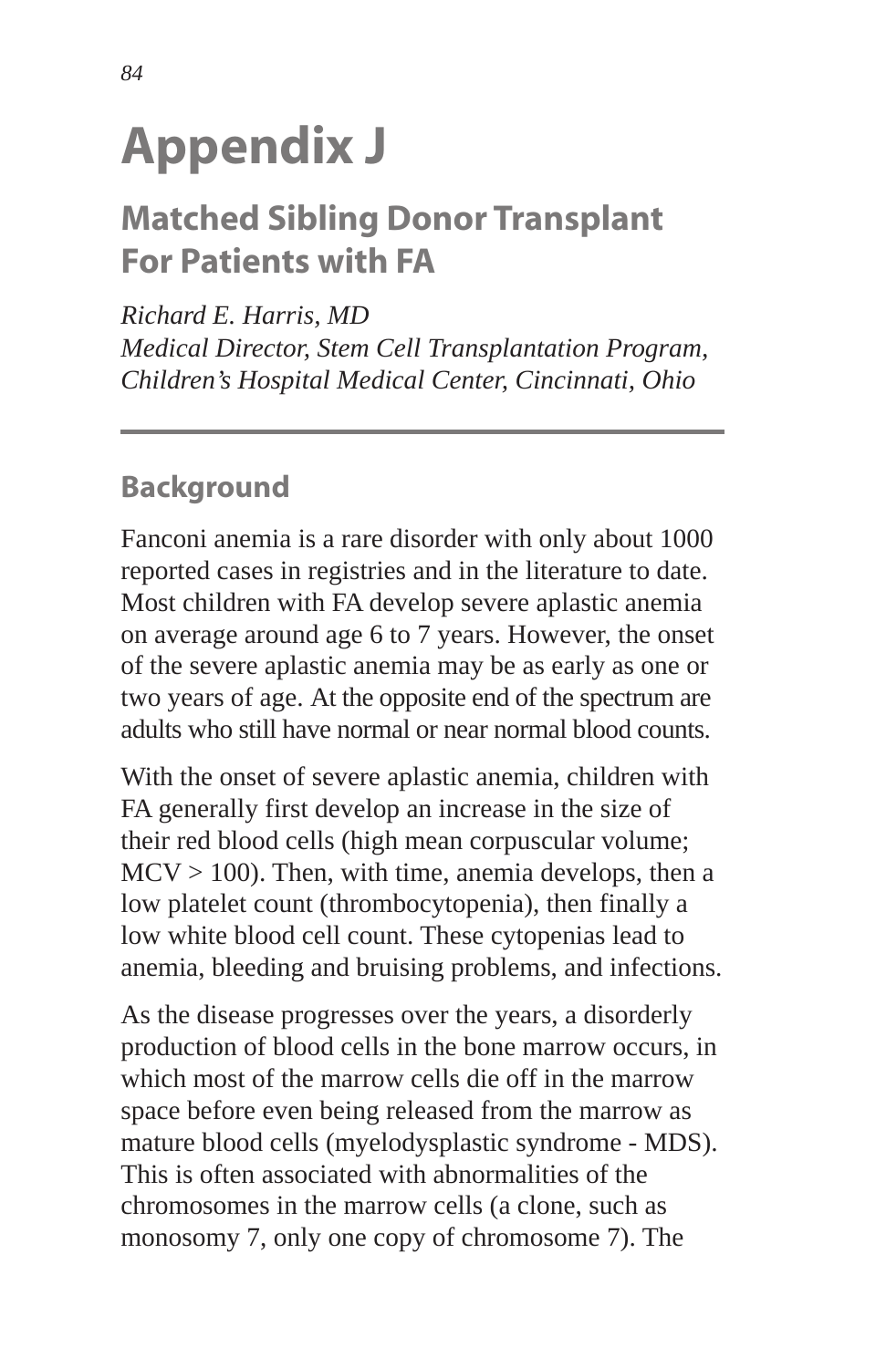# Appendix J

## Matched Sibling Donor Transplant For Patients with FA

*Richard E. Harris, MD*
*Medical Director, Stem Cell Transplantation Program, Children's Hospital Medical Center, Cincinnati, Ohio*

---

### Background

Fanconi anemia is a rare disorder with only about 1000 reported cases in registries and in the literature to date. Most children with FA develop severe aplastic anemia on average around age 6 to 7 years. However, the onset of the severe aplastic anemia may be as early as one or two years of age. At the opposite end of the spectrum are adults who still have normal or near normal blood counts.

With the onset of severe aplastic anemia, children with FA generally first develop an increase in the size of their red blood cells (high mean corpuscular volume; MCV > 100). Then, with time, anemia develops, then a low platelet count (thrombocytopenia), then finally a low white blood cell count. These cytopenias lead to anemia, bleeding and bruising problems, and infections.

As the disease progresses over the years, a disorderly production of blood cells in the bone marrow occurs, in which most of the marrow cells die off in the marrow space before even being released from the marrow as mature blood cells (myelodysplastic syndrome - MDS). This is often associated with abnormalities of the chromosomes in the marrow cells (a clone, such as monosomy 7, only one copy of chromosome 7). The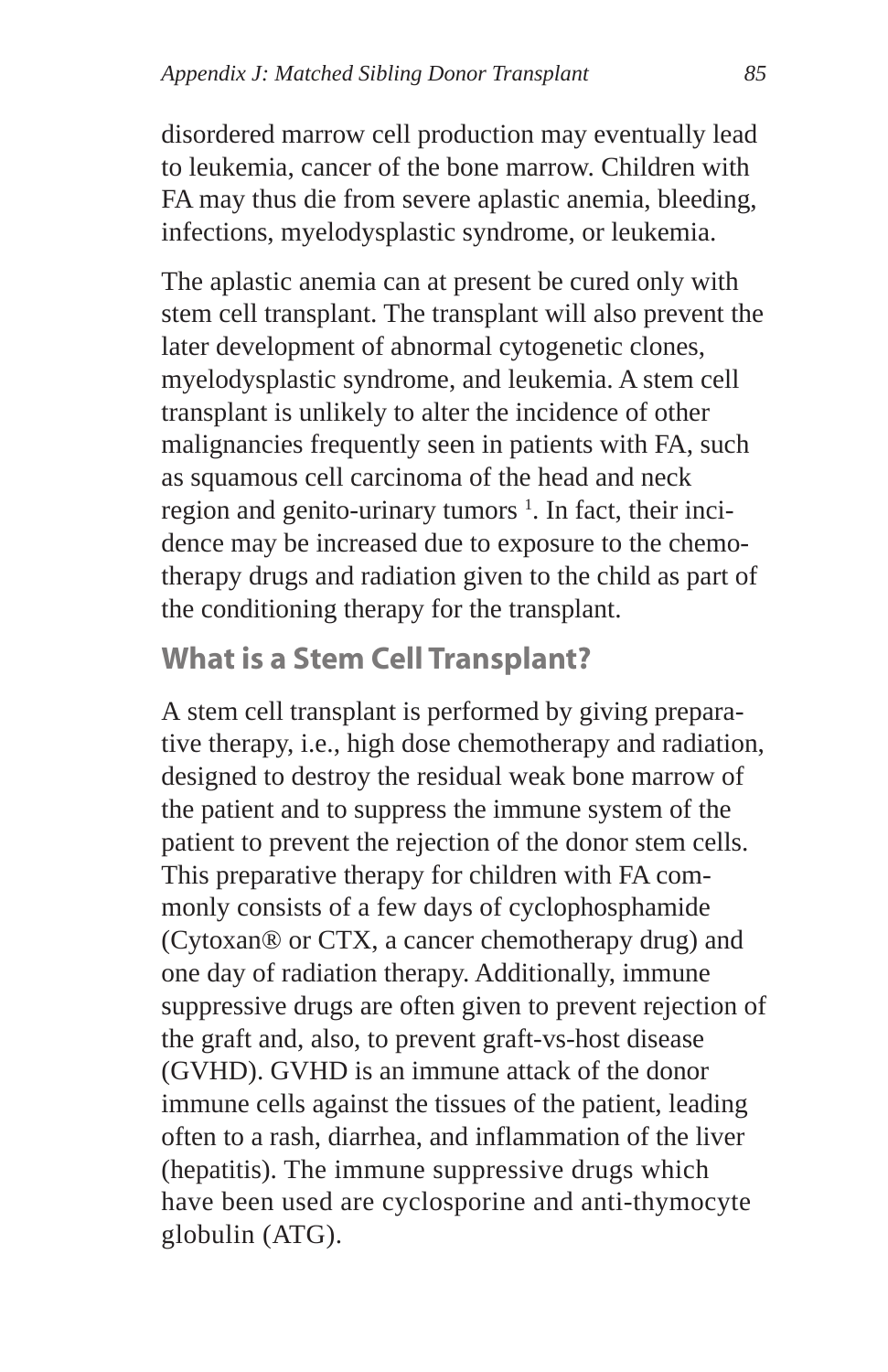disordered marrow cell production may eventually lead to leukemia, cancer of the bone marrow. Children with FA may thus die from severe aplastic anemia, bleeding, infections, myelodysplastic syndrome, or leukemia.

The aplastic anemia can at present be cured only with stem cell transplant. The transplant will also prevent the later development of abnormal cytogenetic clones, myelodysplastic syndrome, and leukemia. A stem cell transplant is unlikely to alter the incidence of other malignancies frequently seen in patients with FA, such as squamous cell carcinoma of the head and neck region and genito-urinary tumors [1]. In fact, their incidence may be increased due to exposure to the chemotherapy drugs and radiation given to the child as part of the conditioning therapy for the transplant.

## What is a Stem Cell Transplant?

A stem cell transplant is performed by giving preparative therapy, i.e., high dose chemotherapy and radiation, designed to destroy the residual weak bone marrow of the patient and to suppress the immune system of the patient to prevent the rejection of the donor stem cells. This preparative therapy for children with FA commonly consists of a few days of cyclophosphamide (Cytoxan® or CTX, a cancer chemotherapy drug) and one day of radiation therapy. Additionally, immune suppressive drugs are often given to prevent rejection of the graft and, also, to prevent graft-vs-host disease (GVHD). GVHD is an immune attack of the donor immune cells against the tissues of the patient, leading often to a rash, diarrhea, and inflammation of the liver (hepatitis). The immune suppressive drugs which have been used are cyclosporine and anti-thymocyte globulin (ATG).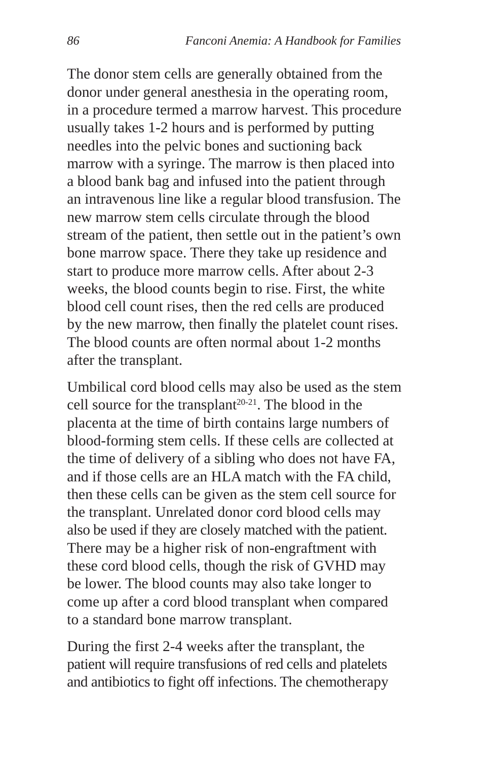The donor stem cells are generally obtained from the donor under general anesthesia in the operating room, in a procedure termed a marrow harvest. This procedure usually takes 1-2 hours and is performed by putting needles into the pelvic bones and suctioning back marrow with a syringe. The marrow is then placed into a blood bank bag and infused into the patient through an intravenous line like a regular blood transfusion. The new marrow stem cells circulate through the blood stream of the patient, then settle out in the patient's own bone marrow space. There they take up residence and start to produce more marrow cells. After about 2-3 weeks, the blood counts begin to rise. First, the white blood cell count rises, then the red cells are produced by the new marrow, then finally the platelet count rises. The blood counts are often normal about 1-2 months after the transplant.

Umbilical cord blood cells may also be used as the stem cell source for the transplant[20-21]. The blood in the placenta at the time of birth contains large numbers of blood-forming stem cells. If these cells are collected at the time of delivery of a sibling who does not have FA, and if those cells are an HLA match with the FA child, then these cells can be given as the stem cell source for the transplant. Unrelated donor cord blood cells may also be used if they are closely matched with the patient. There may be a higher risk of non-engraftment with these cord blood cells, though the risk of GVHD may be lower. The blood counts may also take longer to come up after a cord blood transplant when compared to a standard bone marrow transplant.

During the first 2-4 weeks after the transplant, the patient will require transfusions of red cells and platelets and antibiotics to fight off infections. The chemotherapy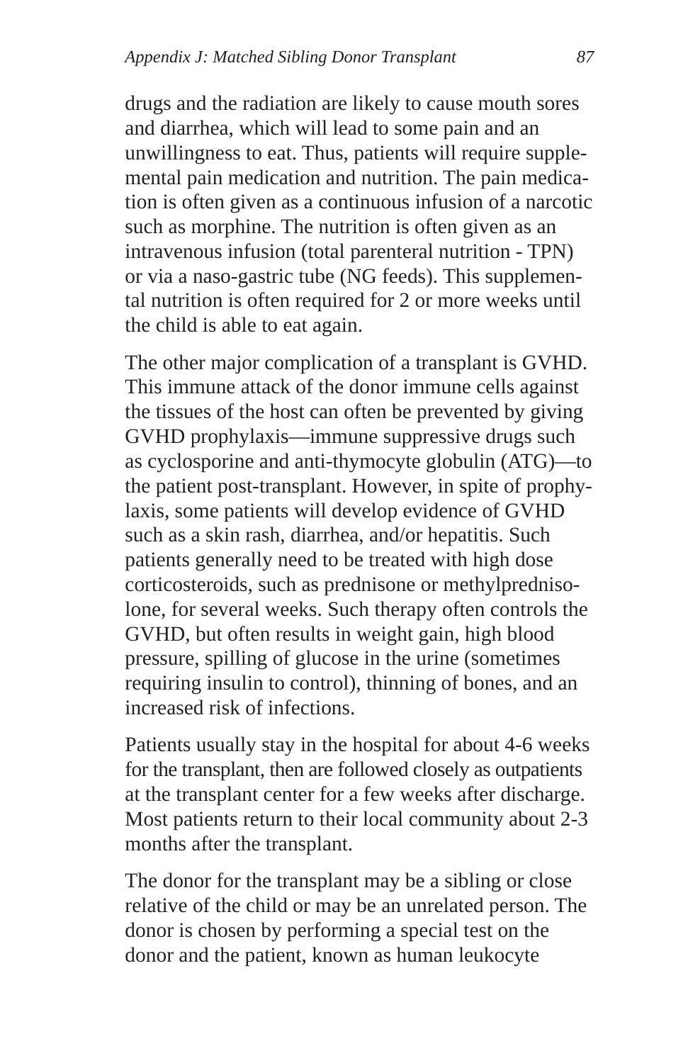drugs and the radiation are likely to cause mouth sores and diarrhea, which will lead to some pain and an unwillingness to eat. Thus, patients will require supplemental pain medication and nutrition. The pain medication is often given as a continuous infusion of a narcotic such as morphine. The nutrition is often given as an intravenous infusion (total parenteral nutrition - TPN) or via a naso-gastric tube (NG feeds). This supplemental nutrition is often required for 2 or more weeks until the child is able to eat again.

The other major complication of a transplant is GVHD. This immune attack of the donor immune cells against the tissues of the host can often be prevented by giving GVHD prophylaxis—immune suppressive drugs such as cyclosporine and anti-thymocyte globulin (ATG)—to the patient post-transplant. However, in spite of prophylaxis, some patients will develop evidence of GVHD such as a skin rash, diarrhea, and/or hepatitis. Such patients generally need to be treated with high dose corticosteroids, such as prednisone or methylprednisolone, for several weeks. Such therapy often controls the GVHD, but often results in weight gain, high blood pressure, spilling of glucose in the urine (sometimes requiring insulin to control), thinning of bones, and an increased risk of infections.

Patients usually stay in the hospital for about 4-6 weeks for the transplant, then are followed closely as outpatients at the transplant center for a few weeks after discharge. Most patients return to their local community about 2-3 months after the transplant.

The donor for the transplant may be a sibling or close relative of the child or may be an unrelated person. The donor is chosen by performing a special test on the donor and the patient, known as human leukocyte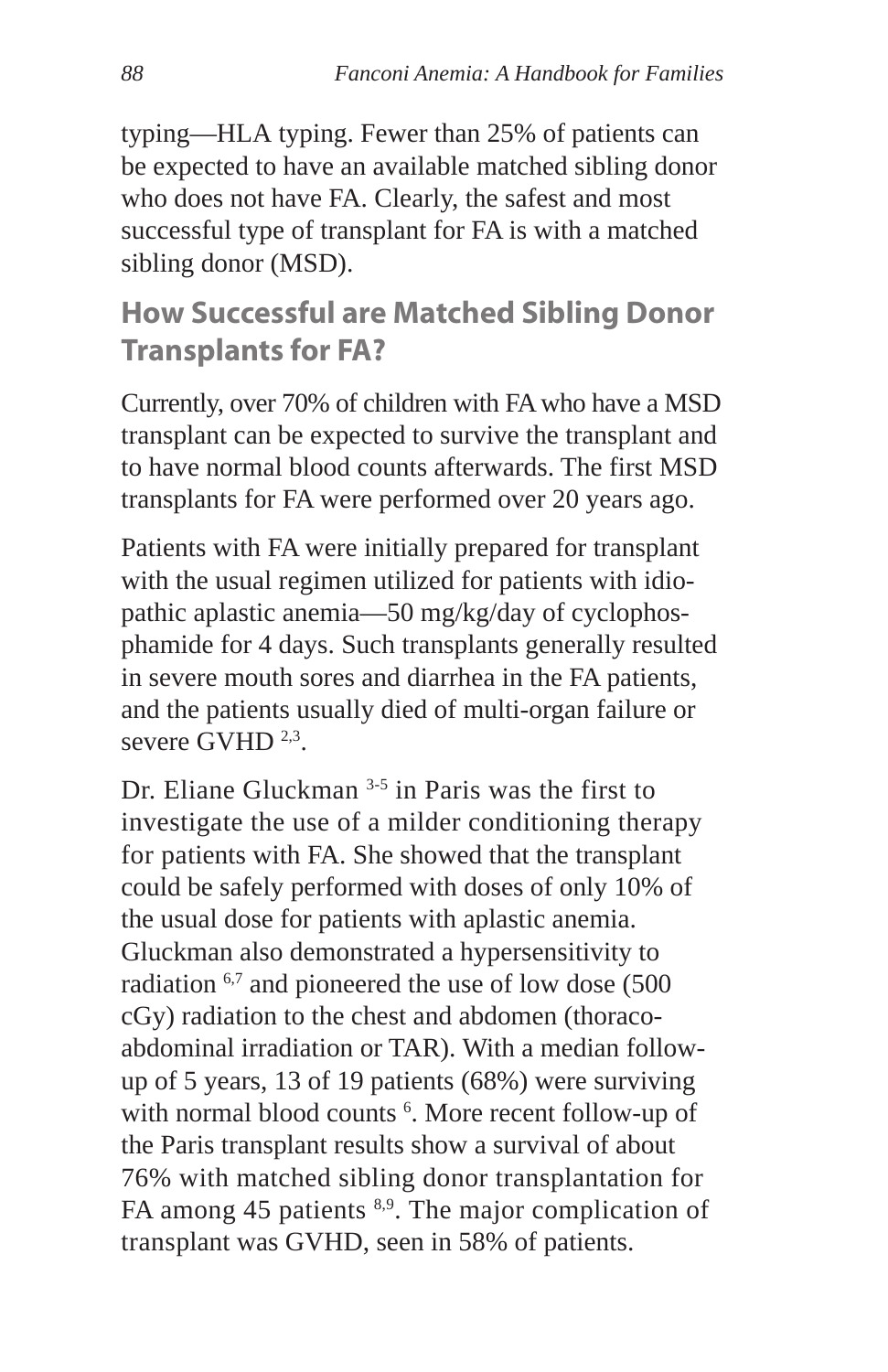typing—HLA typing. Fewer than 25% of patients can be expected to have an available matched sibling donor who does not have FA. Clearly, the safest and most successful type of transplant for FA is with a matched sibling donor (MSD).

## How Successful are Matched Sibling Donor Transplants for FA?

Currently, over 70% of children with FA who have a MSD transplant can be expected to survive the transplant and to have normal blood counts afterwards. The first MSD transplants for FA were performed over 20 years ago.

Patients with FA were initially prepared for transplant with the usual regimen utilized for patients with idiopathic aplastic anemia—50 mg/kg/day of cyclophosphamide for 4 days. Such transplants generally resulted in severe mouth sores and diarrhea in the FA patients, and the patients usually died of multi-organ failure or severe GVHD [2,3].

Dr. Eliane Gluckman [3-5] in Paris was the first to investigate the use of a milder conditioning therapy for patients with FA. She showed that the transplant could be safely performed with doses of only 10% of the usual dose for patients with aplastic anemia. Gluckman also demonstrated a hypersensitivity to radiation [6,7] and pioneered the use of low dose (500 cGy) radiation to the chest and abdomen (thoraco-abdominal irradiation or TAR). With a median follow-up of 5 years, 13 of 19 patients (68%) were surviving with normal blood counts [6]. More recent follow-up of the Paris transplant results show a survival of about 76% with matched sibling donor transplantation for FA among 45 patients [8,9]. The major complication of transplant was GVHD, seen in 58% of patients.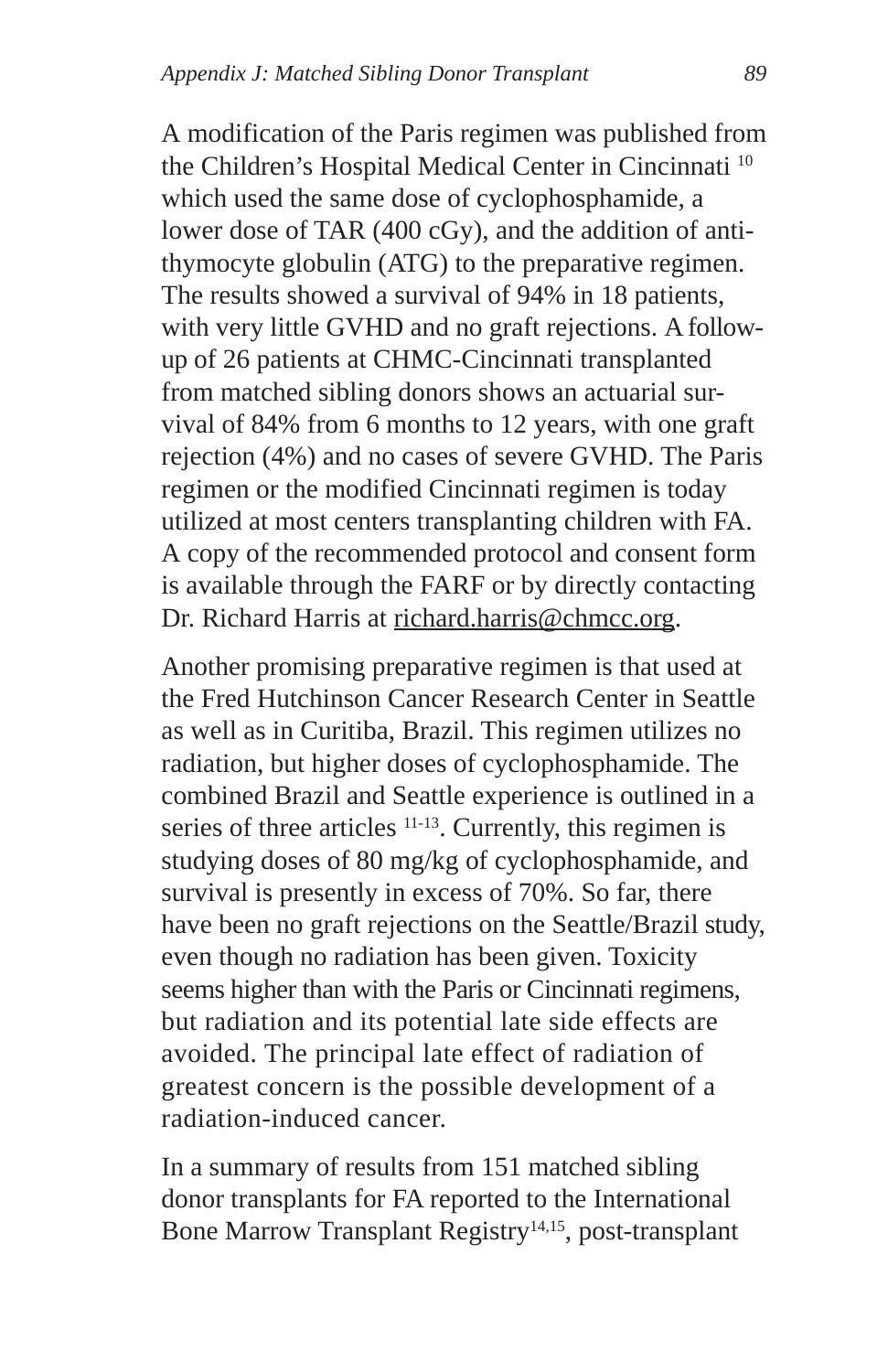A modification of the Paris regimen was published from the Children's Hospital Medical Center in Cincinnati [10] which used the same dose of cyclophosphamide, a lower dose of TAR (400 cGy), and the addition of anti-thymocyte globulin (ATG) to the preparative regimen. The results showed a survival of 94% in 18 patients, with very little GVHD and no graft rejections. A follow-up of 26 patients at CHMC-Cincinnati transplanted from matched sibling donors shows an actuarial survival of 84% from 6 months to 12 years, with one graft rejection (4%) and no cases of severe GVHD. The Paris regimen or the modified Cincinnati regimen is today utilized at most centers transplanting children with FA. A copy of the recommended protocol and consent form is available through the FARF or by directly contacting Dr. Richard Harris at richard.harris@chmcc.org.

Another promising preparative regimen is that used at the Fred Hutchinson Cancer Research Center in Seattle as well as in Curitiba, Brazil. This regimen utilizes no radiation, but higher doses of cyclophosphamide. The combined Brazil and Seattle experience is outlined in a series of three articles [11-13]. Currently, this regimen is studying doses of 80 mg/kg of cyclophosphamide, and survival is presently in excess of 70%. So far, there have been no graft rejections on the Seattle/Brazil study, even though no radiation has been given. Toxicity seems higher than with the Paris or Cincinnati regimens, but radiation and its potential late side effects are avoided. The principal late effect of radiation of greatest concern is the possible development of a radiation-induced cancer.

In a summary of results from 151 matched sibling donor transplants for FA reported to the International Bone Marrow Transplant Registry[14,15], post-transplant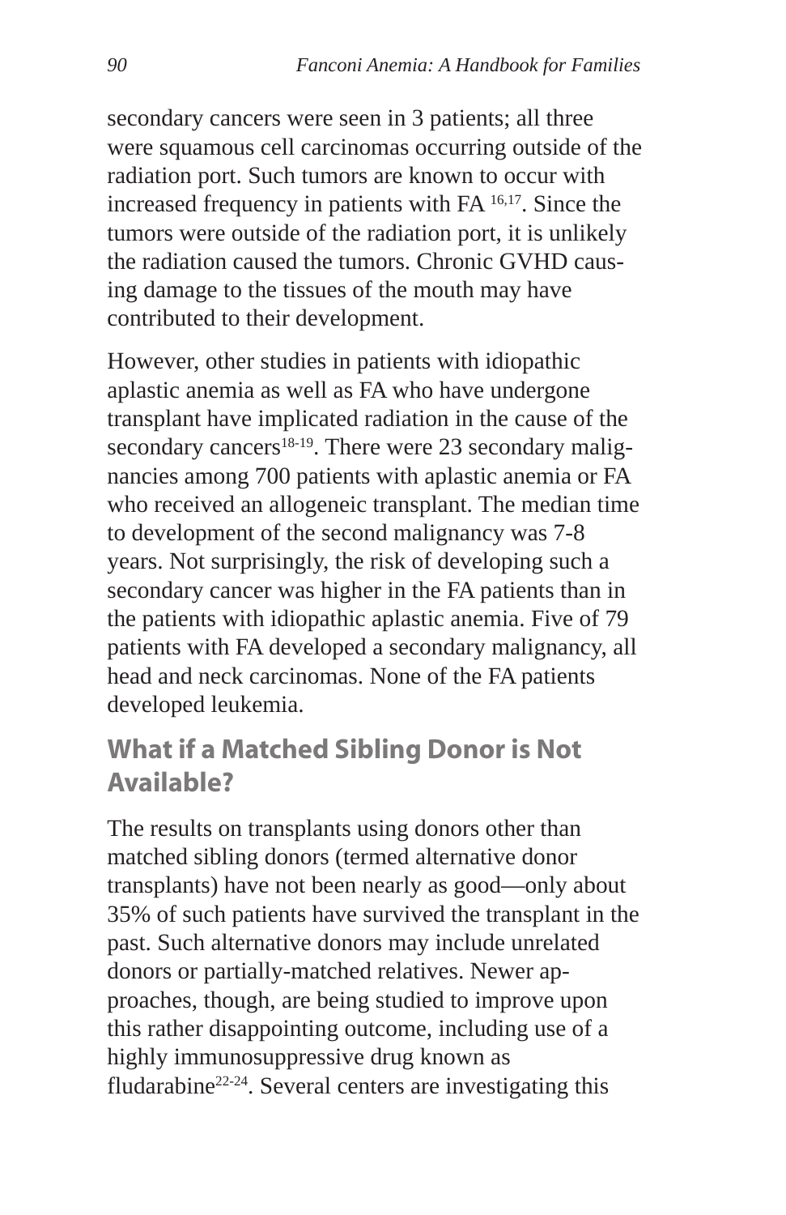secondary cancers were seen in 3 patients; all three were squamous cell carcinomas occurring outside of the radiation port. Such tumors are known to occur with increased frequency in patients with FA [16,17]. Since the tumors were outside of the radiation port, it is unlikely the radiation caused the tumors. Chronic GVHD causing damage to the tissues of the mouth may have contributed to their development.

However, other studies in patients with idiopathic aplastic anemia as well as FA who have undergone transplant have implicated radiation in the cause of the secondary cancers[18-19]. There were 23 secondary malignancies among 700 patients with aplastic anemia or FA who received an allogeneic transplant. The median time to development of the second malignancy was 7-8 years. Not surprisingly, the risk of developing such a secondary cancer was higher in the FA patients than in the patients with idiopathic aplastic anemia. Five of 79 patients with FA developed a secondary malignancy, all head and neck carcinomas. None of the FA patients developed leukemia.

## What if a Matched Sibling Donor is Not Available?

The results on transplants using donors other than matched sibling donors (termed alternative donor transplants) have not been nearly as good—only about 35% of such patients have survived the transplant in the past. Such alternative donors may include unrelated donors or partially-matched relatives. Newer approaches, though, are being studied to improve upon this rather disappointing outcome, including use of a highly immunosuppressive drug known as fludarabine[22-24]. Several centers are investigating this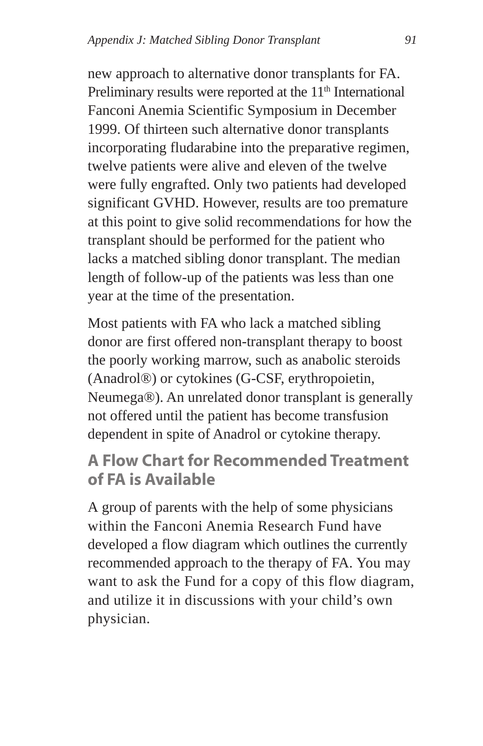new approach to alternative donor transplants for FA. Preliminary results were reported at the 11th International Fanconi Anemia Scientific Symposium in December 1999. Of thirteen such alternative donor transplants incorporating fludarabine into the preparative regimen, twelve patients were alive and eleven of the twelve were fully engrafted. Only two patients had developed significant GVHD. However, results are too premature at this point to give solid recommendations for how the transplant should be performed for the patient who lacks a matched sibling donor transplant. The median length of follow-up of the patients was less than one year at the time of the presentation.

Most patients with FA who lack a matched sibling donor are first offered non-transplant therapy to boost the poorly working marrow, such as anabolic steroids (Anadrol®) or cytokines (G-CSF, erythropoietin, Neumega®). An unrelated donor transplant is generally not offered until the patient has become transfusion dependent in spite of Anadrol or cytokine therapy.

## A Flow Chart for Recommended Treatment of FA is Available

A group of parents with the help of some physicians within the Fanconi Anemia Research Fund have developed a flow diagram which outlines the currently recommended approach to the therapy of FA. You may want to ask the Fund for a copy of this flow diagram, and utilize it in discussions with your child's own physician.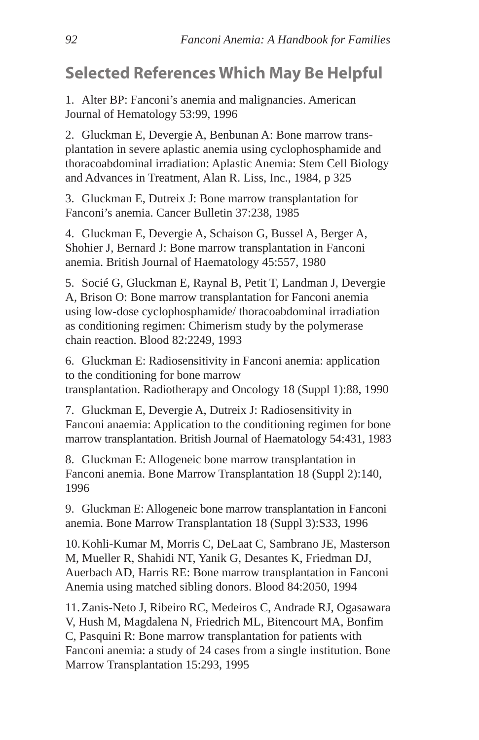## Selected References Which May Be Helpful

1. Alter BP: Fanconi's anemia and malignancies. American Journal of Hematology 53:99, 1996

2. Gluckman E, Devergie A, Benbunan A: Bone marrow transplantation in severe aplastic anemia using cyclophosphamide and thoracoabdominal irradiation: Aplastic Anemia: Stem Cell Biology and Advances in Treatment, Alan R. Liss, Inc., 1984, p 325

3. Gluckman E, Dutreix J: Bone marrow transplantation for Fanconi's anemia. Cancer Bulletin 37:238, 1985

4. Gluckman E, Devergie A, Schaison G, Bussel A, Berger A, Shohier J, Bernard J: Bone marrow transplantation in Fanconi anemia. British Journal of Haematology 45:557, 1980

5. Socié G, Gluckman E, Raynal B, Petit T, Landman J, Devergie A, Brison O: Bone marrow transplantation for Fanconi anemia using low-dose cyclophosphamide/ thoracoabdominal irradiation as conditioning regimen: Chimerism study by the polymerase chain reaction. Blood 82:2249, 1993

6. Gluckman E: Radiosensitivity in Fanconi anemia: application to the conditioning for bone marrow transplantation. Radiotherapy and Oncology 18 (Suppl 1):88, 1990

7. Gluckman E, Devergie A, Dutreix J: Radiosensitivity in Fanconi anaemia: Application to the conditioning regimen for bone marrow transplantation. British Journal of Haematology 54:431, 1983

8. Gluckman E: Allogeneic bone marrow transplantation in Fanconi anemia. Bone Marrow Transplantation 18 (Suppl 2):140, 1996

9. Gluckman E: Allogeneic bone marrow transplantation in Fanconi anemia. Bone Marrow Transplantation 18 (Suppl 3):S33, 1996

10. Kohli-Kumar M, Morris C, DeLaat C, Sambrano JE, Masterson M, Mueller R, Shahidi NT, Yanik G, Desantes K, Friedman DJ, Auerbach AD, Harris RE: Bone marrow transplantation in Fanconi Anemia using matched sibling donors. Blood 84:2050, 1994

11. Zanis-Neto J, Ribeiro RC, Medeiros C, Andrade RJ, Ogasawara V, Hush M, Magdalena N, Friedrich ML, Bitencourt MA, Bonfim C, Pasquini R: Bone marrow transplantation for patients with Fanconi anemia: a study of 24 cases from a single institution. Bone Marrow Transplantation 15:293, 1995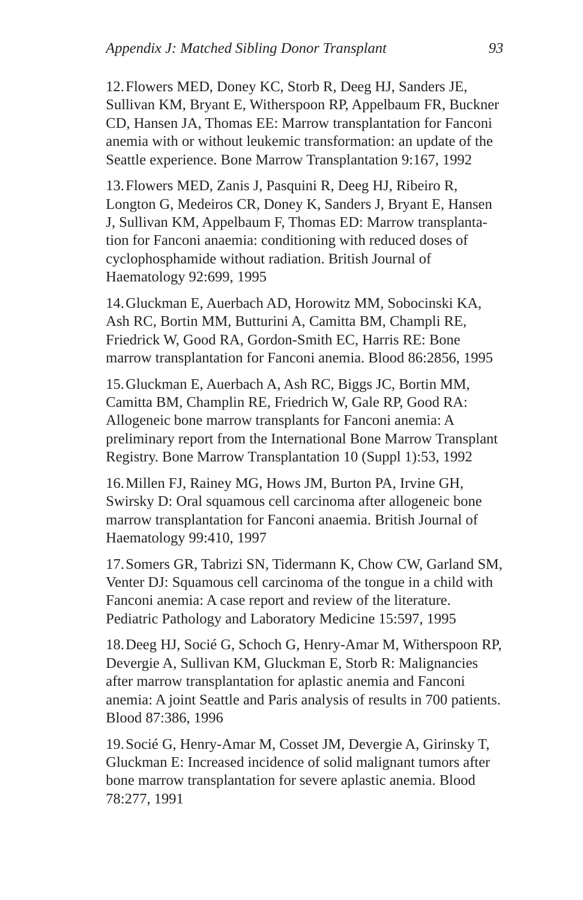12. Flowers MED, Doney KC, Storb R, Deeg HJ, Sanders JE, Sullivan KM, Bryant E, Witherspoon RP, Appelbaum FR, Buckner CD, Hansen JA, Thomas EE: Marrow transplantation for Fanconi anemia with or without leukemic transformation: an update of the Seattle experience. Bone Marrow Transplantation 9:167, 1992

13. Flowers MED, Zanis J, Pasquini R, Deeg HJ, Ribeiro R, Longton G, Medeiros CR, Doney K, Sanders J, Bryant E, Hansen J, Sullivan KM, Appelbaum F, Thomas ED: Marrow transplantation for Fanconi anaemia: conditioning with reduced doses of cyclophosphamide without radiation. British Journal of Haematology 92:699, 1995

14. Gluckman E, Auerbach AD, Horowitz MM, Sobocinski KA, Ash RC, Bortin MM, Butturini A, Camitta BM, Champli RE, Friedrick W, Good RA, Gordon-Smith EC, Harris RE: Bone marrow transplantation for Fanconi anemia. Blood 86:2856, 1995

15. Gluckman E, Auerbach A, Ash RC, Biggs JC, Bortin MM, Camitta BM, Champlin RE, Friedrich W, Gale RP, Good RA: Allogeneic bone marrow transplants for Fanconi anemia: A preliminary report from the International Bone Marrow Transplant Registry. Bone Marrow Transplantation 10 (Suppl 1):53, 1992

16. Millen FJ, Rainey MG, Hows JM, Burton PA, Irvine GH, Swirsky D: Oral squamous cell carcinoma after allogeneic bone marrow transplantation for Fanconi anaemia. British Journal of Haematology 99:410, 1997

17. Somers GR, Tabrizi SN, Tidermann K, Chow CW, Garland SM, Venter DJ: Squamous cell carcinoma of the tongue in a child with Fanconi anemia: A case report and review of the literature. Pediatric Pathology and Laboratory Medicine 15:597, 1995

18. Deeg HJ, Socié G, Schoch G, Henry-Amar M, Witherspoon RP, Devergie A, Sullivan KM, Gluckman E, Storb R: Malignancies after marrow transplantation for aplastic anemia and Fanconi anemia: A joint Seattle and Paris analysis of results in 700 patients. Blood 87:386, 1996

19. Socié G, Henry-Amar M, Cosset JM, Devergie A, Girinsky T, Gluckman E: Increased incidence of solid malignant tumors after bone marrow transplantation for severe aplastic anemia. Blood 78:277, 1991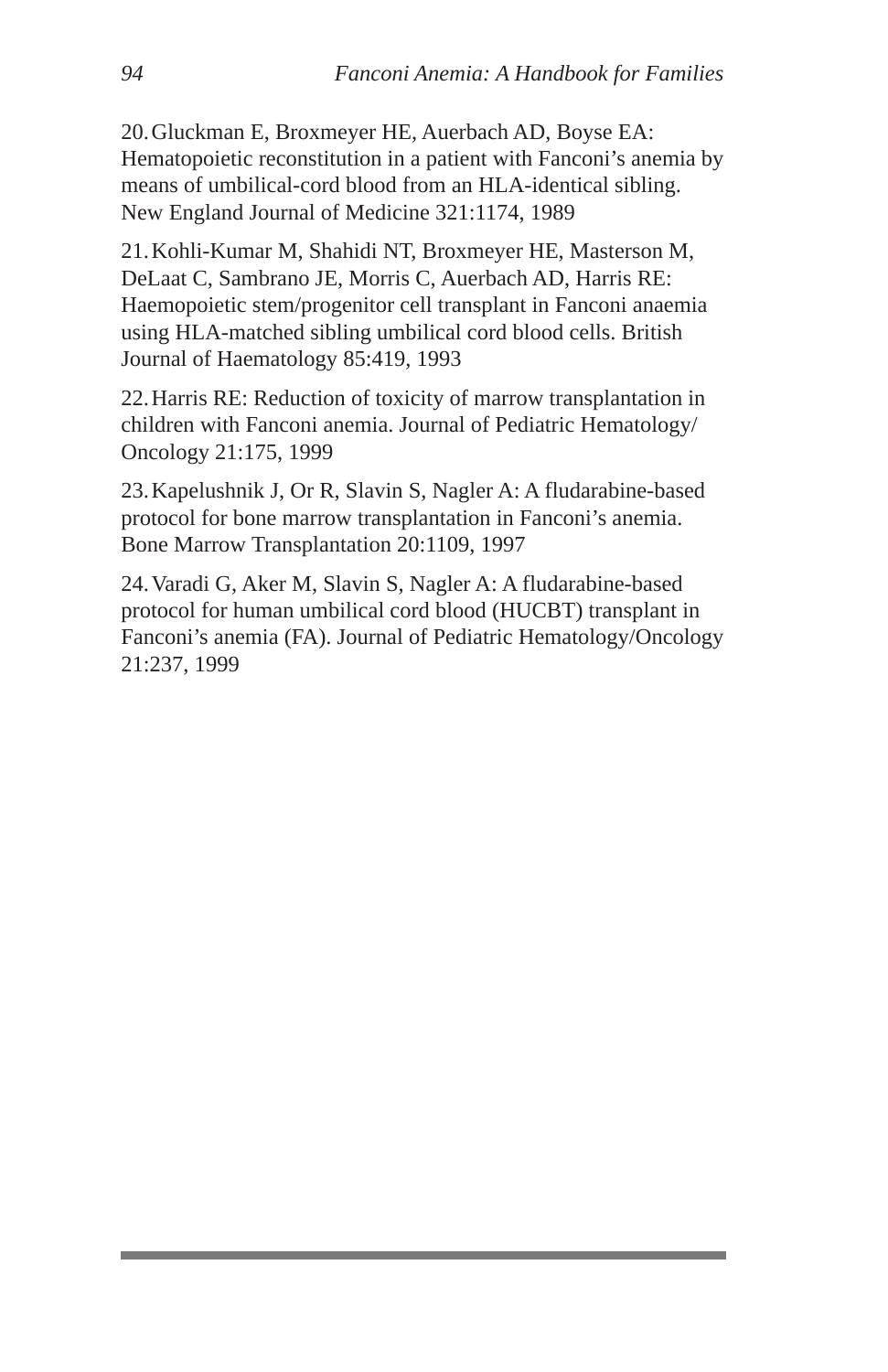20. Gluckman E, Broxmeyer HE, Auerbach AD, Boyse EA: Hematopoietic reconstitution in a patient with Fanconi's anemia by means of umbilical-cord blood from an HLA-identical sibling. New England Journal of Medicine 321:1174, 1989

21. Kohli-Kumar M, Shahidi NT, Broxmeyer HE, Masterson M, DeLaat C, Sambrano JE, Morris C, Auerbach AD, Harris RE: Haemopoietic stem/progenitor cell transplant in Fanconi anaemia using HLA-matched sibling umbilical cord blood cells. British Journal of Haematology 85:419, 1993

22. Harris RE: Reduction of toxicity of marrow transplantation in children with Fanconi anemia. Journal of Pediatric Hematology/Oncology 21:175, 1999

23. Kapelushnik J, Or R, Slavin S, Nagler A: A fludarabine-based protocol for bone marrow transplantation in Fanconi's anemia. Bone Marrow Transplantation 20:1109, 1997

24. Varadi G, Aker M, Slavin S, Nagler A: A fludarabine-based protocol for human umbilical cord blood (HUCBT) transplant in Fanconi's anemia (FA). Journal of Pediatric Hematology/Oncology 21:237, 1999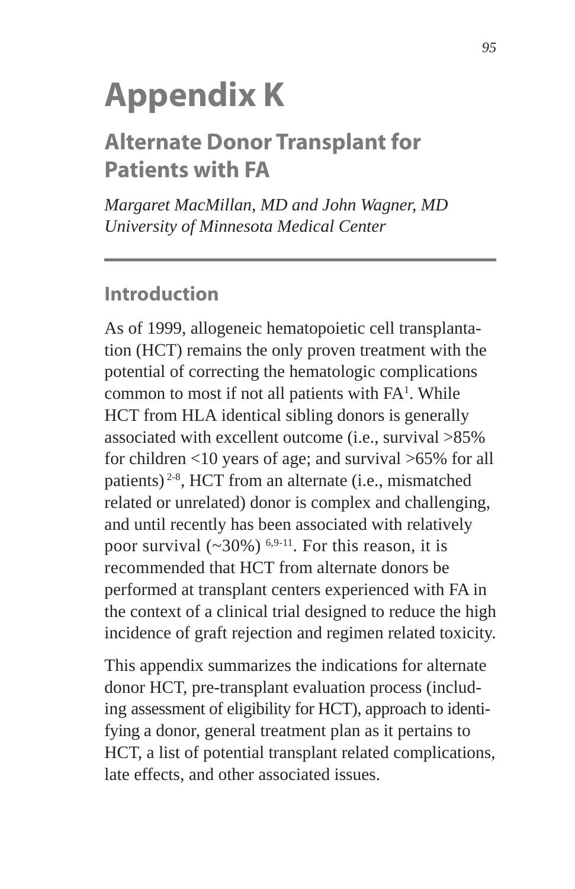# Appendix K

## Alternate Donor Transplant for Patients with FA

*Margaret MacMillan, MD and John Wagner, MD*
*University of Minnesota Medical Center*

---

### Introduction

As of 1999, allogeneic hematopoietic cell transplantation (HCT) remains the only proven treatment with the potential of correcting the hematologic complications common to most if not all patients with FA[1]. While HCT from HLA identical sibling donors is generally associated with excellent outcome (i.e., survival >85% for children <10 years of age; and survival >65% for all patients)[2-8], HCT from an alternate (i.e., mismatched related or unrelated) donor is complex and challenging, and until recently has been associated with relatively poor survival (~30%)[6,9-11]. For this reason, it is recommended that HCT from alternate donors be performed at transplant centers experienced with FA in the context of a clinical trial designed to reduce the high incidence of graft rejection and regimen related toxicity.

This appendix summarizes the indications for alternate donor HCT, pre-transplant evaluation process (including assessment of eligibility for HCT), approach to identifying a donor, general treatment plan as it pertains to HCT, a list of potential transplant related complications, late effects, and other associated issues.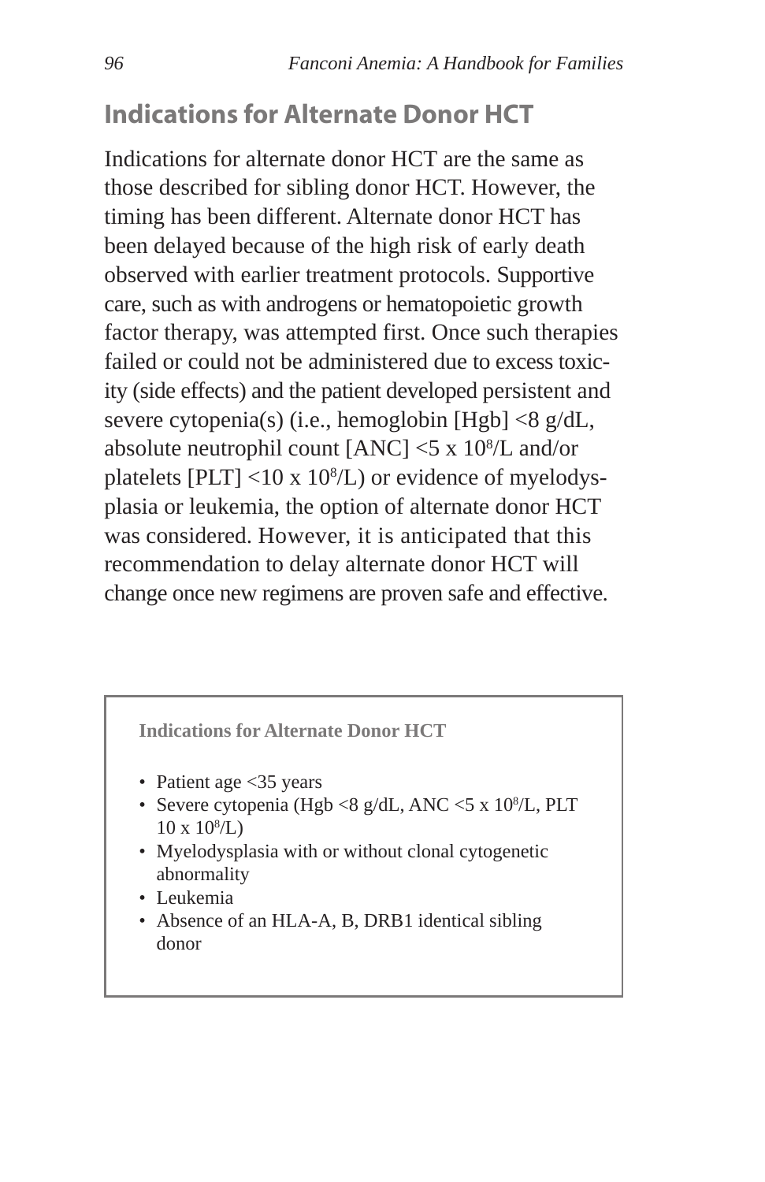## Indications for Alternate Donor HCT

Indications for alternate donor HCT are the same as those described for sibling donor HCT. However, the timing has been different. Alternate donor HCT has been delayed because of the high risk of early death observed with earlier treatment protocols. Supportive care, such as with androgens or hematopoietic growth factor therapy, was attempted first. Once such therapies failed or could not be administered due to excess toxicity (side effects) and the patient developed persistent and severe cytopenia(s) (i.e., hemoglobin [Hgb] <8 g/dL, absolute neutrophil count [ANC] <5 x $10^8$/L and/or platelets [PLT] <10 x $10^8$/L) or evidence of myelodysplasia or leukemia, the option of alternate donor HCT was considered. However, it is anticipated that this recommendation to delay alternate donor HCT will change once new regimens are proven safe and effective.

**Indications for Alternate Donor HCT**

- Patient age <35 years
- Severe cytopenia (Hgb <8 g/dL, ANC <5 x $10^8$/L, PLT 10 x $10^8$/L)
- Myelodysplasia with or without clonal cytogenetic abnormality
- Leukemia
- Absence of an HLA-A, B, DRB1 identical sibling donor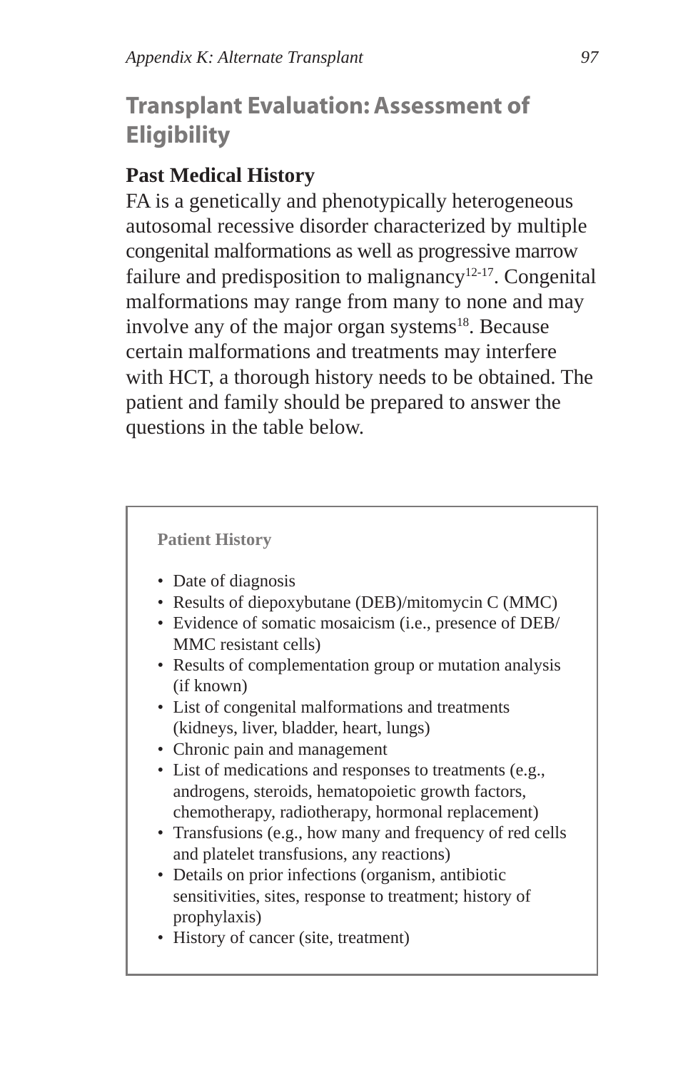## Transplant Evaluation: Assessment of Eligibility

### Past Medical History

FA is a genetically and phenotypically heterogeneous autosomal recessive disorder characterized by multiple congenital malformations as well as progressive marrow failure and predisposition to malignancy[12-17]. Congenital malformations may range from many to none and may involve any of the major organ systems[18]. Because certain malformations and treatments may interfere with HCT, a thorough history needs to be obtained. The patient and family should be prepared to answer the questions in the table below.

**Patient History**

- Date of diagnosis
- Results of diepoxybutane (DEB)/mitomycin C (MMC)
- Evidence of somatic mosaicism (i.e., presence of DEB/MMC resistant cells)
- Results of complementation group or mutation analysis (if known)
- List of congenital malformations and treatments (kidneys, liver, bladder, heart, lungs)
- Chronic pain and management
- List of medications and responses to treatments (e.g., androgens, steroids, hematopoietic growth factors, chemotherapy, radiotherapy, hormonal replacement)
- Transfusions (e.g., how many and frequency of red cells and platelet transfusions, any reactions)
- Details on prior infections (organism, antibiotic sensitivities, sites, response to treatment; history of prophylaxis)
- History of cancer (site, treatment)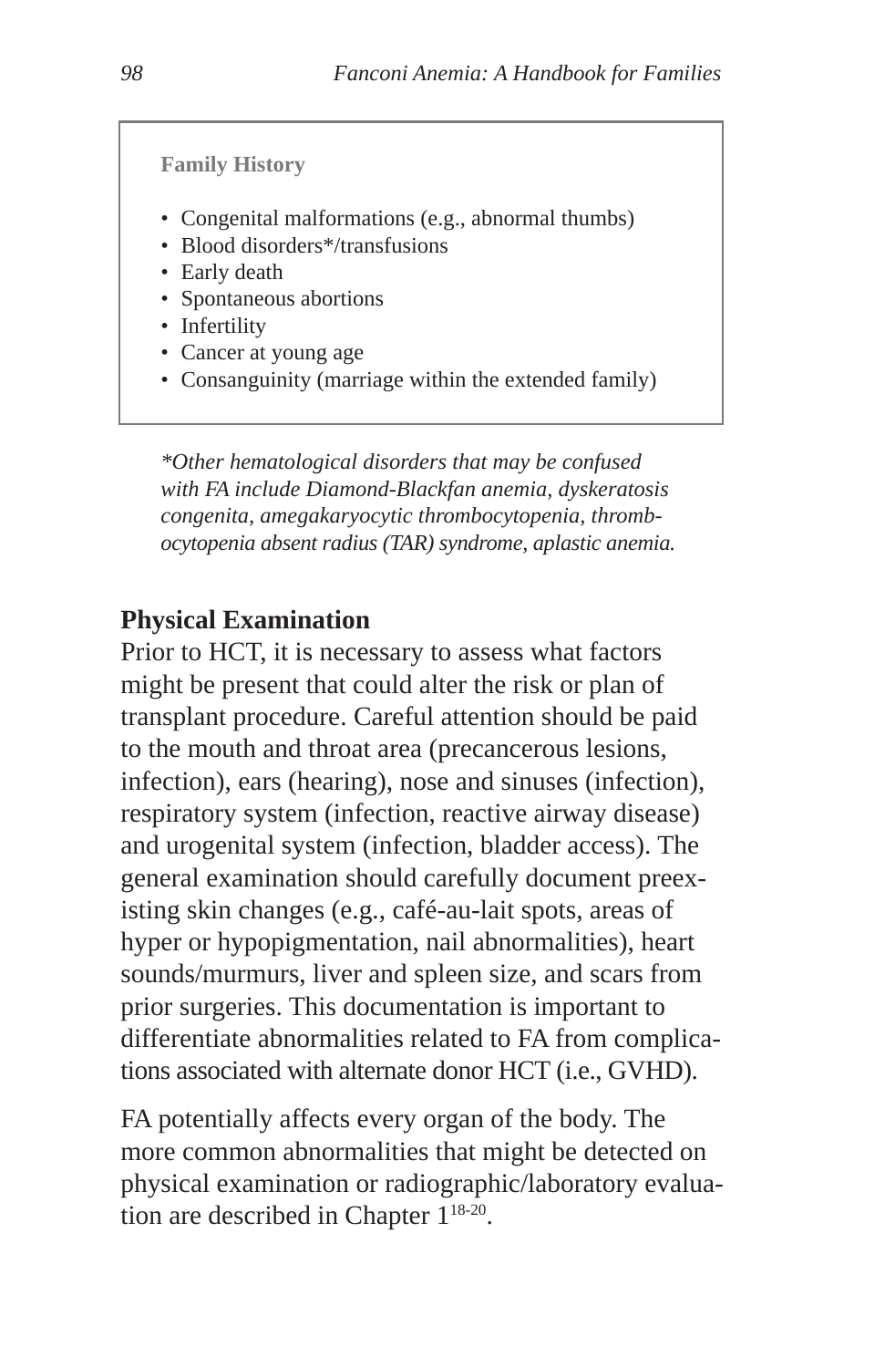**Family History**

- Congenital malformations (e.g., abnormal thumbs)
- Blood disorders*/transfusions
- Early death
- Spontaneous abortions
- Infertility
- Cancer at young age
- Consanguinity (marriage within the extended family)

*\*Other hematological disorders that may be confused with FA include Diamond-Blackfan anemia, dyskeratosis congenita, amegakaryocytic thrombocytopenia, thrombocytopenia absent radius (TAR) syndrome, aplastic anemia.*

### Physical Examination

Prior to HCT, it is necessary to assess what factors might be present that could alter the risk or plan of transplant procedure. Careful attention should be paid to the mouth and throat area (precancerous lesions, infection), ears (hearing), nose and sinuses (infection), respiratory system (infection, reactive airway disease) and urogenital system (infection, bladder access). The general examination should carefully document preexisting skin changes (e.g., café-au-lait spots, areas of hyper or hypopigmentation, nail abnormalities), heart sounds/murmurs, liver and spleen size, and scars from prior surgeries. This documentation is important to differentiate abnormalities related to FA from complications associated with alternate donor HCT (i.e., GVHD).

FA potentially affects every organ of the body. The more common abnormalities that might be detected on physical examination or radiographic/laboratory evaluation are described in Chapter 1[18-20].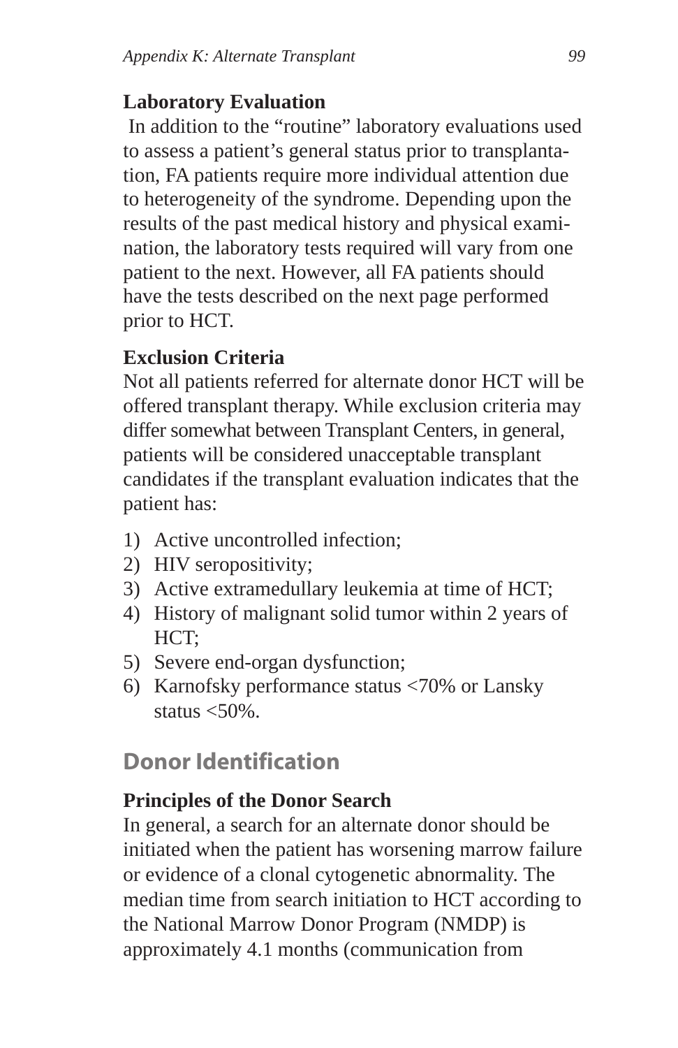### Laboratory Evaluation

In addition to the "routine" laboratory evaluations used to assess a patient's general status prior to transplantation, FA patients require more individual attention due to heterogeneity of the syndrome. Depending upon the results of the past medical history and physical examination, the laboratory tests required will vary from one patient to the next. However, all FA patients should have the tests described on the next page performed prior to HCT.

### Exclusion Criteria

Not all patients referred for alternate donor HCT will be offered transplant therapy. While exclusion criteria may differ somewhat between Transplant Centers, in general, patients will be considered unacceptable transplant candidates if the transplant evaluation indicates that the patient has:

1) Active uncontrolled infection;
2) HIV seropositivity;
3) Active extramedullary leukemia at time of HCT;
4) History of malignant solid tumor within 2 years of HCT;
5) Severe end-organ dysfunction;
6) Karnofsky performance status <70% or Lansky status <50%.

## Donor Identification

### Principles of the Donor Search

In general, a search for an alternate donor should be initiated when the patient has worsening marrow failure or evidence of a clonal cytogenetic abnormality. The median time from search initiation to HCT according to the National Marrow Donor Program (NMDP) is approximately 4.1 months (communication from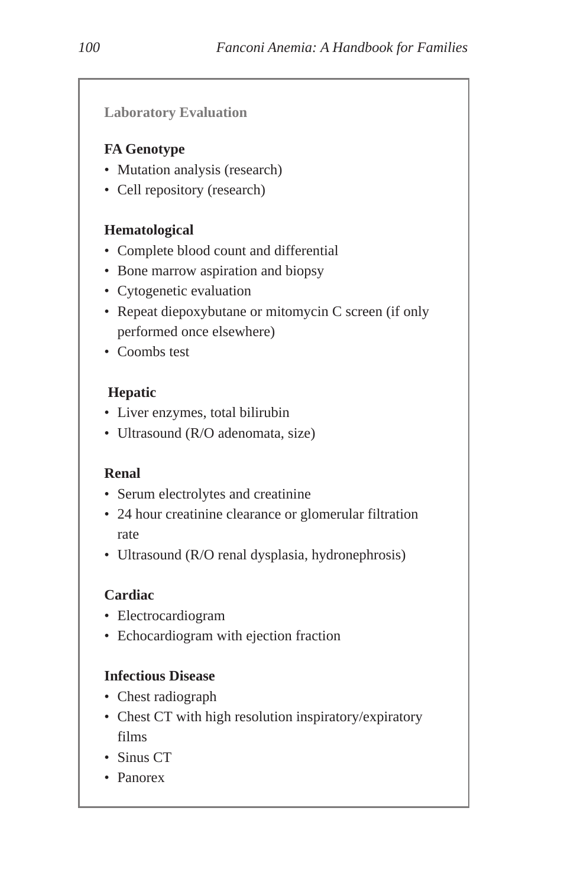### Laboratory Evaluation

**FA Genotype**

- Mutation analysis (research)
- Cell repository (research)

**Hematological**

- Complete blood count and differential
- Bone marrow aspiration and biopsy
- Cytogenetic evaluation
- Repeat diepoxybutane or mitomycin C screen (if only performed once elsewhere)
- Coombs test

**Hepatic**

- Liver enzymes, total bilirubin
- Ultrasound (R/O adenomata, size)

**Renal**

- Serum electrolytes and creatinine
- 24 hour creatinine clearance or glomerular filtration rate
- Ultrasound (R/O renal dysplasia, hydronephrosis)

**Cardiac**

- Electrocardiogram
- Echocardiogram with ejection fraction

**Infectious Disease**

- Chest radiograph
- Chest CT with high resolution inspiratory/expiratory films
- Sinus CT
- Panorex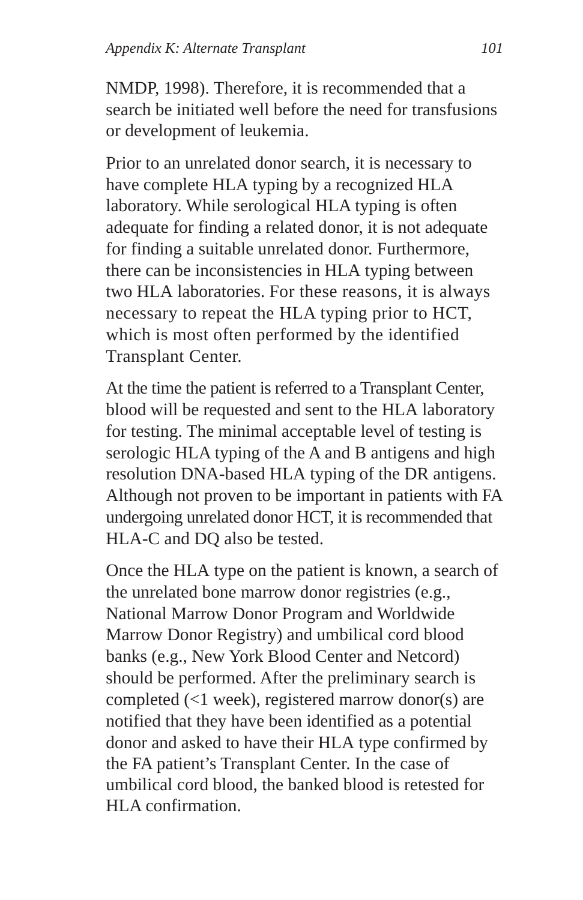NMDP, 1998). Therefore, it is recommended that a search be initiated well before the need for transfusions or development of leukemia.

Prior to an unrelated donor search, it is necessary to have complete HLA typing by a recognized HLA laboratory. While serological HLA typing is often adequate for finding a related donor, it is not adequate for finding a suitable unrelated donor. Furthermore, there can be inconsistencies in HLA typing between two HLA laboratories. For these reasons, it is always necessary to repeat the HLA typing prior to HCT, which is most often performed by the identified Transplant Center.

At the time the patient is referred to a Transplant Center, blood will be requested and sent to the HLA laboratory for testing. The minimal acceptable level of testing is serologic HLA typing of the A and B antigens and high resolution DNA-based HLA typing of the DR antigens. Although not proven to be important in patients with FA undergoing unrelated donor HCT, it is recommended that HLA-C and DQ also be tested.

Once the HLA type on the patient is known, a search of the unrelated bone marrow donor registries (e.g., National Marrow Donor Program and Worldwide Marrow Donor Registry) and umbilical cord blood banks (e.g., New York Blood Center and Netcord) should be performed. After the preliminary search is completed (<1 week), registered marrow donor(s) are notified that they have been identified as a potential donor and asked to have their HLA type confirmed by the FA patient's Transplant Center. In the case of umbilical cord blood, the banked blood is retested for HLA confirmation.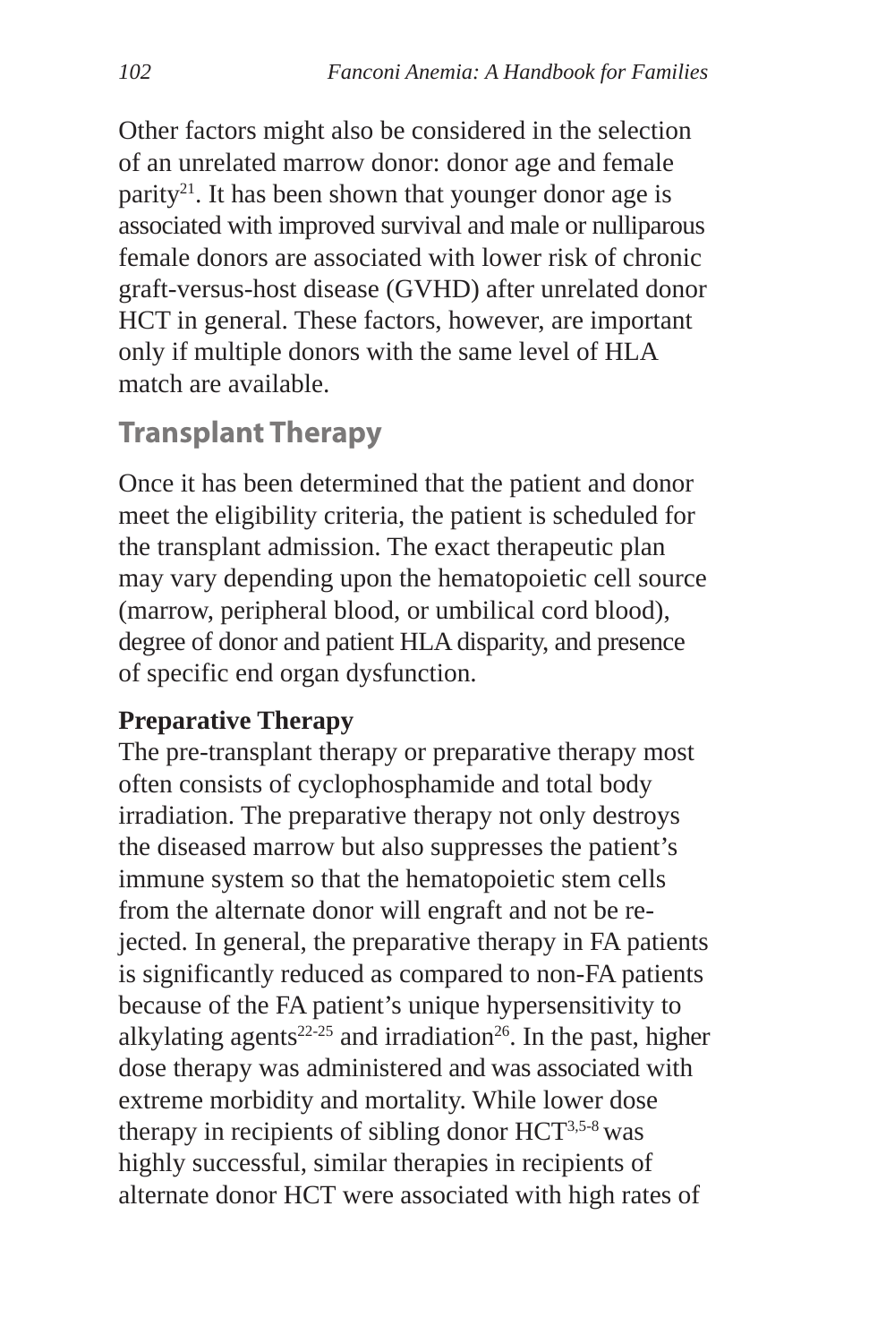Other factors might also be considered in the selection of an unrelated marrow donor: donor age and female parity[21]. It has been shown that younger donor age is associated with improved survival and male or nulliparous female donors are associated with lower risk of chronic graft-versus-host disease (GVHD) after unrelated donor HCT in general. These factors, however, are important only if multiple donors with the same level of HLA match are available.

## Transplant Therapy

Once it has been determined that the patient and donor meet the eligibility criteria, the patient is scheduled for the transplant admission. The exact therapeutic plan may vary depending upon the hematopoietic cell source (marrow, peripheral blood, or umbilical cord blood), degree of donor and patient HLA disparity, and presence of specific end organ dysfunction.

### Preparative Therapy

The pre-transplant therapy or preparative therapy most often consists of cyclophosphamide and total body irradiation. The preparative therapy not only destroys the diseased marrow but also suppresses the patient's immune system so that the hematopoietic stem cells from the alternate donor will engraft and not be rejected. In general, the preparative therapy in FA patients is significantly reduced as compared to non-FA patients because of the FA patient's unique hypersensitivity to alkylating agents[22-25] and irradiation[26]. In the past, higher dose therapy was administered and was associated with extreme morbidity and mortality. While lower dose therapy in recipients of sibling donor HCT[3,5-8] was highly successful, similar therapies in recipients of alternate donor HCT were associated with high rates of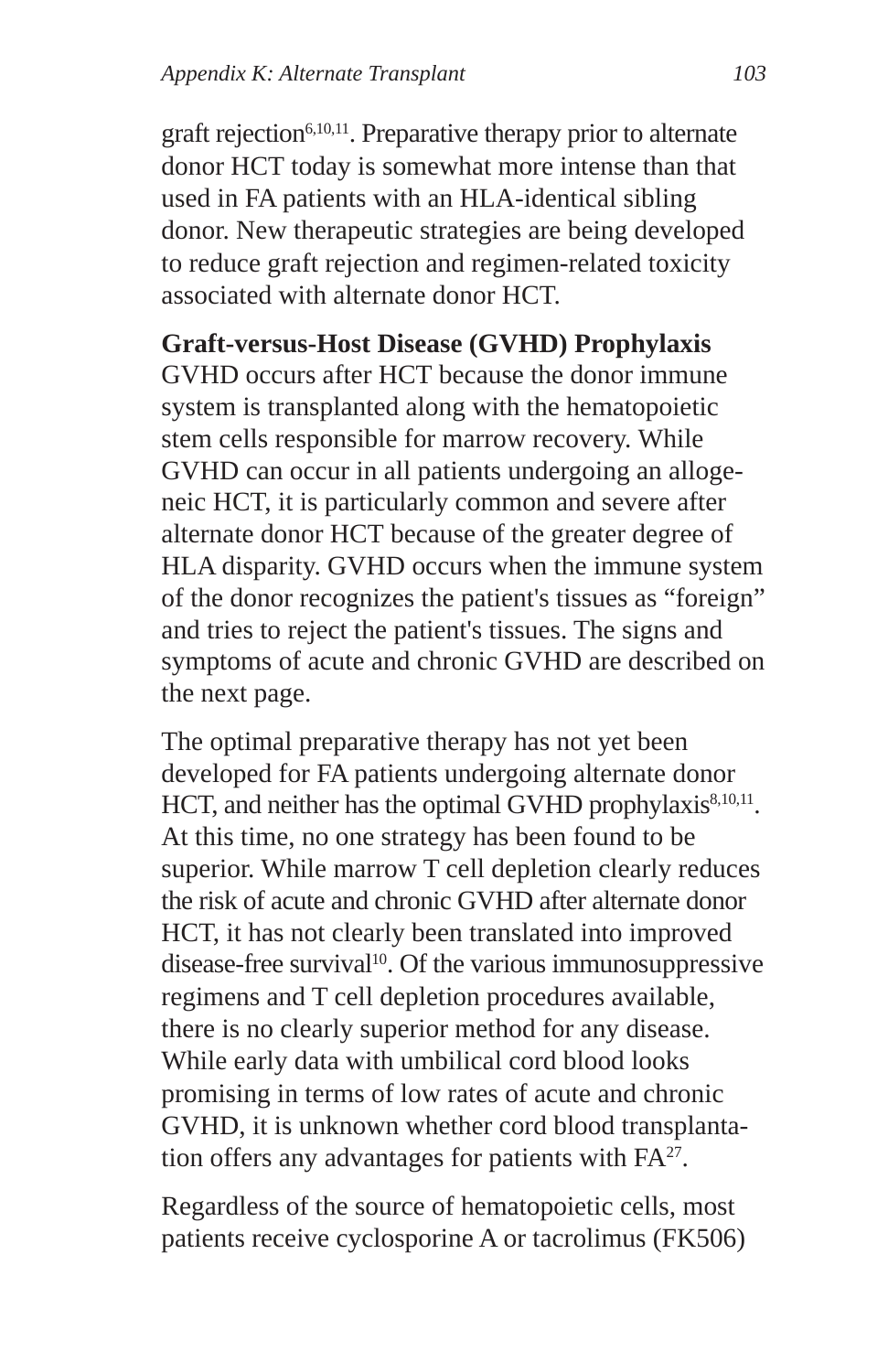graft rejection[6,10,11]. Preparative therapy prior to alternate donor HCT today is somewhat more intense than that used in FA patients with an HLA-identical sibling donor. New therapeutic strategies are being developed to reduce graft rejection and regimen-related toxicity associated with alternate donor HCT.

**Graft-versus-Host Disease (GVHD) Prophylaxis**

GVHD occurs after HCT because the donor immune system is transplanted along with the hematopoietic stem cells responsible for marrow recovery. While GVHD can occur in all patients undergoing an allogeneic HCT, it is particularly common and severe after alternate donor HCT because of the greater degree of HLA disparity. GVHD occurs when the immune system of the donor recognizes the patient's tissues as "foreign" and tries to reject the patient's tissues. The signs and symptoms of acute and chronic GVHD are described on the next page.

The optimal preparative therapy has not yet been developed for FA patients undergoing alternate donor HCT, and neither has the optimal GVHD prophylaxis[8,10,11]. At this time, no one strategy has been found to be superior. While marrow T cell depletion clearly reduces the risk of acute and chronic GVHD after alternate donor HCT, it has not clearly been translated into improved disease-free survival[10]. Of the various immunosuppressive regimens and T cell depletion procedures available, there is no clearly superior method for any disease. While early data with umbilical cord blood looks promising in terms of low rates of acute and chronic GVHD, it is unknown whether cord blood transplantation offers any advantages for patients with FA[27].

Regardless of the source of hematopoietic cells, most patients receive cyclosporine A or tacrolimus (FK506)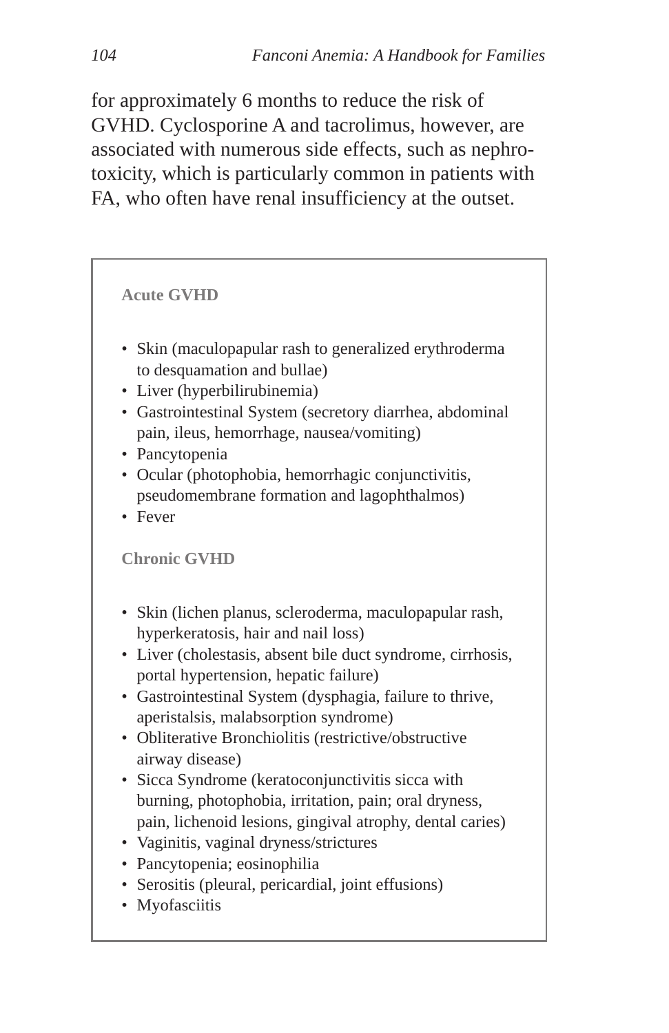for approximately 6 months to reduce the risk of GVHD. Cyclosporine A and tacrolimus, however, are associated with numerous side effects, such as nephrotoxicity, which is particularly common in patients with FA, who often have renal insufficiency at the outset.

**Acute GVHD**

- Skin (maculopapular rash to generalized erythroderma to desquamation and bullae)
- Liver (hyperbilirubinemia)
- Gastrointestinal System (secretory diarrhea, abdominal pain, ileus, hemorrhage, nausea/vomiting)
- Pancytopenia
- Ocular (photophobia, hemorrhagic conjunctivitis, pseudomembrane formation and lagophthalmos)
- Fever

**Chronic GVHD**

- Skin (lichen planus, scleroderma, maculopapular rash, hyperkeratosis, hair and nail loss)
- Liver (cholestasis, absent bile duct syndrome, cirrhosis, portal hypertension, hepatic failure)
- Gastrointestinal System (dysphagia, failure to thrive, aperistalsis, malabsorption syndrome)
- Obliterative Bronchiolitis (restrictive/obstructive airway disease)
- Sicca Syndrome (keratoconjunctivitis sicca with burning, photophobia, irritation, pain; oral dryness, pain, lichenoid lesions, gingival atrophy, dental caries)
- Vaginitis, vaginal dryness/strictures
- Pancytopenia; eosinophilia
- Serositis (pleural, pericardial, joint effusions)
- Myofasciitis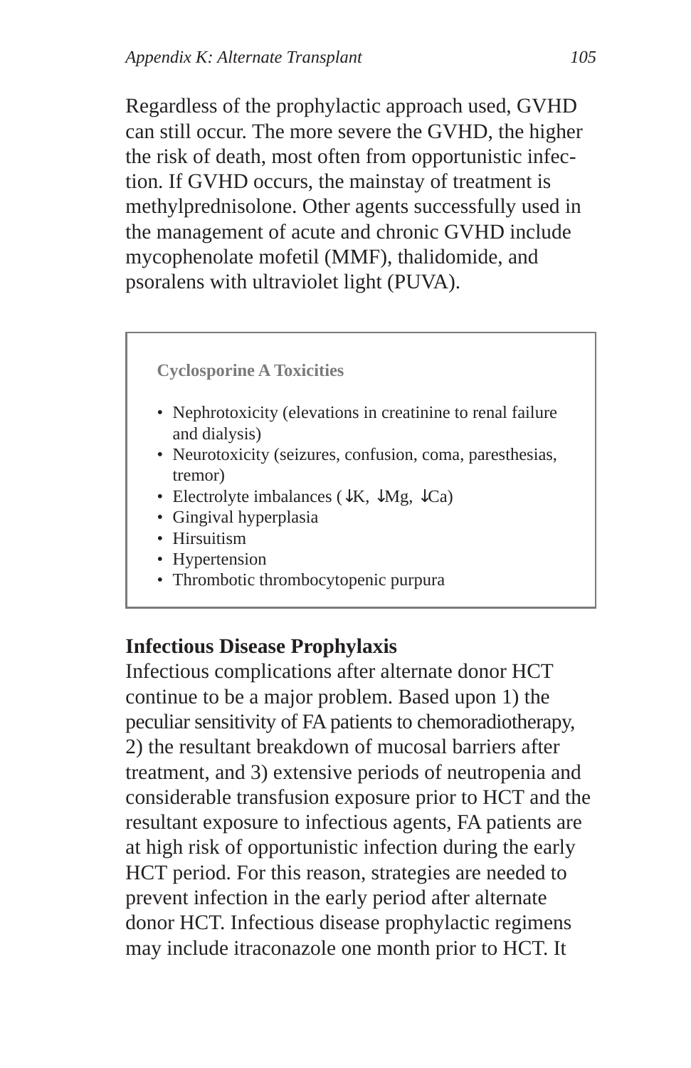Regardless of the prophylactic approach used, GVHD can still occur. The more severe the GVHD, the higher the risk of death, most often from opportunistic infection. If GVHD occurs, the mainstay of treatment is methylprednisolone. Other agents successfully used in the management of acute and chronic GVHD include mycophenolate mofetil (MMF), thalidomide, and psoralens with ultraviolet light (PUVA).

> **Cyclosporine A Toxicities**
>
> - Nephrotoxicity (elevations in creatinine to renal failure and dialysis)
> - Neurotoxicity (seizures, confusion, coma, paresthesias, tremor)
> - Electrolyte imbalances (↓K, ↓Mg, ↓Ca)
> - Gingival hyperplasia
> - Hirsuitism
> - Hypertension
> - Thrombotic thrombocytopenic purpura

### Infectious Disease Prophylaxis

Infectious complications after alternate donor HCT continue to be a major problem. Based upon 1) the peculiar sensitivity of FA patients to chemoradiotherapy, 2) the resultant breakdown of mucosal barriers after treatment, and 3) extensive periods of neutropenia and considerable transfusion exposure prior to HCT and the resultant exposure to infectious agents, FA patients are at high risk of opportunistic infection during the early HCT period. For this reason, strategies are needed to prevent infection in the early period after alternate donor HCT. Infectious disease prophylactic regimens may include itraconazole one month prior to HCT. It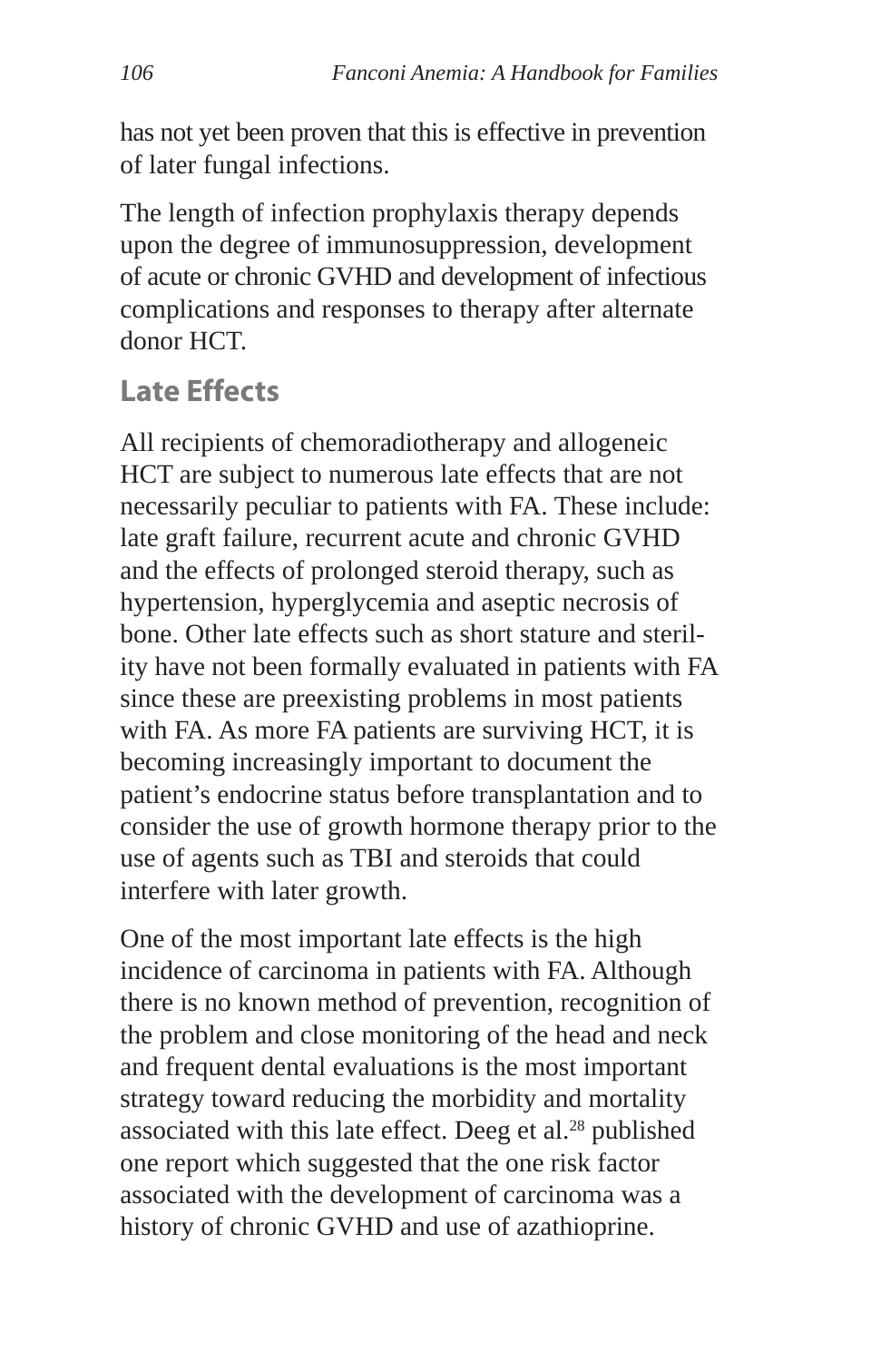has not yet been proven that this is effective in prevention of later fungal infections.

The length of infection prophylaxis therapy depends upon the degree of immunosuppression, development of acute or chronic GVHD and development of infectious complications and responses to therapy after alternate donor HCT.

## Late Effects

All recipients of chemoradiotherapy and allogeneic HCT are subject to numerous late effects that are not necessarily peculiar to patients with FA. These include: late graft failure, recurrent acute and chronic GVHD and the effects of prolonged steroid therapy, such as hypertension, hyperglycemia and aseptic necrosis of bone. Other late effects such as short stature and sterility have not been formally evaluated in patients with FA since these are preexisting problems in most patients with FA. As more FA patients are surviving HCT, it is becoming increasingly important to document the patient's endocrine status before transplantation and to consider the use of growth hormone therapy prior to the use of agents such as TBI and steroids that could interfere with later growth.

One of the most important late effects is the high incidence of carcinoma in patients with FA. Although there is no known method of prevention, recognition of the problem and close monitoring of the head and neck and frequent dental evaluations is the most important strategy toward reducing the morbidity and mortality associated with this late effect. Deeg et al.[28] published one report which suggested that the one risk factor associated with the development of carcinoma was a history of chronic GVHD and use of azathioprine.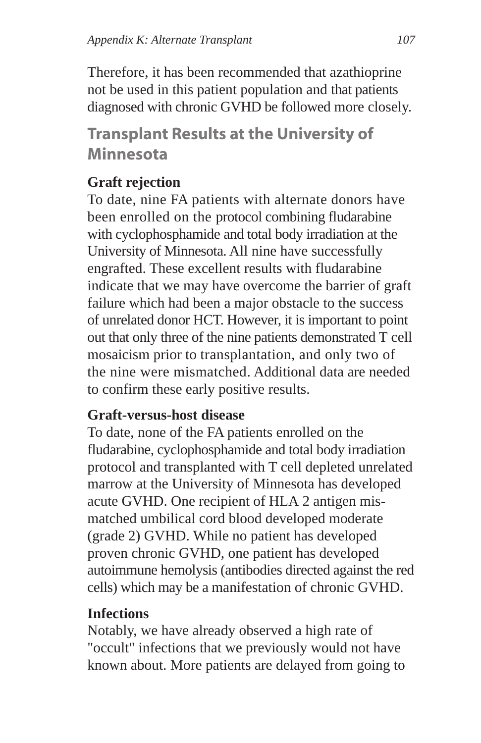Therefore, it has been recommended that azathioprine not be used in this patient population and that patients diagnosed with chronic GVHD be followed more closely.

## Transplant Results at the University of Minnesota

**Graft rejection**

To date, nine FA patients with alternate donors have been enrolled on the protocol combining fludarabine with cyclophosphamide and total body irradiation at the University of Minnesota. All nine have successfully engrafted. These excellent results with fludarabine indicate that we may have overcome the barrier of graft failure which had been a major obstacle to the success of unrelated donor HCT. However, it is important to point out that only three of the nine patients demonstrated T cell mosaicism prior to transplantation, and only two of the nine were mismatched. Additional data are needed to confirm these early positive results.

**Graft-versus-host disease**

To date, none of the FA patients enrolled on the fludarabine, cyclophosphamide and total body irradiation protocol and transplanted with T cell depleted unrelated marrow at the University of Minnesota has developed acute GVHD. One recipient of HLA 2 antigen mis-matched umbilical cord blood developed moderate (grade 2) GVHD. While no patient has developed proven chronic GVHD, one patient has developed autoimmune hemolysis (antibodies directed against the red cells) which may be a manifestation of chronic GVHD.

**Infections**

Notably, we have already observed a high rate of "occult" infections that we previously would not have known about. More patients are delayed from going to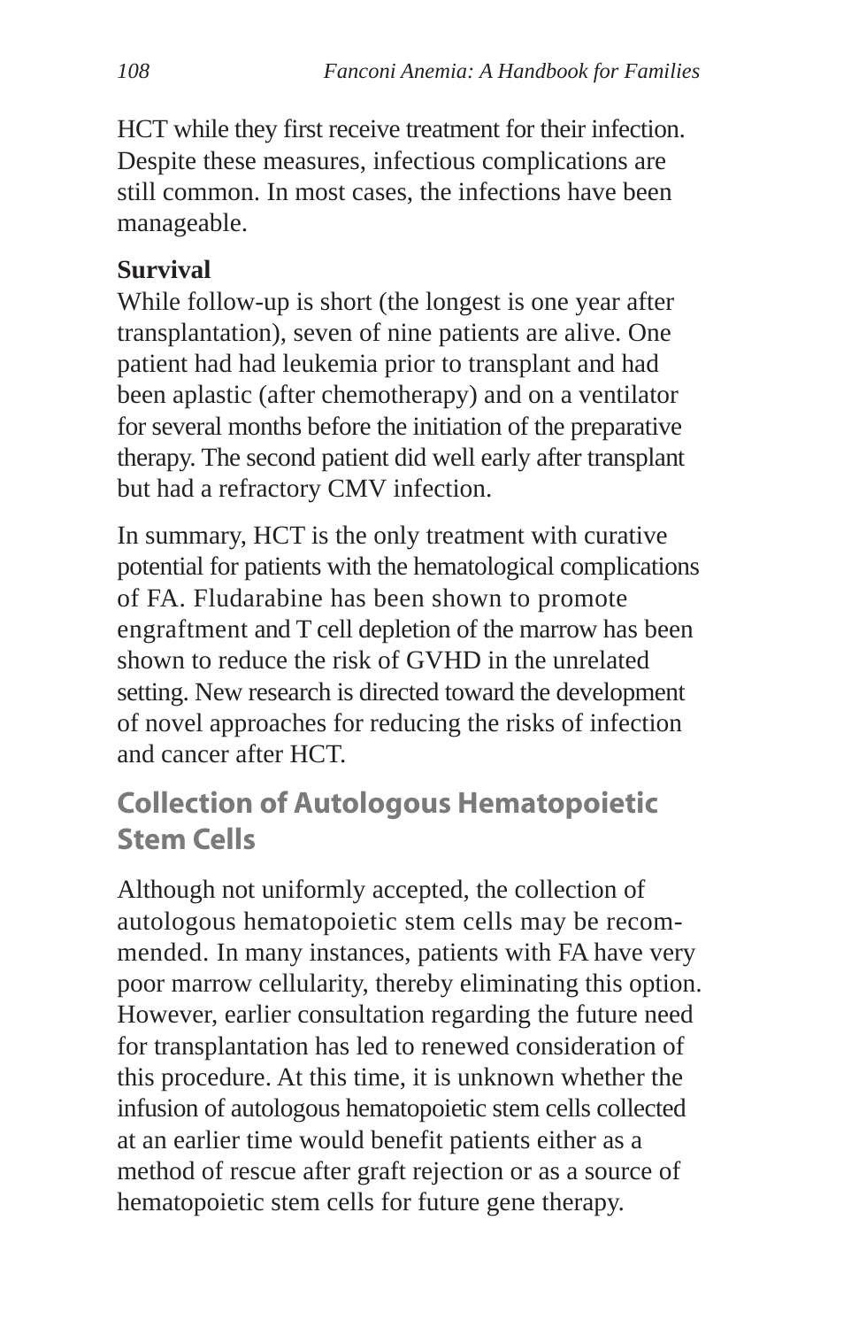HCT while they first receive treatment for their infection. Despite these measures, infectious complications are still common. In most cases, the infections have been manageable.

**Survival**

While follow-up is short (the longest is one year after transplantation), seven of nine patients are alive. One patient had had leukemia prior to transplant and had been aplastic (after chemotherapy) and on a ventilator for several months before the initiation of the preparative therapy. The second patient did well early after transplant but had a refractory CMV infection.

In summary, HCT is the only treatment with curative potential for patients with the hematological complications of FA. Fludarabine has been shown to promote engraftment and T cell depletion of the marrow has been shown to reduce the risk of GVHD in the unrelated setting. New research is directed toward the development of novel approaches for reducing the risks of infection and cancer after HCT.

## Collection of Autologous Hematopoietic Stem Cells

Although not uniformly accepted, the collection of autologous hematopoietic stem cells may be recommended. In many instances, patients with FA have very poor marrow cellularity, thereby eliminating this option. However, earlier consultation regarding the future need for transplantation has led to renewed consideration of this procedure. At this time, it is unknown whether the infusion of autologous hematopoietic stem cells collected at an earlier time would benefit patients either as a method of rescue after graft rejection or as a source of hematopoietic stem cells for future gene therapy.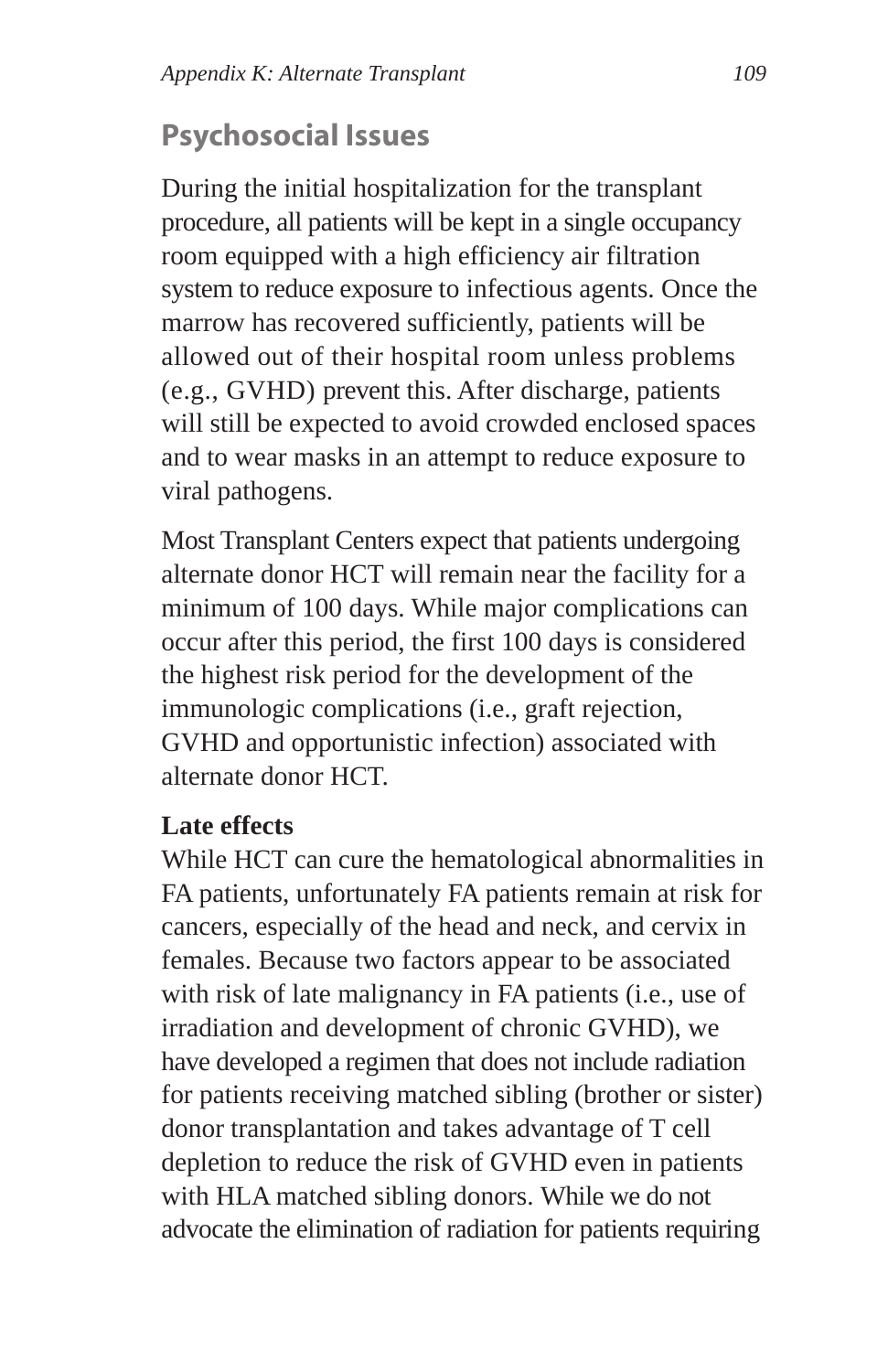## Psychosocial Issues

During the initial hospitalization for the transplant procedure, all patients will be kept in a single occupancy room equipped with a high efficiency air filtration system to reduce exposure to infectious agents. Once the marrow has recovered sufficiently, patients will be allowed out of their hospital room unless problems (e.g., GVHD) prevent this. After discharge, patients will still be expected to avoid crowded enclosed spaces and to wear masks in an attempt to reduce exposure to viral pathogens.

Most Transplant Centers expect that patients undergoing alternate donor HCT will remain near the facility for a minimum of 100 days. While major complications can occur after this period, the first 100 days is considered the highest risk period for the development of the immunologic complications (i.e., graft rejection, GVHD and opportunistic infection) associated with alternate donor HCT.

**Late effects**

While HCT can cure the hematological abnormalities in FA patients, unfortunately FA patients remain at risk for cancers, especially of the head and neck, and cervix in females. Because two factors appear to be associated with risk of late malignancy in FA patients (i.e., use of irradiation and development of chronic GVHD), we have developed a regimen that does not include radiation for patients receiving matched sibling (brother or sister) donor transplantation and takes advantage of T cell depletion to reduce the risk of GVHD even in patients with HLA matched sibling donors. While we do not advocate the elimination of radiation for patients requiring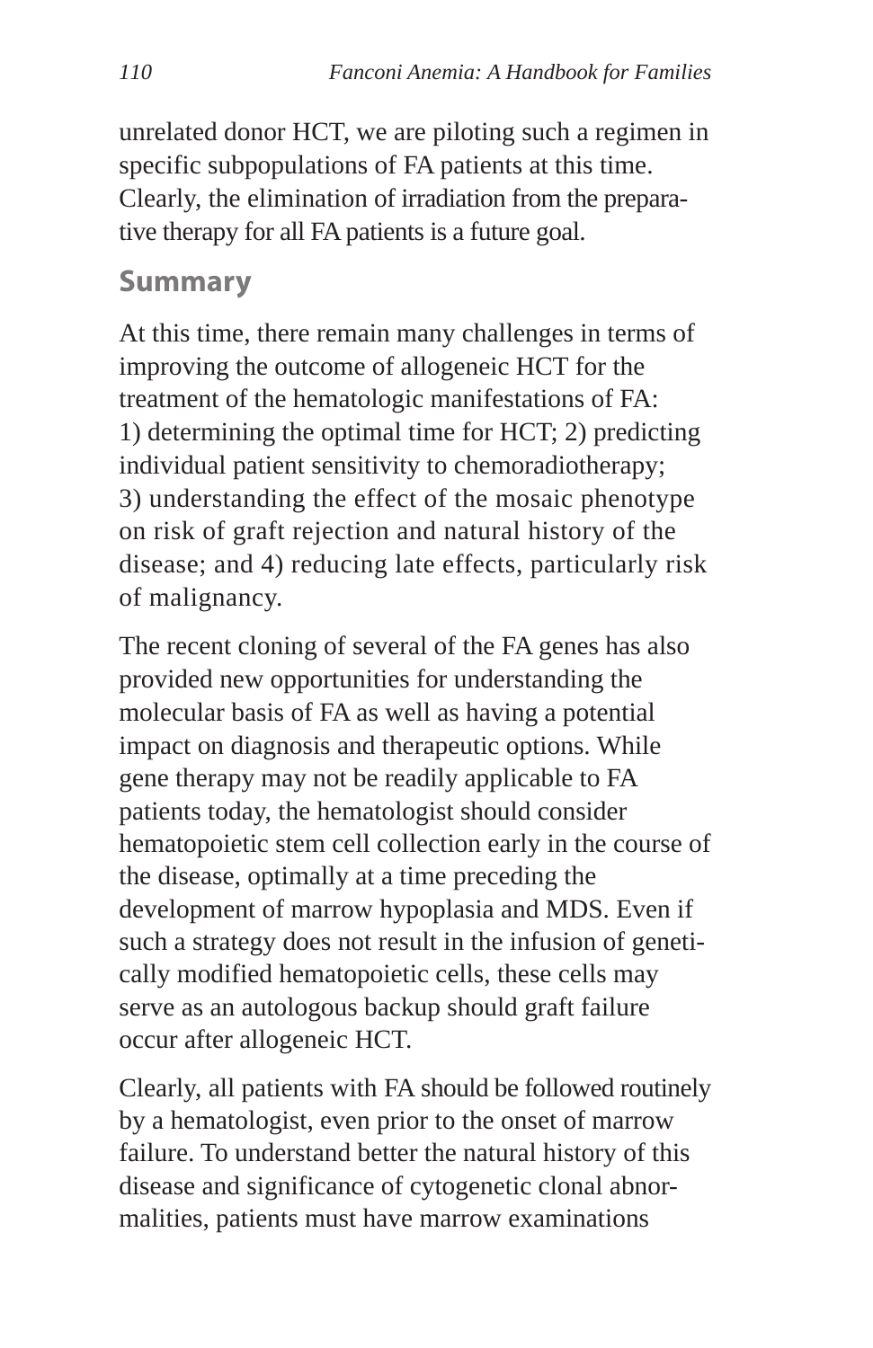unrelated donor HCT, we are piloting such a regimen in specific subpopulations of FA patients at this time. Clearly, the elimination of irradiation from the preparative therapy for all FA patients is a future goal.

## Summary

At this time, there remain many challenges in terms of improving the outcome of allogeneic HCT for the treatment of the hematologic manifestations of FA: 1) determining the optimal time for HCT; 2) predicting individual patient sensitivity to chemoradiotherapy; 3) understanding the effect of the mosaic phenotype on risk of graft rejection and natural history of the disease; and 4) reducing late effects, particularly risk of malignancy.

The recent cloning of several of the FA genes has also provided new opportunities for understanding the molecular basis of FA as well as having a potential impact on diagnosis and therapeutic options. While gene therapy may not be readily applicable to FA patients today, the hematologist should consider hematopoietic stem cell collection early in the course of the disease, optimally at a time preceding the development of marrow hypoplasia and MDS. Even if such a strategy does not result in the infusion of genetically modified hematopoietic cells, these cells may serve as an autologous backup should graft failure occur after allogeneic HCT.

Clearly, all patients with FA should be followed routinely by a hematologist, even prior to the onset of marrow failure. To understand better the natural history of this disease and significance of cytogenetic clonal abnormalities, patients must have marrow examinations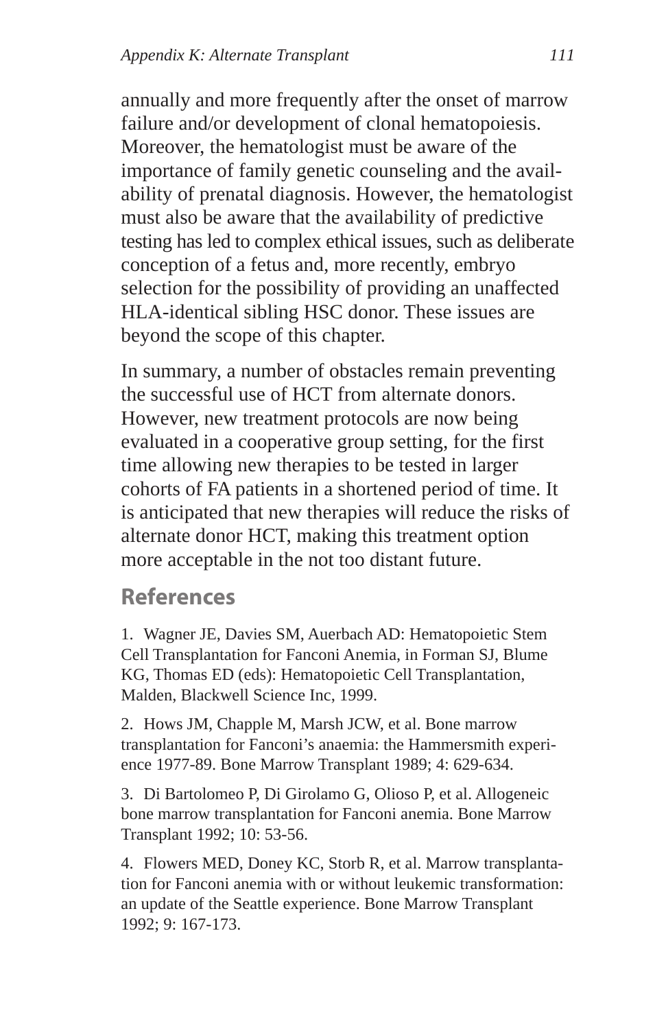annually and more frequently after the onset of marrow failure and/or development of clonal hematopoiesis. Moreover, the hematologist must be aware of the importance of family genetic counseling and the availability of prenatal diagnosis. However, the hematologist must also be aware that the availability of predictive testing has led to complex ethical issues, such as deliberate conception of a fetus and, more recently, embryo selection for the possibility of providing an unaffected HLA-identical sibling HSC donor. These issues are beyond the scope of this chapter.

In summary, a number of obstacles remain preventing the successful use of HCT from alternate donors. However, new treatment protocols are now being evaluated in a cooperative group setting, for the first time allowing new therapies to be tested in larger cohorts of FA patients in a shortened period of time. It is anticipated that new therapies will reduce the risks of alternate donor HCT, making this treatment option more acceptable in the not too distant future.

## References

1. Wagner JE, Davies SM, Auerbach AD: Hematopoietic Stem Cell Transplantation for Fanconi Anemia, in Forman SJ, Blume KG, Thomas ED (eds): Hematopoietic Cell Transplantation, Malden, Blackwell Science Inc, 1999.

2. Hows JM, Chapple M, Marsh JCW, et al. Bone marrow transplantation for Fanconi's anaemia: the Hammersmith experience 1977-89. Bone Marrow Transplant 1989; 4: 629-634.

3. Di Bartolomeo P, Di Girolamo G, Olioso P, et al. Allogeneic bone marrow transplantation for Fanconi anemia. Bone Marrow Transplant 1992; 10: 53-56.

4. Flowers MED, Doney KC, Storb R, et al. Marrow transplantation for Fanconi anemia with or without leukemic transformation: an update of the Seattle experience. Bone Marrow Transplant 1992; 9: 167-173.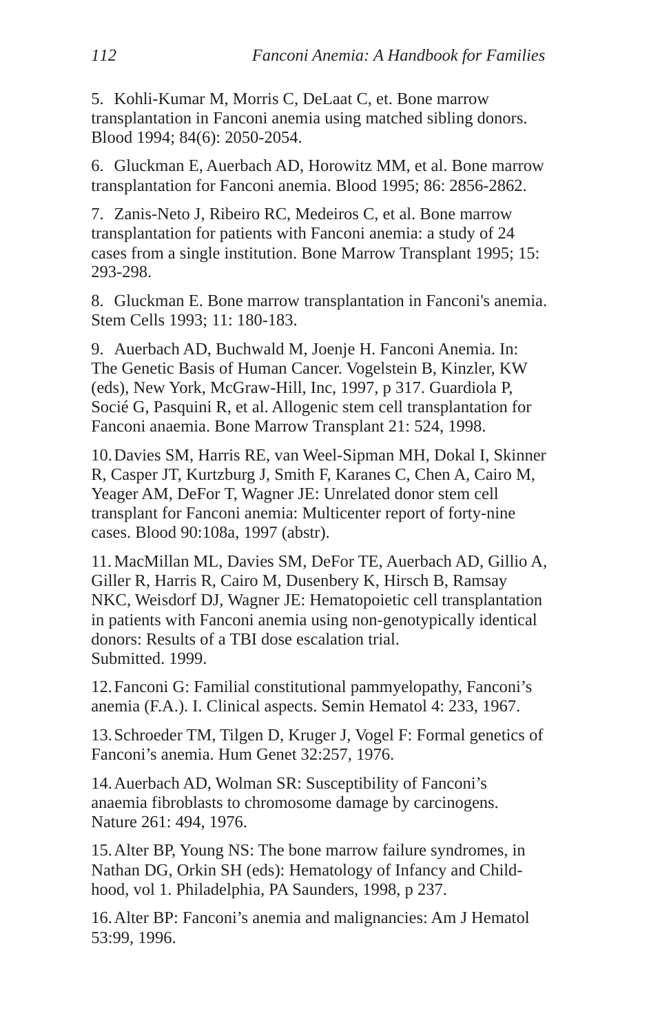5. Kohli-Kumar M, Morris C, DeLaat C, et. Bone marrow transplantation in Fanconi anemia using matched sibling donors. Blood 1994; 84(6): 2050-2054.

6. Gluckman E, Auerbach AD, Horowitz MM, et al. Bone marrow transplantation for Fanconi anemia. Blood 1995; 86: 2856-2862.

7. Zanis-Neto J, Ribeiro RC, Medeiros C, et al. Bone marrow transplantation for patients with Fanconi anemia: a study of 24 cases from a single institution. Bone Marrow Transplant 1995; 15: 293-298.

8. Gluckman E. Bone marrow transplantation in Fanconi's anemia. Stem Cells 1993; 11: 180-183.

9. Auerbach AD, Buchwald M, Joenje H. Fanconi Anemia. In: The Genetic Basis of Human Cancer. Vogelstein B, Kinzler, KW (eds), New York, McGraw-Hill, Inc, 1997, p 317. Guardiola P, Socié G, Pasquini R, et al. Allogenic stem cell transplantation for Fanconi anaemia. Bone Marrow Transplant 21: 524, 1998.

10. Davies SM, Harris RE, van Weel-Sipman MH, Dokal I, Skinner R, Casper JT, Kurtzburg J, Smith F, Karanes C, Chen A, Cairo M, Yeager AM, DeFor T, Wagner JE: Unrelated donor stem cell transplant for Fanconi anemia: Multicenter report of forty-nine cases. Blood 90:108a, 1997 (abstr).

11. MacMillan ML, Davies SM, DeFor TE, Auerbach AD, Gillio A, Giller R, Harris R, Cairo M, Dusenbery K, Hirsch B, Ramsay NKC, Weisdorf DJ, Wagner JE: Hematopoietic cell transplantation in patients with Fanconi anemia using non-genotypically identical donors: Results of a TBI dose escalation trial. Submitted. 1999.

12. Fanconi G: Familial constitutional pammyelopathy, Fanconi's anemia (F.A.). I. Clinical aspects. Semin Hematol 4: 233, 1967.

13. Schroeder TM, Tilgen D, Kruger J, Vogel F: Formal genetics of Fanconi's anemia. Hum Genet 32:257, 1976.

14. Auerbach AD, Wolman SR: Susceptibility of Fanconi's anaemia fibroblasts to chromosome damage by carcinogens. Nature 261: 494, 1976.

15. Alter BP, Young NS: The bone marrow failure syndromes, in Nathan DG, Orkin SH (eds): Hematology of Infancy and Childhood, vol 1. Philadelphia, PA Saunders, 1998, p 237.

16. Alter BP: Fanconi's anemia and malignancies: Am J Hematol 53:99, 1996.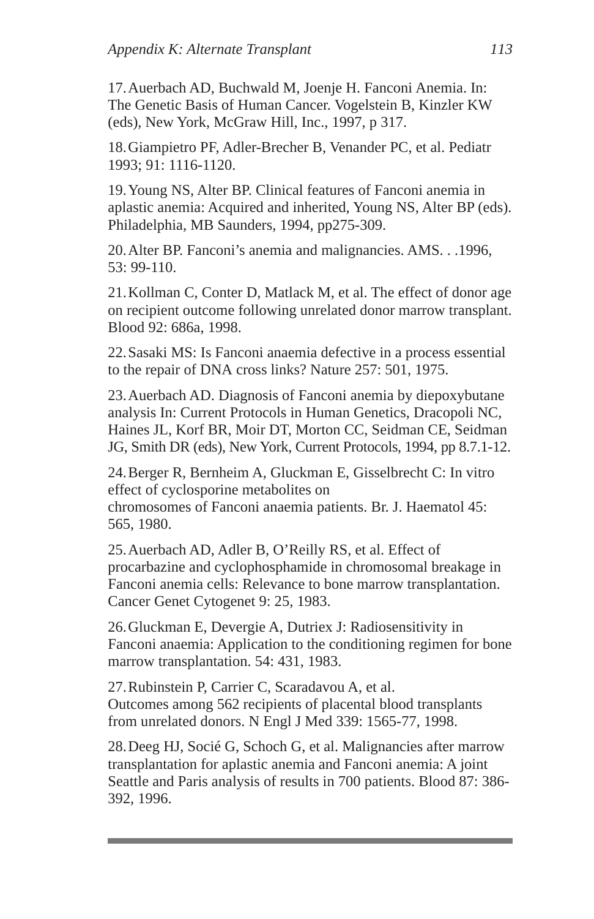17. Auerbach AD, Buchwald M, Joenje H. Fanconi Anemia. In: The Genetic Basis of Human Cancer. Vogelstein B, Kinzler KW (eds), New York, McGraw Hill, Inc., 1997, p 317.

18. Giampietro PF, Adler-Brecher B, Venander PC, et al. Pediatr 1993; 91: 1116-1120.

19. Young NS, Alter BP. Clinical features of Fanconi anemia in aplastic anemia: Acquired and inherited, Young NS, Alter BP (eds). Philadelphia, MB Saunders, 1994, pp275-309.

20. Alter BP. Fanconi's anemia and malignancies. AMS. . .1996, 53: 99-110.

21. Kollman C, Conter D, Matlack M, et al. The effect of donor age on recipient outcome following unrelated donor marrow transplant. Blood 92: 686a, 1998.

22. Sasaki MS: Is Fanconi anaemia defective in a process essential to the repair of DNA cross links? Nature 257: 501, 1975.

23. Auerbach AD. Diagnosis of Fanconi anemia by diepoxybutane analysis In: Current Protocols in Human Genetics, Dracopoli NC, Haines JL, Korf BR, Moir DT, Morton CC, Seidman CE, Seidman JG, Smith DR (eds), New York, Current Protocols, 1994, pp 8.7.1-12.

24. Berger R, Bernheim A, Gluckman E, Gisselbrecht C: In vitro effect of cyclosporine metabolites on chromosomes of Fanconi anaemia patients. Br. J. Haematol 45: 565, 1980.

25. Auerbach AD, Adler B, O'Reilly RS, et al. Effect of procarbazine and cyclophosphamide in chromosomal breakage in Fanconi anemia cells: Relevance to bone marrow transplantation. Cancer Genet Cytogenet 9: 25, 1983.

26. Gluckman E, Devergie A, Dutriex J: Radiosensitivity in Fanconi anaemia: Application to the conditioning regimen for bone marrow transplantation. 54: 431, 1983.

27. Rubinstein P, Carrier C, Scaradavou A, et al. Outcomes among 562 recipients of placental blood transplants from unrelated donors. N Engl J Med 339: 1565-77, 1998.

28. Deeg HJ, Socié G, Schoch G, et al. Malignancies after marrow transplantation for aplastic anemia and Fanconi anemia: A joint Seattle and Paris analysis of results in 700 patients. Blood 87: 386-392, 1996.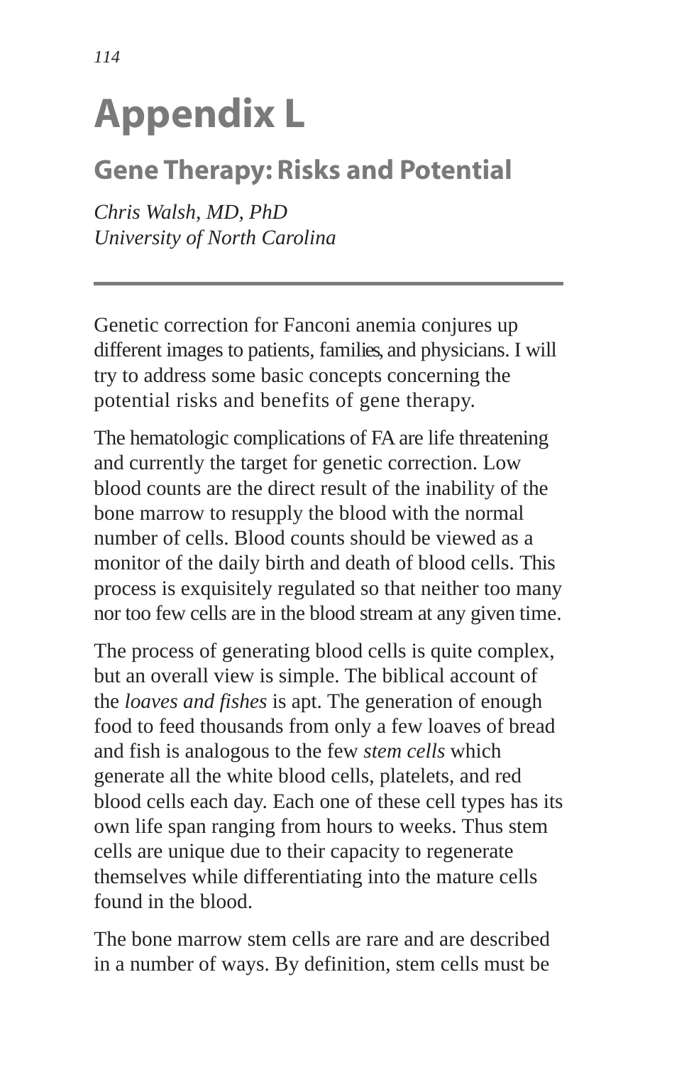# Appendix L

## Gene Therapy: Risks and Potential

*Chris Walsh, MD, PhD*
*University of North Carolina*

---

Genetic correction for Fanconi anemia conjures up different images to patients, families, and physicians. I will try to address some basic concepts concerning the potential risks and benefits of gene therapy.

The hematologic complications of FA are life threatening and currently the target for genetic correction. Low blood counts are the direct result of the inability of the bone marrow to resupply the blood with the normal number of cells. Blood counts should be viewed as a monitor of the daily birth and death of blood cells. This process is exquisitely regulated so that neither too many nor too few cells are in the blood stream at any given time.

The process of generating blood cells is quite complex, but an overall view is simple. The biblical account of the *loaves and fishes* is apt. The generation of enough food to feed thousands from only a few loaves of bread and fish is analogous to the few *stem cells* which generate all the white blood cells, platelets, and red blood cells each day. Each one of these cell types has its own life span ranging from hours to weeks. Thus stem cells are unique due to their capacity to regenerate themselves while differentiating into the mature cells found in the blood.

The bone marrow stem cells are rare and are described in a number of ways. By definition, stem cells must be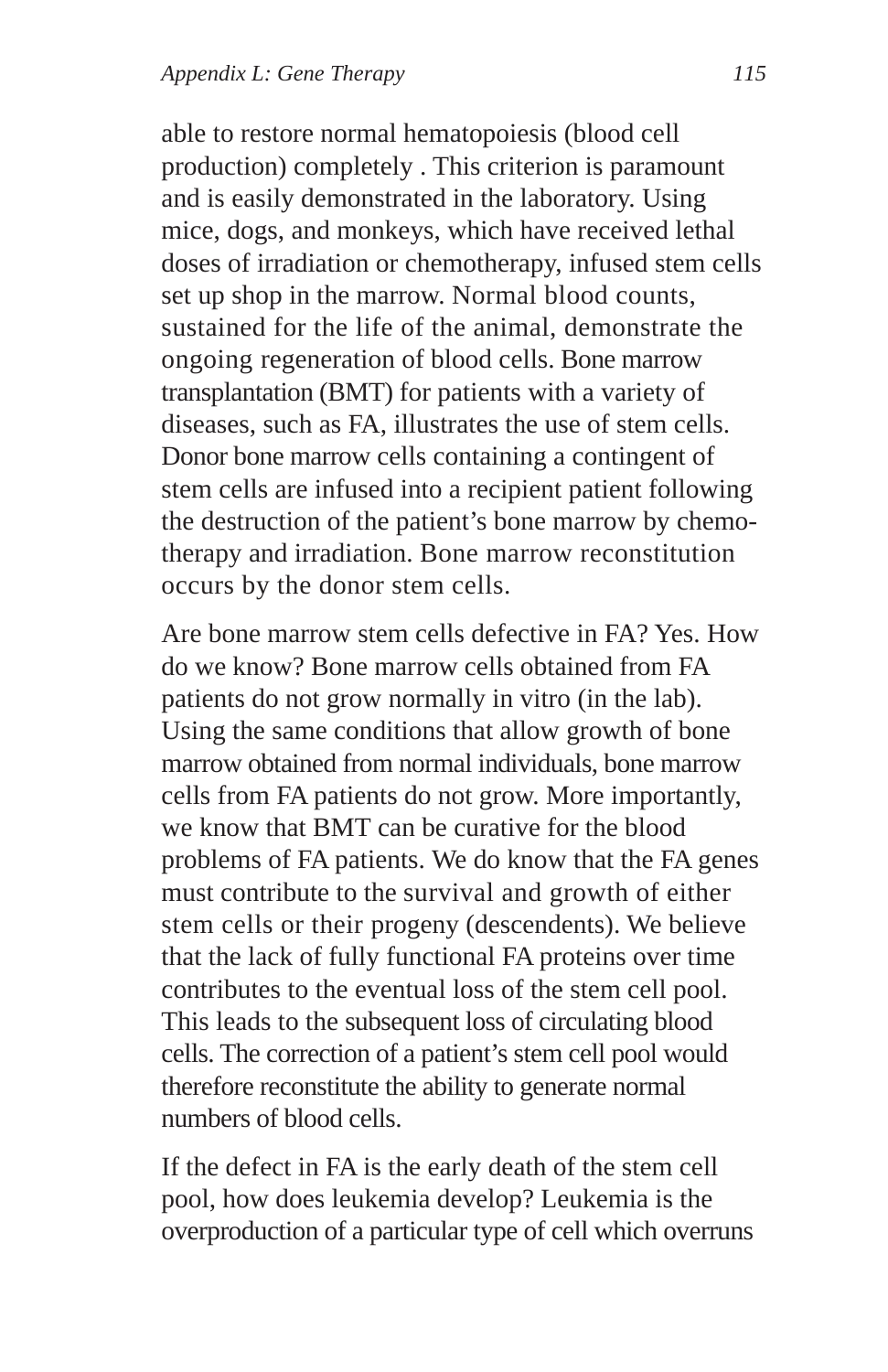able to restore normal hematopoiesis (blood cell production) completely . This criterion is paramount and is easily demonstrated in the laboratory. Using mice, dogs, and monkeys, which have received lethal doses of irradiation or chemotherapy, infused stem cells set up shop in the marrow. Normal blood counts, sustained for the life of the animal, demonstrate the ongoing regeneration of blood cells. Bone marrow transplantation (BMT) for patients with a variety of diseases, such as FA, illustrates the use of stem cells. Donor bone marrow cells containing a contingent of stem cells are infused into a recipient patient following the destruction of the patient's bone marrow by chemotherapy and irradiation. Bone marrow reconstitution occurs by the donor stem cells.

Are bone marrow stem cells defective in FA? Yes. How do we know? Bone marrow cells obtained from FA patients do not grow normally in vitro (in the lab). Using the same conditions that allow growth of bone marrow obtained from normal individuals, bone marrow cells from FA patients do not grow. More importantly, we know that BMT can be curative for the blood problems of FA patients. We do know that the FA genes must contribute to the survival and growth of either stem cells or their progeny (descendents). We believe that the lack of fully functional FA proteins over time contributes to the eventual loss of the stem cell pool. This leads to the subsequent loss of circulating blood cells. The correction of a patient's stem cell pool would therefore reconstitute the ability to generate normal numbers of blood cells.

If the defect in FA is the early death of the stem cell pool, how does leukemia develop? Leukemia is the overproduction of a particular type of cell which overruns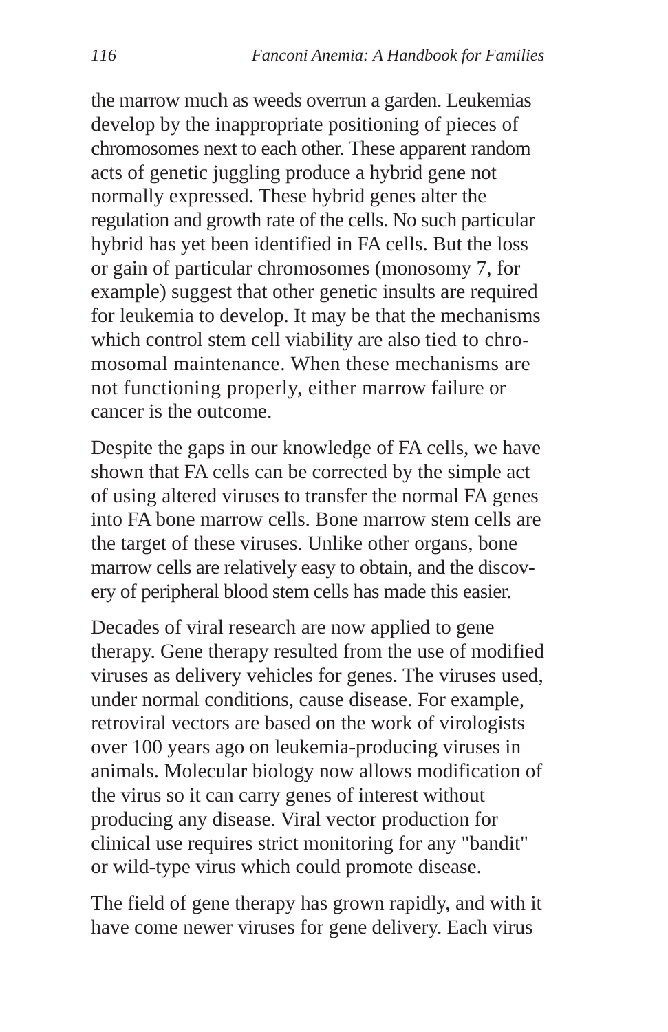the marrow much as weeds overrun a garden. Leukemias develop by the inappropriate positioning of pieces of chromosomes next to each other. These apparent random acts of genetic juggling produce a hybrid gene not normally expressed. These hybrid genes alter the regulation and growth rate of the cells. No such particular hybrid has yet been identified in FA cells. But the loss or gain of particular chromosomes (monosomy 7, for example) suggest that other genetic insults are required for leukemia to develop. It may be that the mechanisms which control stem cell viability are also tied to chromosomal maintenance. When these mechanisms are not functioning properly, either marrow failure or cancer is the outcome.

Despite the gaps in our knowledge of FA cells, we have shown that FA cells can be corrected by the simple act of using altered viruses to transfer the normal FA genes into FA bone marrow cells. Bone marrow stem cells are the target of these viruses. Unlike other organs, bone marrow cells are relatively easy to obtain, and the discovery of peripheral blood stem cells has made this easier.

Decades of viral research are now applied to gene therapy. Gene therapy resulted from the use of modified viruses as delivery vehicles for genes. The viruses used, under normal conditions, cause disease. For example, retroviral vectors are based on the work of virologists over 100 years ago on leukemia-producing viruses in animals. Molecular biology now allows modification of the virus so it can carry genes of interest without producing any disease. Viral vector production for clinical use requires strict monitoring for any "bandit" or wild-type virus which could promote disease.

The field of gene therapy has grown rapidly, and with it have come newer viruses for gene delivery. Each virus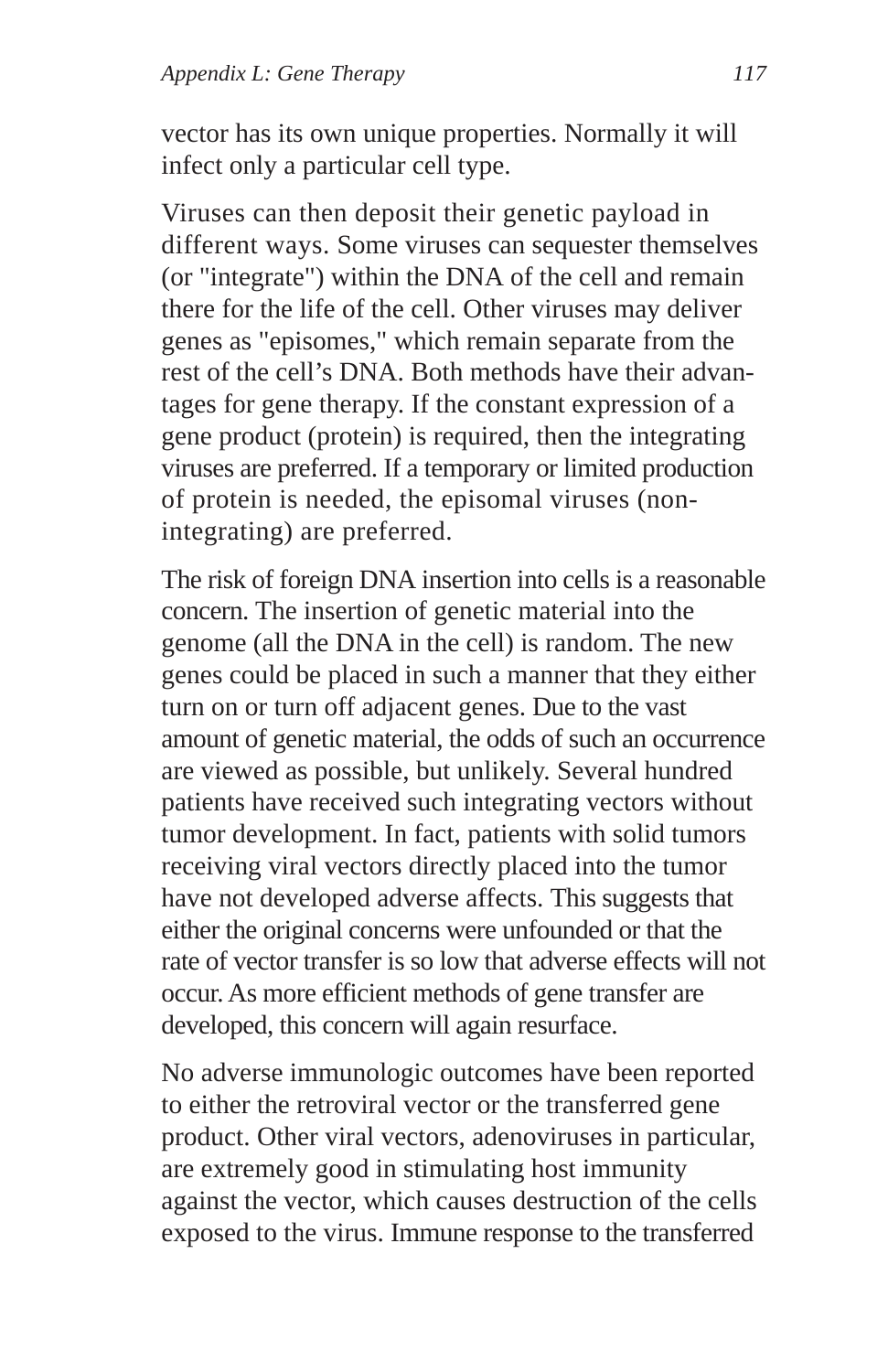vector has its own unique properties. Normally it will infect only a particular cell type.

Viruses can then deposit their genetic payload in different ways. Some viruses can sequester themselves (or "integrate") within the DNA of the cell and remain there for the life of the cell. Other viruses may deliver genes as "episomes," which remain separate from the rest of the cell's DNA. Both methods have their advantages for gene therapy. If the constant expression of a gene product (protein) is required, then the integrating viruses are preferred. If a temporary or limited production of protein is needed, the episomal viruses (non-integrating) are preferred.

The risk of foreign DNA insertion into cells is a reasonable concern. The insertion of genetic material into the genome (all the DNA in the cell) is random. The new genes could be placed in such a manner that they either turn on or turn off adjacent genes. Due to the vast amount of genetic material, the odds of such an occurrence are viewed as possible, but unlikely. Several hundred patients have received such integrating vectors without tumor development. In fact, patients with solid tumors receiving viral vectors directly placed into the tumor have not developed adverse affects. This suggests that either the original concerns were unfounded or that the rate of vector transfer is so low that adverse effects will not occur. As more efficient methods of gene transfer are developed, this concern will again resurface.

No adverse immunologic outcomes have been reported to either the retroviral vector or the transferred gene product. Other viral vectors, adenoviruses in particular, are extremely good in stimulating host immunity against the vector, which causes destruction of the cells exposed to the virus. Immune response to the transferred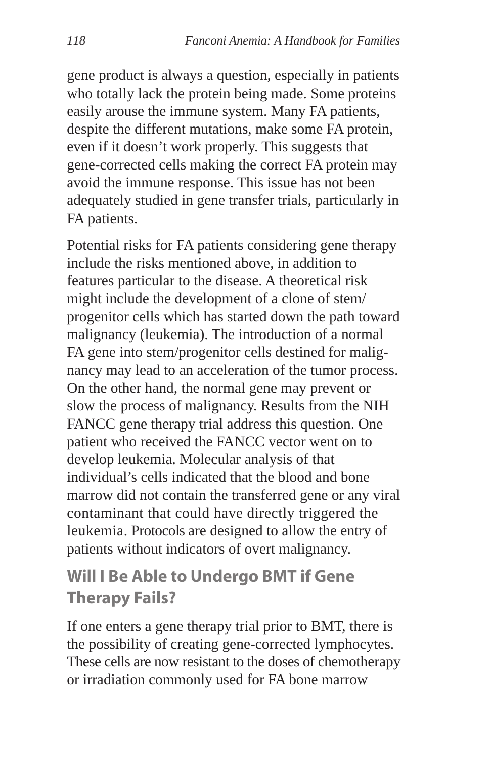gene product is always a question, especially in patients who totally lack the protein being made. Some proteins easily arouse the immune system. Many FA patients, despite the different mutations, make some FA protein, even if it doesn't work properly. This suggests that gene-corrected cells making the correct FA protein may avoid the immune response. This issue has not been adequately studied in gene transfer trials, particularly in FA patients.

Potential risks for FA patients considering gene therapy include the risks mentioned above, in addition to features particular to the disease. A theoretical risk might include the development of a clone of stem/progenitor cells which has started down the path toward malignancy (leukemia). The introduction of a normal FA gene into stem/progenitor cells destined for malignancy may lead to an acceleration of the tumor process. On the other hand, the normal gene may prevent or slow the process of malignancy. Results from the NIH FANCC gene therapy trial address this question. One patient who received the FANCC vector went on to develop leukemia. Molecular analysis of that individual's cells indicated that the blood and bone marrow did not contain the transferred gene or any viral contaminant that could have directly triggered the leukemia. Protocols are designed to allow the entry of patients without indicators of overt malignancy.

## Will I Be Able to Undergo BMT if Gene Therapy Fails?

If one enters a gene therapy trial prior to BMT, there is the possibility of creating gene-corrected lymphocytes. These cells are now resistant to the doses of chemotherapy or irradiation commonly used for FA bone marrow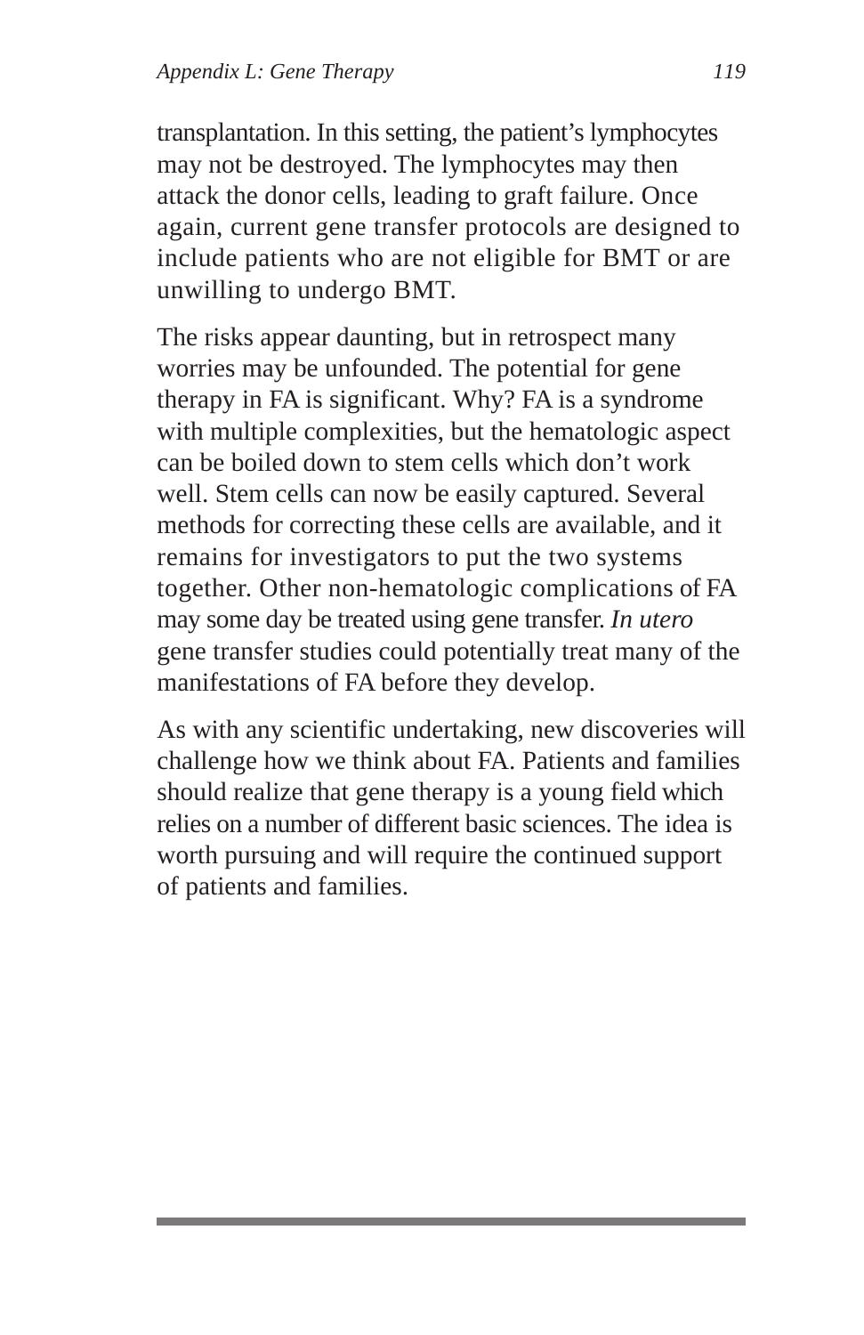transplantation. In this setting, the patient's lymphocytes may not be destroyed. The lymphocytes may then attack the donor cells, leading to graft failure. Once again, current gene transfer protocols are designed to include patients who are not eligible for BMT or are unwilling to undergo BMT.

The risks appear daunting, but in retrospect many worries may be unfounded. The potential for gene therapy in FA is significant. Why? FA is a syndrome with multiple complexities, but the hematologic aspect can be boiled down to stem cells which don't work well. Stem cells can now be easily captured. Several methods for correcting these cells are available, and it remains for investigators to put the two systems together. Other non-hematologic complications of FA may some day be treated using gene transfer. *In utero* gene transfer studies could potentially treat many of the manifestations of FA before they develop.

As with any scientific undertaking, new discoveries will challenge how we think about FA. Patients and families should realize that gene therapy is a young field which relies on a number of different basic sciences. The idea is worth pursuing and will require the continued support of patients and families.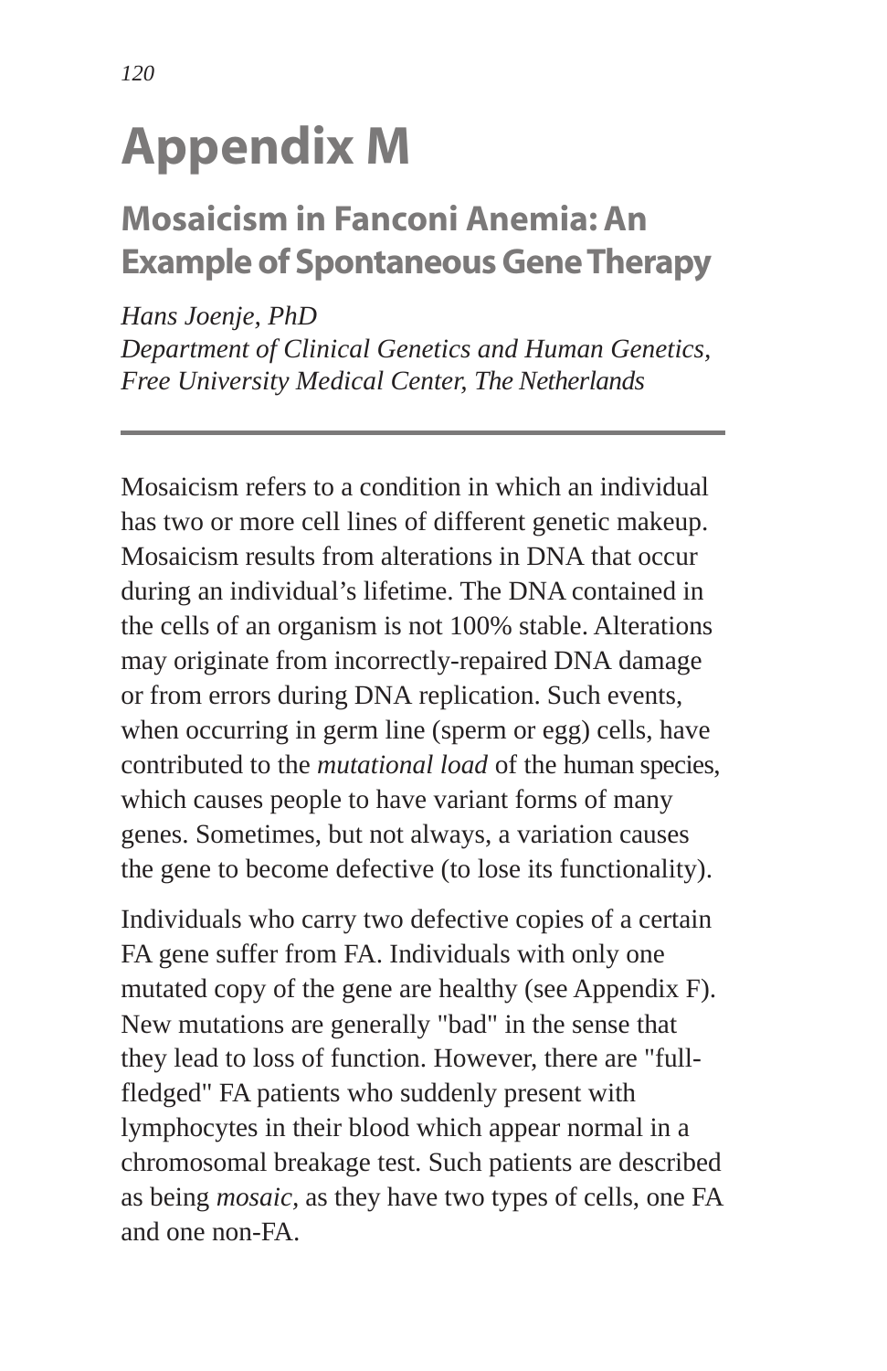# Appendix M

## Mosaicism in Fanconi Anemia: An Example of Spontaneous Gene Therapy

*Hans Joenje, PhD*
*Department of Clinical Genetics and Human Genetics, Free University Medical Center, The Netherlands*

---

Mosaicism refers to a condition in which an individual has two or more cell lines of different genetic makeup. Mosaicism results from alterations in DNA that occur during an individual's lifetime. The DNA contained in the cells of an organism is not 100% stable. Alterations may originate from incorrectly-repaired DNA damage or from errors during DNA replication. Such events, when occurring in germ line (sperm or egg) cells, have contributed to the *mutational load* of the human species, which causes people to have variant forms of many genes. Sometimes, but not always, a variation causes the gene to become defective (to lose its functionality).

Individuals who carry two defective copies of a certain FA gene suffer from FA. Individuals with only one mutated copy of the gene are healthy (see Appendix F). New mutations are generally "bad" in the sense that they lead to loss of function. However, there are "full-fledged" FA patients who suddenly present with lymphocytes in their blood which appear normal in a chromosomal breakage test. Such patients are described as being *mosaic*, as they have two types of cells, one FA and one non-FA.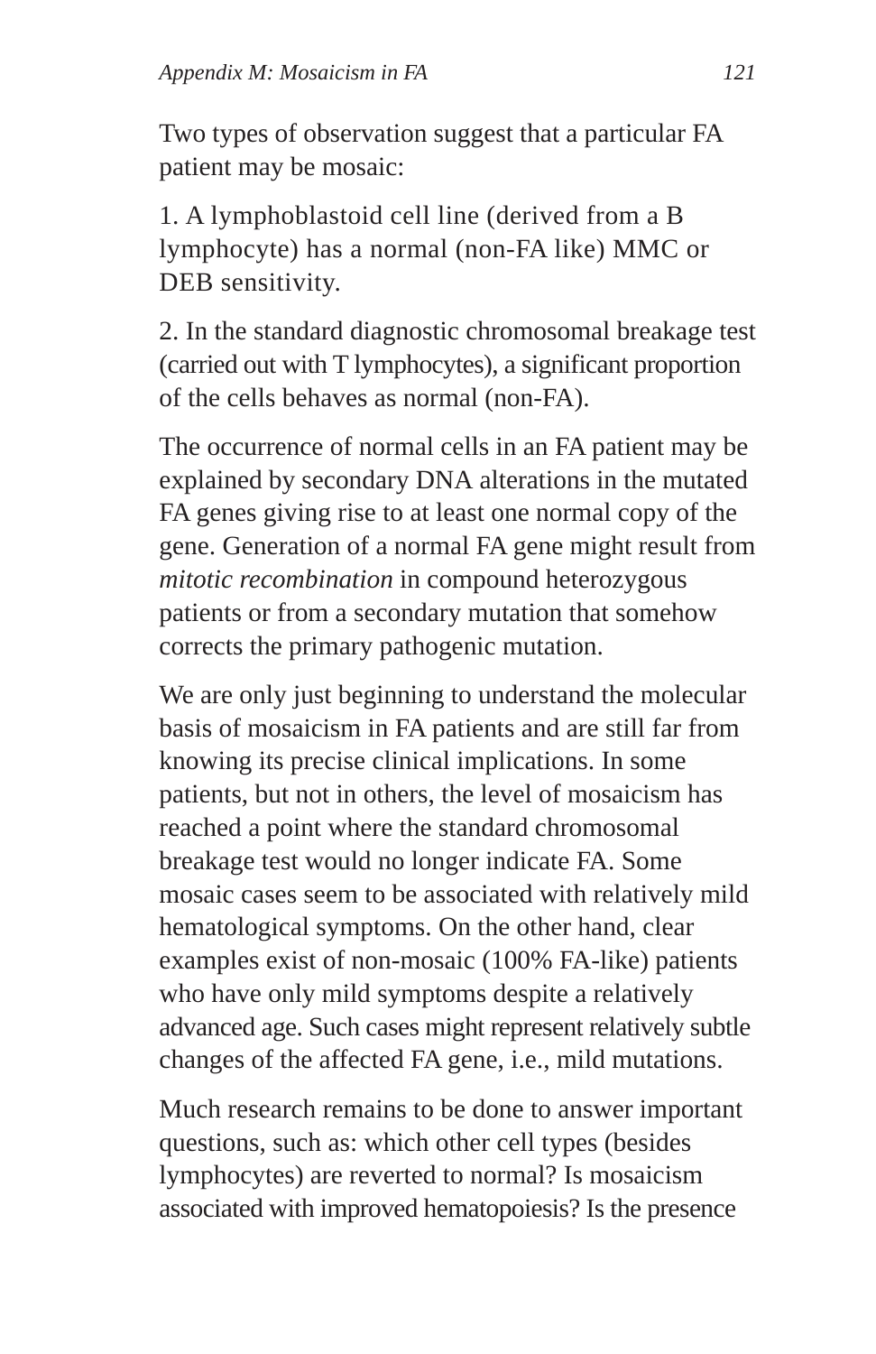Two types of observation suggest that a particular FA patient may be mosaic:

1. A lymphoblastoid cell line (derived from a B lymphocyte) has a normal (non-FA like) MMC or DEB sensitivity.

2. In the standard diagnostic chromosomal breakage test (carried out with T lymphocytes), a significant proportion of the cells behaves as normal (non-FA).

The occurrence of normal cells in an FA patient may be explained by secondary DNA alterations in the mutated FA genes giving rise to at least one normal copy of the gene. Generation of a normal FA gene might result from *mitotic recombination* in compound heterozygous patients or from a secondary mutation that somehow corrects the primary pathogenic mutation.

We are only just beginning to understand the molecular basis of mosaicism in FA patients and are still far from knowing its precise clinical implications. In some patients, but not in others, the level of mosaicism has reached a point where the standard chromosomal breakage test would no longer indicate FA. Some mosaic cases seem to be associated with relatively mild hematological symptoms. On the other hand, clear examples exist of non-mosaic (100% FA-like) patients who have only mild symptoms despite a relatively advanced age. Such cases might represent relatively subtle changes of the affected FA gene, i.e., mild mutations.

Much research remains to be done to answer important questions, such as: which other cell types (besides lymphocytes) are reverted to normal? Is mosaicism associated with improved hematopoiesis? Is the presence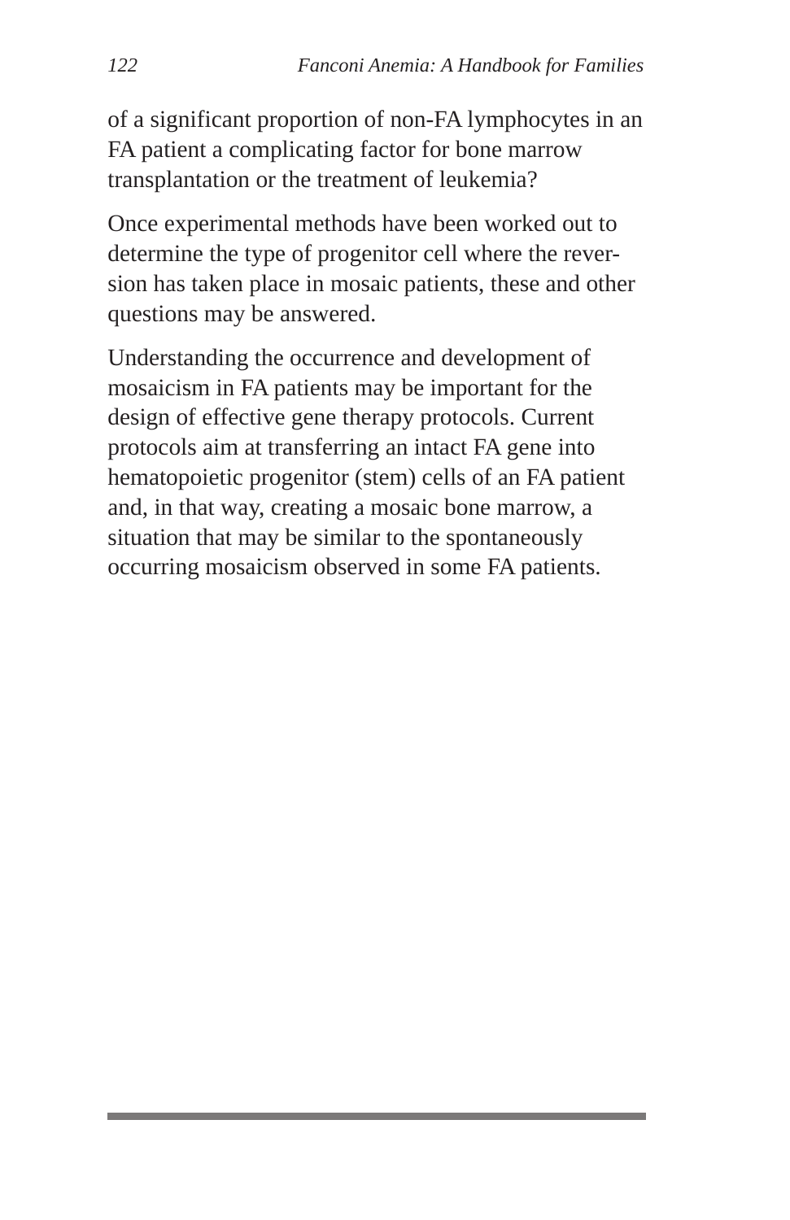of a significant proportion of non-FA lymphocytes in an FA patient a complicating factor for bone marrow transplantation or the treatment of leukemia?

Once experimental methods have been worked out to determine the type of progenitor cell where the reversion has taken place in mosaic patients, these and other questions may be answered.

Understanding the occurrence and development of mosaicism in FA patients may be important for the design of effective gene therapy protocols. Current protocols aim at transferring an intact FA gene into hematopoietic progenitor (stem) cells of an FA patient and, in that way, creating a mosaic bone marrow, a situation that may be similar to the spontaneously occurring mosaicism observed in some FA patients.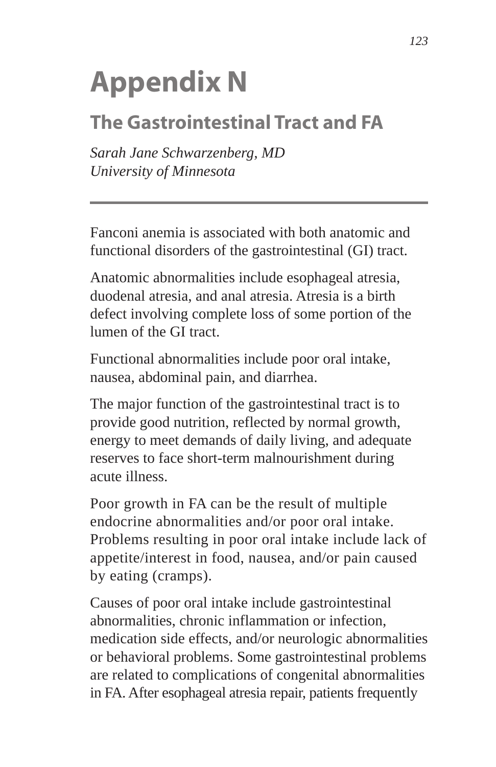# Appendix N

## The Gastrointestinal Tract and FA

*Sarah Jane Schwarzenberg, MD*
*University of Minnesota*

---

Fanconi anemia is associated with both anatomic and functional disorders of the gastrointestinal (GI) tract.

Anatomic abnormalities include esophageal atresia, duodenal atresia, and anal atresia. Atresia is a birth defect involving complete loss of some portion of the lumen of the GI tract.

Functional abnormalities include poor oral intake, nausea, abdominal pain, and diarrhea.

The major function of the gastrointestinal tract is to provide good nutrition, reflected by normal growth, energy to meet demands of daily living, and adequate reserves to face short-term malnourishment during acute illness.

Poor growth in FA can be the result of multiple endocrine abnormalities and/or poor oral intake. Problems resulting in poor oral intake include lack of appetite/interest in food, nausea, and/or pain caused by eating (cramps).

Causes of poor oral intake include gastrointestinal abnormalities, chronic inflammation or infection, medication side effects, and/or neurologic abnormalities or behavioral problems. Some gastrointestinal problems are related to complications of congenital abnormalities in FA. After esophageal atresia repair, patients frequently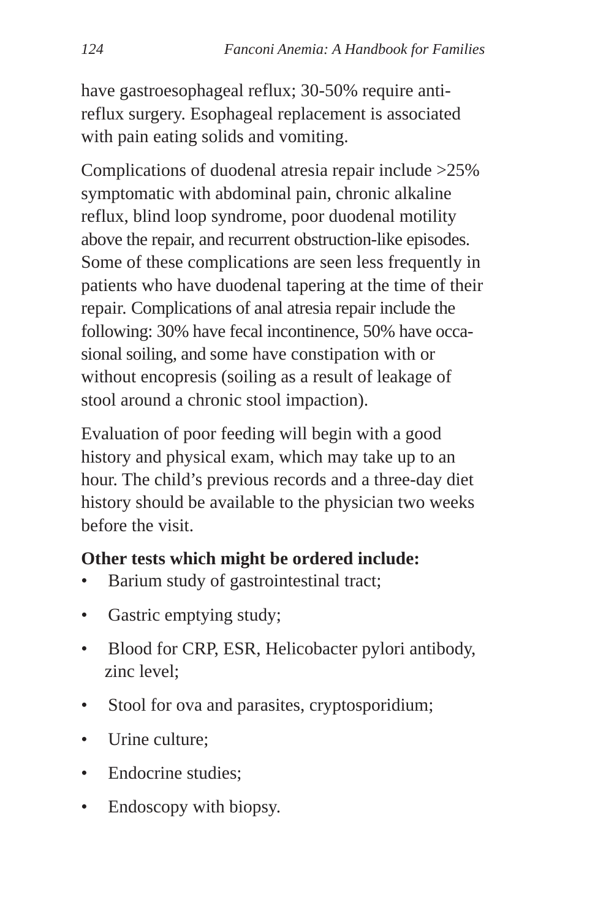have gastroesophageal reflux; 30-50% require anti-reflux surgery. Esophageal replacement is associated with pain eating solids and vomiting.

Complications of duodenal atresia repair include >25% symptomatic with abdominal pain, chronic alkaline reflux, blind loop syndrome, poor duodenal motility above the repair, and recurrent obstruction-like episodes. Some of these complications are seen less frequently in patients who have duodenal tapering at the time of their repair. Complications of anal atresia repair include the following: 30% have fecal incontinence, 50% have occasional soiling, and some have constipation with or without encopresis (soiling as a result of leakage of stool around a chronic stool impaction).

Evaluation of poor feeding will begin with a good history and physical exam, which may take up to an hour. The child's previous records and a three-day diet history should be available to the physician two weeks before the visit.

**Other tests which might be ordered include:**

- Barium study of gastrointestinal tract;
- Gastric emptying study;
- Blood for CRP, ESR, Helicobacter pylori antibody, zinc level;
- Stool for ova and parasites, cryptosporidium;
- Urine culture;
- Endocrine studies;
- Endoscopy with biopsy.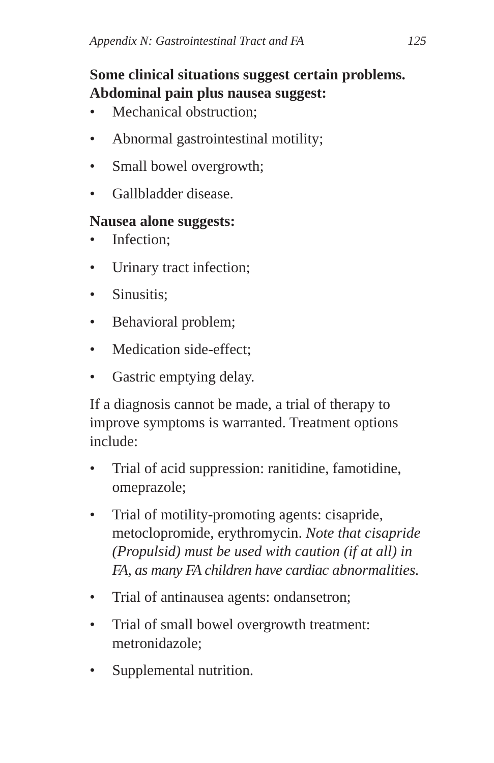**Some clinical situations suggest certain problems. Abdominal pain plus nausea suggest:**

- Mechanical obstruction;
- Abnormal gastrointestinal motility;
- Small bowel overgrowth;
- Gallbladder disease.

**Nausea alone suggests:**

- Infection;
- Urinary tract infection;
- Sinusitis;
- Behavioral problem;
- Medication side-effect;
- Gastric emptying delay.

If a diagnosis cannot be made, a trial of therapy to improve symptoms is warranted. Treatment options include:

- Trial of acid suppression: ranitidine, famotidine, omeprazole;
- Trial of motility-promoting agents: cisapride, metoclopromide, erythromycin. *Note that cisapride (Propulsid) must be used with caution (if at all) in FA, as many FA children have cardiac abnormalities.*
- Trial of antinausea agents: ondansetron;
- Trial of small bowel overgrowth treatment: metronidazole;
- Supplemental nutrition.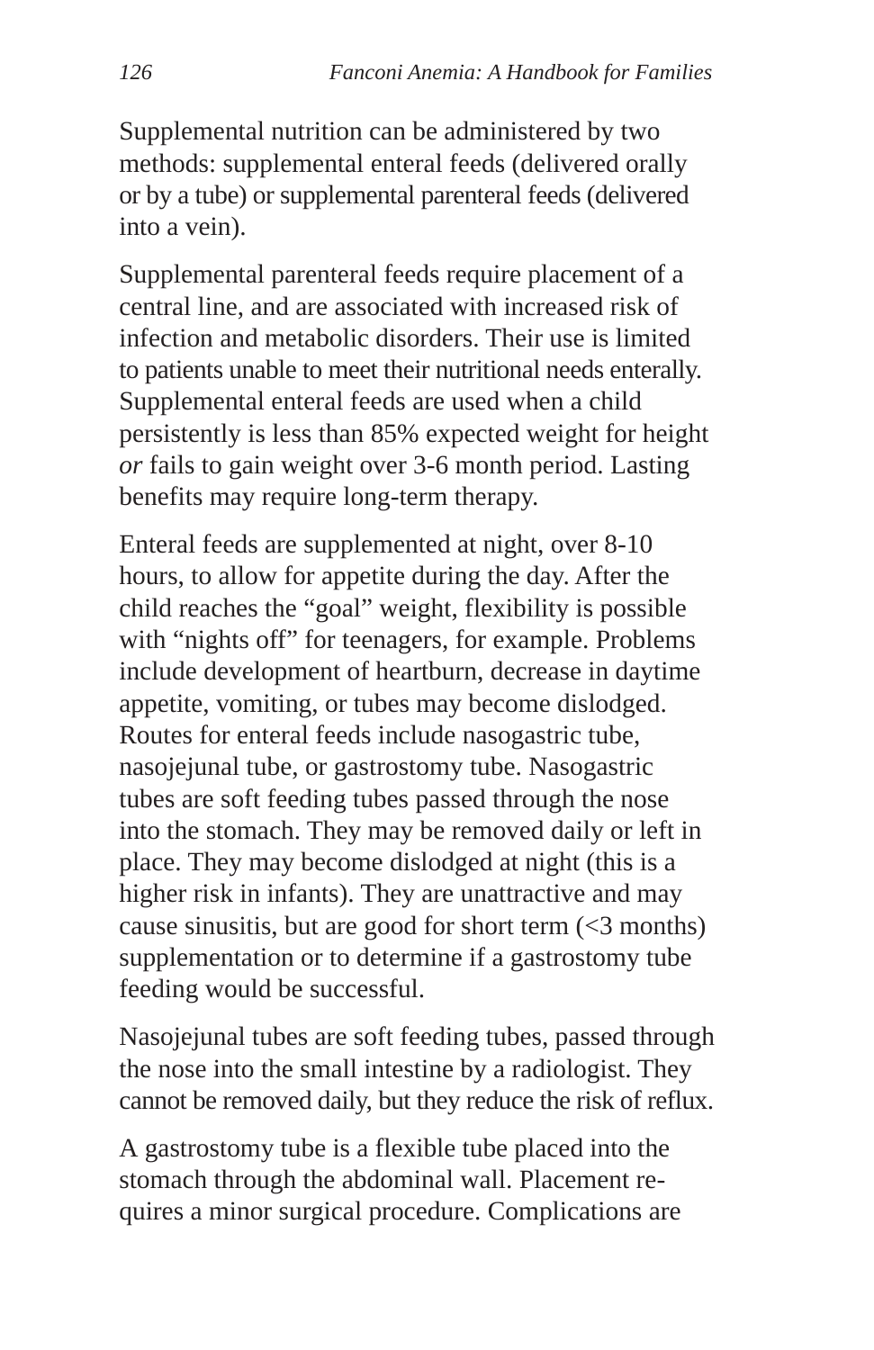Supplemental nutrition can be administered by two methods: supplemental enteral feeds (delivered orally or by a tube) or supplemental parenteral feeds (delivered into a vein).

Supplemental parenteral feeds require placement of a central line, and are associated with increased risk of infection and metabolic disorders. Their use is limited to patients unable to meet their nutritional needs enterally. Supplemental enteral feeds are used when a child persistently is less than 85% expected weight for height *or* fails to gain weight over 3-6 month period. Lasting benefits may require long-term therapy.

Enteral feeds are supplemented at night, over 8-10 hours, to allow for appetite during the day. After the child reaches the "goal" weight, flexibility is possible with "nights off" for teenagers, for example. Problems include development of heartburn, decrease in daytime appetite, vomiting, or tubes may become dislodged. Routes for enteral feeds include nasogastric tube, nasojejunal tube, or gastrostomy tube. Nasogastric tubes are soft feeding tubes passed through the nose into the stomach. They may be removed daily or left in place. They may become dislodged at night (this is a higher risk in infants). They are unattractive and may cause sinusitis, but are good for short term (<3 months) supplementation or to determine if a gastrostomy tube feeding would be successful.

Nasojejunal tubes are soft feeding tubes, passed through the nose into the small intestine by a radiologist. They cannot be removed daily, but they reduce the risk of reflux.

A gastrostomy tube is a flexible tube placed into the stomach through the abdominal wall. Placement requires a minor surgical procedure. Complications are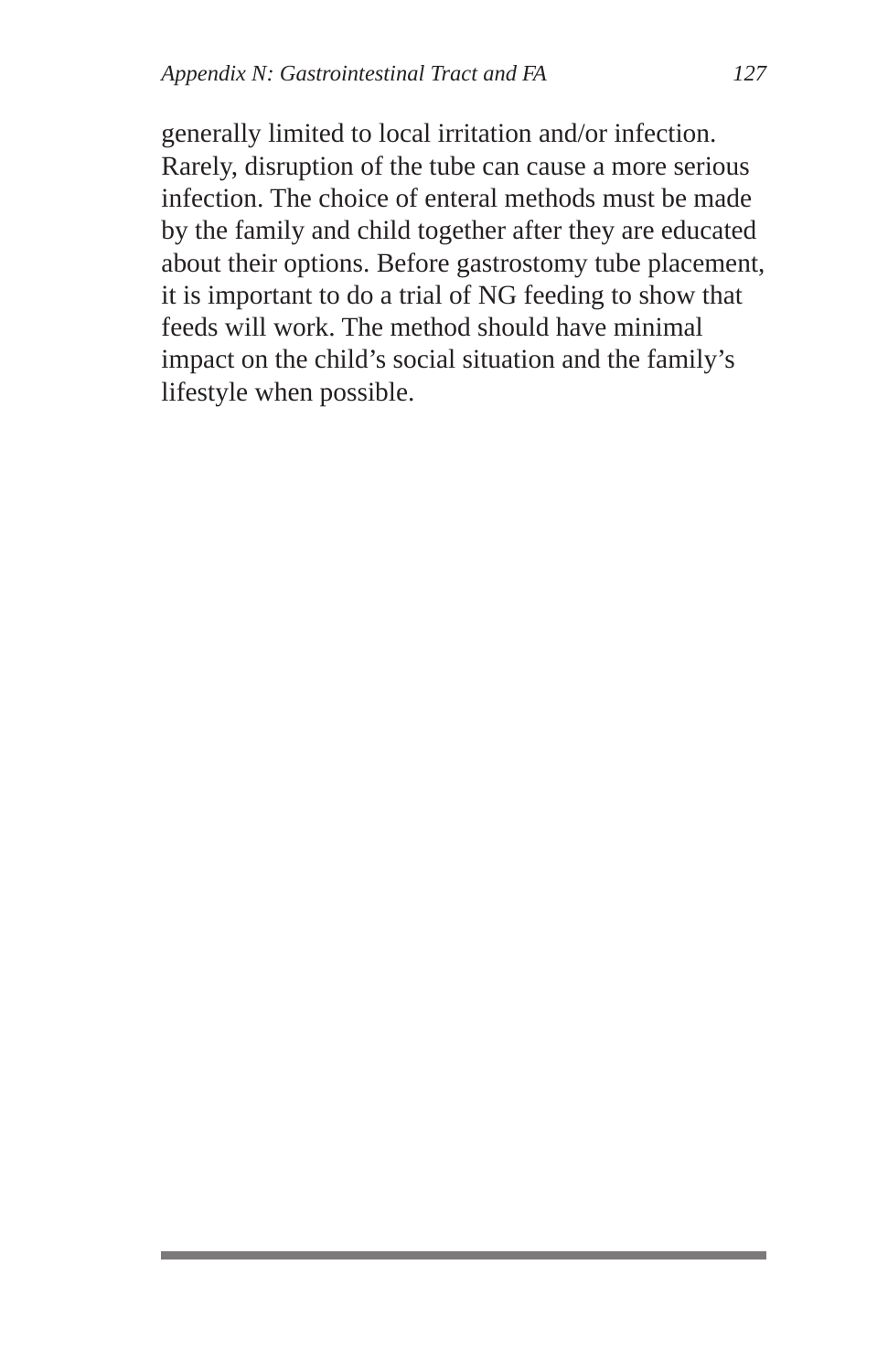generally limited to local irritation and/or infection. Rarely, disruption of the tube can cause a more serious infection. The choice of enteral methods must be made by the family and child together after they are educated about their options. Before gastrostomy tube placement, it is important to do a trial of NG feeding to show that feeds will work. The method should have minimal impact on the child's social situation and the family's lifestyle when possible.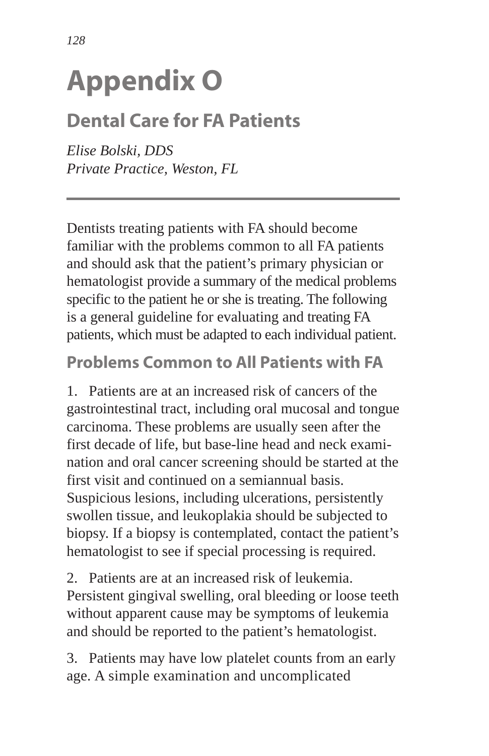# Appendix O

## Dental Care for FA Patients

*Elise Bolski, DDS*
*Private Practice, Weston, FL*

---

Dentists treating patients with FA should become familiar with the problems common to all FA patients and should ask that the patient's primary physician or hematologist provide a summary of the medical problems specific to the patient he or she is treating. The following is a general guideline for evaluating and treating FA patients, which must be adapted to each individual patient.

### Problems Common to All Patients with FA

1. Patients are at an increased risk of cancers of the gastrointestinal tract, including oral mucosal and tongue carcinoma. These problems are usually seen after the first decade of life, but base-line head and neck examination and oral cancer screening should be started at the first visit and continued on a semiannual basis. Suspicious lesions, including ulcerations, persistently swollen tissue, and leukoplakia should be subjected to biopsy. If a biopsy is contemplated, contact the patient's hematologist to see if special processing is required.

2. Patients are at an increased risk of leukemia. Persistent gingival swelling, oral bleeding or loose teeth without apparent cause may be symptoms of leukemia and should be reported to the patient's hematologist.

3. Patients may have low platelet counts from an early age. A simple examination and uncomplicated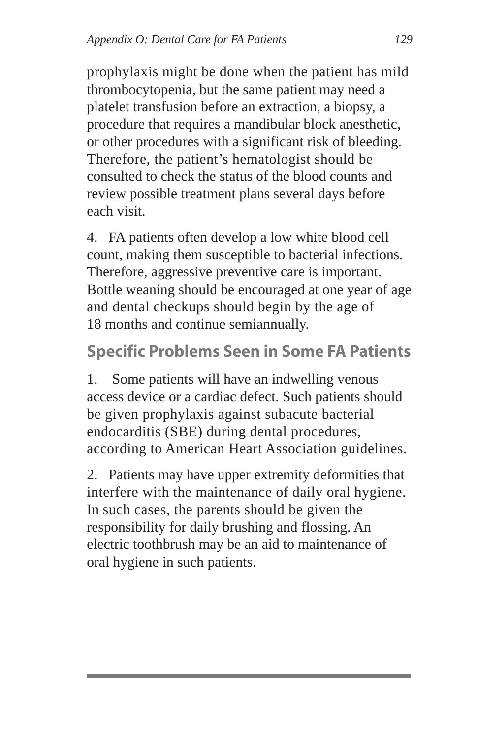prophylaxis might be done when the patient has mild thrombocytopenia, but the same patient may need a platelet transfusion before an extraction, a biopsy, a procedure that requires a mandibular block anesthetic, or other procedures with a significant risk of bleeding. Therefore, the patient's hematologist should be consulted to check the status of the blood counts and review possible treatment plans several days before each visit.

4. FA patients often develop a low white blood cell count, making them susceptible to bacterial infections. Therefore, aggressive preventive care is important. Bottle weaning should be encouraged at one year of age and dental checkups should begin by the age of 18 months and continue semiannually.

## Specific Problems Seen in Some FA Patients

1. Some patients will have an indwelling venous access device or a cardiac defect. Such patients should be given prophylaxis against subacute bacterial endocarditis (SBE) during dental procedures, according to American Heart Association guidelines.

2. Patients may have upper extremity deformities that interfere with the maintenance of daily oral hygiene. In such cases, the parents should be given the responsibility for daily brushing and flossing. An electric toothbrush may be an aid to maintenance of oral hygiene in such patients.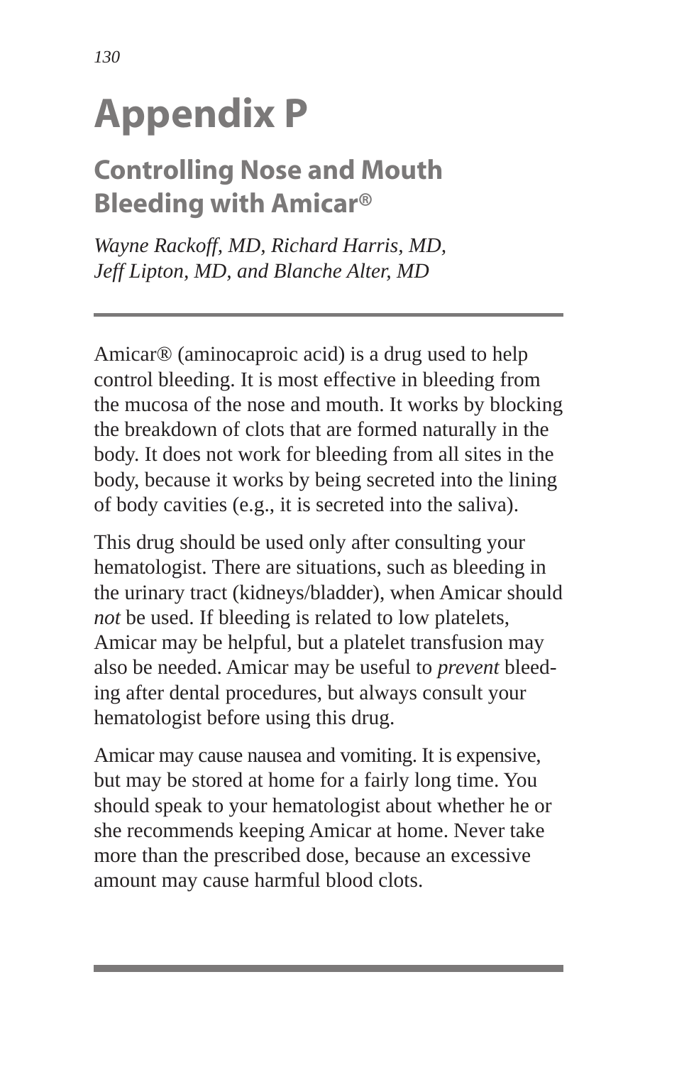# Appendix P

## Controlling Nose and Mouth Bleeding with Amicar®

*Wayne Rackoff, MD, Richard Harris, MD, Jeff Lipton, MD, and Blanche Alter, MD*

---

Amicar® (aminocaproic acid) is a drug used to help control bleeding. It is most effective in bleeding from the mucosa of the nose and mouth. It works by blocking the breakdown of clots that are formed naturally in the body. It does not work for bleeding from all sites in the body, because it works by being secreted into the lining of body cavities (e.g., it is secreted into the saliva).

This drug should be used only after consulting your hematologist. There are situations, such as bleeding in the urinary tract (kidneys/bladder), when Amicar should *not* be used. If bleeding is related to low platelets, Amicar may be helpful, but a platelet transfusion may also be needed. Amicar may be useful to *prevent* bleeding after dental procedures, but always consult your hematologist before using this drug.

Amicar may cause nausea and vomiting. It is expensive, but may be stored at home for a fairly long time. You should speak to your hematologist about whether he or she recommends keeping Amicar at home. Never take more than the prescribed dose, because an excessive amount may cause harmful blood clots.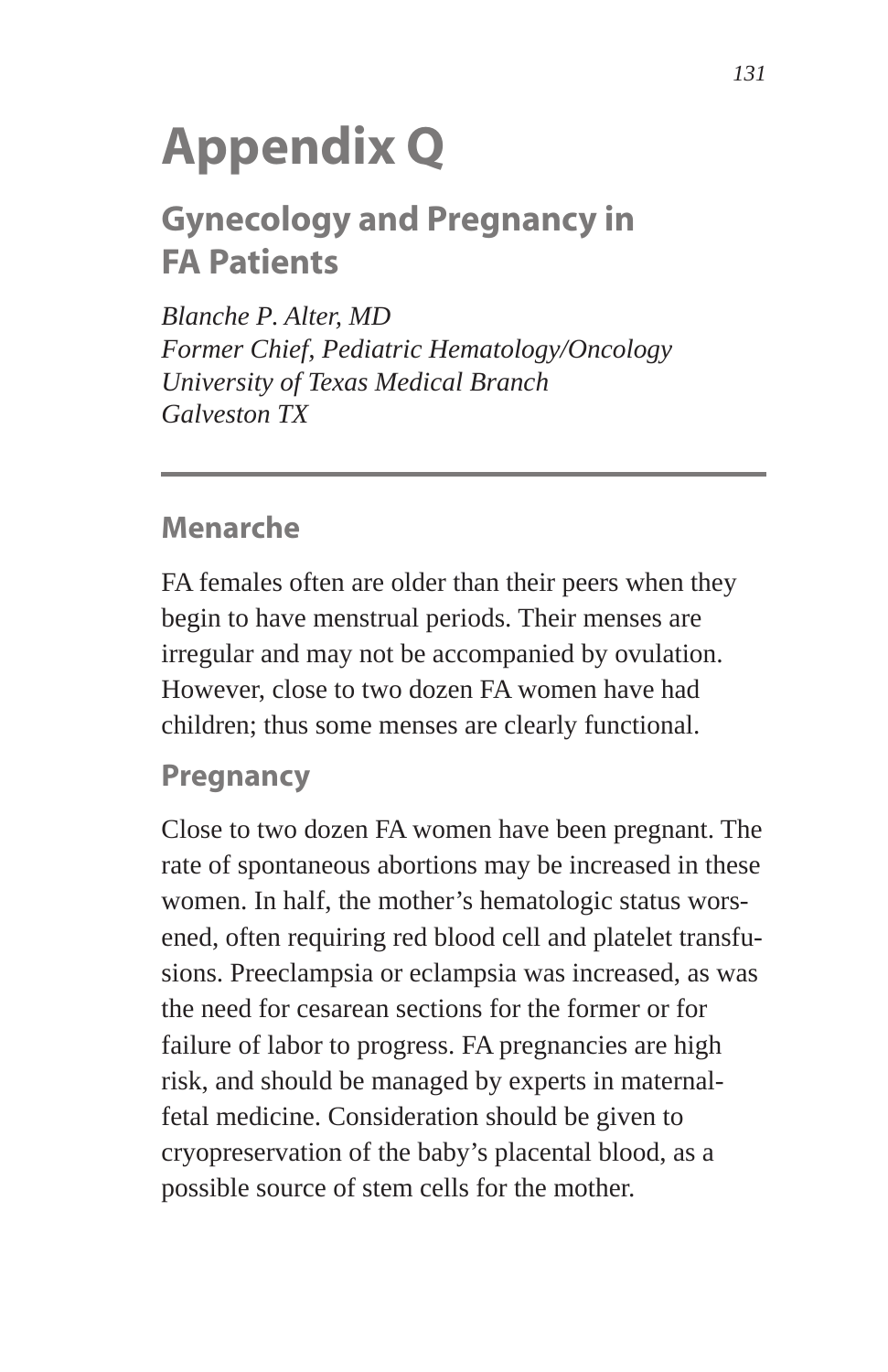# Appendix Q

## Gynecology and Pregnancy in FA Patients

*Blanche P. Alter, MD*
*Former Chief, Pediatric Hematology/Oncology*
*University of Texas Medical Branch*
*Galveston TX*

---

### Menarche

FA females often are older than their peers when they begin to have menstrual periods. Their menses are irregular and may not be accompanied by ovulation. However, close to two dozen FA women have had children; thus some menses are clearly functional.

### Pregnancy

Close to two dozen FA women have been pregnant. The rate of spontaneous abortions may be increased in these women. In half, the mother's hematologic status worsened, often requiring red blood cell and platelet transfusions. Preeclampsia or eclampsia was increased, as was the need for cesarean sections for the former or for failure of labor to progress. FA pregnancies are high risk, and should be managed by experts in maternal-fetal medicine. Consideration should be given to cryopreservation of the baby's placental blood, as a possible source of stem cells for the mother.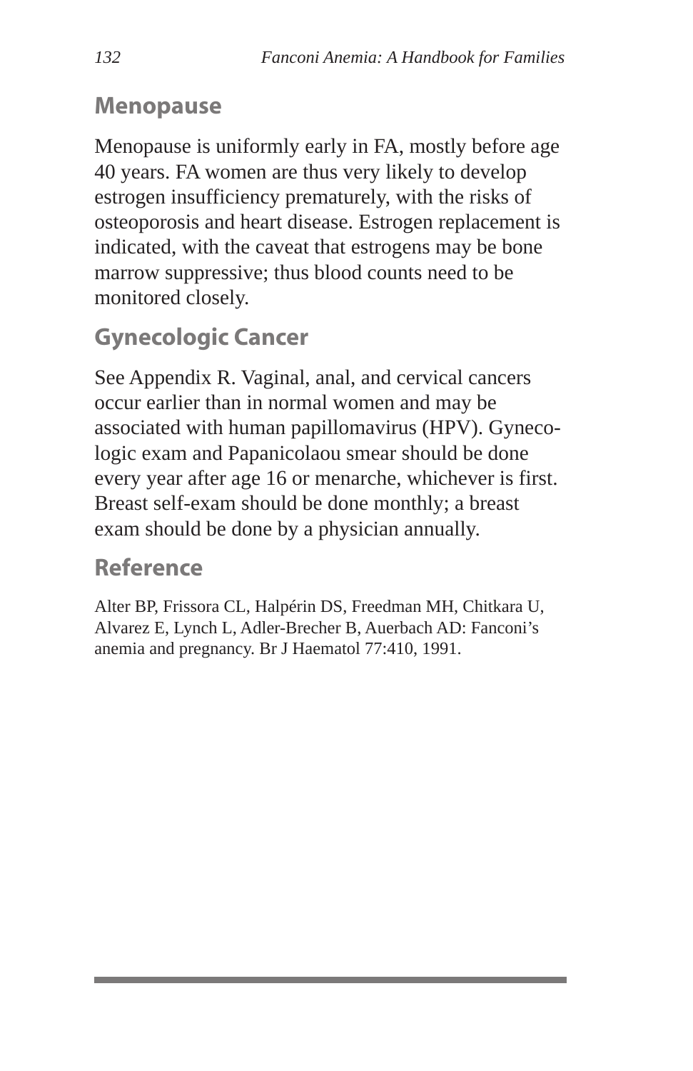## Menopause

Menopause is uniformly early in FA, mostly before age 40 years. FA women are thus very likely to develop estrogen insufficiency prematurely, with the risks of osteoporosis and heart disease. Estrogen replacement is indicated, with the caveat that estrogens may be bone marrow suppressive; thus blood counts need to be monitored closely.

## Gynecologic Cancer

See Appendix R. Vaginal, anal, and cervical cancers occur earlier than in normal women and may be associated with human papillomavirus (HPV). Gynecologic exam and Papanicolaou smear should be done every year after age 16 or menarche, whichever is first. Breast self-exam should be done monthly; a breast exam should be done by a physician annually.

## Reference

Alter BP, Frissora CL, Halpérin DS, Freedman MH, Chitkara U, Alvarez E, Lynch L, Adler-Brecher B, Auerbach AD: Fanconi's anemia and pregnancy. Br J Haematol 77:410, 1991.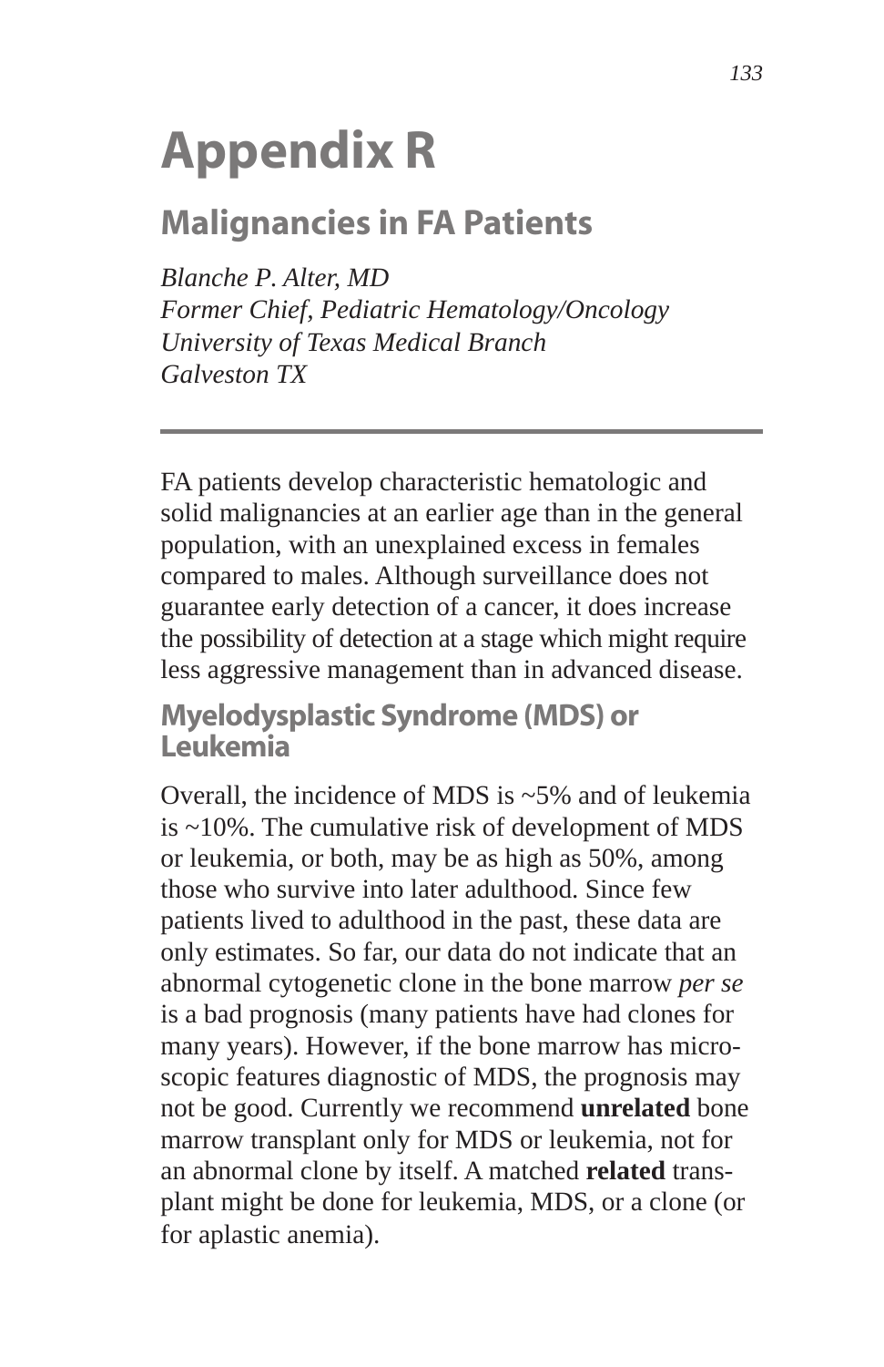# Appendix R

## Malignancies in FA Patients

*Blanche P. Alter, MD*
*Former Chief, Pediatric Hematology/Oncology*
*University of Texas Medical Branch*
*Galveston TX*

---

FA patients develop characteristic hematologic and solid malignancies at an earlier age than in the general population, with an unexplained excess in females compared to males. Although surveillance does not guarantee early detection of a cancer, it does increase the possibility of detection at a stage which might require less aggressive management than in advanced disease.

### Myelodysplastic Syndrome (MDS) or Leukemia

Overall, the incidence of MDS is ~5% and of leukemia is ~10%. The cumulative risk of development of MDS or leukemia, or both, may be as high as 50%, among those who survive into later adulthood. Since few patients lived to adulthood in the past, these data are only estimates. So far, our data do not indicate that an abnormal cytogenetic clone in the bone marrow *per se* is a bad prognosis (many patients have had clones for many years). However, if the bone marrow has microscopic features diagnostic of MDS, the prognosis may not be good. Currently we recommend **unrelated** bone marrow transplant only for MDS or leukemia, not for an abnormal clone by itself. A matched **related** transplant might be done for leukemia, MDS, or a clone (or for aplastic anemia).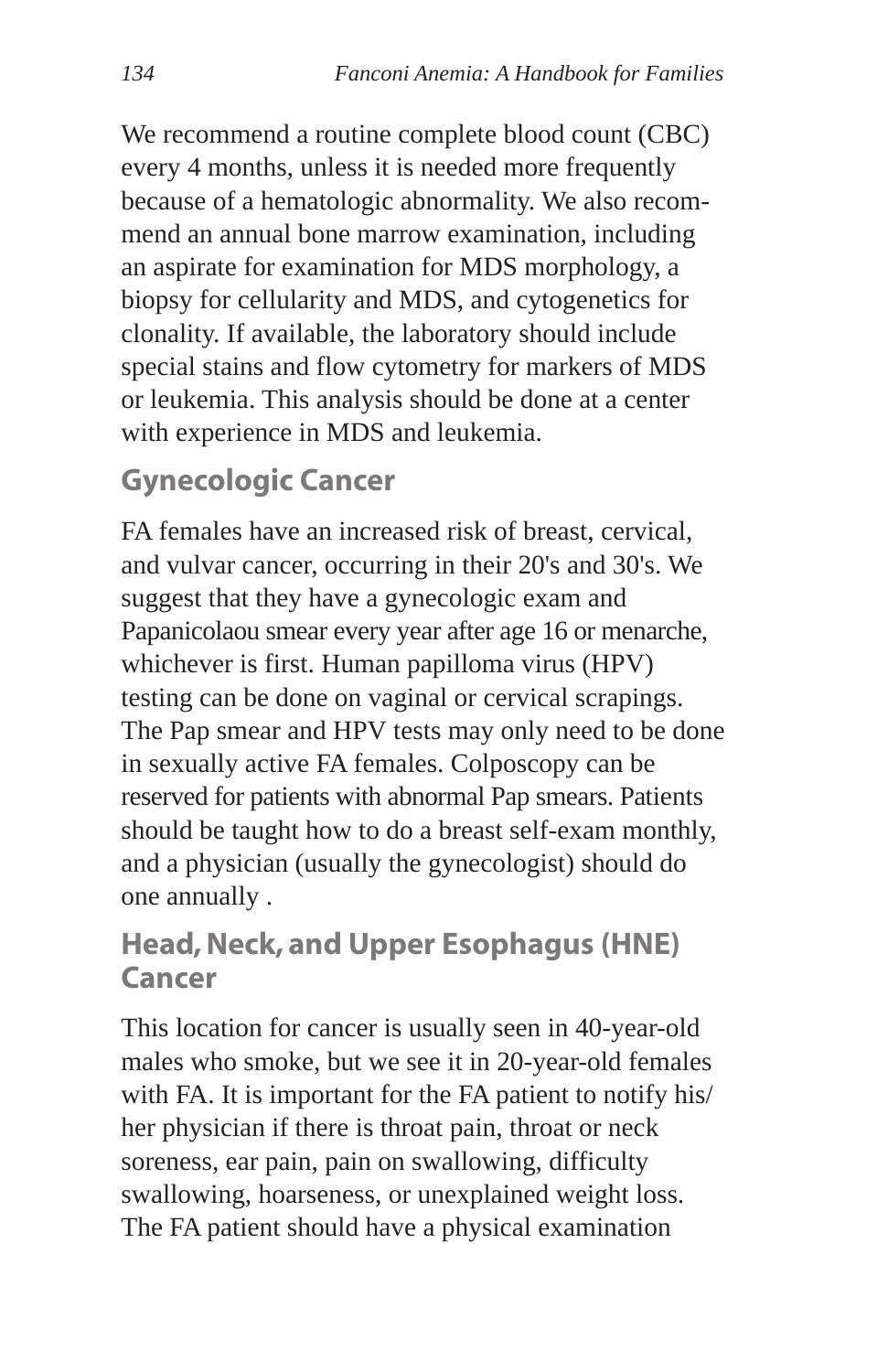We recommend a routine complete blood count (CBC) every 4 months, unless it is needed more frequently because of a hematologic abnormality. We also recommend an annual bone marrow examination, including an aspirate for examination for MDS morphology, a biopsy for cellularity and MDS, and cytogenetics for clonality. If available, the laboratory should include special stains and flow cytometry for markers of MDS or leukemia. This analysis should be done at a center with experience in MDS and leukemia.

## Gynecologic Cancer

FA females have an increased risk of breast, cervical, and vulvar cancer, occurring in their 20's and 30's. We suggest that they have a gynecologic exam and Papanicolaou smear every year after age 16 or menarche, whichever is first. Human papilloma virus (HPV) testing can be done on vaginal or cervical scrapings. The Pap smear and HPV tests may only need to be done in sexually active FA females. Colposcopy can be reserved for patients with abnormal Pap smears. Patients should be taught how to do a breast self-exam monthly, and a physician (usually the gynecologist) should do one annually .

## Head, Neck, and Upper Esophagus (HNE) Cancer

This location for cancer is usually seen in 40-year-old males who smoke, but we see it in 20-year-old females with FA. It is important for the FA patient to notify his/her physician if there is throat pain, throat or neck soreness, ear pain, pain on swallowing, difficulty swallowing, hoarseness, or unexplained weight loss. The FA patient should have a physical examination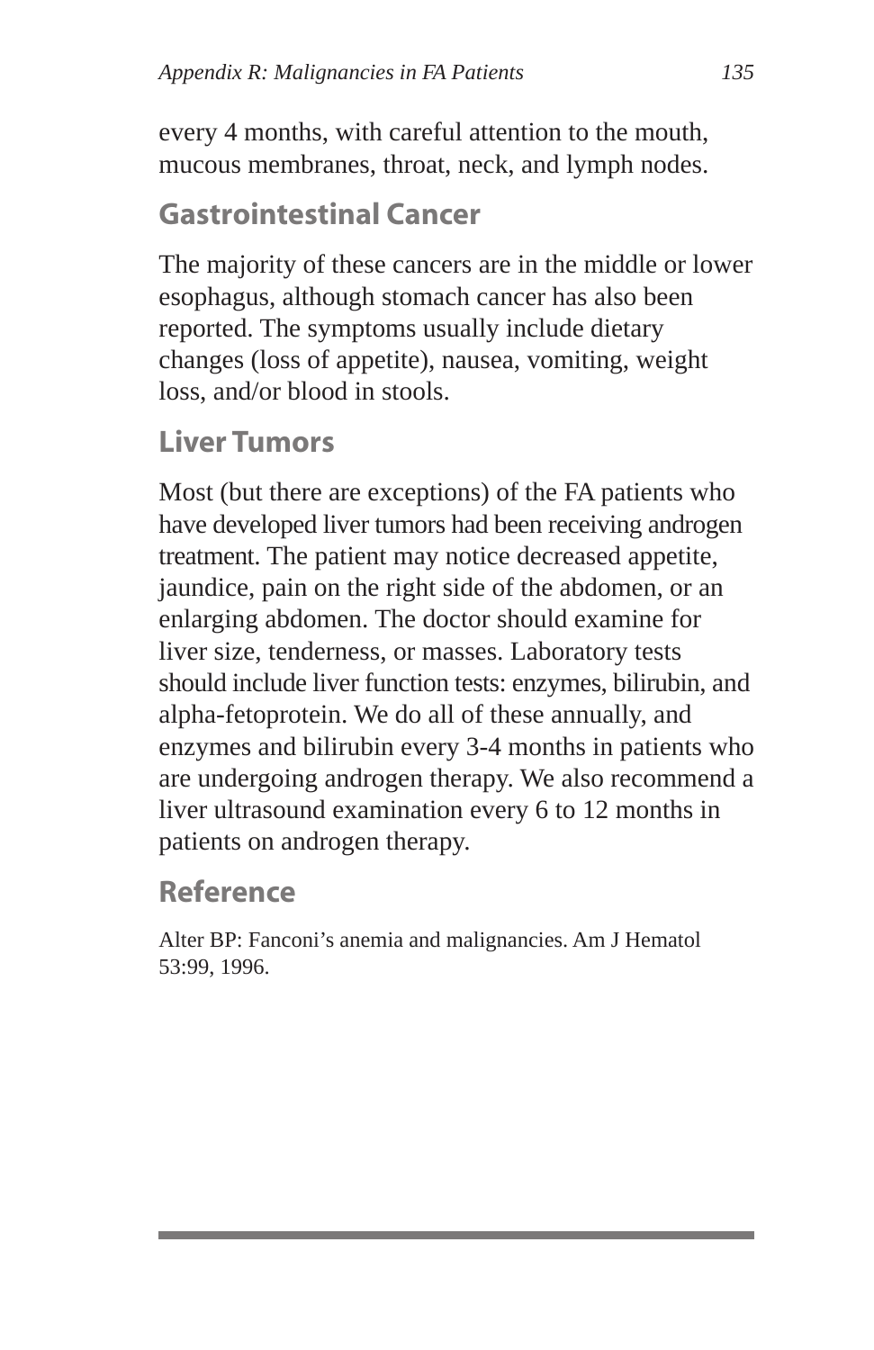every 4 months, with careful attention to the mouth, mucous membranes, throat, neck, and lymph nodes.

## Gastrointestinal Cancer

The majority of these cancers are in the middle or lower esophagus, although stomach cancer has also been reported. The symptoms usually include dietary changes (loss of appetite), nausea, vomiting, weight loss, and/or blood in stools.

## Liver Tumors

Most (but there are exceptions) of the FA patients who have developed liver tumors had been receiving androgen treatment. The patient may notice decreased appetite, jaundice, pain on the right side of the abdomen, or an enlarging abdomen. The doctor should examine for liver size, tenderness, or masses. Laboratory tests should include liver function tests: enzymes, bilirubin, and alpha-fetoprotein. We do all of these annually, and enzymes and bilirubin every 3-4 months in patients who are undergoing androgen therapy. We also recommend a liver ultrasound examination every 6 to 12 months in patients on androgen therapy.

## Reference

Alter BP: Fanconi's anemia and malignancies. Am J Hematol 53:99, 1996.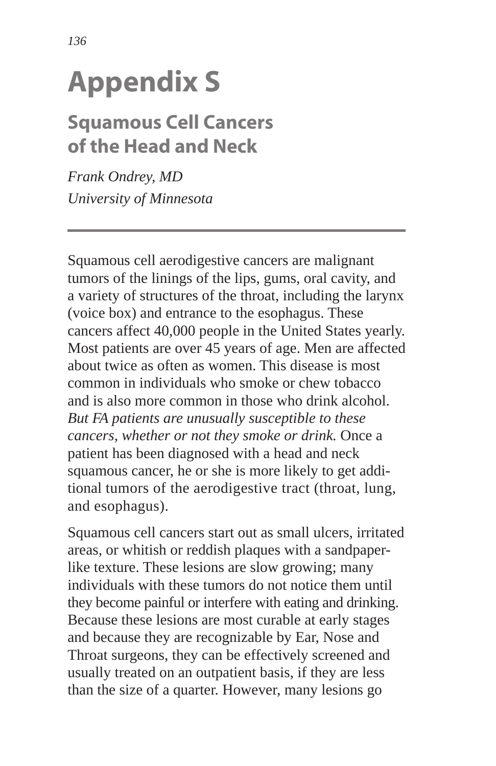# Appendix S

## Squamous Cell Cancers of the Head and Neck

*Frank Ondrey, MD*
*University of Minnesota*

---

Squamous cell aerodigestive cancers are malignant tumors of the linings of the lips, gums, oral cavity, and a variety of structures of the throat, including the larynx (voice box) and entrance to the esophagus. These cancers affect 40,000 people in the United States yearly. Most patients are over 45 years of age. Men are affected about twice as often as women. This disease is most common in individuals who smoke or chew tobacco and is also more common in those who drink alcohol. *But FA patients are unusually susceptible to these cancers, whether or not they smoke or drink.* Once a patient has been diagnosed with a head and neck squamous cancer, he or she is more likely to get additional tumors of the aerodigestive tract (throat, lung, and esophagus).

Squamous cell cancers start out as small ulcers, irritated areas, or whitish or reddish plaques with a sandpaper-like texture. These lesions are slow growing; many individuals with these tumors do not notice them until they become painful or interfere with eating and drinking. Because these lesions are most curable at early stages and because they are recognizable by Ear, Nose and Throat surgeons, they can be effectively screened and usually treated on an outpatient basis, if they are less than the size of a quarter. However, many lesions go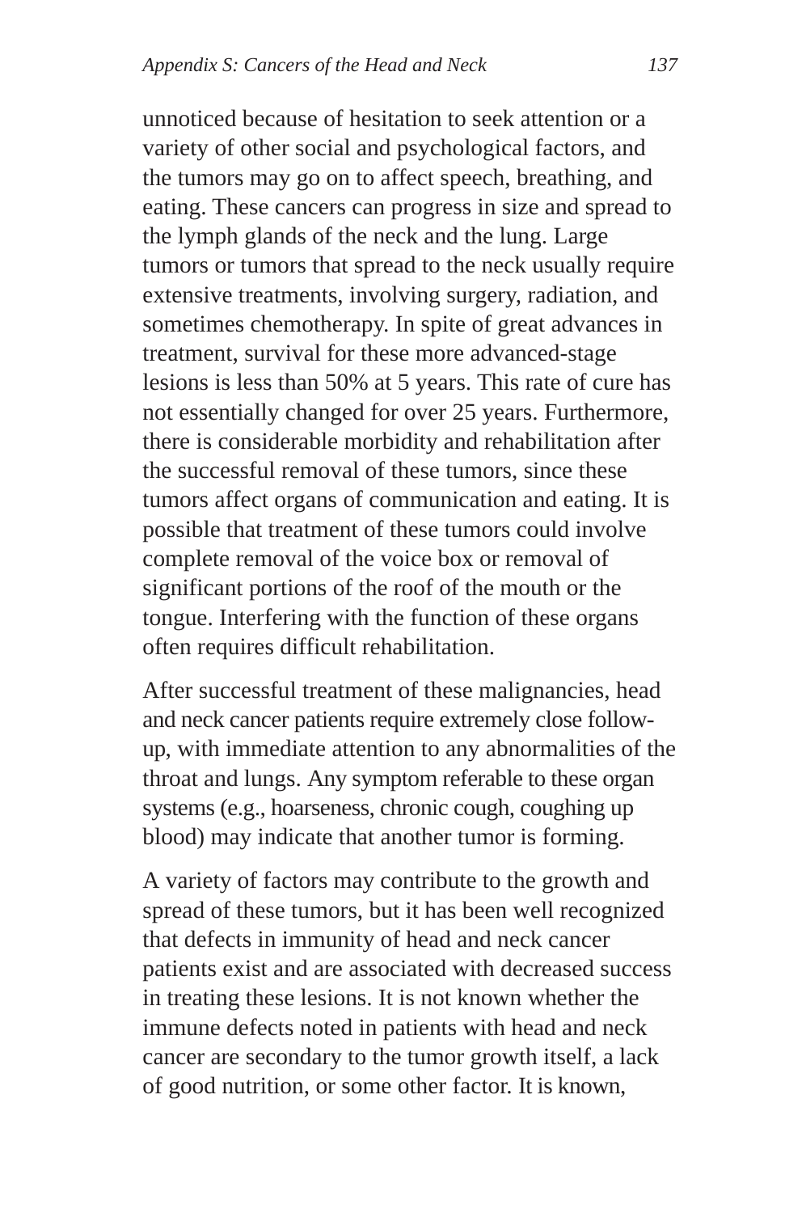unnoticed because of hesitation to seek attention or a variety of other social and psychological factors, and the tumors may go on to affect speech, breathing, and eating. These cancers can progress in size and spread to the lymph glands of the neck and the lung. Large tumors or tumors that spread to the neck usually require extensive treatments, involving surgery, radiation, and sometimes chemotherapy. In spite of great advances in treatment, survival for these more advanced-stage lesions is less than 50% at 5 years. This rate of cure has not essentially changed for over 25 years. Furthermore, there is considerable morbidity and rehabilitation after the successful removal of these tumors, since these tumors affect organs of communication and eating. It is possible that treatment of these tumors could involve complete removal of the voice box or removal of significant portions of the roof of the mouth or the tongue. Interfering with the function of these organs often requires difficult rehabilitation.

After successful treatment of these malignancies, head and neck cancer patients require extremely close follow-up, with immediate attention to any abnormalities of the throat and lungs. Any symptom referable to these organ systems (e.g., hoarseness, chronic cough, coughing up blood) may indicate that another tumor is forming.

A variety of factors may contribute to the growth and spread of these tumors, but it has been well recognized that defects in immunity of head and neck cancer patients exist and are associated with decreased success in treating these lesions. It is not known whether the immune defects noted in patients with head and neck cancer are secondary to the tumor growth itself, a lack of good nutrition, or some other factor. It is known,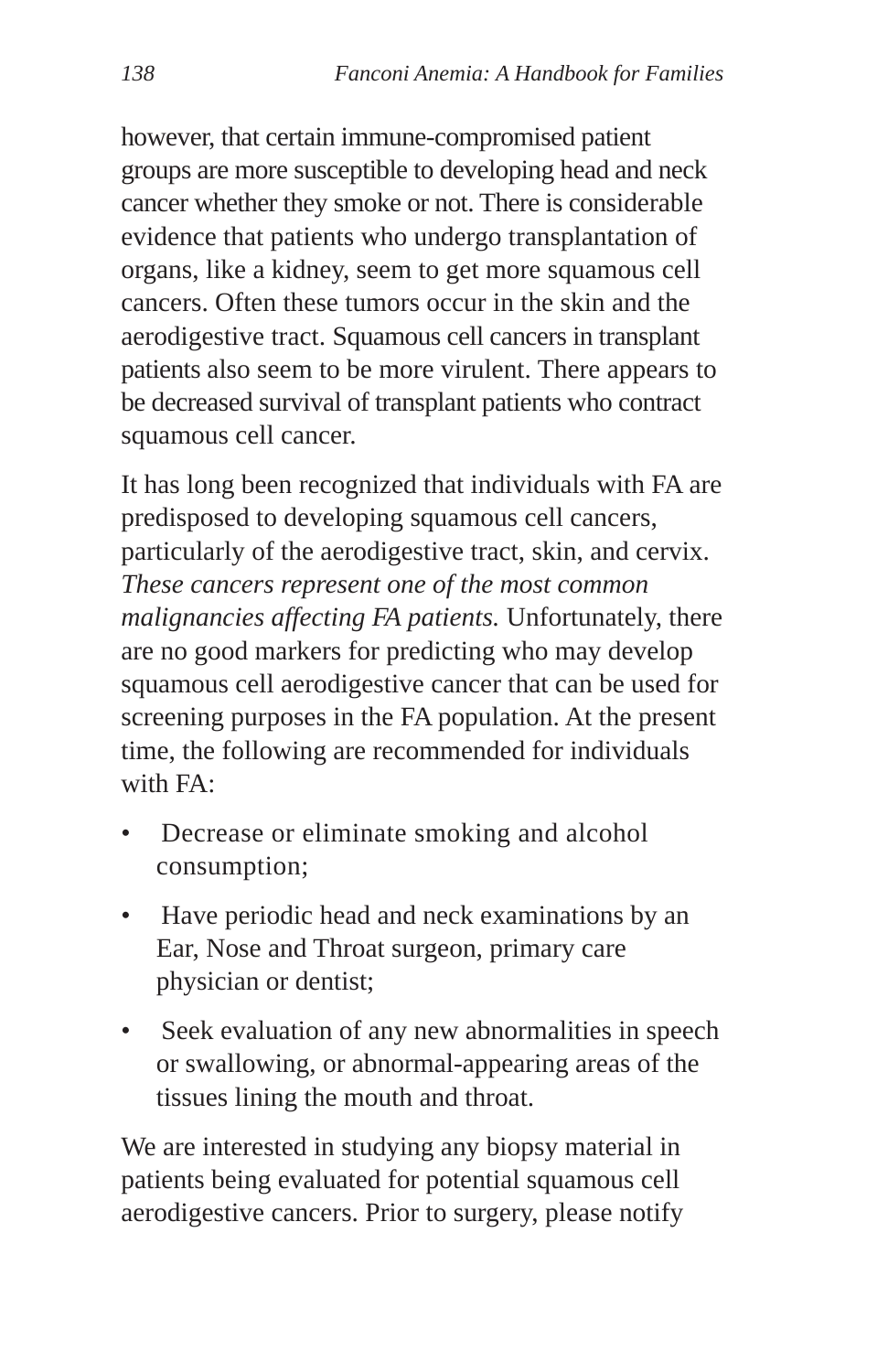however, that certain immune-compromised patient groups are more susceptible to developing head and neck cancer whether they smoke or not. There is considerable evidence that patients who undergo transplantation of organs, like a kidney, seem to get more squamous cell cancers. Often these tumors occur in the skin and the aerodigestive tract. Squamous cell cancers in transplant patients also seem to be more virulent. There appears to be decreased survival of transplant patients who contract squamous cell cancer.

It has long been recognized that individuals with FA are predisposed to developing squamous cell cancers, particularly of the aerodigestive tract, skin, and cervix. *These cancers represent one of the most common malignancies affecting FA patients.* Unfortunately, there are no good markers for predicting who may develop squamous cell aerodigestive cancer that can be used for screening purposes in the FA population. At the present time, the following are recommended for individuals with FA:

- Decrease or eliminate smoking and alcohol consumption;
- Have periodic head and neck examinations by an Ear, Nose and Throat surgeon, primary care physician or dentist;
- Seek evaluation of any new abnormalities in speech or swallowing, or abnormal-appearing areas of the tissues lining the mouth and throat.

We are interested in studying any biopsy material in patients being evaluated for potential squamous cell aerodigestive cancers. Prior to surgery, please notify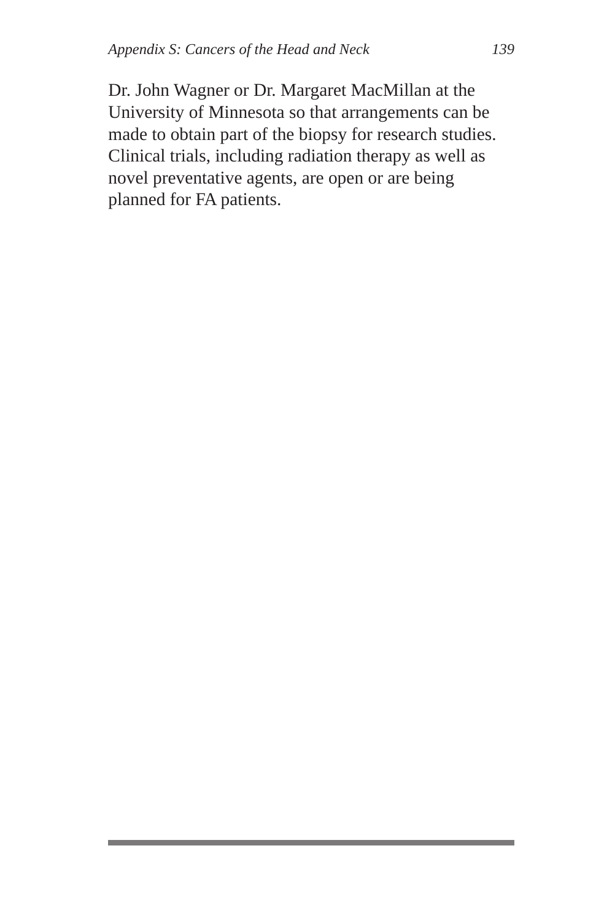Dr. John Wagner or Dr. Margaret MacMillan at the University of Minnesota so that arrangements can be made to obtain part of the biopsy for research studies. Clinical trials, including radiation therapy as well as novel preventative agents, are open or are being planned for FA patients.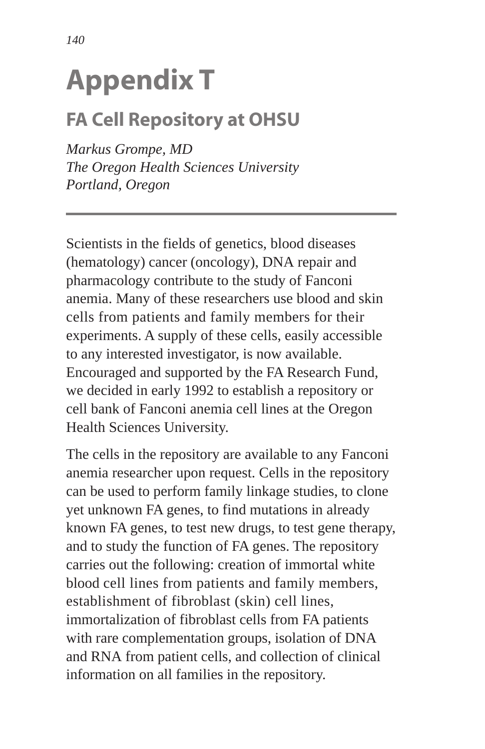# Appendix T

## FA Cell Repository at OHSU

*Markus Grompe, MD*
*The Oregon Health Sciences University*
*Portland, Oregon*

---

Scientists in the fields of genetics, blood diseases (hematology) cancer (oncology), DNA repair and pharmacology contribute to the study of Fanconi anemia. Many of these researchers use blood and skin cells from patients and family members for their experiments. A supply of these cells, easily accessible to any interested investigator, is now available. Encouraged and supported by the FA Research Fund, we decided in early 1992 to establish a repository or cell bank of Fanconi anemia cell lines at the Oregon Health Sciences University.

The cells in the repository are available to any Fanconi anemia researcher upon request. Cells in the repository can be used to perform family linkage studies, to clone yet unknown FA genes, to find mutations in already known FA genes, to test new drugs, to test gene therapy, and to study the function of FA genes. The repository carries out the following: creation of immortal white blood cell lines from patients and family members, establishment of fibroblast (skin) cell lines, immortalization of fibroblast cells from FA patients with rare complementation groups, isolation of DNA and RNA from patient cells, and collection of clinical information on all families in the repository.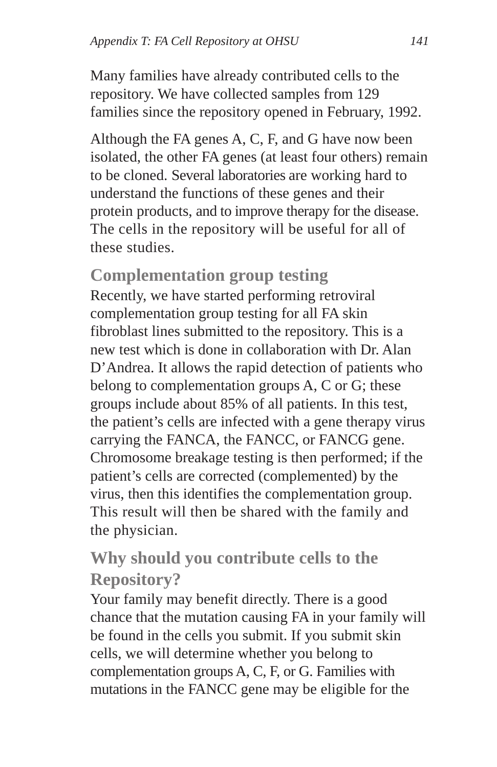Many families have already contributed cells to the repository. We have collected samples from 129 families since the repository opened in February, 1992.

Although the FA genes A, C, F, and G have now been isolated, the other FA genes (at least four others) remain to be cloned. Several laboratories are working hard to understand the functions of these genes and their protein products, and to improve therapy for the disease. The cells in the repository will be useful for all of these studies.

## Complementation group testing

Recently, we have started performing retroviral complementation group testing for all FA skin fibroblast lines submitted to the repository. This is a new test which is done in collaboration with Dr. Alan D'Andrea. It allows the rapid detection of patients who belong to complementation groups A, C or G; these groups include about 85% of all patients. In this test, the patient's cells are infected with a gene therapy virus carrying the FANCA, the FANCC, or FANCG gene. Chromosome breakage testing is then performed; if the patient's cells are corrected (complemented) by the virus, then this identifies the complementation group. This result will then be shared with the family and the physician.

## Why should you contribute cells to the Repository?

Your family may benefit directly. There is a good chance that the mutation causing FA in your family will be found in the cells you submit. If you submit skin cells, we will determine whether you belong to complementation groups A, C, F, or G. Families with mutations in the FANCC gene may be eligible for the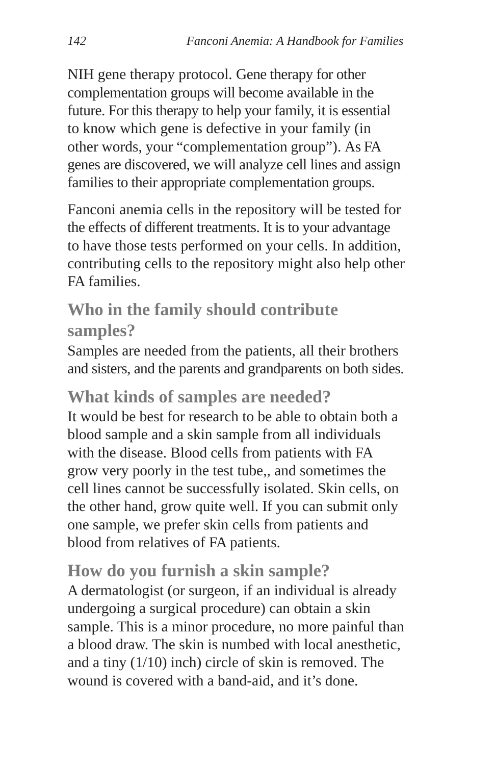NIH gene therapy protocol. Gene therapy for other complementation groups will become available in the future. For this therapy to help your family, it is essential to know which gene is defective in your family (in other words, your "complementation group"). As FA genes are discovered, we will analyze cell lines and assign families to their appropriate complementation groups.

Fanconi anemia cells in the repository will be tested for the effects of different treatments. It is to your advantage to have those tests performed on your cells. In addition, contributing cells to the repository might also help other FA families.

### Who in the family should contribute samples?

Samples are needed from the patients, all their brothers and sisters, and the parents and grandparents on both sides.

### What kinds of samples are needed?

It would be best for research to be able to obtain both a blood sample and a skin sample from all individuals with the disease. Blood cells from patients with FA grow very poorly in the test tube,, and sometimes the cell lines cannot be successfully isolated. Skin cells, on the other hand, grow quite well. If you can submit only one sample, we prefer skin cells from patients and blood from relatives of FA patients.

### How do you furnish a skin sample?

A dermatologist (or surgeon, if an individual is already undergoing a surgical procedure) can obtain a skin sample. This is a minor procedure, no more painful than a blood draw. The skin is numbed with local anesthetic, and a tiny (1/10) inch) circle of skin is removed. The wound is covered with a band-aid, and it's done.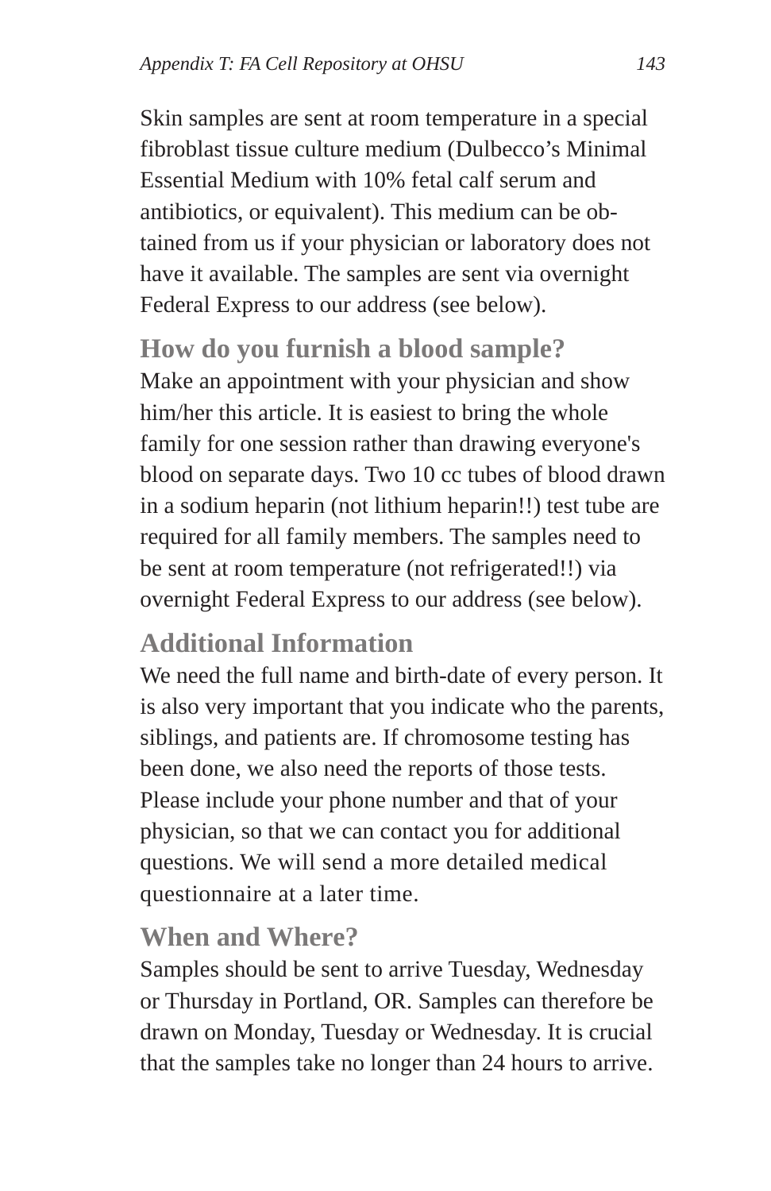Skin samples are sent at room temperature in a special fibroblast tissue culture medium (Dulbecco's Minimal Essential Medium with 10% fetal calf serum and antibiotics, or equivalent). This medium can be obtained from us if your physician or laboratory does not have it available. The samples are sent via overnight Federal Express to our address (see below).

### How do you furnish a blood sample?

Make an appointment with your physician and show him/her this article. It is easiest to bring the whole family for one session rather than drawing everyone's blood on separate days. Two 10 cc tubes of blood drawn in a sodium heparin (not lithium heparin!!) test tube are required for all family members. The samples need to be sent at room temperature (not refrigerated!!) via overnight Federal Express to our address (see below).

### Additional Information

We need the full name and birth-date of every person. It is also very important that you indicate who the parents, siblings, and patients are. If chromosome testing has been done, we also need the reports of those tests. Please include your phone number and that of your physician, so that we can contact you for additional questions. We will send a more detailed medical questionnaire at a later time.

### When and Where?

Samples should be sent to arrive Tuesday, Wednesday or Thursday in Portland, OR. Samples can therefore be drawn on Monday, Tuesday or Wednesday. It is crucial that the samples take no longer than 24 hours to arrive.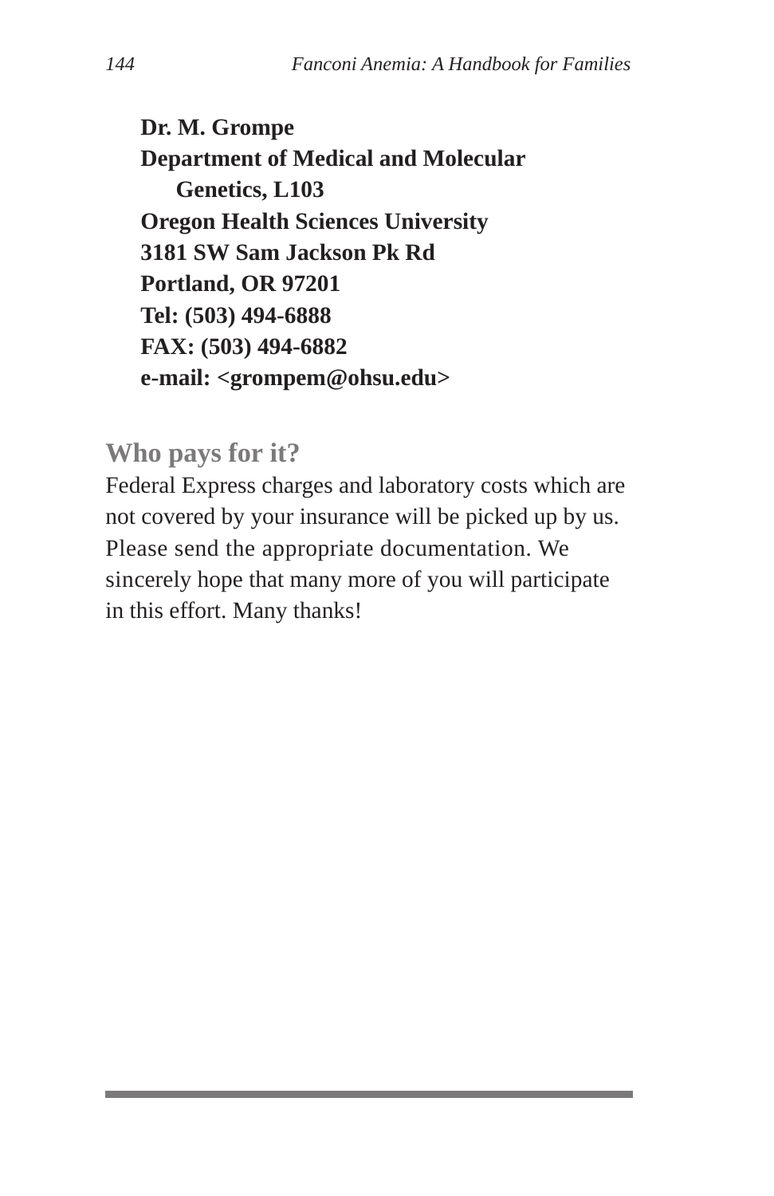**Dr. M. Grompe**
**Department of Medical and Molecular Genetics, L103**
**Oregon Health Sciences University**
**3181 SW Sam Jackson Pk Rd**
**Portland, OR 97201**
**Tel: (503) 494-6888**
**FAX: (503) 494-6882**
**e-mail: <grompem@ohsu.edu>**

### Who pays for it?

Federal Express charges and laboratory costs which are not covered by your insurance will be picked up by us. Please send the appropriate documentation. We sincerely hope that many more of you will participate in this effort. Many thanks!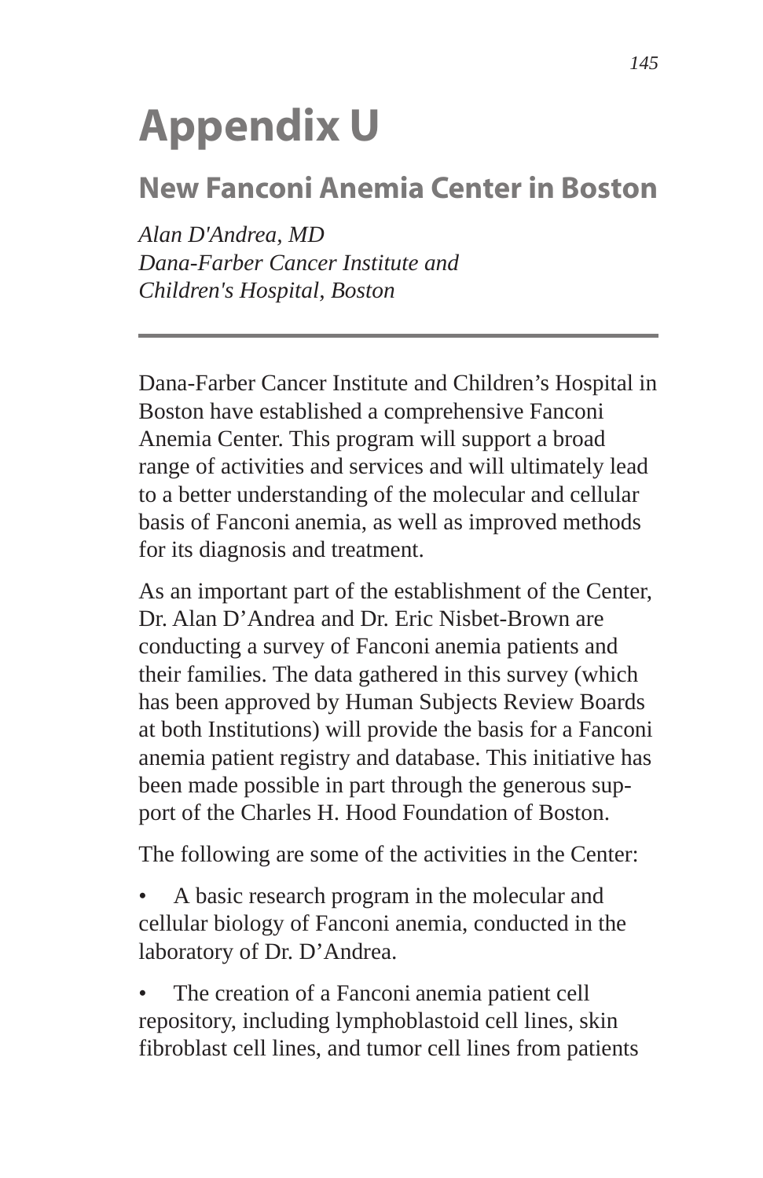# Appendix U

## New Fanconi Anemia Center in Boston

*Alan D'Andrea, MD*
*Dana-Farber Cancer Institute and*
*Children's Hospital, Boston*

---

Dana-Farber Cancer Institute and Children's Hospital in Boston have established a comprehensive Fanconi Anemia Center. This program will support a broad range of activities and services and will ultimately lead to a better understanding of the molecular and cellular basis of Fanconi anemia, as well as improved methods for its diagnosis and treatment.

As an important part of the establishment of the Center, Dr. Alan D'Andrea and Dr. Eric Nisbet-Brown are conducting a survey of Fanconi anemia patients and their families. The data gathered in this survey (which has been approved by Human Subjects Review Boards at both Institutions) will provide the basis for a Fanconi anemia patient registry and database. This initiative has been made possible in part through the generous support of the Charles H. Hood Foundation of Boston.

The following are some of the activities in the Center:

- A basic research program in the molecular and cellular biology of Fanconi anemia, conducted in the laboratory of Dr. D'Andrea.
- The creation of a Fanconi anemia patient cell repository, including lymphoblastoid cell lines, skin fibroblast cell lines, and tumor cell lines from patients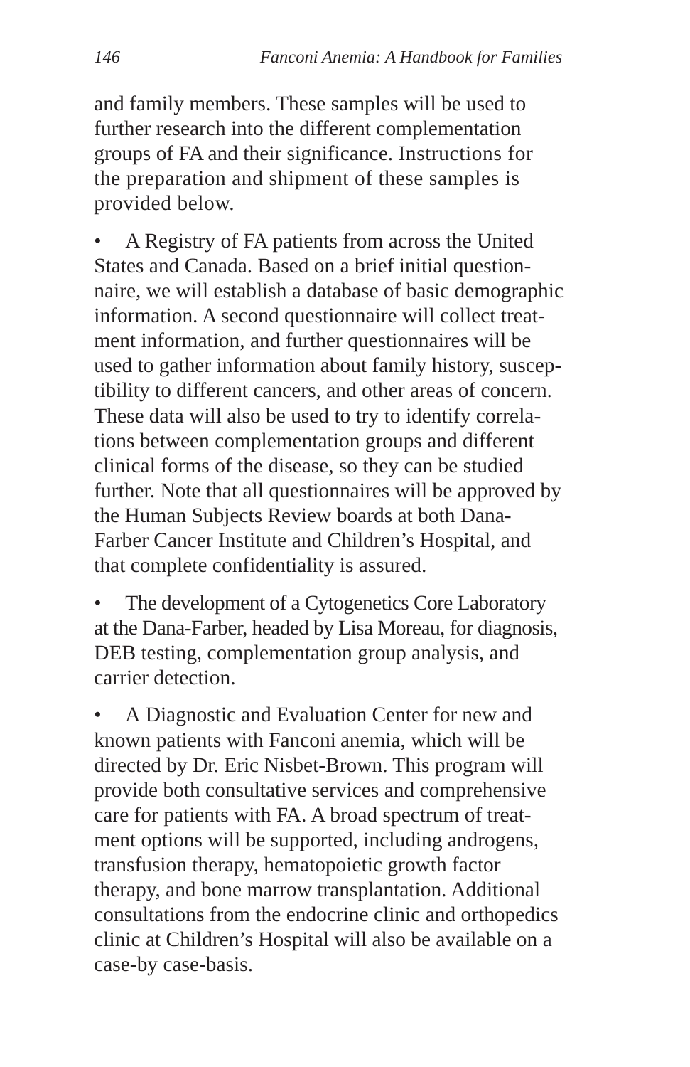and family members. These samples will be used to further research into the different complementation groups of FA and their significance. Instructions for the preparation and shipment of these samples is provided below.

- A Registry of FA patients from across the United States and Canada. Based on a brief initial questionnaire, we will establish a database of basic demographic information. A second questionnaire will collect treatment information, and further questionnaires will be used to gather information about family history, susceptibility to different cancers, and other areas of concern. These data will also be used to try to identify correlations between complementation groups and different clinical forms of the disease, so they can be studied further. Note that all questionnaires will be approved by the Human Subjects Review boards at both Dana-Farber Cancer Institute and Children's Hospital, and that complete confidentiality is assured.

- The development of a Cytogenetics Core Laboratory at the Dana-Farber, headed by Lisa Moreau, for diagnosis, DEB testing, complementation group analysis, and carrier detection.

- A Diagnostic and Evaluation Center for new and known patients with Fanconi anemia, which will be directed by Dr. Eric Nisbet-Brown. This program will provide both consultative services and comprehensive care for patients with FA. A broad spectrum of treatment options will be supported, including androgens, transfusion therapy, hematopoietic growth factor therapy, and bone marrow transplantation. Additional consultations from the endocrine clinic and orthopedics clinic at Children's Hospital will also be available on a case-by case-basis.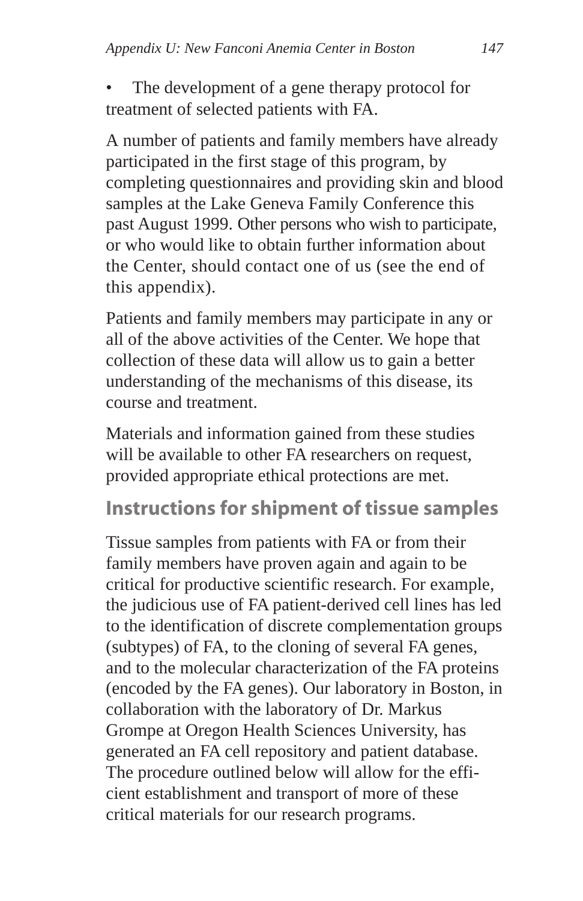- The development of a gene therapy protocol for treatment of selected patients with FA.

A number of patients and family members have already participated in the first stage of this program, by completing questionnaires and providing skin and blood samples at the Lake Geneva Family Conference this past August 1999. Other persons who wish to participate, or who would like to obtain further information about the Center, should contact one of us (see the end of this appendix).

Patients and family members may participate in any or all of the above activities of the Center. We hope that collection of these data will allow us to gain a better understanding of the mechanisms of this disease, its course and treatment.

Materials and information gained from these studies will be available to other FA researchers on request, provided appropriate ethical protections are met.

## Instructions for shipment of tissue samples

Tissue samples from patients with FA or from their family members have proven again and again to be critical for productive scientific research. For example, the judicious use of FA patient-derived cell lines has led to the identification of discrete complementation groups (subtypes) of FA, to the cloning of several FA genes, and to the molecular characterization of the FA proteins (encoded by the FA genes). Our laboratory in Boston, in collaboration with the laboratory of Dr. Markus Grompe at Oregon Health Sciences University, has generated an FA cell repository and patient database. The procedure outlined below will allow for the efficient establishment and transport of more of these critical materials for our research programs.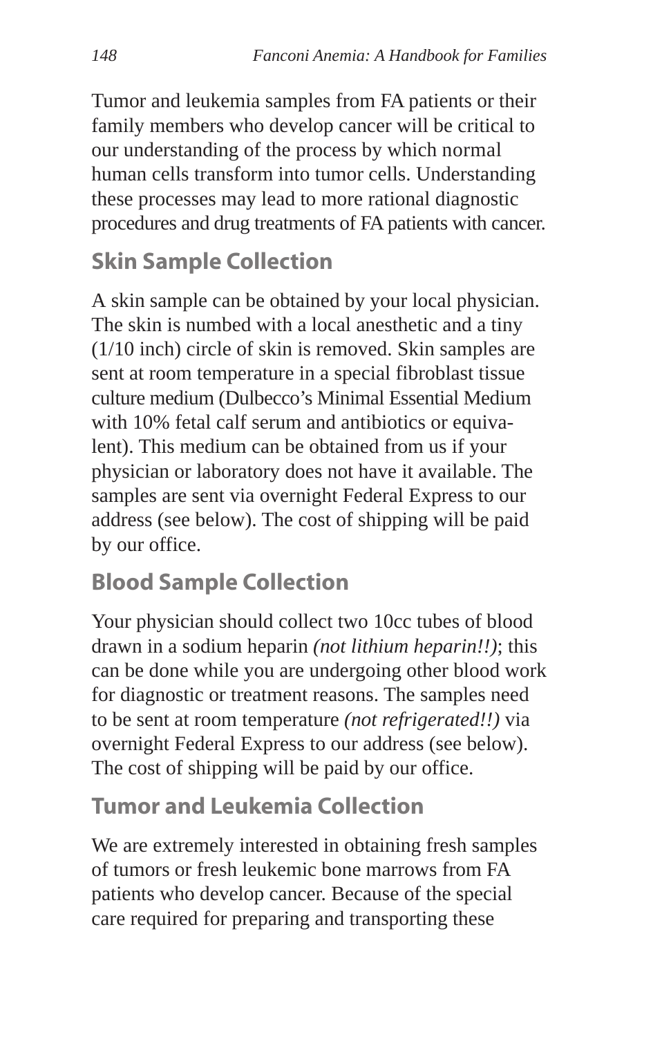Tumor and leukemia samples from FA patients or their family members who develop cancer will be critical to our understanding of the process by which normal human cells transform into tumor cells. Understanding these processes may lead to more rational diagnostic procedures and drug treatments of FA patients with cancer.

## Skin Sample Collection

A skin sample can be obtained by your local physician. The skin is numbed with a local anesthetic and a tiny (1/10 inch) circle of skin is removed. Skin samples are sent at room temperature in a special fibroblast tissue culture medium (Dulbecco's Minimal Essential Medium with 10% fetal calf serum and antibiotics or equivalent). This medium can be obtained from us if your physician or laboratory does not have it available. The samples are sent via overnight Federal Express to our address (see below). The cost of shipping will be paid by our office.

## Blood Sample Collection

Your physician should collect two 10cc tubes of blood drawn in a sodium heparin *(not lithium heparin!!)*; this can be done while you are undergoing other blood work for diagnostic or treatment reasons. The samples need to be sent at room temperature *(not refrigerated!!)* via overnight Federal Express to our address (see below). The cost of shipping will be paid by our office.

## Tumor and Leukemia Collection

We are extremely interested in obtaining fresh samples of tumors or fresh leukemic bone marrows from FA patients who develop cancer. Because of the special care required for preparing and transporting these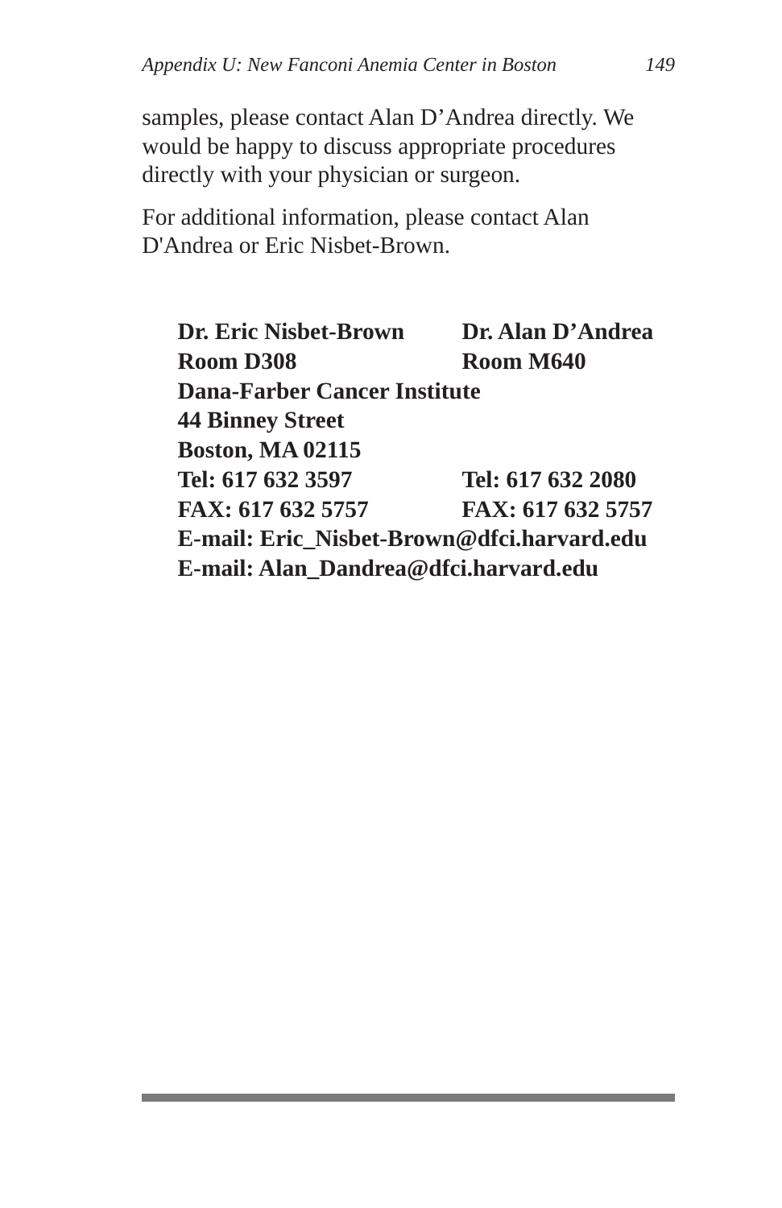samples, please contact Alan D’Andrea directly. We would be happy to discuss appropriate procedures directly with your physician or surgeon.

For additional information, please contact Alan D'Andrea or Eric Nisbet-Brown.

| **Dr. Eric Nisbet-Brown** | **Dr. Alan D’Andrea** |
|---|---|
| **Room D308** | **Room M640** |

**Dana-Farber Cancer Institute**
**44 Binney Street**
**Boston, MA 02115**

| **Tel: 617 632 3597** | **Tel: 617 632 2080** |
|---|---|
| **FAX: 617 632 5757** | **FAX: 617 632 5757** |

**E-mail: Eric_Nisbet-Brown@dfci.harvard.edu**
**E-mail: Alan_Dandrea@dfci.harvard.edu**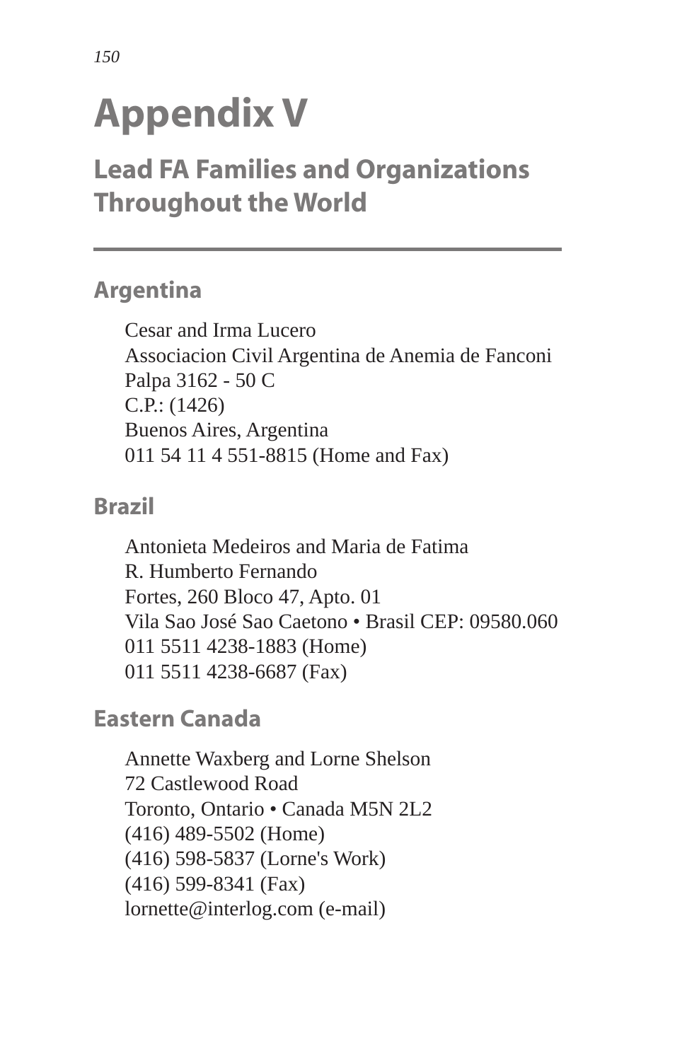# Appendix V

## Lead FA Families and Organizations Throughout the World

### Argentina

Cesar and Irma Lucero
Associacion Civil Argentina de Anemia de Fanconi
Palpa 3162 - 50 C
C.P.: (1426)
Buenos Aires, Argentina
011 54 11 4 551-8815 (Home and Fax)

### Brazil

Antonieta Medeiros and Maria de Fatima
R. Humberto Fernando
Fortes, 260 Bloco 47, Apto. 01
Vila Sao José Sao Caetono • Brasil CEP: 09580.060
011 5511 4238-1883 (Home)
011 5511 4238-6687 (Fax)

### Eastern Canada

Annette Waxberg and Lorne Shelson
72 Castlewood Road
Toronto, Ontario • Canada M5N 2L2
(416) 489-5502 (Home)
(416) 598-5837 (Lorne's Work)
(416) 599-8341 (Fax)
lornette@interlog.com (e-mail)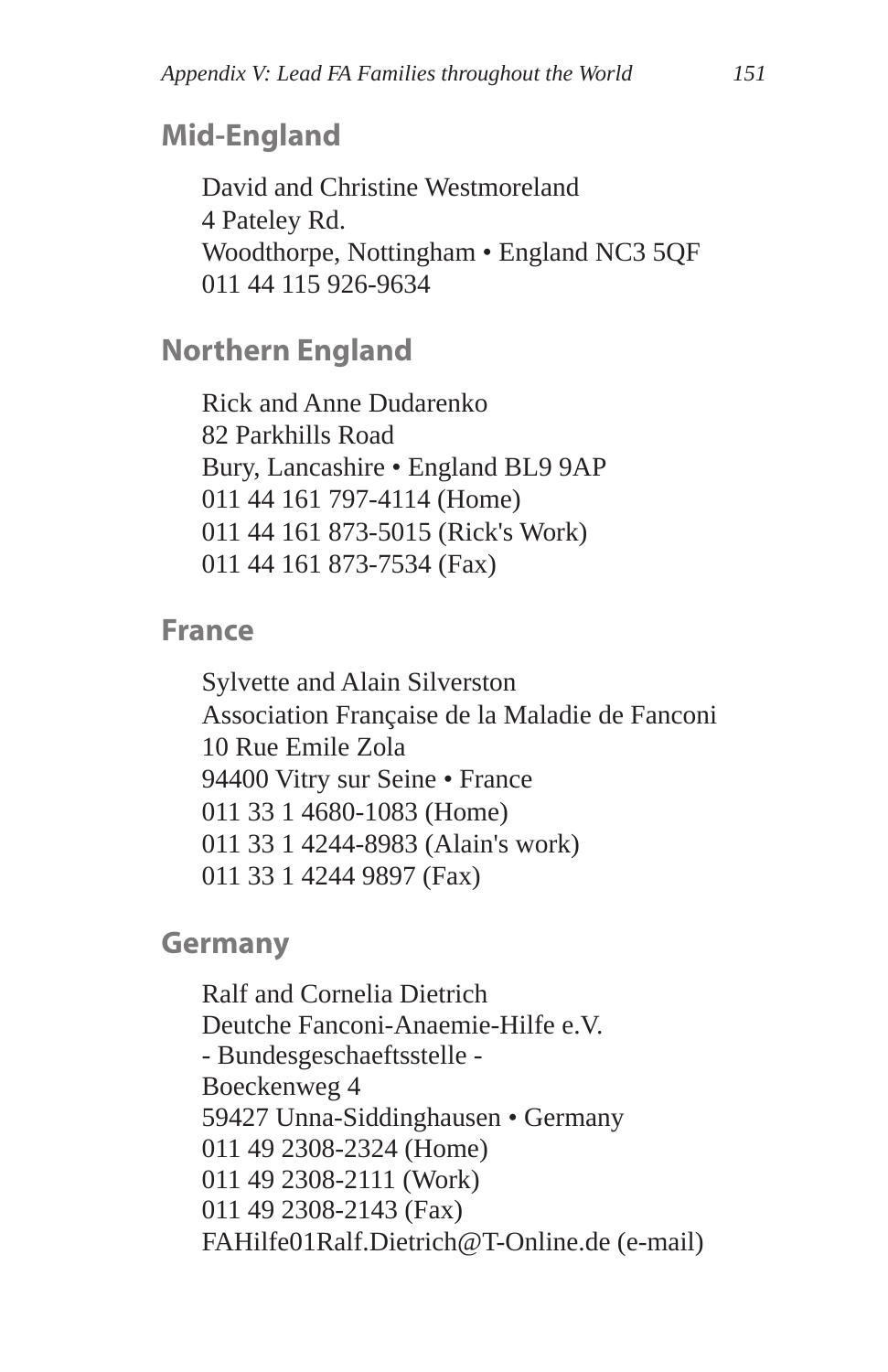## Mid-England

David and Christine Westmoreland
4 Pateley Rd.
Woodthorpe, Nottingham • England NC3 5QF
011 44 115 926-9634

## Northern England

Rick and Anne Dudarenko
82 Parkhills Road
Bury, Lancashire • England BL9 9AP
011 44 161 797-4114 (Home)
011 44 161 873-5015 (Rick's Work)
011 44 161 873-7534 (Fax)

## France

Sylvette and Alain Silverston
Association Française de la Maladie de Fanconi
10 Rue Emile Zola
94400 Vitry sur Seine • France
011 33 1 4680-1083 (Home)
011 33 1 4244-8983 (Alain's work)
011 33 1 4244 9897 (Fax)

## Germany

Ralf and Cornelia Dietrich
Deutche Fanconi-Anaemie-Hilfe e.V.
- Bundesgeschaeftsstelle -
Boeckenweg 4
59427 Unna-Siddinghausen • Germany
011 49 2308-2324 (Home)
011 49 2308-2111 (Work)
011 49 2308-2143 (Fax)
FAHilfe01Ralf.Dietrich@T-Online.de (e-mail)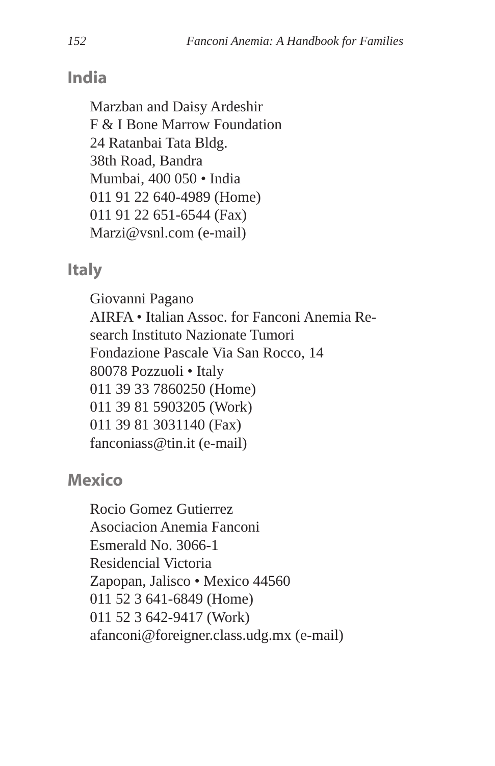## India

Marzban and Daisy Ardeshir
F & I Bone Marrow Foundation
24 Ratanbai Tata Bldg.
38th Road, Bandra
Mumbai, 400 050 • India
011 91 22 640-4989 (Home)
011 91 22 651-6544 (Fax)
Marzi@vsnl.com (e-mail)

## Italy

Giovanni Pagano
AIRFA • Italian Assoc. for Fanconi Anemia Research Instituto Nazionate Tumori
Fondazione Pascale Via San Rocco, 14
80078 Pozzuoli • Italy
011 39 33 7860250 (Home)
011 39 81 5903205 (Work)
011 39 81 3031140 (Fax)
fanconiass@tin.it (e-mail)

## Mexico

Rocio Gomez Gutierrez
Asociacion Anemia Fanconi
Esmerald No. 3066-1
Residencial Victoria
Zapopan, Jalisco • Mexico 44560
011 52 3 641-6849 (Home)
011 52 3 642-9417 (Work)
afanconi@foreigner.class.udg.mx (e-mail)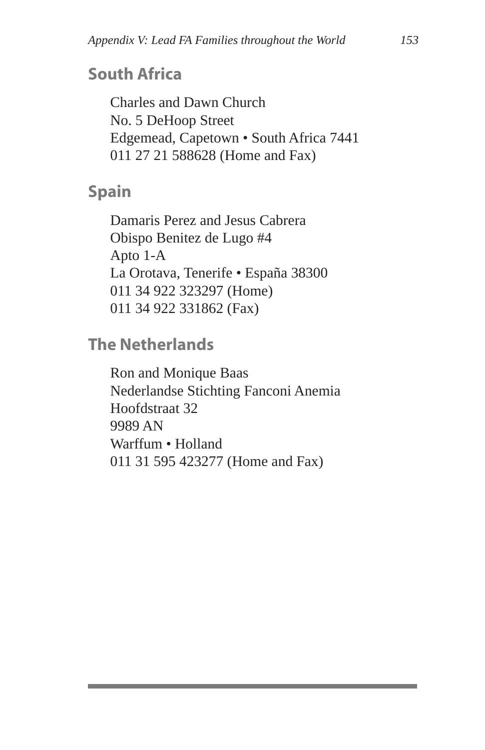## South Africa

Charles and Dawn Church
No. 5 DeHoop Street
Edgemead, Capetown • South Africa 7441
011 27 21 588628 (Home and Fax)

## Spain

Damaris Perez and Jesus Cabrera
Obispo Benitez de Lugo #4
Apto 1-A
La Orotava, Tenerife • España 38300
011 34 922 323297 (Home)
011 34 922 331862 (Fax)

## The Netherlands

Ron and Monique Baas
Nederlandse Stichting Fanconi Anemia
Hoofdstraat 32
9989 AN
Warffum • Holland
011 31 595 423277 (Home and Fax)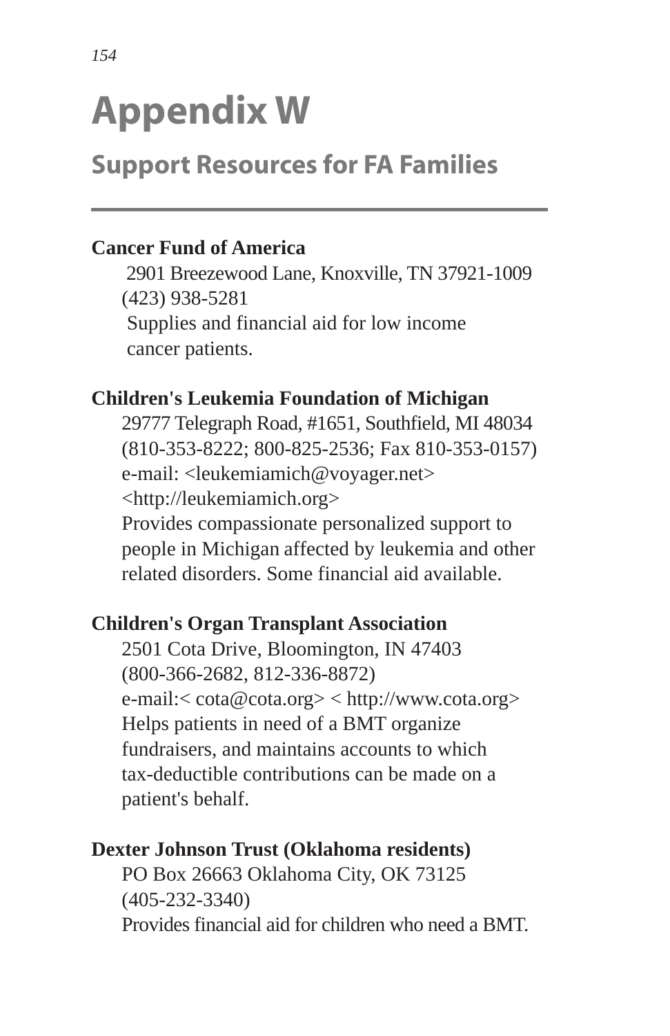# Appendix W

## Support Resources for FA Families

**Cancer Fund of America**

2901 Breezewood Lane, Knoxville, TN 37921-1009
(423) 938-5281
Supplies and financial aid for low income cancer patients.

**Children's Leukemia Foundation of Michigan**

29777 Telegraph Road, #1651, Southfield, MI 48034
(810-353-8222; 800-825-2536; Fax 810-353-0157)
e-mail: <leukemiamich@voyager.net>
<http://leukemiamich.org>
Provides compassionate personalized support to people in Michigan affected by leukemia and other related disorders. Some financial aid available.

**Children's Organ Transplant Association**

2501 Cota Drive, Bloomington, IN 47403
(800-366-2682, 812-336-8872)
e-mail:< cota@cota.org> < http://www.cota.org>
Helps patients in need of a BMT organize fundraisers, and maintains accounts to which tax-deductible contributions can be made on a patient's behalf.

**Dexter Johnson Trust (Oklahoma residents)**

PO Box 26663 Oklahoma City, OK 73125
(405-232-3340)
Provides financial aid for children who need a BMT.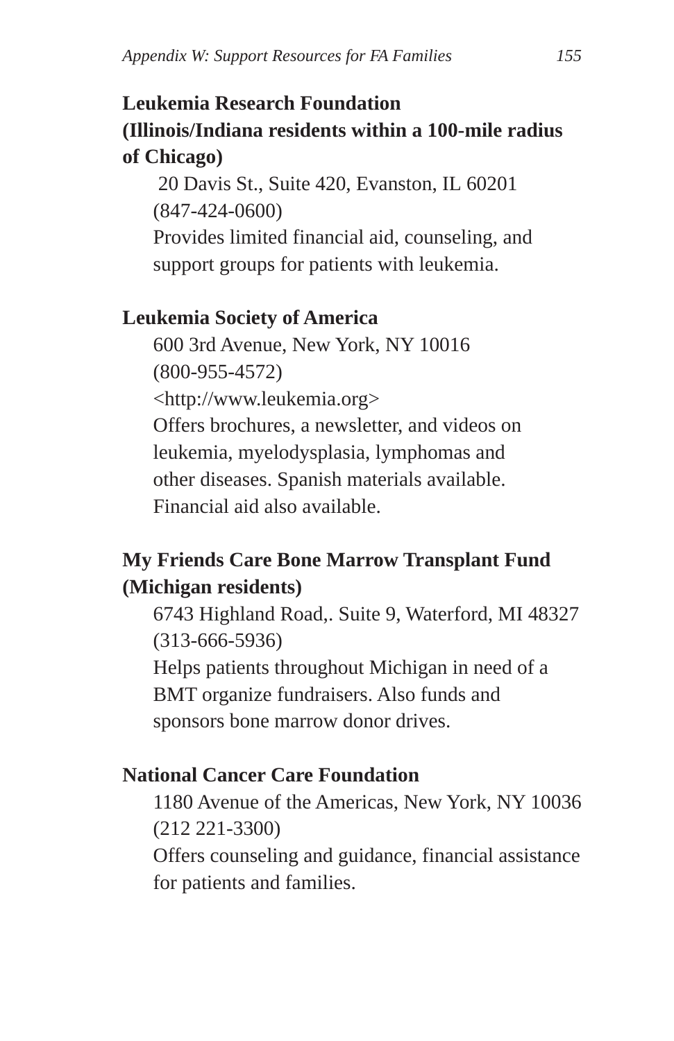**Leukemia Research Foundation**
**(Illinois/Indiana residents within a 100-mile radius of Chicago)**

20 Davis St., Suite 420, Evanston, IL 60201
(847-424-0600)
Provides limited financial aid, counseling, and support groups for patients with leukemia.

**Leukemia Society of America**

600 3rd Avenue, New York, NY 10016
(800-955-4572)
<http://www.leukemia.org>
Offers brochures, a newsletter, and videos on leukemia, myelodysplasia, lymphomas and other diseases. Spanish materials available. Financial aid also available.

**My Friends Care Bone Marrow Transplant Fund (Michigan residents)**

6743 Highland Road,. Suite 9, Waterford, MI 48327
(313-666-5936)
Helps patients throughout Michigan in need of a BMT organize fundraisers. Also funds and sponsors bone marrow donor drives.

**National Cancer Care Foundation**

1180 Avenue of the Americas, New York, NY 10036
(212 221-3300)
Offers counseling and guidance, financial assistance for patients and families.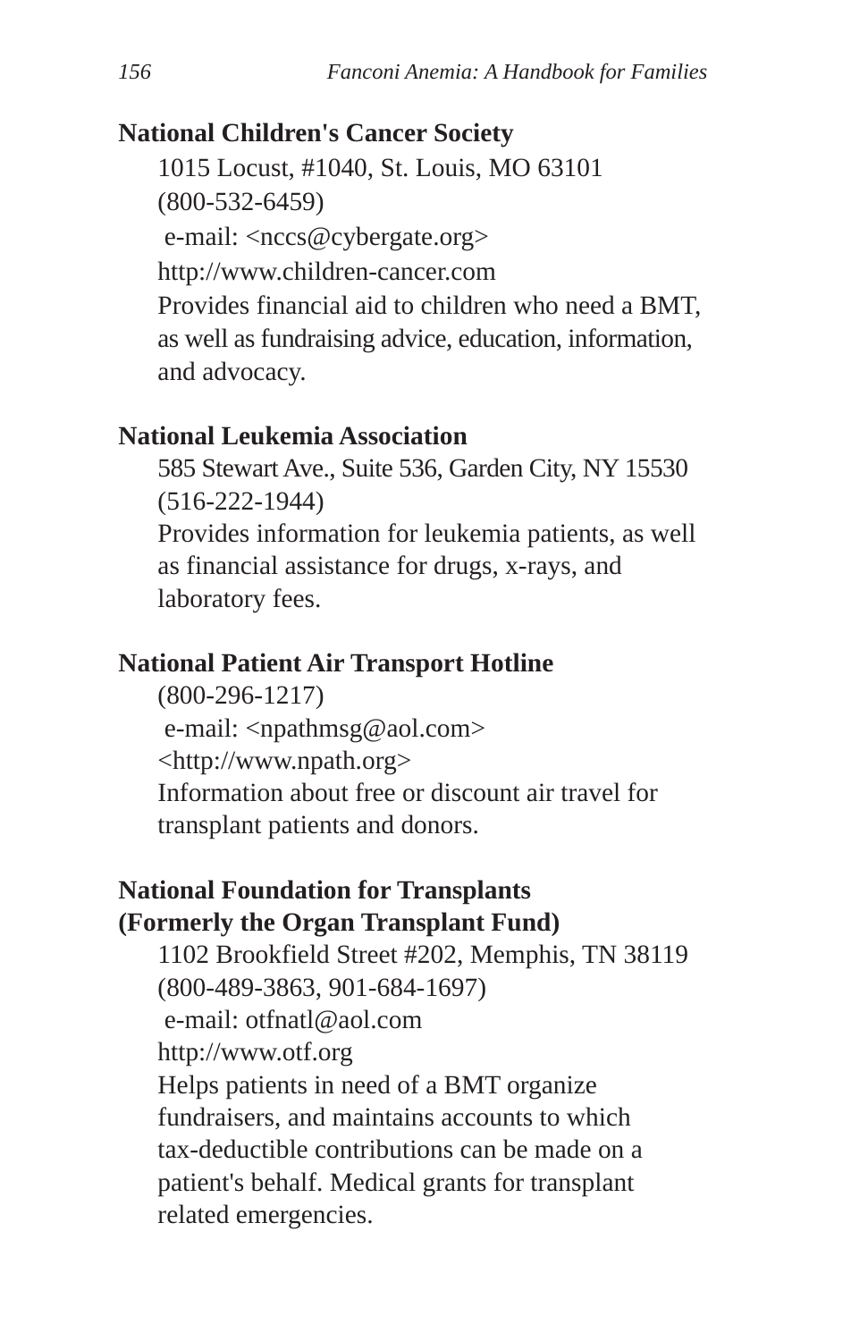**National Children's Cancer Society**

1015 Locust, #1040, St. Louis, MO 63101
(800-532-6459)
e-mail: <nccs@cybergate.org>
http://www.children-cancer.com
Provides financial aid to children who need a BMT, as well as fundraising advice, education, information, and advocacy.

**National Leukemia Association**

585 Stewart Ave., Suite 536, Garden City, NY 15530
(516-222-1944)
Provides information for leukemia patients, as well as financial assistance for drugs, x-rays, and laboratory fees.

**National Patient Air Transport Hotline**

(800-296-1217)
e-mail: <npathmsg@aol.com>
<http://www.npath.org>
Information about free or discount air travel for transplant patients and donors.

**National Foundation for Transplants**
**(Formerly the Organ Transplant Fund)**

1102 Brookfield Street #202, Memphis, TN 38119
(800-489-3863, 901-684-1697)
e-mail: otfnatl@aol.com
http://www.otf.org
Helps patients in need of a BMT organize fundraisers, and maintains accounts to which tax-deductible contributions can be made on a patient's behalf. Medical grants for transplant related emergencies.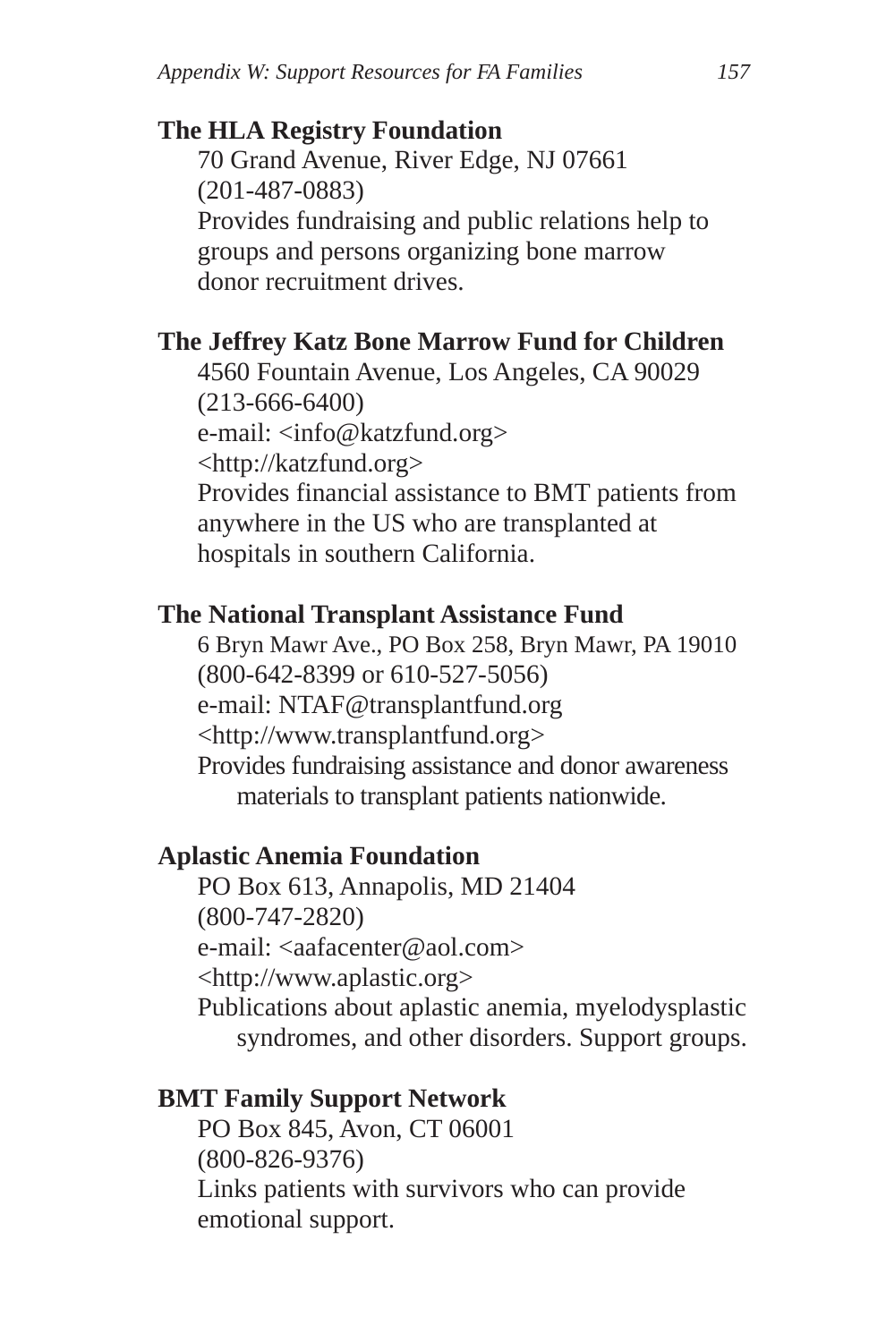**The HLA Registry Foundation**

70 Grand Avenue, River Edge, NJ 07661
(201-487-0883)
Provides fundraising and public relations help to groups and persons organizing bone marrow donor recruitment drives.

**The Jeffrey Katz Bone Marrow Fund for Children**

4560 Fountain Avenue, Los Angeles, CA 90029
(213-666-6400)
e-mail: <info@katzfund.org>
<http://katzfund.org>
Provides financial assistance to BMT patients from anywhere in the US who are transplanted at hospitals in southern California.

**The National Transplant Assistance Fund**

6 Bryn Mawr Ave., PO Box 258, Bryn Mawr, PA 19010
(800-642-8399 or 610-527-5056)
e-mail: NTAF@transplantfund.org
<http://www.transplantfund.org>
Provides fundraising assistance and donor awareness materials to transplant patients nationwide.

**Aplastic Anemia Foundation**

PO Box 613, Annapolis, MD 21404
(800-747-2820)
e-mail: <aafacenter@aol.com>
<http://www.aplastic.org>
Publications about aplastic anemia, myelodysplastic syndromes, and other disorders. Support groups.

**BMT Family Support Network**

PO Box 845, Avon, CT 06001
(800-826-9376)
Links patients with survivors who can provide emotional support.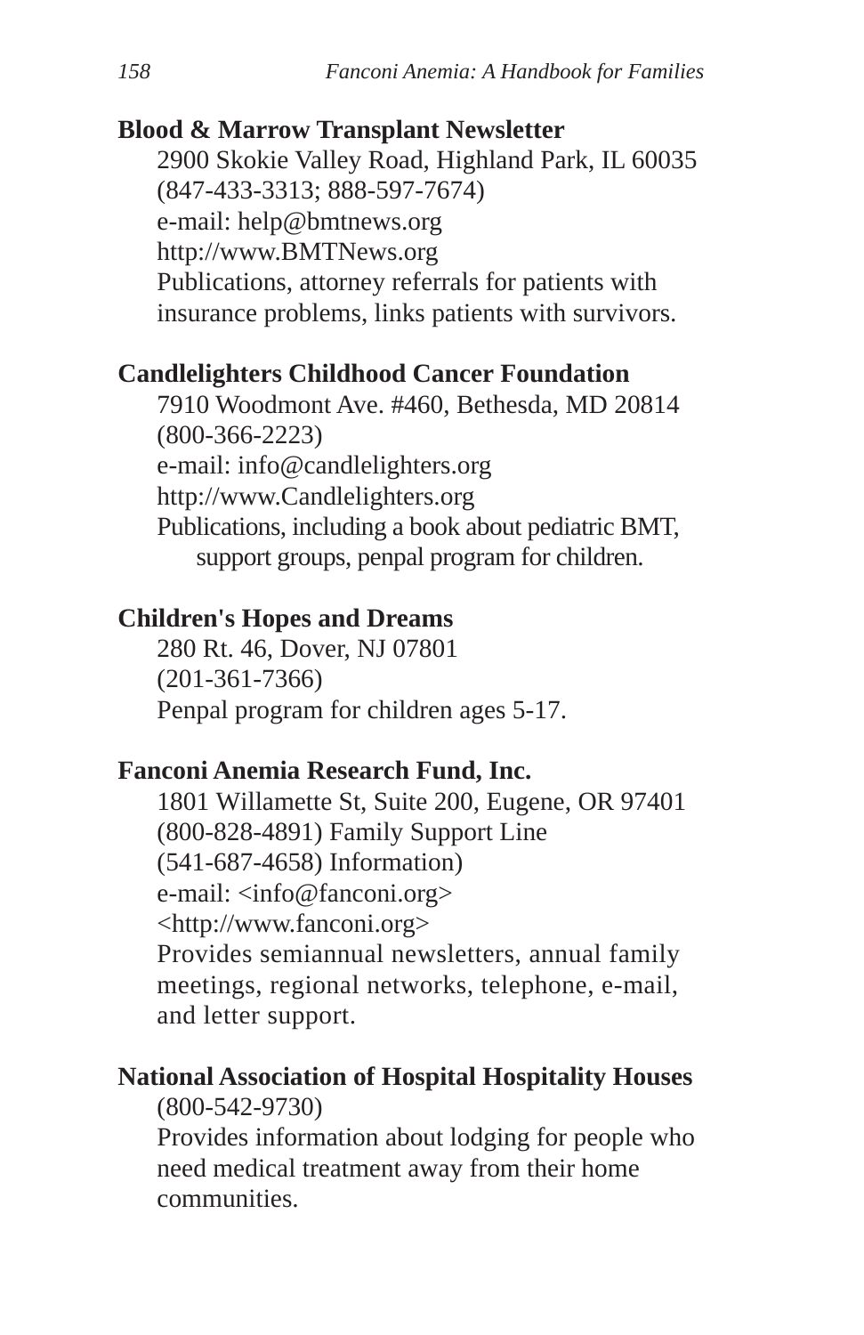**Blood & Marrow Transplant Newsletter**

2900 Skokie Valley Road, Highland Park, IL 60035
(847-433-3313; 888-597-7674)
e-mail: help@bmtnews.org
http://www.BMTNews.org
Publications, attorney referrals for patients with insurance problems, links patients with survivors.

**Candlelighters Childhood Cancer Foundation**

7910 Woodmont Ave. #460, Bethesda, MD 20814
(800-366-2223)
e-mail: info@candlelighters.org
http://www.Candlelighters.org
Publications, including a book about pediatric BMT, support groups, penpal program for children.

**Children's Hopes and Dreams**

280 Rt. 46, Dover, NJ 07801
(201-361-7366)
Penpal program for children ages 5-17.

**Fanconi Anemia Research Fund, Inc.**

1801 Willamette St, Suite 200, Eugene, OR 97401
(800-828-4891) Family Support Line
(541-687-4658) Information)
e-mail: <info@fanconi.org>
<http://www.fanconi.org>
Provides semiannual newsletters, annual family meetings, regional networks, telephone, e-mail, and letter support.

**National Association of Hospital Hospitality Houses**

(800-542-9730)
Provides information about lodging for people who need medical treatment away from their home communities.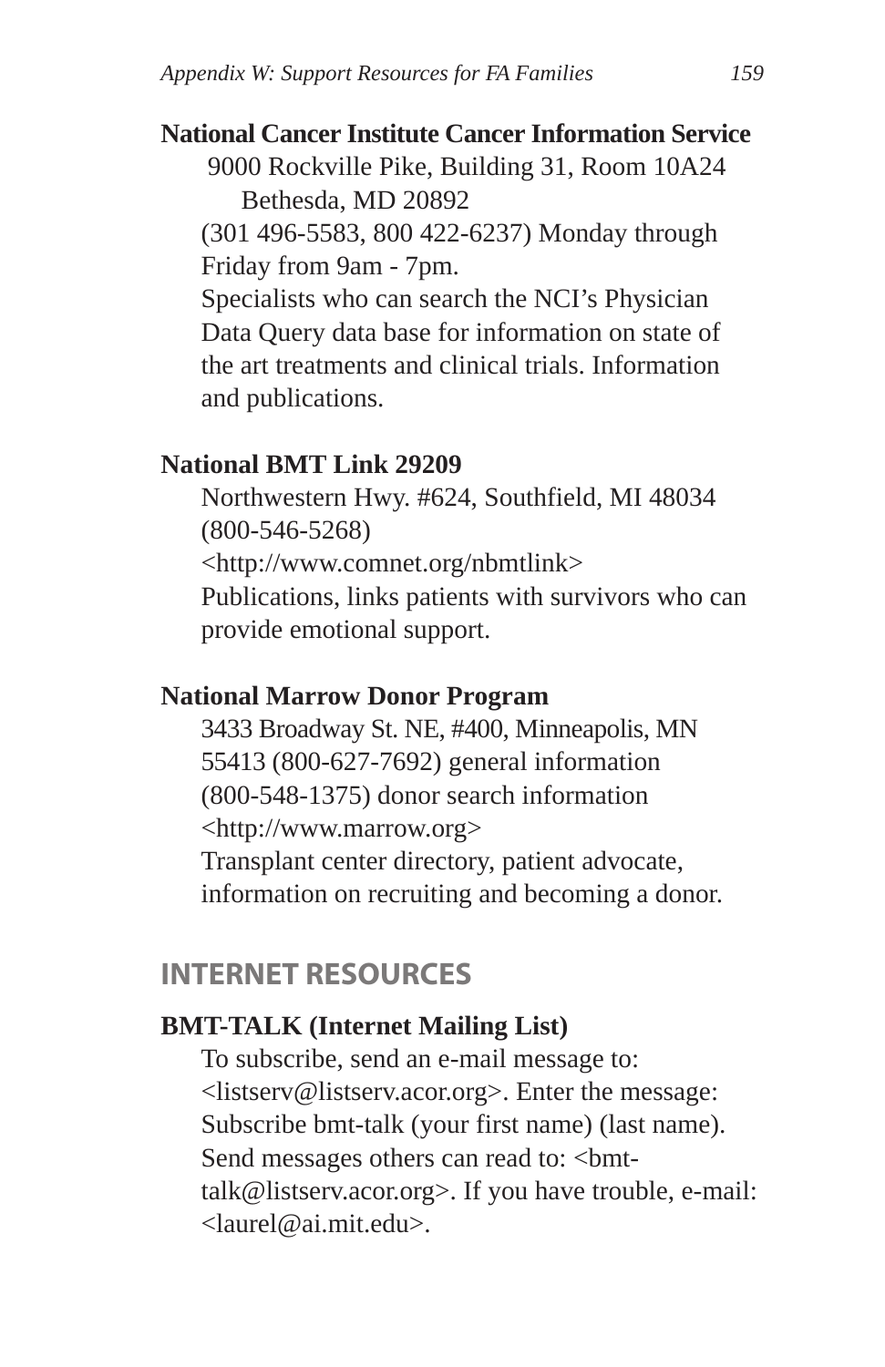**National Cancer Institute Cancer Information Service**

9000 Rockville Pike, Building 31, Room 10A24
Bethesda, MD 20892
(301 496-5583, 800 422-6237) Monday through Friday from 9am - 7pm.
Specialists who can search the NCI's Physician Data Query data base for information on state of the art treatments and clinical trials. Information and publications.

**National BMT Link 29209**

Northwestern Hwy. #624, Southfield, MI 48034
(800-546-5268)
<http://www.comnet.org/nbmtlink>
Publications, links patients with survivors who can provide emotional support.

**National Marrow Donor Program**

3433 Broadway St. NE, #400, Minneapolis, MN 55413 (800-627-7692) general information
(800-548-1375) donor search information
<http://www.marrow.org>
Transplant center directory, patient advocate, information on recruiting and becoming a donor.

## INTERNET RESOURCES

**BMT-TALK (Internet Mailing List)**

To subscribe, send an e-mail message to: <listserv@listserv.acor.org>. Enter the message: Subscribe bmt-talk (your first name) (last name). Send messages others can read to: <bmt-talk@listserv.acor.org>. If you have trouble, e-mail: <laurel@ai.mit.edu>.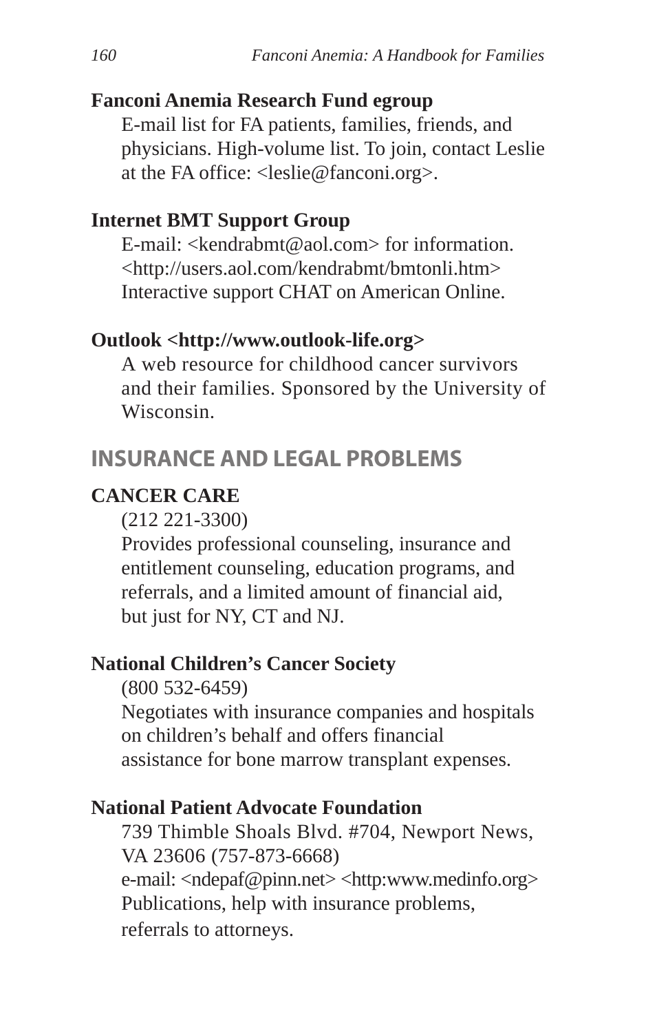**Fanconi Anemia Research Fund egroup**

E-mail list for FA patients, families, friends, and physicians. High-volume list. To join, contact Leslie at the FA office: <leslie@fanconi.org>.

**Internet BMT Support Group**

E-mail: <kendrabmt@aol.com> for information.
<http://users.aol.com/kendrabmt/bmtonli.htm>
Interactive support CHAT on American Online.

**Outlook <http://www.outlook-life.org>**

A web resource for childhood cancer survivors and their families. Sponsored by the University of Wisconsin.

## INSURANCE AND LEGAL PROBLEMS

**CANCER CARE**

(212 221-3300)
Provides professional counseling, insurance and entitlement counseling, education programs, and referrals, and a limited amount of financial aid, but just for NY, CT and NJ.

**National Children's Cancer Society**

(800 532-6459)
Negotiates with insurance companies and hospitals on children's behalf and offers financial assistance for bone marrow transplant expenses.

**National Patient Advocate Foundation**

739 Thimble Shoals Blvd. #704, Newport News, VA 23606 (757-873-6668)
e-mail: <ndepaf@pinn.net> <http:www.medinfo.org>
Publications, help with insurance problems, referrals to attorneys.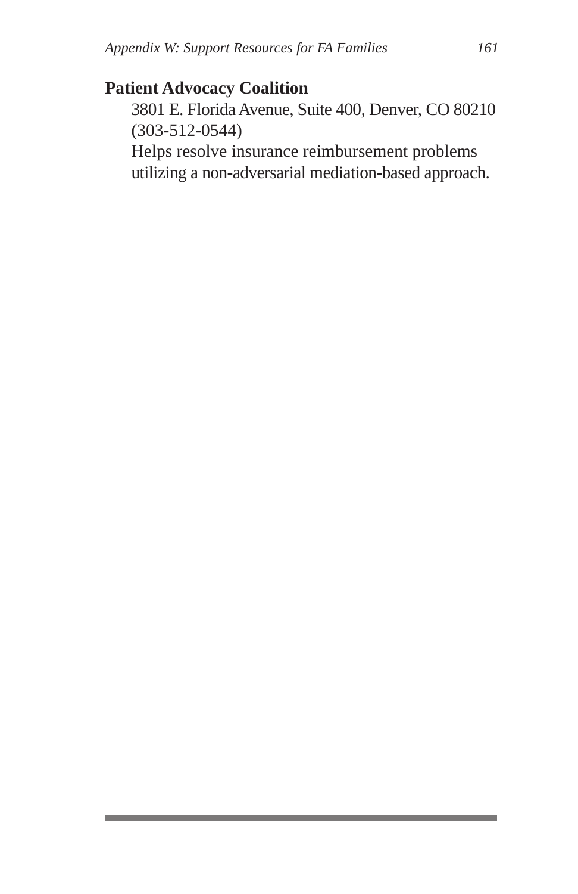**Patient Advocacy Coalition**

3801 E. Florida Avenue, Suite 400, Denver, CO 80210
(303-512-0544)
Helps resolve insurance reimbursement problems utilizing a non-adversarial mediation-based approach.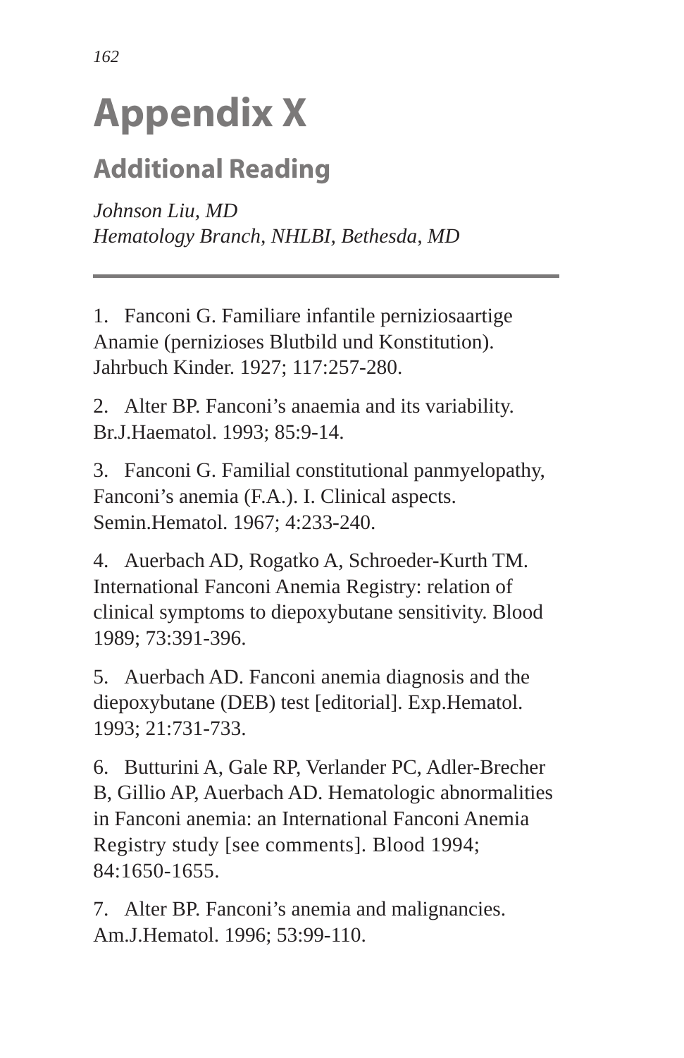# Appendix X

## Additional Reading

*Johnson Liu, MD*
*Hematology Branch, NHLBI, Bethesda, MD*

---

1. Fanconi G. Familiare infantile perniziosaartige Anamie (pernizioses Blutbild und Konstitution). Jahrbuch Kinder. 1927; 117:257-280.

2. Alter BP. Fanconi's anaemia and its variability. Br.J.Haematol. 1993; 85:9-14.

3. Fanconi G. Familial constitutional panmyelopathy, Fanconi's anemia (F.A.). I. Clinical aspects. Semin.Hematol. 1967; 4:233-240.

4. Auerbach AD, Rogatko A, Schroeder-Kurth TM. International Fanconi Anemia Registry: relation of clinical symptoms to diepoxybutane sensitivity. Blood 1989; 73:391-396.

5. Auerbach AD. Fanconi anemia diagnosis and the diepoxybutane (DEB) test [editorial]. Exp.Hematol. 1993; 21:731-733.

6. Butturini A, Gale RP, Verlander PC, Adler-Brecher B, Gillio AP, Auerbach AD. Hematologic abnormalities in Fanconi anemia: an International Fanconi Anemia Registry study [see comments]. Blood 1994; 84:1650-1655.

7. Alter BP. Fanconi's anemia and malignancies. Am.J.Hematol. 1996; 53:99-110.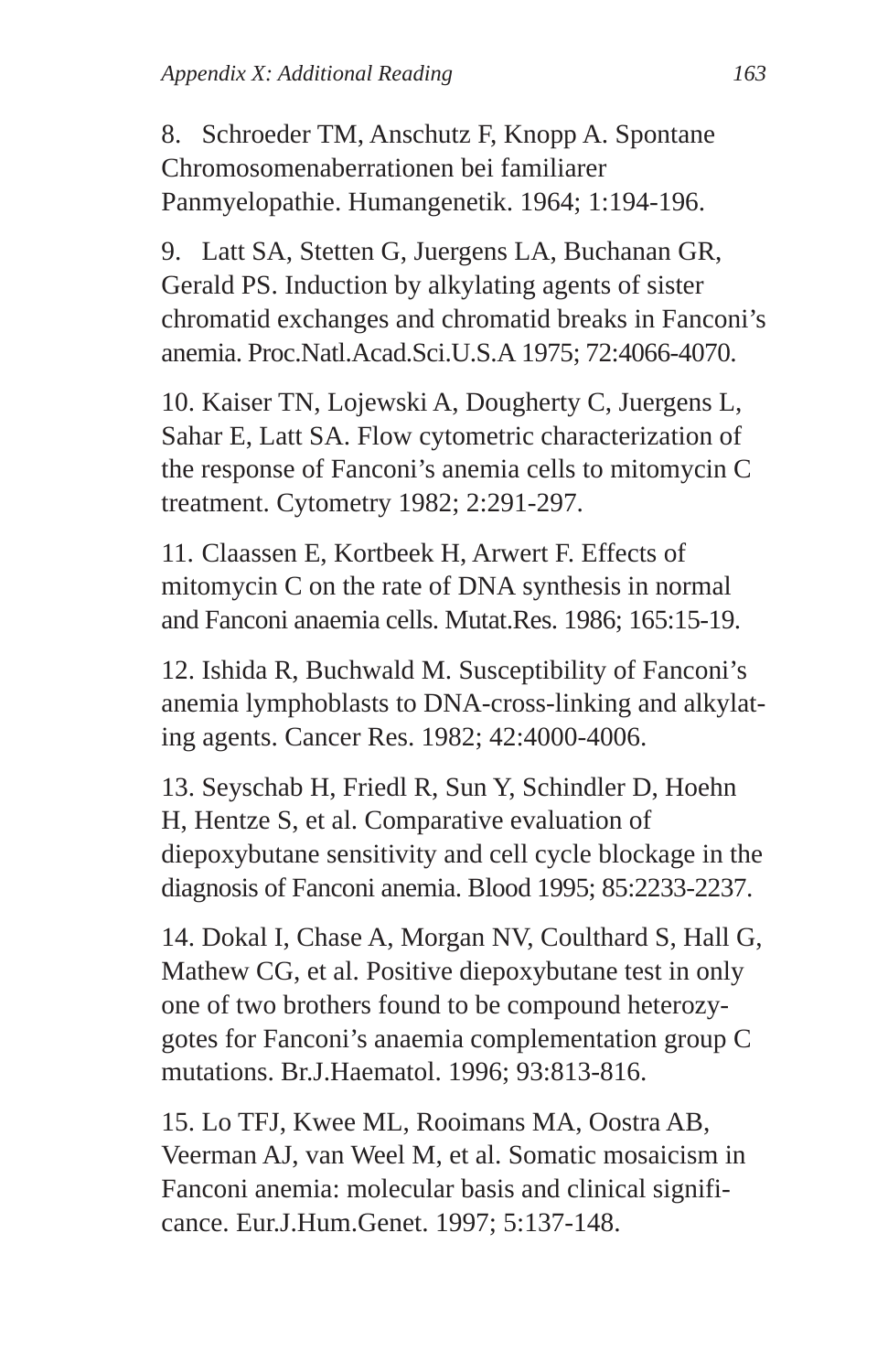8. Schroeder TM, Anschutz F, Knopp A. Spontane Chromosomenaberrationen bei familiarer Panmyelopathie. Humangenetik. 1964; 1:194-196.

9. Latt SA, Stetten G, Juergens LA, Buchanan GR, Gerald PS. Induction by alkylating agents of sister chromatid exchanges and chromatid breaks in Fanconi's anemia. Proc.Natl.Acad.Sci.U.S.A 1975; 72:4066-4070.

10. Kaiser TN, Lojewski A, Dougherty C, Juergens L, Sahar E, Latt SA. Flow cytometric characterization of the response of Fanconi's anemia cells to mitomycin C treatment. Cytometry 1982; 2:291-297.

11. Claassen E, Kortbeek H, Arwert F. Effects of mitomycin C on the rate of DNA synthesis in normal and Fanconi anaemia cells. Mutat.Res. 1986; 165:15-19.

12. Ishida R, Buchwald M. Susceptibility of Fanconi's anemia lymphoblasts to DNA-cross-linking and alkylating agents. Cancer Res. 1982; 42:4000-4006.

13. Seyschab H, Friedl R, Sun Y, Schindler D, Hoehn H, Hentze S, et al. Comparative evaluation of diepoxybutane sensitivity and cell cycle blockage in the diagnosis of Fanconi anemia. Blood 1995; 85:2233-2237.

14. Dokal I, Chase A, Morgan NV, Coulthard S, Hall G, Mathew CG, et al. Positive diepoxybutane test in only one of two brothers found to be compound heterozygotes for Fanconi's anaemia complementation group C mutations. Br.J.Haematol. 1996; 93:813-816.

15. Lo TFJ, Kwee ML, Rooimans MA, Oostra AB, Veerman AJ, van Weel M, et al. Somatic mosaicism in Fanconi anemia: molecular basis and clinical significance. Eur.J.Hum.Genet. 1997; 5:137-148.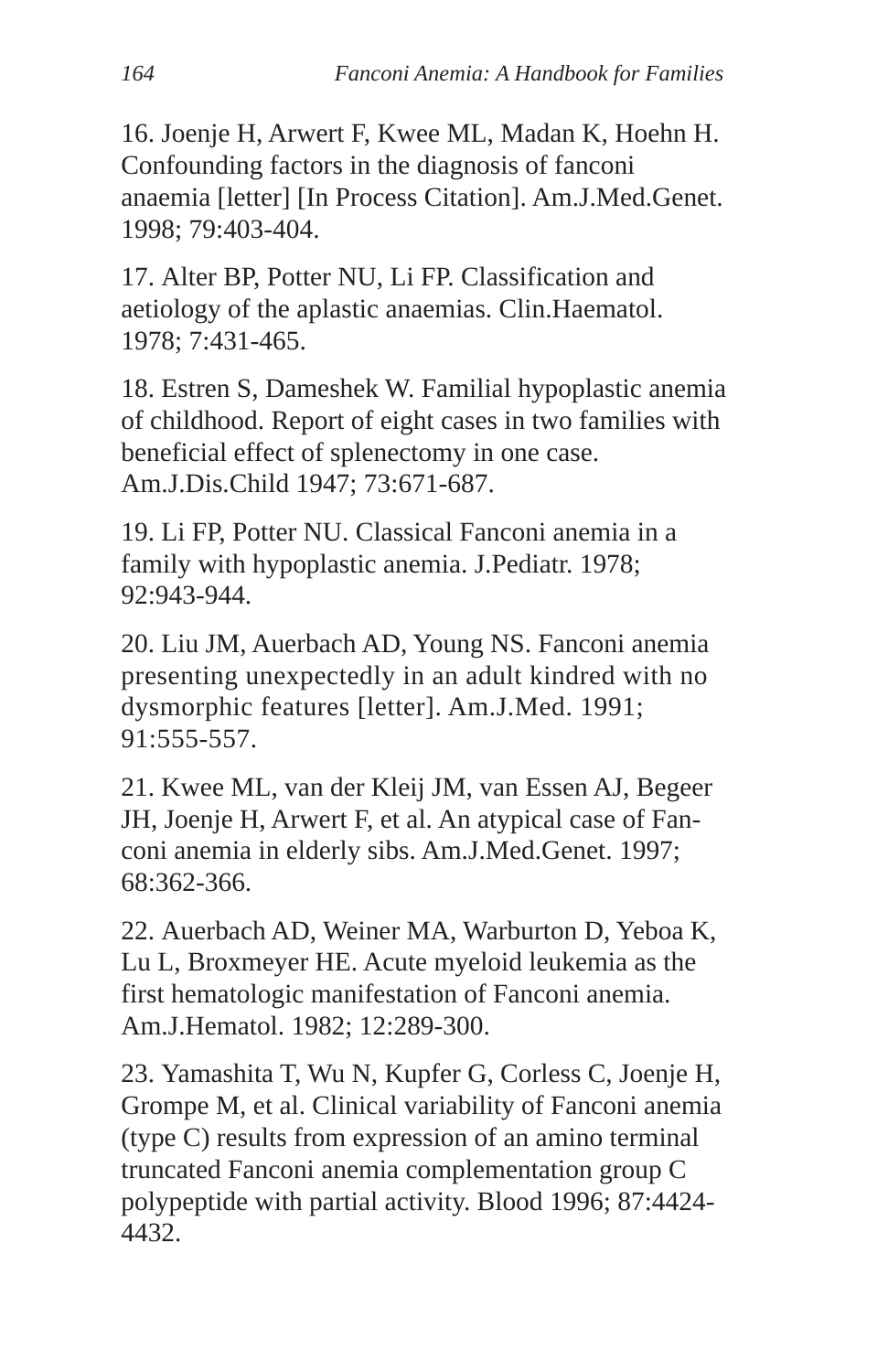16. Joenje H, Arwert F, Kwee ML, Madan K, Hoehn H. Confounding factors in the diagnosis of fanconi anaemia [letter] [In Process Citation]. Am.J.Med.Genet. 1998; 79:403-404.

17. Alter BP, Potter NU, Li FP. Classification and aetiology of the aplastic anaemias. Clin.Haematol. 1978; 7:431-465.

18. Estren S, Dameshek W. Familial hypoplastic anemia of childhood. Report of eight cases in two families with beneficial effect of splenectomy in one case. Am.J.Dis.Child 1947; 73:671-687.

19. Li FP, Potter NU. Classical Fanconi anemia in a family with hypoplastic anemia. J.Pediatr. 1978; 92:943-944.

20. Liu JM, Auerbach AD, Young NS. Fanconi anemia presenting unexpectedly in an adult kindred with no dysmorphic features [letter]. Am.J.Med. 1991; 91:555-557.

21. Kwee ML, van der Kleij JM, van Essen AJ, Begeer JH, Joenje H, Arwert F, et al. An atypical case of Fanconi anemia in elderly sibs. Am.J.Med.Genet. 1997; 68:362-366.

22. Auerbach AD, Weiner MA, Warburton D, Yeboa K, Lu L, Broxmeyer HE. Acute myeloid leukemia as the first hematologic manifestation of Fanconi anemia. Am.J.Hematol. 1982; 12:289-300.

23. Yamashita T, Wu N, Kupfer G, Corless C, Joenje H, Grompe M, et al. Clinical variability of Fanconi anemia (type C) results from expression of an amino terminal truncated Fanconi anemia complementation group C polypeptide with partial activity. Blood 1996; 87:4424-4432.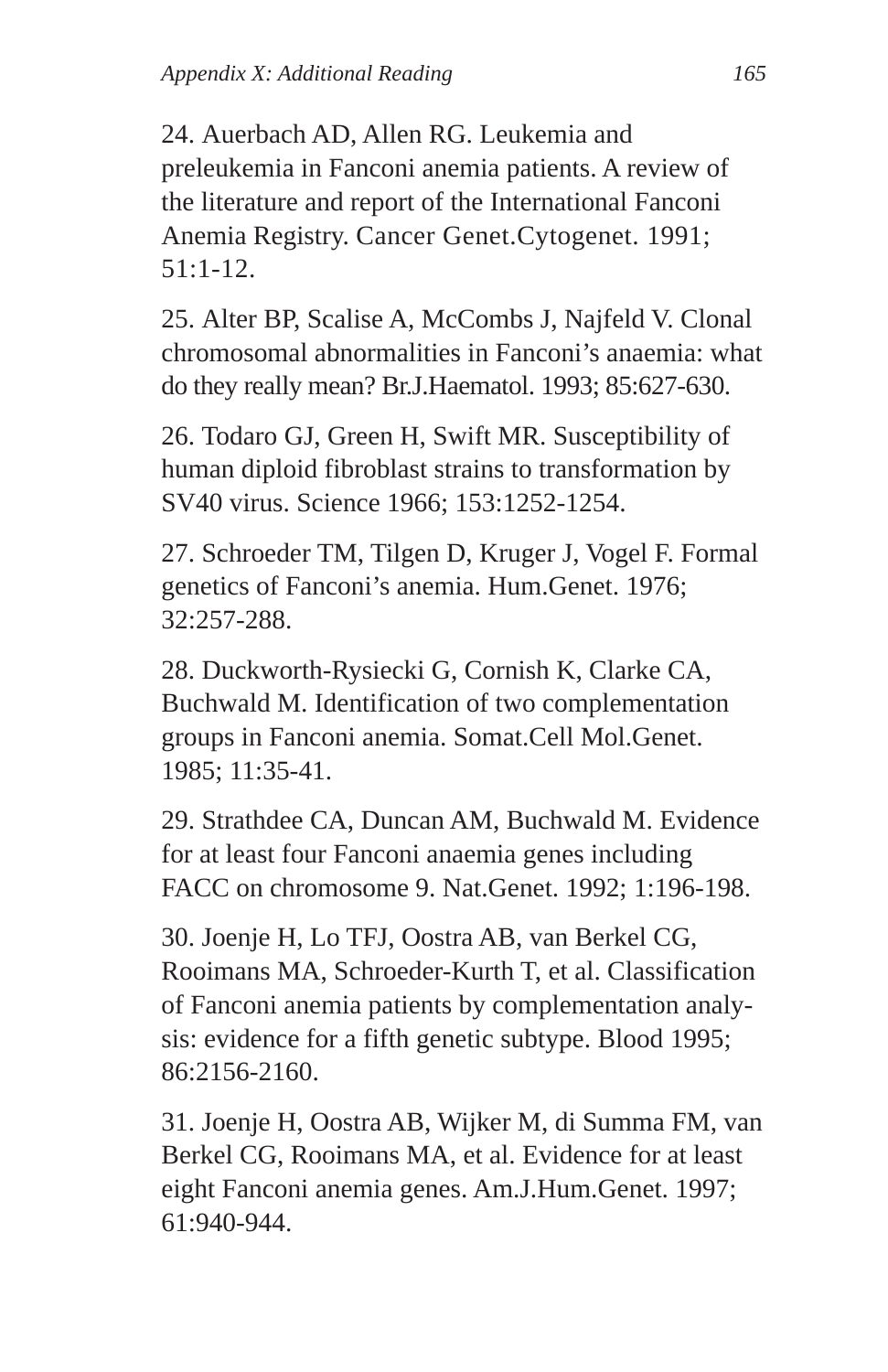24. Auerbach AD, Allen RG. Leukemia and preleukemia in Fanconi anemia patients. A review of the literature and report of the International Fanconi Anemia Registry. Cancer Genet.Cytogenet. 1991; 51:1-12.

25. Alter BP, Scalise A, McCombs J, Najfeld V. Clonal chromosomal abnormalities in Fanconi's anaemia: what do they really mean? Br.J.Haematol. 1993; 85:627-630.

26. Todaro GJ, Green H, Swift MR. Susceptibility of human diploid fibroblast strains to transformation by SV40 virus. Science 1966; 153:1252-1254.

27. Schroeder TM, Tilgen D, Kruger J, Vogel F. Formal genetics of Fanconi's anemia. Hum.Genet. 1976; 32:257-288.

28. Duckworth-Rysiecki G, Cornish K, Clarke CA, Buchwald M. Identification of two complementation groups in Fanconi anemia. Somat.Cell Mol.Genet. 1985; 11:35-41.

29. Strathdee CA, Duncan AM, Buchwald M. Evidence for at least four Fanconi anaemia genes including FACC on chromosome 9. Nat.Genet. 1992; 1:196-198.

30. Joenje H, Lo TFJ, Oostra AB, van Berkel CG, Rooimans MA, Schroeder-Kurth T, et al. Classification of Fanconi anemia patients by complementation analysis: evidence for a fifth genetic subtype. Blood 1995; 86:2156-2160.

31. Joenje H, Oostra AB, Wijker M, di Summa FM, van Berkel CG, Rooimans MA, et al. Evidence for at least eight Fanconi anemia genes. Am.J.Hum.Genet. 1997; 61:940-944.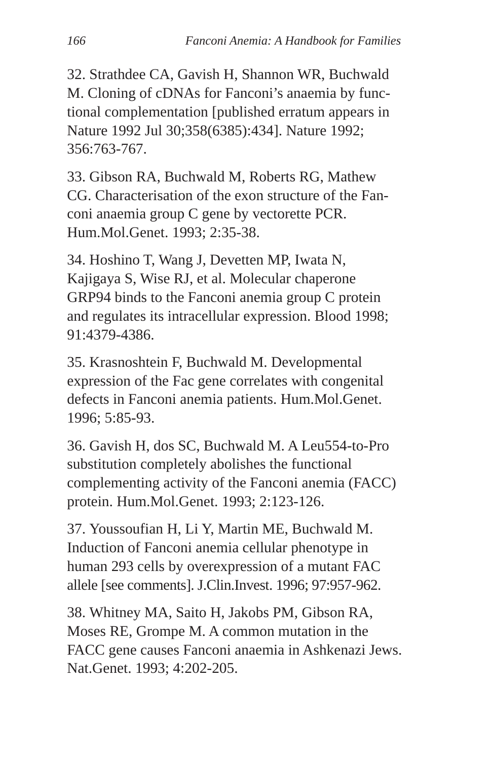32. Strathdee CA, Gavish H, Shannon WR, Buchwald M. Cloning of cDNAs for Fanconi's anaemia by functional complementation [published erratum appears in Nature 1992 Jul 30;358(6385):434]. Nature 1992; 356:763-767.

33. Gibson RA, Buchwald M, Roberts RG, Mathew CG. Characterisation of the exon structure of the Fanconi anaemia group C gene by vectorette PCR. Hum.Mol.Genet. 1993; 2:35-38.

34. Hoshino T, Wang J, Devetten MP, Iwata N, Kajigaya S, Wise RJ, et al. Molecular chaperone GRP94 binds to the Fanconi anemia group C protein and regulates its intracellular expression. Blood 1998; 91:4379-4386.

35. Krasnoshtein F, Buchwald M. Developmental expression of the Fac gene correlates with congenital defects in Fanconi anemia patients. Hum.Mol.Genet. 1996; 5:85-93.

36. Gavish H, dos SC, Buchwald M. A Leu554-to-Pro substitution completely abolishes the functional complementing activity of the Fanconi anemia (FACC) protein. Hum.Mol.Genet. 1993; 2:123-126.

37. Youssoufian H, Li Y, Martin ME, Buchwald M. Induction of Fanconi anemia cellular phenotype in human 293 cells by overexpression of a mutant FAC allele [see comments]. J.Clin.Invest. 1996; 97:957-962.

38. Whitney MA, Saito H, Jakobs PM, Gibson RA, Moses RE, Grompe M. A common mutation in the FACC gene causes Fanconi anaemia in Ashkenazi Jews. Nat.Genet. 1993; 4:202-205.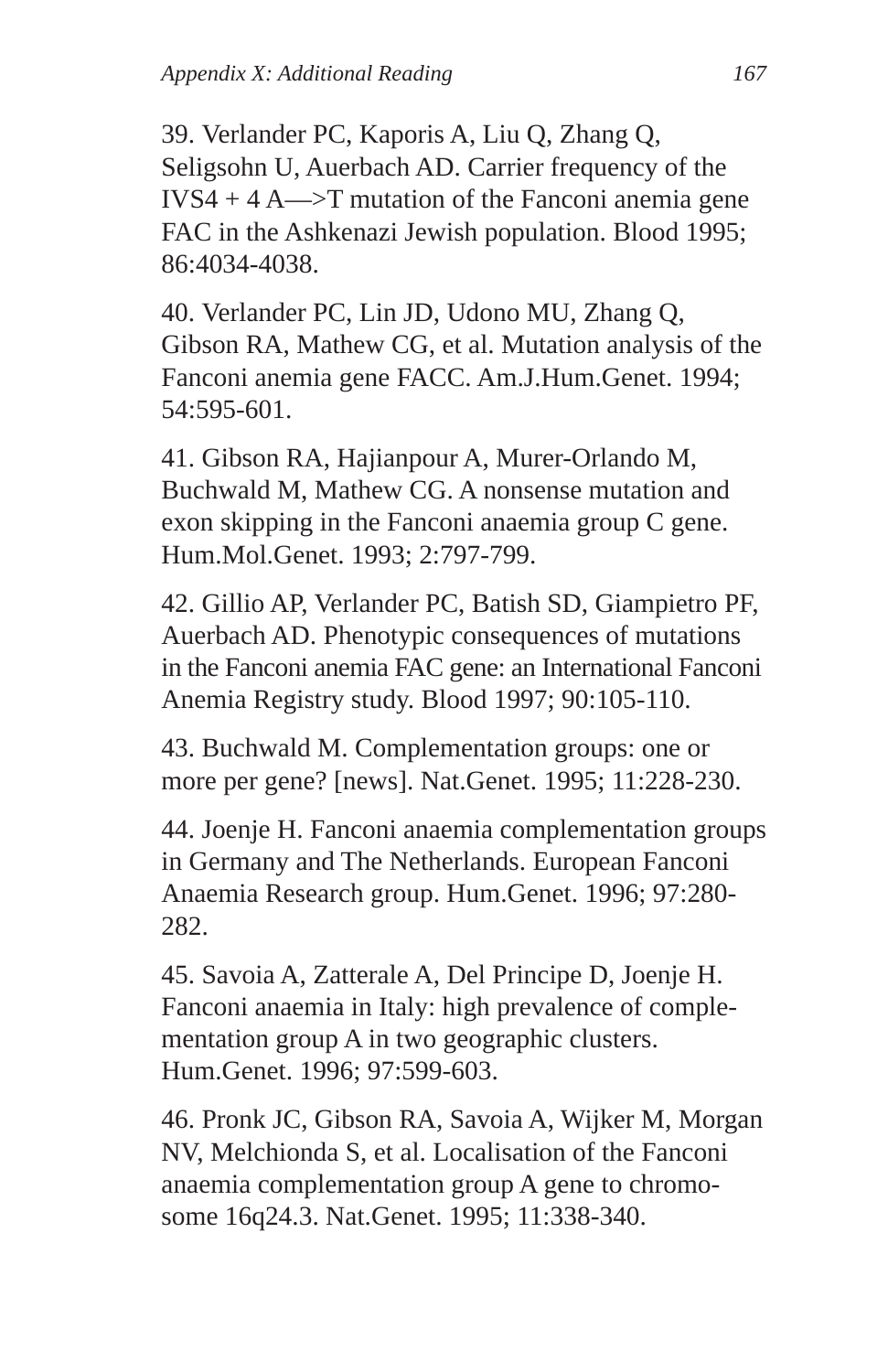39. Verlander PC, Kaporis A, Liu Q, Zhang Q, Seligsohn U, Auerbach AD. Carrier frequency of the IVS4 + 4 A—>T mutation of the Fanconi anemia gene FAC in the Ashkenazi Jewish population. Blood 1995; 86:4034-4038.

40. Verlander PC, Lin JD, Udono MU, Zhang Q, Gibson RA, Mathew CG, et al. Mutation analysis of the Fanconi anemia gene FACC. Am.J.Hum.Genet. 1994; 54:595-601.

41. Gibson RA, Hajianpour A, Murer-Orlando M, Buchwald M, Mathew CG. A nonsense mutation and exon skipping in the Fanconi anaemia group C gene. Hum.Mol.Genet. 1993; 2:797-799.

42. Gillio AP, Verlander PC, Batish SD, Giampietro PF, Auerbach AD. Phenotypic consequences of mutations in the Fanconi anemia FAC gene: an International Fanconi Anemia Registry study. Blood 1997; 90:105-110.

43. Buchwald M. Complementation groups: one or more per gene? [news]. Nat.Genet. 1995; 11:228-230.

44. Joenje H. Fanconi anaemia complementation groups in Germany and The Netherlands. European Fanconi Anaemia Research group. Hum.Genet. 1996; 97:280-282.

45. Savoia A, Zatterale A, Del Principe D, Joenje H. Fanconi anaemia in Italy: high prevalence of complementation group A in two geographic clusters. Hum.Genet. 1996; 97:599-603.

46. Pronk JC, Gibson RA, Savoia A, Wijker M, Morgan NV, Melchionda S, et al. Localisation of the Fanconi anaemia complementation group A gene to chromosome 16q24.3. Nat.Genet. 1995; 11:338-340.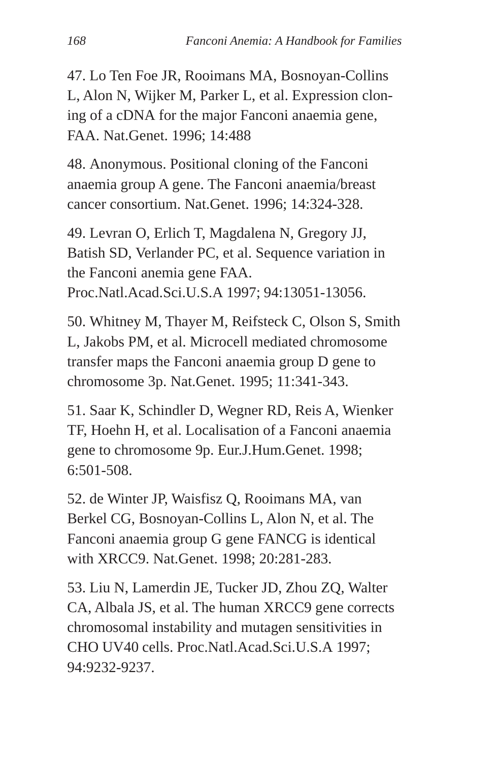47. Lo Ten Foe JR, Rooimans MA, Bosnoyan-Collins L, Alon N, Wijker M, Parker L, et al. Expression cloning of a cDNA for the major Fanconi anaemia gene, FAA. Nat.Genet. 1996; 14:488

48. Anonymous. Positional cloning of the Fanconi anaemia group A gene. The Fanconi anaemia/breast cancer consortium. Nat.Genet. 1996; 14:324-328.

49. Levran O, Erlich T, Magdalena N, Gregory JJ, Batish SD, Verlander PC, et al. Sequence variation in the Fanconi anemia gene FAA. Proc.Natl.Acad.Sci.U.S.A 1997; 94:13051-13056.

50. Whitney M, Thayer M, Reifsteck C, Olson S, Smith L, Jakobs PM, et al. Microcell mediated chromosome transfer maps the Fanconi anaemia group D gene to chromosome 3p. Nat.Genet. 1995; 11:341-343.

51. Saar K, Schindler D, Wegner RD, Reis A, Wienker TF, Hoehn H, et al. Localisation of a Fanconi anaemia gene to chromosome 9p. Eur.J.Hum.Genet. 1998; 6:501-508.

52. de Winter JP, Waisfisz Q, Rooimans MA, van Berkel CG, Bosnoyan-Collins L, Alon N, et al. The Fanconi anaemia group G gene FANCG is identical with XRCC9. Nat.Genet. 1998; 20:281-283.

53. Liu N, Lamerdin JE, Tucker JD, Zhou ZQ, Walter CA, Albala JS, et al. The human XRCC9 gene corrects chromosomal instability and mutagen sensitivities in CHO UV40 cells. Proc.Natl.Acad.Sci.U.S.A 1997; 94:9232-9237.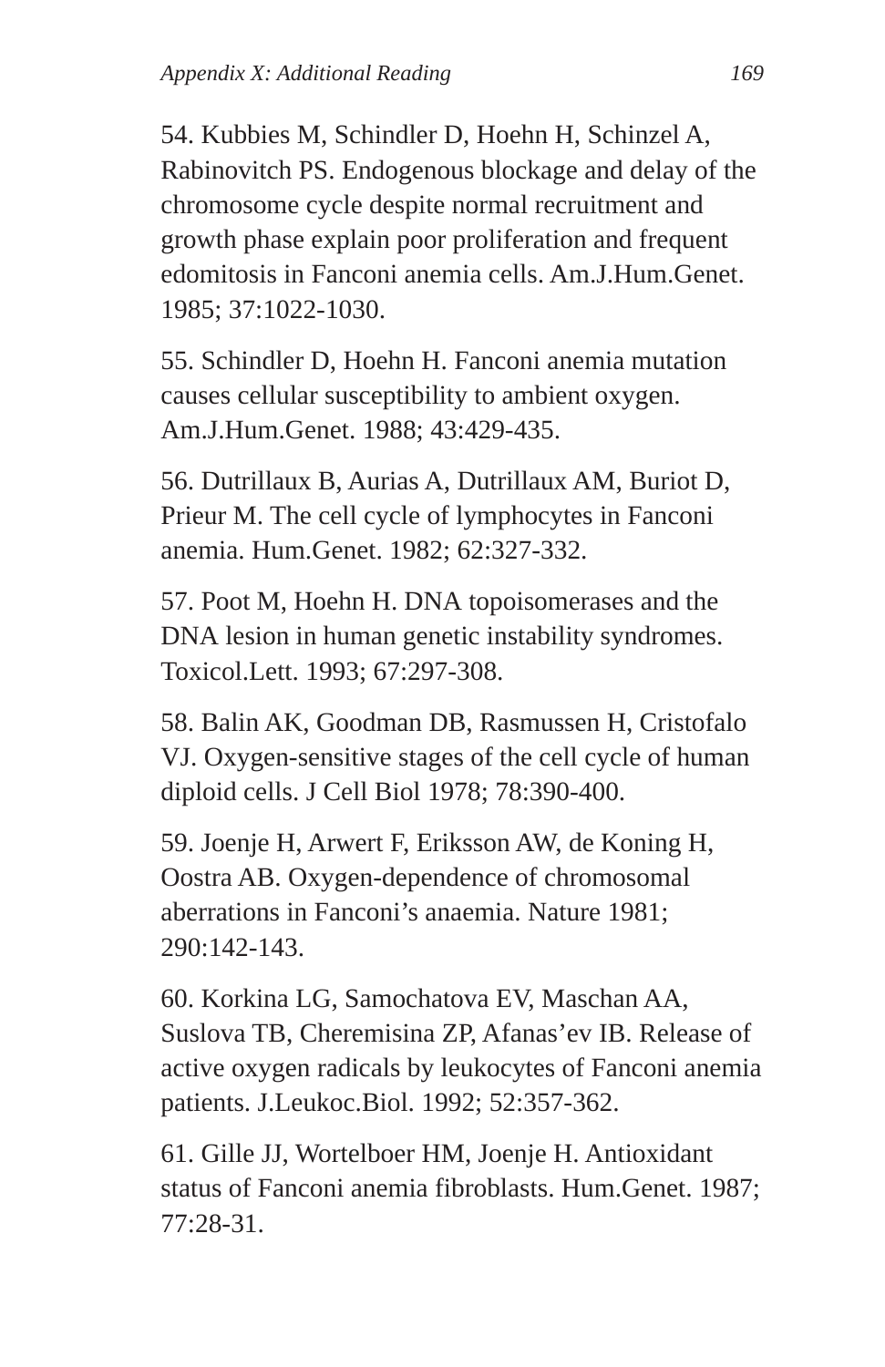54. Kubbies M, Schindler D, Hoehn H, Schinzel A, Rabinovitch PS. Endogenous blockage and delay of the chromosome cycle despite normal recruitment and growth phase explain poor proliferation and frequent edomitosis in Fanconi anemia cells. Am.J.Hum.Genet. 1985; 37:1022-1030.

55. Schindler D, Hoehn H. Fanconi anemia mutation causes cellular susceptibility to ambient oxygen. Am.J.Hum.Genet. 1988; 43:429-435.

56. Dutrillaux B, Aurias A, Dutrillaux AM, Buriot D, Prieur M. The cell cycle of lymphocytes in Fanconi anemia. Hum.Genet. 1982; 62:327-332.

57. Poot M, Hoehn H. DNA topoisomerases and the DNA lesion in human genetic instability syndromes. Toxicol.Lett. 1993; 67:297-308.

58. Balin AK, Goodman DB, Rasmussen H, Cristofalo VJ. Oxygen-sensitive stages of the cell cycle of human diploid cells. J Cell Biol 1978; 78:390-400.

59. Joenje H, Arwert F, Eriksson AW, de Koning H, Oostra AB. Oxygen-dependence of chromosomal aberrations in Fanconi's anaemia. Nature 1981; 290:142-143.

60. Korkina LG, Samochatova EV, Maschan AA, Suslova TB, Cheremisina ZP, Afanas'ev IB. Release of active oxygen radicals by leukocytes of Fanconi anemia patients. J.Leukoc.Biol. 1992; 52:357-362.

61. Gille JJ, Wortelboer HM, Joenje H. Antioxidant status of Fanconi anemia fibroblasts. Hum.Genet. 1987; 77:28-31.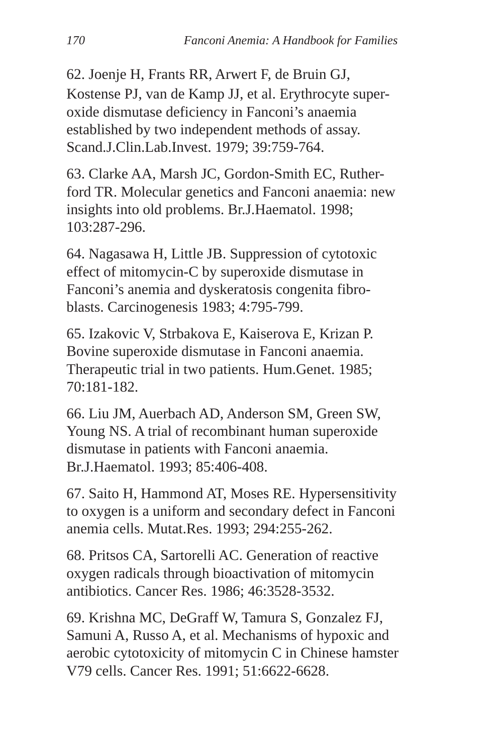62. Joenje H, Frants RR, Arwert F, de Bruin GJ, Kostense PJ, van de Kamp JJ, et al. Erythrocyte superoxide dismutase deficiency in Fanconi's anaemia established by two independent methods of assay. Scand.J.Clin.Lab.Invest. 1979; 39:759-764.

63. Clarke AA, Marsh JC, Gordon-Smith EC, Rutherford TR. Molecular genetics and Fanconi anaemia: new insights into old problems. Br.J.Haematol. 1998; 103:287-296.

64. Nagasawa H, Little JB. Suppression of cytotoxic effect of mitomycin-C by superoxide dismutase in Fanconi's anemia and dyskeratosis congenita fibroblasts. Carcinogenesis 1983; 4:795-799.

65. Izakovic V, Strbakova E, Kaiserova E, Krizan P. Bovine superoxide dismutase in Fanconi anaemia. Therapeutic trial in two patients. Hum.Genet. 1985; 70:181-182.

66. Liu JM, Auerbach AD, Anderson SM, Green SW, Young NS. A trial of recombinant human superoxide dismutase in patients with Fanconi anaemia. Br.J.Haematol. 1993; 85:406-408.

67. Saito H, Hammond AT, Moses RE. Hypersensitivity to oxygen is a uniform and secondary defect in Fanconi anemia cells. Mutat.Res. 1993; 294:255-262.

68. Pritsos CA, Sartorelli AC. Generation of reactive oxygen radicals through bioactivation of mitomycin antibiotics. Cancer Res. 1986; 46:3528-3532.

69. Krishna MC, DeGraff W, Tamura S, Gonzalez FJ, Samuni A, Russo A, et al. Mechanisms of hypoxic and aerobic cytotoxicity of mitomycin C in Chinese hamster V79 cells. Cancer Res. 1991; 51:6622-6628.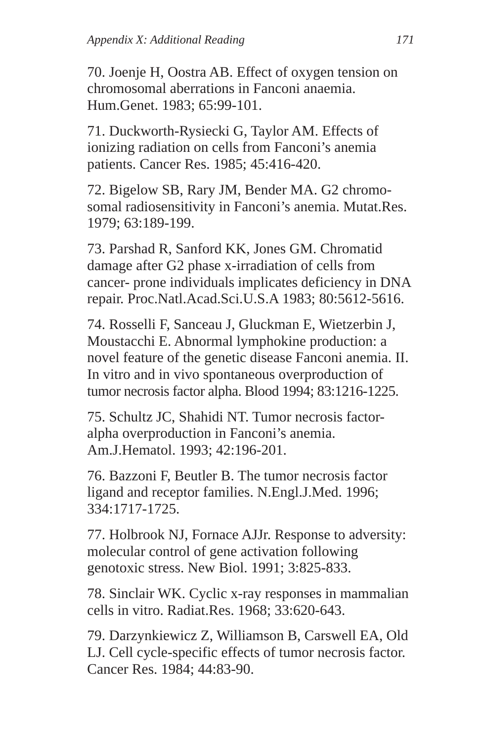70. Joenje H, Oostra AB. Effect of oxygen tension on chromosomal aberrations in Fanconi anaemia. Hum.Genet. 1983; 65:99-101.

71. Duckworth-Rysiecki G, Taylor AM. Effects of ionizing radiation on cells from Fanconi's anemia patients. Cancer Res. 1985; 45:416-420.

72. Bigelow SB, Rary JM, Bender MA. G2 chromosomal radiosensitivity in Fanconi's anemia. Mutat.Res. 1979; 63:189-199.

73. Parshad R, Sanford KK, Jones GM. Chromatid damage after G2 phase x-irradiation of cells from cancer- prone individuals implicates deficiency in DNA repair. Proc.Natl.Acad.Sci.U.S.A 1983; 80:5612-5616.

74. Rosselli F, Sanceau J, Gluckman E, Wietzerbin J, Moustacchi E. Abnormal lymphokine production: a novel feature of the genetic disease Fanconi anemia. II. In vitro and in vivo spontaneous overproduction of tumor necrosis factor alpha. Blood 1994; 83:1216-1225.

75. Schultz JC, Shahidi NT. Tumor necrosis factor-alpha overproduction in Fanconi's anemia. Am.J.Hematol. 1993; 42:196-201.

76. Bazzoni F, Beutler B. The tumor necrosis factor ligand and receptor families. N.Engl.J.Med. 1996; 334:1717-1725.

77. Holbrook NJ, Fornace AJJr. Response to adversity: molecular control of gene activation following genotoxic stress. New Biol. 1991; 3:825-833.

78. Sinclair WK. Cyclic x-ray responses in mammalian cells in vitro. Radiat.Res. 1968; 33:620-643.

79. Darzynkiewicz Z, Williamson B, Carswell EA, Old LJ. Cell cycle-specific effects of tumor necrosis factor. Cancer Res. 1984; 44:83-90.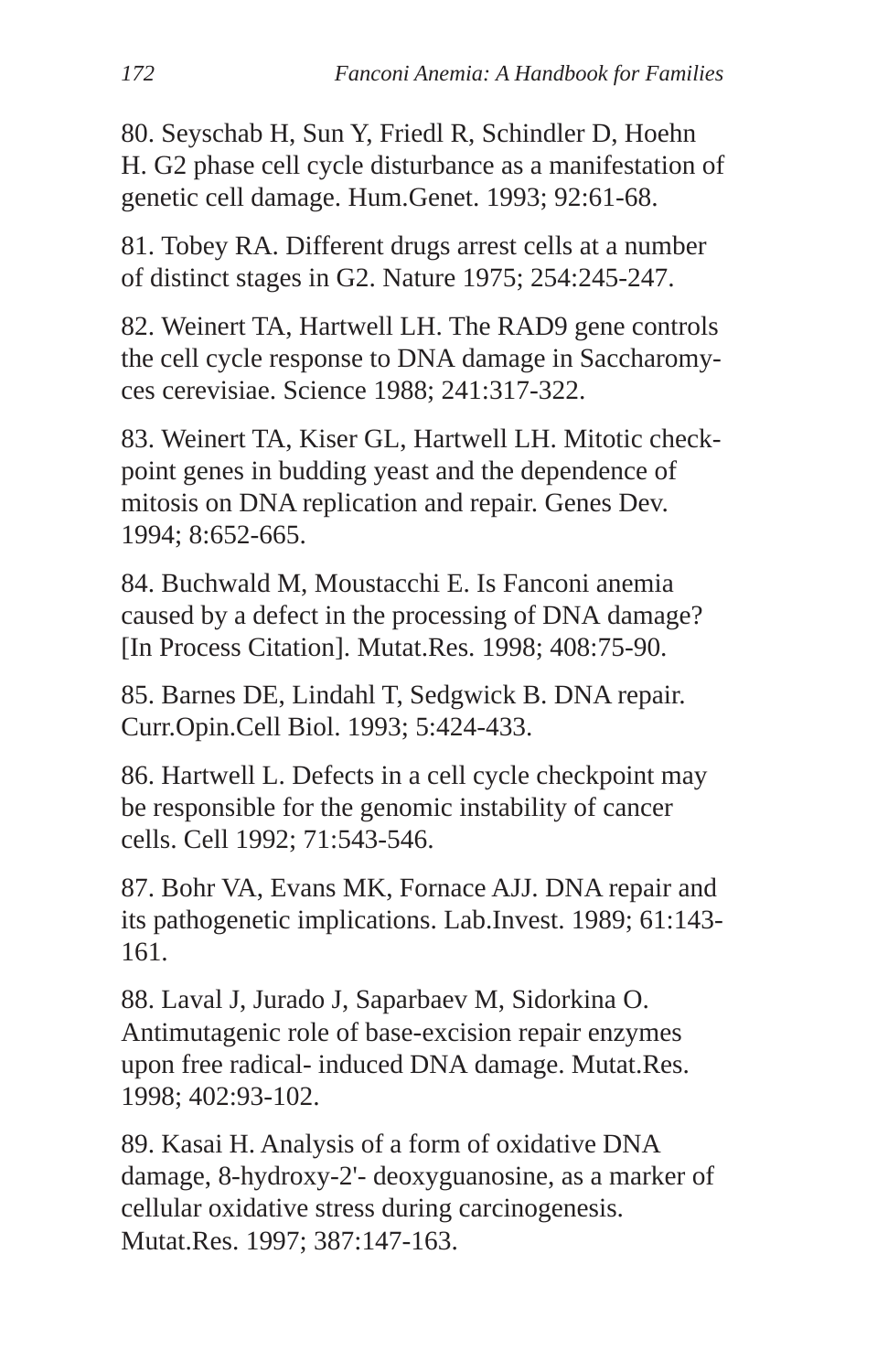80. Seyschab H, Sun Y, Friedl R, Schindler D, Hoehn H. G2 phase cell cycle disturbance as a manifestation of genetic cell damage. Hum.Genet. 1993; 92:61-68.

81. Tobey RA. Different drugs arrest cells at a number of distinct stages in G2. Nature 1975; 254:245-247.

82. Weinert TA, Hartwell LH. The RAD9 gene controls the cell cycle response to DNA damage in Saccharomyces cerevisiae. Science 1988; 241:317-322.

83. Weinert TA, Kiser GL, Hartwell LH. Mitotic checkpoint genes in budding yeast and the dependence of mitosis on DNA replication and repair. Genes Dev. 1994; 8:652-665.

84. Buchwald M, Moustacchi E. Is Fanconi anemia caused by a defect in the processing of DNA damage? [In Process Citation]. Mutat.Res. 1998; 408:75-90.

85. Barnes DE, Lindahl T, Sedgwick B. DNA repair. Curr.Opin.Cell Biol. 1993; 5:424-433.

86. Hartwell L. Defects in a cell cycle checkpoint may be responsible for the genomic instability of cancer cells. Cell 1992; 71:543-546.

87. Bohr VA, Evans MK, Fornace AJJ. DNA repair and its pathogenetic implications. Lab.Invest. 1989; 61:143-161.

88. Laval J, Jurado J, Saparbaev M, Sidorkina O. Antimutagenic role of base-excision repair enzymes upon free radical- induced DNA damage. Mutat.Res. 1998; 402:93-102.

89. Kasai H. Analysis of a form of oxidative DNA damage, 8-hydroxy-2'- deoxyguanosine, as a marker of cellular oxidative stress during carcinogenesis. Mutat.Res. 1997; 387:147-163.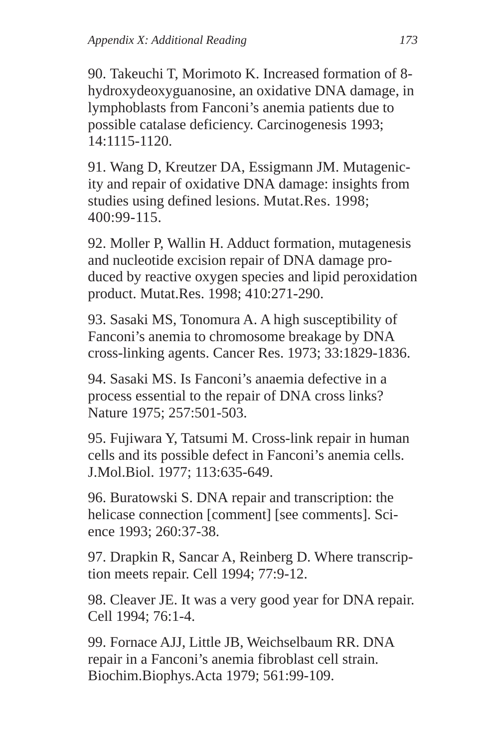90. Takeuchi T, Morimoto K. Increased formation of 8-hydroxydeoxyguanosine, an oxidative DNA damage, in lymphoblasts from Fanconi's anemia patients due to possible catalase deficiency. Carcinogenesis 1993; 14:1115-1120.

91. Wang D, Kreutzer DA, Essigmann JM. Mutagenicity and repair of oxidative DNA damage: insights from studies using defined lesions. Mutat.Res. 1998; 400:99-115.

92. Moller P, Wallin H. Adduct formation, mutagenesis and nucleotide excision repair of DNA damage produced by reactive oxygen species and lipid peroxidation product. Mutat.Res. 1998; 410:271-290.

93. Sasaki MS, Tonomura A. A high susceptibility of Fanconi's anemia to chromosome breakage by DNA cross-linking agents. Cancer Res. 1973; 33:1829-1836.

94. Sasaki MS. Is Fanconi's anaemia defective in a process essential to the repair of DNA cross links? Nature 1975; 257:501-503.

95. Fujiwara Y, Tatsumi M. Cross-link repair in human cells and its possible defect in Fanconi's anemia cells. J.Mol.Biol. 1977; 113:635-649.

96. Buratowski S. DNA repair and transcription: the helicase connection [comment] [see comments]. Science 1993; 260:37-38.

97. Drapkin R, Sancar A, Reinberg D. Where transcription meets repair. Cell 1994; 77:9-12.

98. Cleaver JE. It was a very good year for DNA repair. Cell 1994; 76:1-4.

99. Fornace AJJ, Little JB, Weichselbaum RR. DNA repair in a Fanconi's anemia fibroblast cell strain. Biochim.Biophys.Acta 1979; 561:99-109.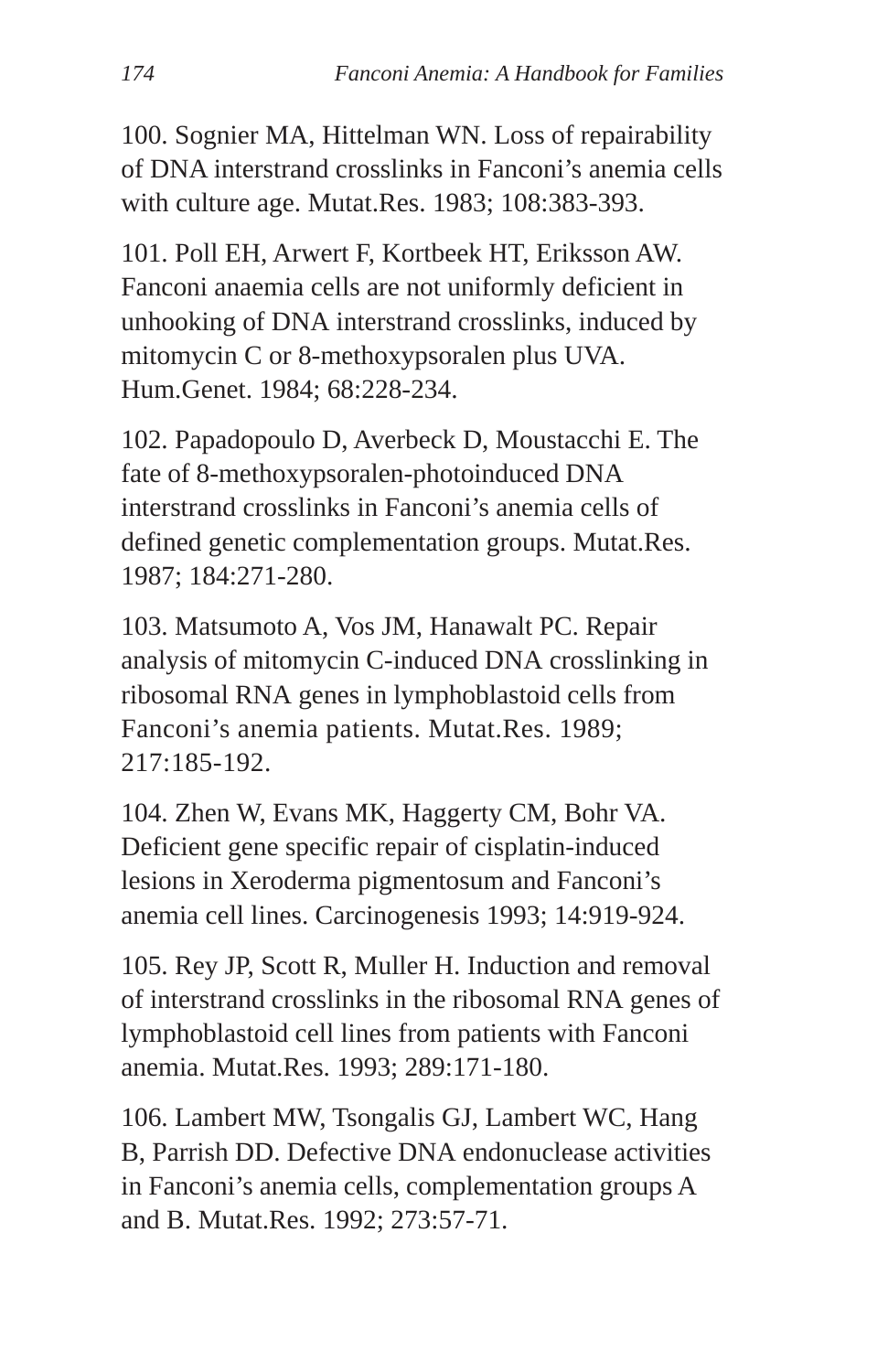100. Sognier MA, Hittelman WN. Loss of repairability of DNA interstrand crosslinks in Fanconi's anemia cells with culture age. Mutat.Res. 1983; 108:383-393.

101. Poll EH, Arwert F, Kortbeek HT, Eriksson AW. Fanconi anaemia cells are not uniformly deficient in unhooking of DNA interstrand crosslinks, induced by mitomycin C or 8-methoxypsoralen plus UVA. Hum.Genet. 1984; 68:228-234.

102. Papadopoulo D, Averbeck D, Moustacchi E. The fate of 8-methoxypsoralen-photoinduced DNA interstrand crosslinks in Fanconi's anemia cells of defined genetic complementation groups. Mutat.Res. 1987; 184:271-280.

103. Matsumoto A, Vos JM, Hanawalt PC. Repair analysis of mitomycin C-induced DNA crosslinking in ribosomal RNA genes in lymphoblastoid cells from Fanconi's anemia patients. Mutat.Res. 1989; 217:185-192.

104. Zhen W, Evans MK, Haggerty CM, Bohr VA. Deficient gene specific repair of cisplatin-induced lesions in Xeroderma pigmentosum and Fanconi's anemia cell lines. Carcinogenesis 1993; 14:919-924.

105. Rey JP, Scott R, Muller H. Induction and removal of interstrand crosslinks in the ribosomal RNA genes of lymphoblastoid cell lines from patients with Fanconi anemia. Mutat.Res. 1993; 289:171-180.

106. Lambert MW, Tsongalis GJ, Lambert WC, Hang B, Parrish DD. Defective DNA endonuclease activities in Fanconi's anemia cells, complementation groups A and B. Mutat.Res. 1992; 273:57-71.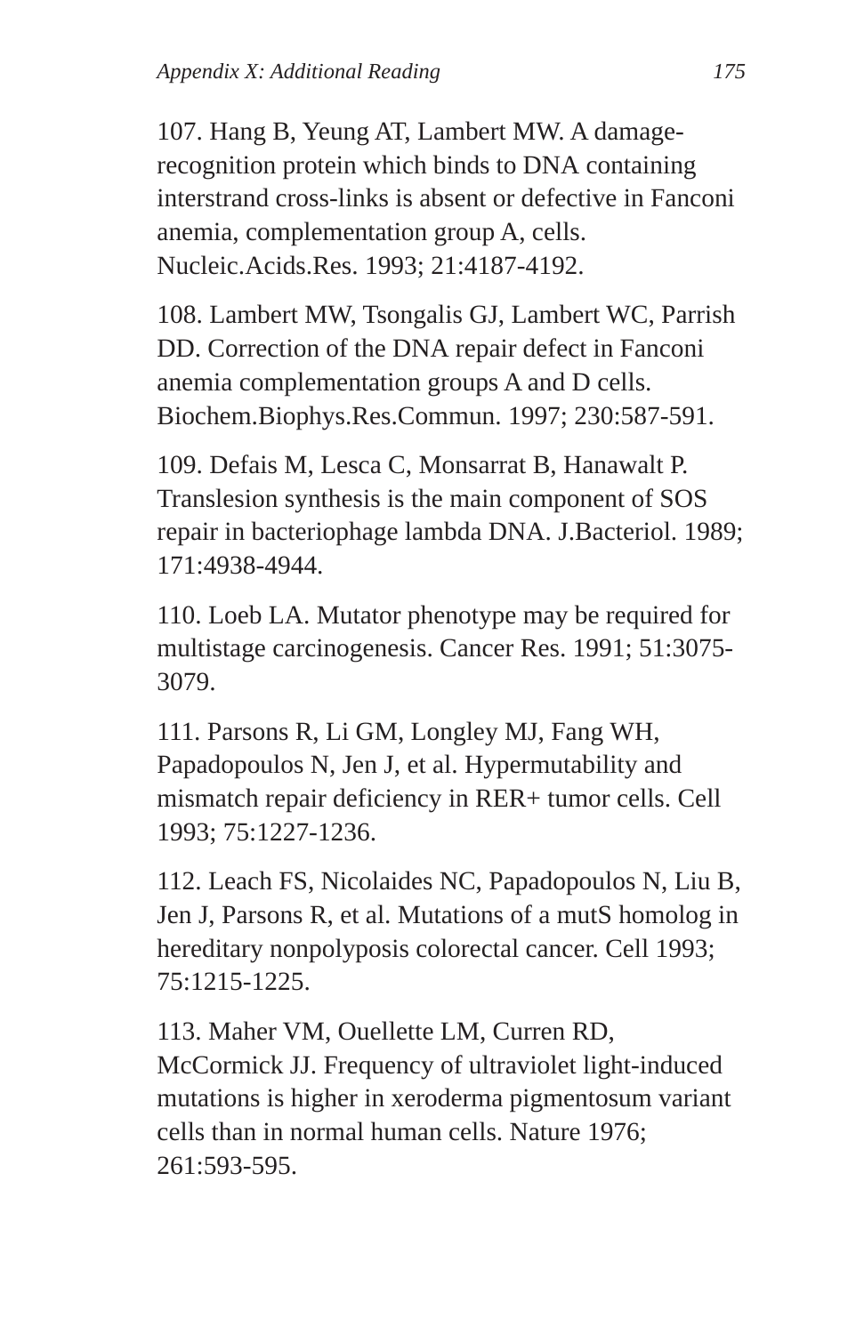107. Hang B, Yeung AT, Lambert MW. A damage-recognition protein which binds to DNA containing interstrand cross-links is absent or defective in Fanconi anemia, complementation group A, cells. Nucleic.Acids.Res. 1993; 21:4187-4192.

108. Lambert MW, Tsongalis GJ, Lambert WC, Parrish DD. Correction of the DNA repair defect in Fanconi anemia complementation groups A and D cells. Biochem.Biophys.Res.Commun. 1997; 230:587-591.

109. Defais M, Lesca C, Monsarrat B, Hanawalt P. Translesion synthesis is the main component of SOS repair in bacteriophage lambda DNA. J.Bacteriol. 1989; 171:4938-4944.

110. Loeb LA. Mutator phenotype may be required for multistage carcinogenesis. Cancer Res. 1991; 51:3075-3079.

111. Parsons R, Li GM, Longley MJ, Fang WH, Papadopoulos N, Jen J, et al. Hypermutability and mismatch repair deficiency in RER+ tumor cells. Cell 1993; 75:1227-1236.

112. Leach FS, Nicolaides NC, Papadopoulos N, Liu B, Jen J, Parsons R, et al. Mutations of a mutS homolog in hereditary nonpolyposis colorectal cancer. Cell 1993; 75:1215-1225.

113. Maher VM, Ouellette LM, Curren RD, McCormick JJ. Frequency of ultraviolet light-induced mutations is higher in xeroderma pigmentosum variant cells than in normal human cells. Nature 1976; 261:593-595.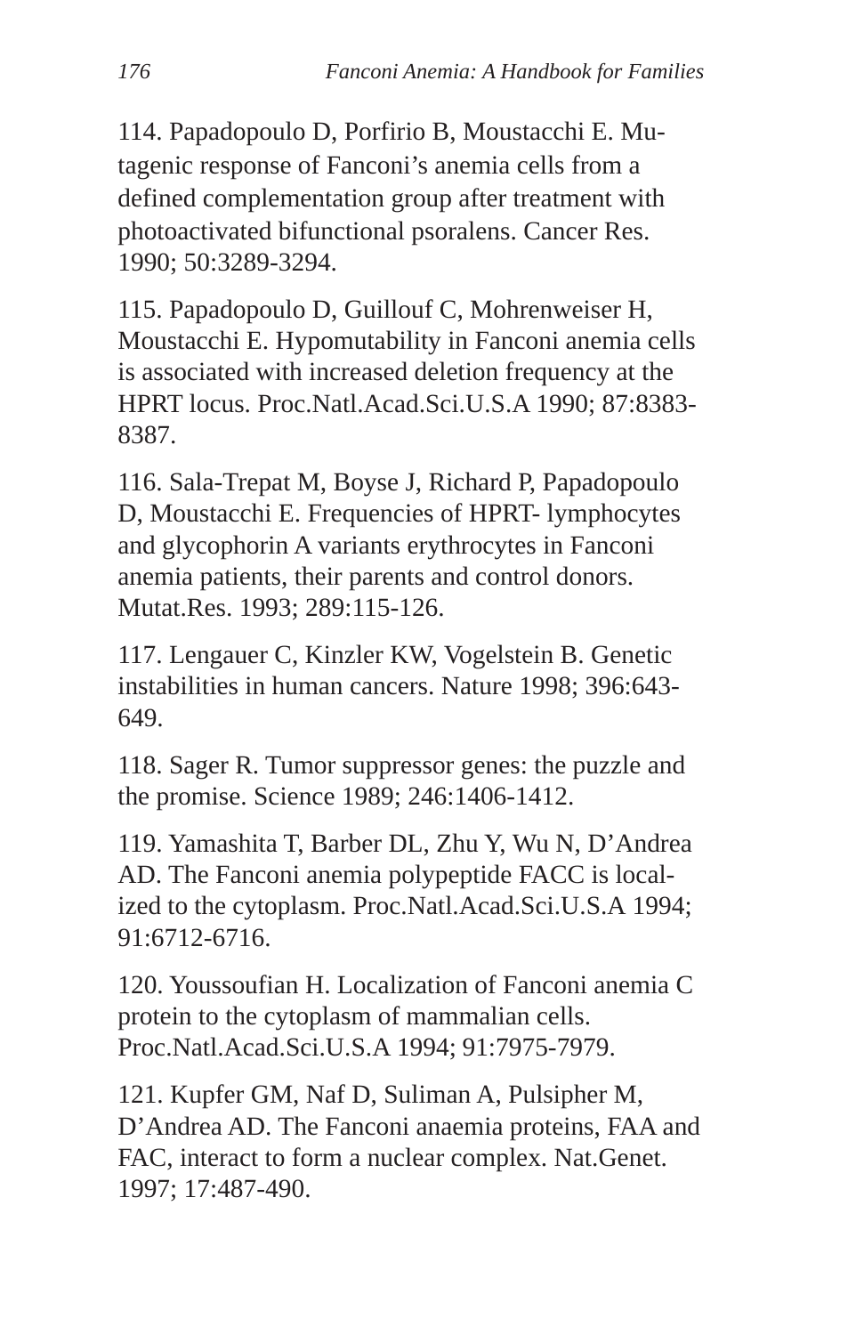114. Papadopoulo D, Porfirio B, Moustacchi E. Mutagenic response of Fanconi's anemia cells from a defined complementation group after treatment with photoactivated bifunctional psoralens. Cancer Res. 1990; 50:3289-3294.

115. Papadopoulo D, Guillouf C, Mohrenweiser H, Moustacchi E. Hypomutability in Fanconi anemia cells is associated with increased deletion frequency at the HPRT locus. Proc.Natl.Acad.Sci.U.S.A 1990; 87:8383-8387.

116. Sala-Trepat M, Boyse J, Richard P, Papadopoulo D, Moustacchi E. Frequencies of HPRT- lymphocytes and glycophorin A variants erythrocytes in Fanconi anemia patients, their parents and control donors. Mutat.Res. 1993; 289:115-126.

117. Lengauer C, Kinzler KW, Vogelstein B. Genetic instabilities in human cancers. Nature 1998; 396:643-649.

118. Sager R. Tumor suppressor genes: the puzzle and the promise. Science 1989; 246:1406-1412.

119. Yamashita T, Barber DL, Zhu Y, Wu N, D'Andrea AD. The Fanconi anemia polypeptide FACC is localized to the cytoplasm. Proc.Natl.Acad.Sci.U.S.A 1994; 91:6712-6716.

120. Youssoufian H. Localization of Fanconi anemia C protein to the cytoplasm of mammalian cells. Proc.Natl.Acad.Sci.U.S.A 1994; 91:7975-7979.

121. Kupfer GM, Naf D, Suliman A, Pulsipher M, D'Andrea AD. The Fanconi anaemia proteins, FAA and FAC, interact to form a nuclear complex. Nat.Genet. 1997; 17:487-490.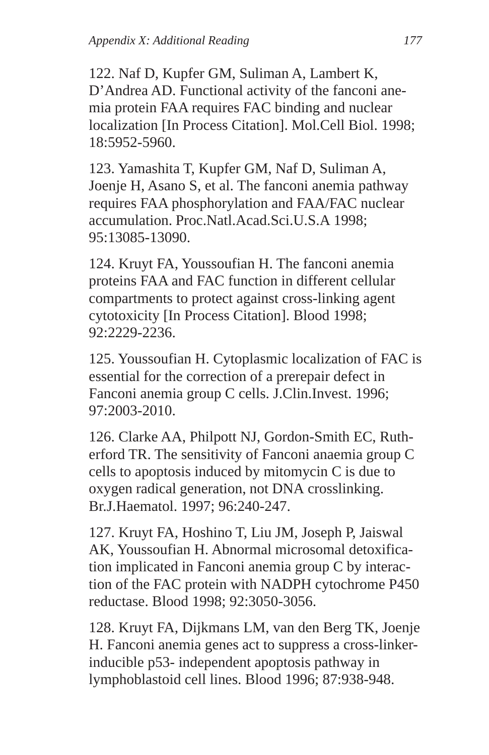122. Naf D, Kupfer GM, Suliman A, Lambert K, D'Andrea AD. Functional activity of the fanconi anemia protein FAA requires FAC binding and nuclear localization [In Process Citation]. Mol.Cell Biol. 1998; 18:5952-5960.

123. Yamashita T, Kupfer GM, Naf D, Suliman A, Joenje H, Asano S, et al. The fanconi anemia pathway requires FAA phosphorylation and FAA/FAC nuclear accumulation. Proc.Natl.Acad.Sci.U.S.A 1998; 95:13085-13090.

124. Kruyt FA, Youssoufian H. The fanconi anemia proteins FAA and FAC function in different cellular compartments to protect against cross-linking agent cytotoxicity [In Process Citation]. Blood 1998; 92:2229-2236.

125. Youssoufian H. Cytoplasmic localization of FAC is essential for the correction of a prerepair defect in Fanconi anemia group C cells. J.Clin.Invest. 1996; 97:2003-2010.

126. Clarke AA, Philpott NJ, Gordon-Smith EC, Rutherford TR. The sensitivity of Fanconi anaemia group C cells to apoptosis induced by mitomycin C is due to oxygen radical generation, not DNA crosslinking. Br.J.Haematol. 1997; 96:240-247.

127. Kruyt FA, Hoshino T, Liu JM, Joseph P, Jaiswal AK, Youssoufian H. Abnormal microsomal detoxification implicated in Fanconi anemia group C by interaction of the FAC protein with NADPH cytochrome P450 reductase. Blood 1998; 92:3050-3056.

128. Kruyt FA, Dijkmans LM, van den Berg TK, Joenje H. Fanconi anemia genes act to suppress a cross-linker-inducible p53- independent apoptosis pathway in lymphoblastoid cell lines. Blood 1996; 87:938-948.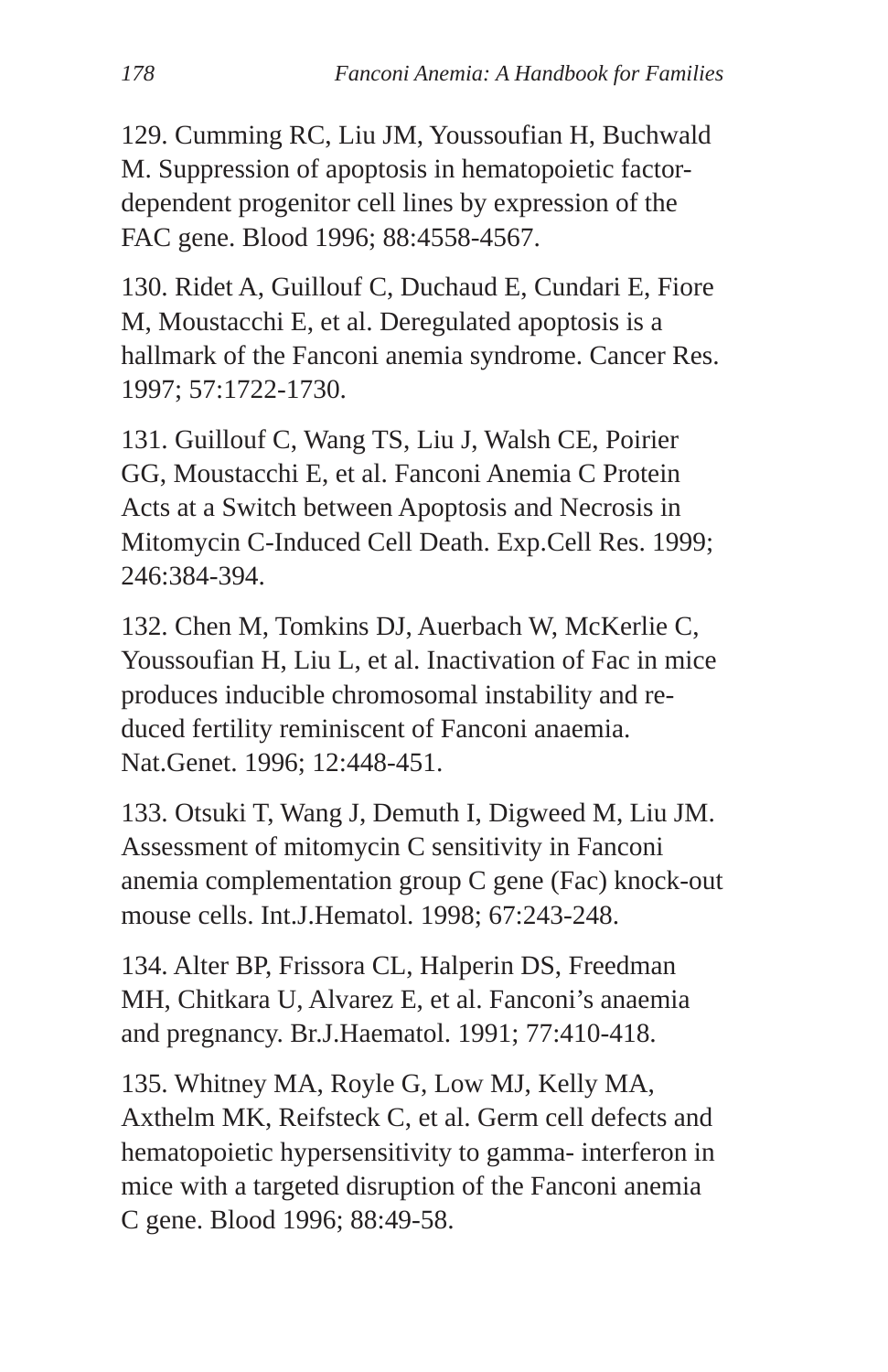129. Cumming RC, Liu JM, Youssoufian H, Buchwald M. Suppression of apoptosis in hematopoietic factor-dependent progenitor cell lines by expression of the FAC gene. Blood 1996; 88:4558-4567.

130. Ridet A, Guillouf C, Duchaud E, Cundari E, Fiore M, Moustacchi E, et al. Deregulated apoptosis is a hallmark of the Fanconi anemia syndrome. Cancer Res. 1997; 57:1722-1730.

131. Guillouf C, Wang TS, Liu J, Walsh CE, Poirier GG, Moustacchi E, et al. Fanconi Anemia C Protein Acts at a Switch between Apoptosis and Necrosis in Mitomycin C-Induced Cell Death. Exp.Cell Res. 1999; 246:384-394.

132. Chen M, Tomkins DJ, Auerbach W, McKerlie C, Youssoufian H, Liu L, et al. Inactivation of Fac in mice produces inducible chromosomal instability and reduced fertility reminiscent of Fanconi anaemia. Nat.Genet. 1996; 12:448-451.

133. Otsuki T, Wang J, Demuth I, Digweed M, Liu JM. Assessment of mitomycin C sensitivity in Fanconi anemia complementation group C gene (Fac) knock-out mouse cells. Int.J.Hematol. 1998; 67:243-248.

134. Alter BP, Frissora CL, Halperin DS, Freedman MH, Chitkara U, Alvarez E, et al. Fanconi's anaemia and pregnancy. Br.J.Haematol. 1991; 77:410-418.

135. Whitney MA, Royle G, Low MJ, Kelly MA, Axthelm MK, Reifsteck C, et al. Germ cell defects and hematopoietic hypersensitivity to gamma- interferon in mice with a targeted disruption of the Fanconi anemia C gene. Blood 1996; 88:49-58.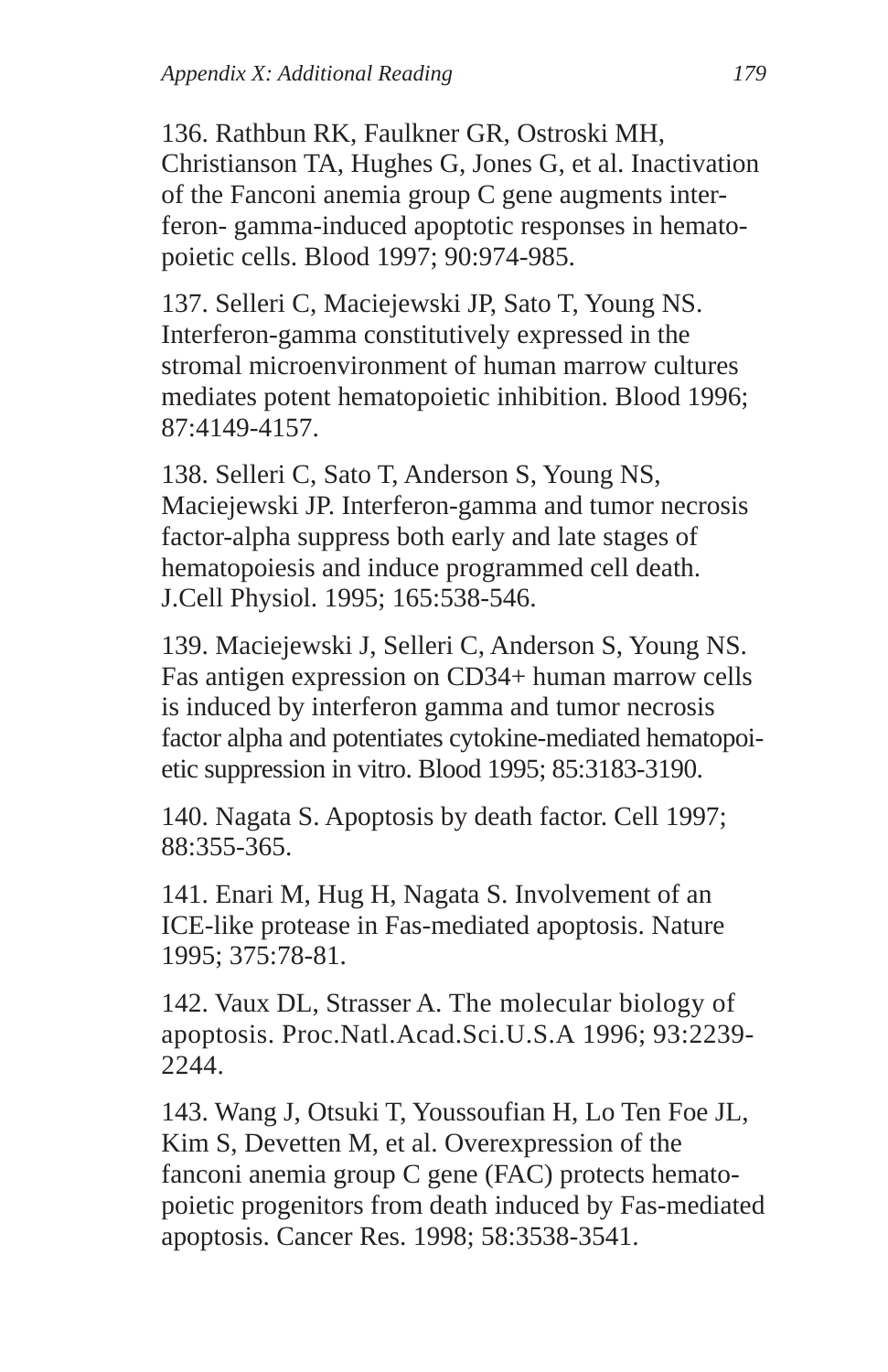136. Rathbun RK, Faulkner GR, Ostroski MH, Christianson TA, Hughes G, Jones G, et al. Inactivation of the Fanconi anemia group C gene augments interferon- gamma-induced apoptotic responses in hematopoietic cells. Blood 1997; 90:974-985.

137. Selleri C, Maciejewski JP, Sato T, Young NS. Interferon-gamma constitutively expressed in the stromal microenvironment of human marrow cultures mediates potent hematopoietic inhibition. Blood 1996; 87:4149-4157.

138. Selleri C, Sato T, Anderson S, Young NS, Maciejewski JP. Interferon-gamma and tumor necrosis factor-alpha suppress both early and late stages of hematopoiesis and induce programmed cell death. J.Cell Physiol. 1995; 165:538-546.

139. Maciejewski J, Selleri C, Anderson S, Young NS. Fas antigen expression on CD34+ human marrow cells is induced by interferon gamma and tumor necrosis factor alpha and potentiates cytokine-mediated hematopoietic suppression in vitro. Blood 1995; 85:3183-3190.

140. Nagata S. Apoptosis by death factor. Cell 1997; 88:355-365.

141. Enari M, Hug H, Nagata S. Involvement of an ICE-like protease in Fas-mediated apoptosis. Nature 1995; 375:78-81.

142. Vaux DL, Strasser A. The molecular biology of apoptosis. Proc.Natl.Acad.Sci.U.S.A 1996; 93:2239-2244.

143. Wang J, Otsuki T, Youssoufian H, Lo Ten Foe JL, Kim S, Devetten M, et al. Overexpression of the fanconi anemia group C gene (FAC) protects hematopoietic progenitors from death induced by Fas-mediated apoptosis. Cancer Res. 1998; 58:3538-3541.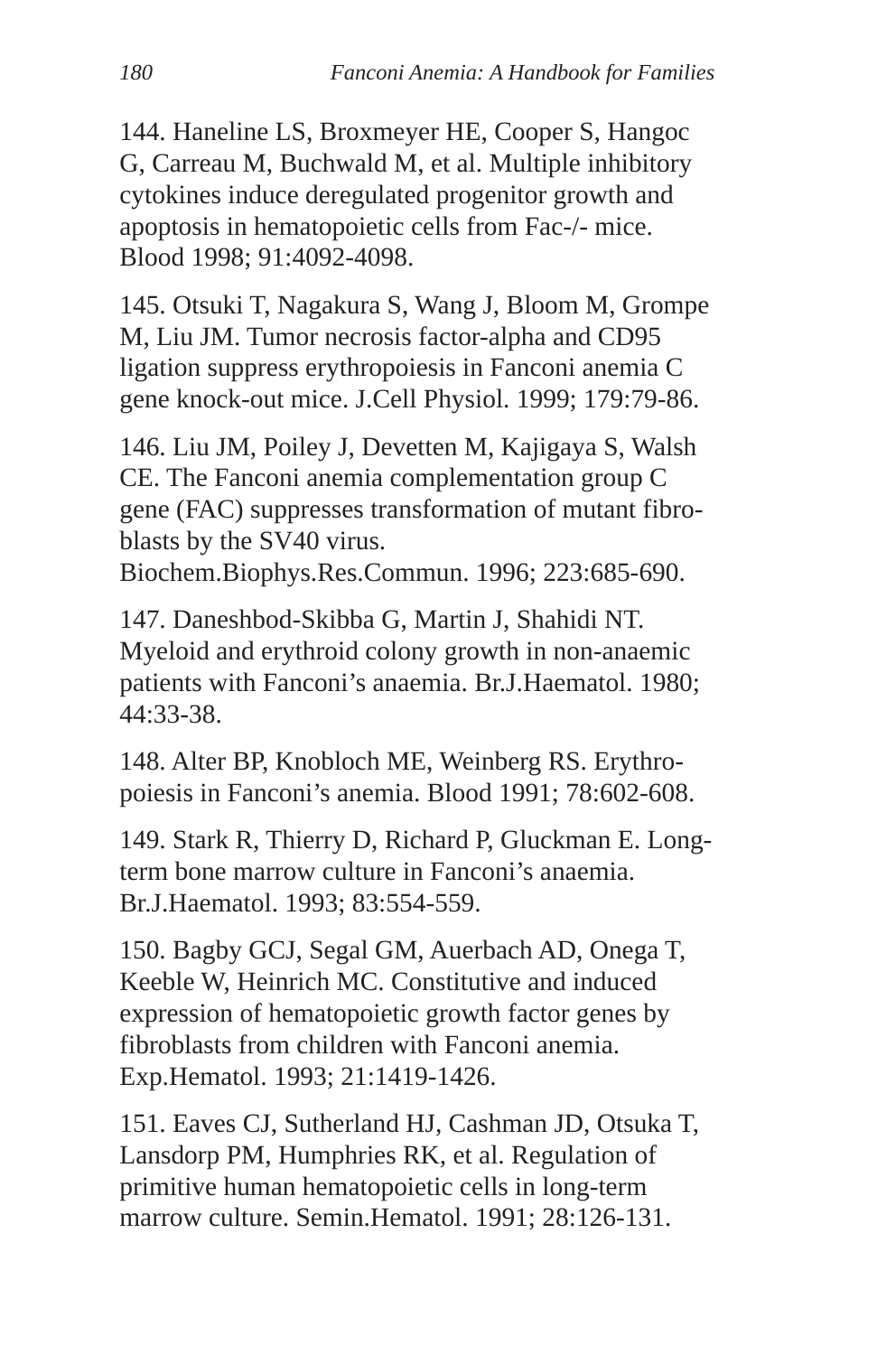144. Haneline LS, Broxmeyer HE, Cooper S, Hangoc G, Carreau M, Buchwald M, et al. Multiple inhibitory cytokines induce deregulated progenitor growth and apoptosis in hematopoietic cells from Fac-/- mice. Blood 1998; 91:4092-4098.

145. Otsuki T, Nagakura S, Wang J, Bloom M, Grompe M, Liu JM. Tumor necrosis factor-alpha and CD95 ligation suppress erythropoiesis in Fanconi anemia C gene knock-out mice. J.Cell Physiol. 1999; 179:79-86.

146. Liu JM, Poiley J, Devetten M, Kajigaya S, Walsh CE. The Fanconi anemia complementation group C gene (FAC) suppresses transformation of mutant fibroblasts by the SV40 virus. Biochem.Biophys.Res.Commun. 1996; 223:685-690.

147. Daneshbod-Skibba G, Martin J, Shahidi NT. Myeloid and erythroid colony growth in non-anaemic patients with Fanconi's anaemia. Br.J.Haematol. 1980; 44:33-38.

148. Alter BP, Knobloch ME, Weinberg RS. Erythropoiesis in Fanconi's anemia. Blood 1991; 78:602-608.

149. Stark R, Thierry D, Richard P, Gluckman E. Long-term bone marrow culture in Fanconi's anaemia. Br.J.Haematol. 1993; 83:554-559.

150. Bagby GCJ, Segal GM, Auerbach AD, Onega T, Keeble W, Heinrich MC. Constitutive and induced expression of hematopoietic growth factor genes by fibroblasts from children with Fanconi anemia. Exp.Hematol. 1993; 21:1419-1426.

151. Eaves CJ, Sutherland HJ, Cashman JD, Otsuka T, Lansdorp PM, Humphries RK, et al. Regulation of primitive human hematopoietic cells in long-term marrow culture. Semin.Hematol. 1991; 28:126-131.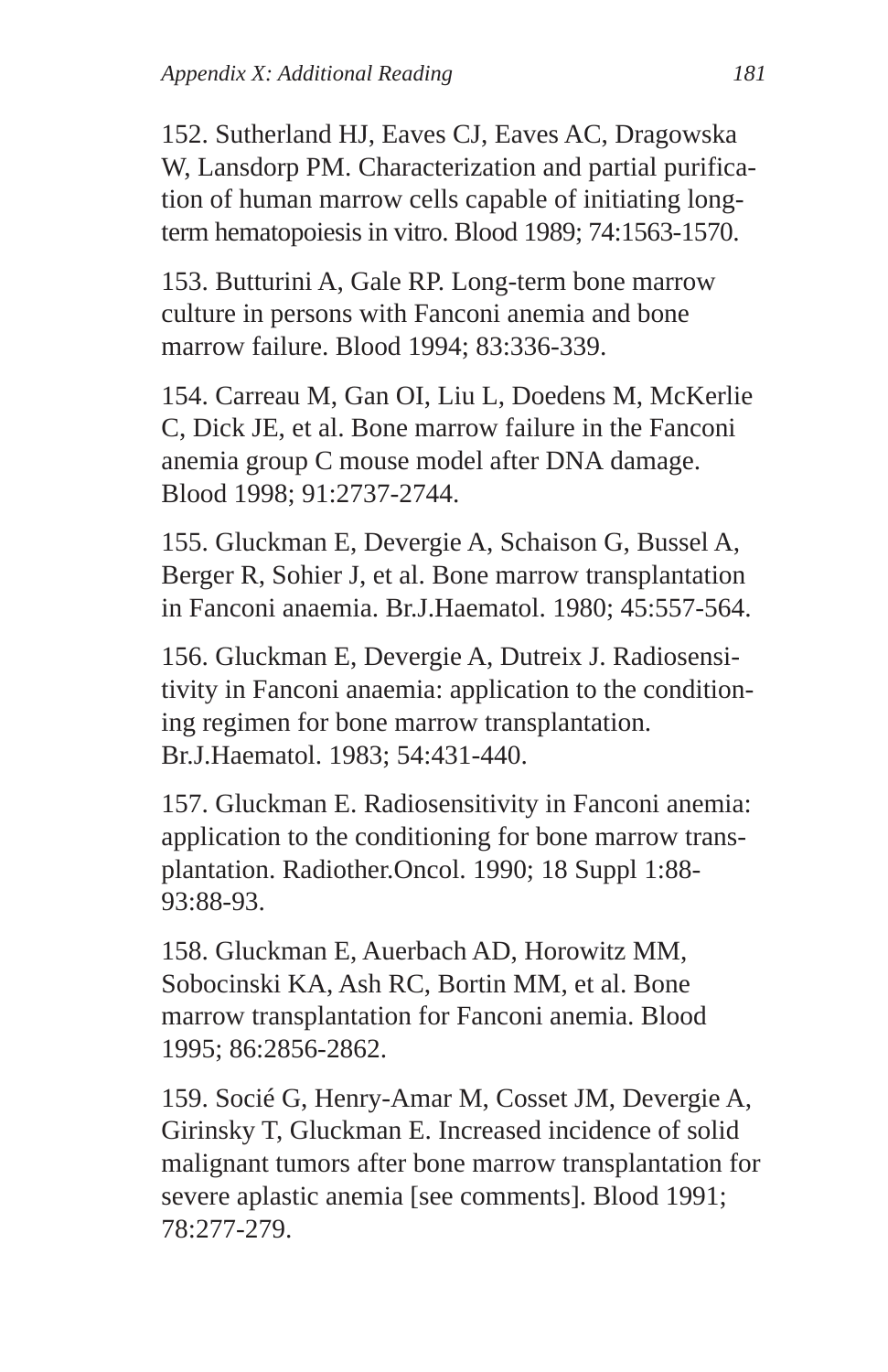152. Sutherland HJ, Eaves CJ, Eaves AC, Dragowska W, Lansdorp PM. Characterization and partial purification of human marrow cells capable of initiating long-term hematopoiesis in vitro. Blood 1989; 74:1563-1570.

153. Butturini A, Gale RP. Long-term bone marrow culture in persons with Fanconi anemia and bone marrow failure. Blood 1994; 83:336-339.

154. Carreau M, Gan OI, Liu L, Doedens M, McKerlie C, Dick JE, et al. Bone marrow failure in the Fanconi anemia group C mouse model after DNA damage. Blood 1998; 91:2737-2744.

155. Gluckman E, Devergie A, Schaison G, Bussel A, Berger R, Sohier J, et al. Bone marrow transplantation in Fanconi anaemia. Br.J.Haematol. 1980; 45:557-564.

156. Gluckman E, Devergie A, Dutreix J. Radiosensitivity in Fanconi anaemia: application to the conditioning regimen for bone marrow transplantation. Br.J.Haematol. 1983; 54:431-440.

157. Gluckman E. Radiosensitivity in Fanconi anemia: application to the conditioning for bone marrow transplantation. Radiother.Oncol. 1990; 18 Suppl 1:88-93:88-93.

158. Gluckman E, Auerbach AD, Horowitz MM, Sobocinski KA, Ash RC, Bortin MM, et al. Bone marrow transplantation for Fanconi anemia. Blood 1995; 86:2856-2862.

159. Socié G, Henry-Amar M, Cosset JM, Devergie A, Girinsky T, Gluckman E. Increased incidence of solid malignant tumors after bone marrow transplantation for severe aplastic anemia [see comments]. Blood 1991; 78:277-279.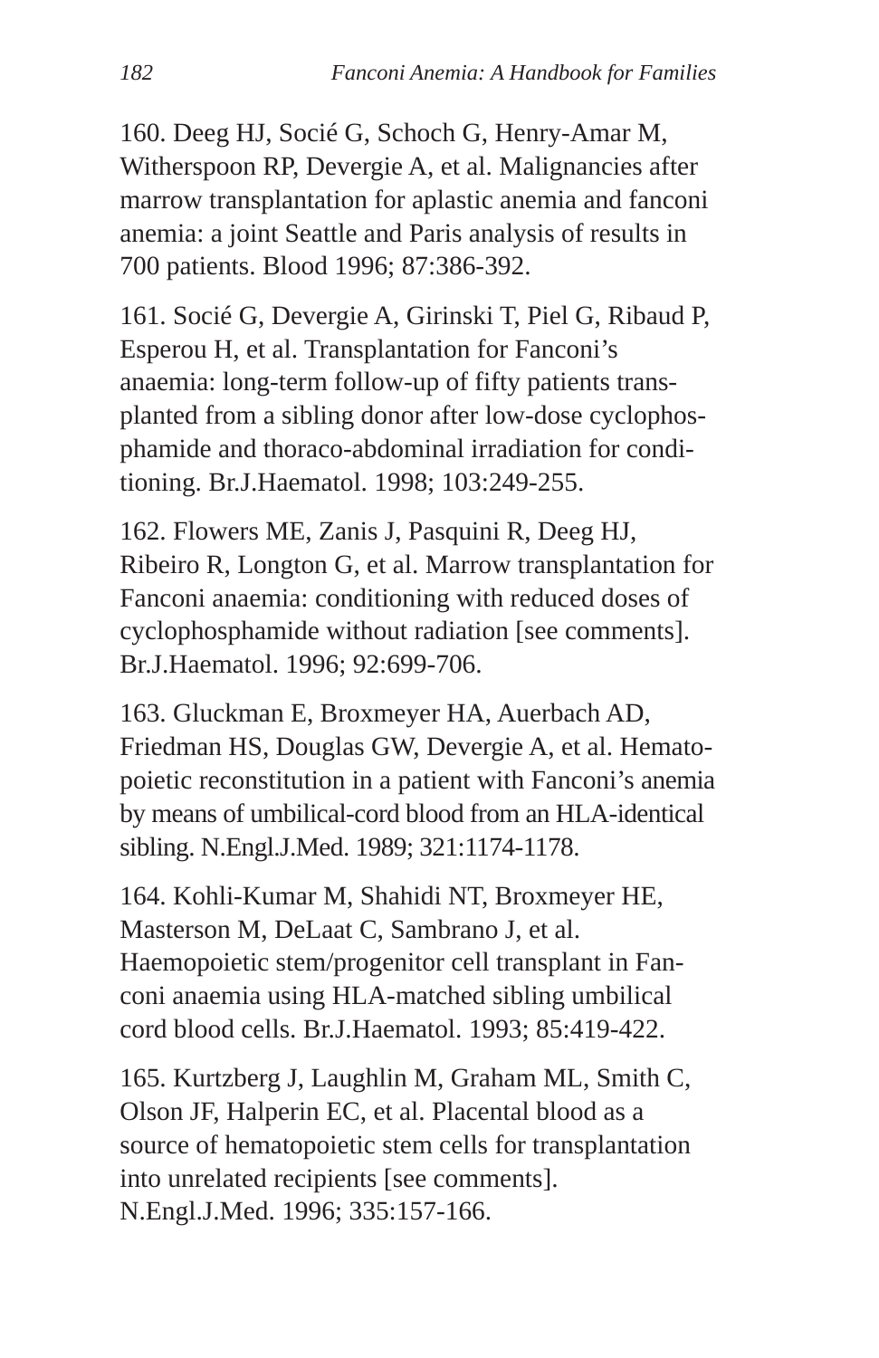160. Deeg HJ, Socié G, Schoch G, Henry-Amar M, Witherspoon RP, Devergie A, et al. Malignancies after marrow transplantation for aplastic anemia and fanconi anemia: a joint Seattle and Paris analysis of results in 700 patients. Blood 1996; 87:386-392.

161. Socié G, Devergie A, Girinski T, Piel G, Ribaud P, Esperou H, et al. Transplantation for Fanconi's anaemia: long-term follow-up of fifty patients transplanted from a sibling donor after low-dose cyclophosphamide and thoraco-abdominal irradiation for conditioning. Br.J.Haematol. 1998; 103:249-255.

162. Flowers ME, Zanis J, Pasquini R, Deeg HJ, Ribeiro R, Longton G, et al. Marrow transplantation for Fanconi anaemia: conditioning with reduced doses of cyclophosphamide without radiation [see comments]. Br.J.Haematol. 1996; 92:699-706.

163. Gluckman E, Broxmeyer HA, Auerbach AD, Friedman HS, Douglas GW, Devergie A, et al. Hematopoietic reconstitution in a patient with Fanconi's anemia by means of umbilical-cord blood from an HLA-identical sibling. N.Engl.J.Med. 1989; 321:1174-1178.

164. Kohli-Kumar M, Shahidi NT, Broxmeyer HE, Masterson M, DeLaat C, Sambrano J, et al. Haemopoietic stem/progenitor cell transplant in Fanconi anaemia using HLA-matched sibling umbilical cord blood cells. Br.J.Haematol. 1993; 85:419-422.

165. Kurtzberg J, Laughlin M, Graham ML, Smith C, Olson JF, Halperin EC, et al. Placental blood as a source of hematopoietic stem cells for transplantation into unrelated recipients [see comments]. N.Engl.J.Med. 1996; 335:157-166.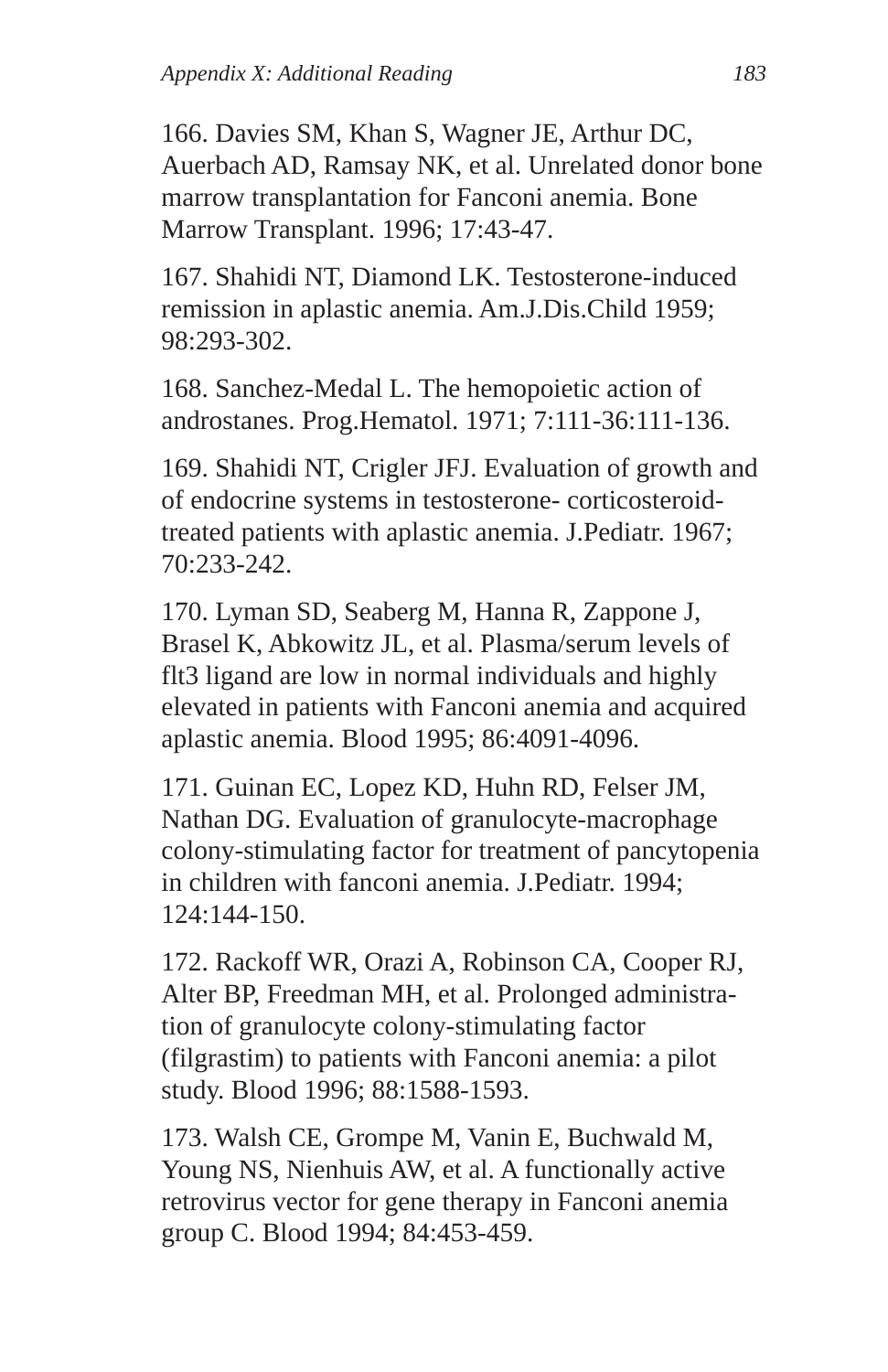166. Davies SM, Khan S, Wagner JE, Arthur DC, Auerbach AD, Ramsay NK, et al. Unrelated donor bone marrow transplantation for Fanconi anemia. Bone Marrow Transplant. 1996; 17:43-47.

167. Shahidi NT, Diamond LK. Testosterone-induced remission in aplastic anemia. Am.J.Dis.Child 1959; 98:293-302.

168. Sanchez-Medal L. The hemopoietic action of androstanes. Prog.Hematol. 1971; 7:111-36:111-136.

169. Shahidi NT, Crigler JFJ. Evaluation of growth and of endocrine systems in testosterone- corticosteroid-treated patients with aplastic anemia. J.Pediatr. 1967; 70:233-242.

170. Lyman SD, Seaberg M, Hanna R, Zappone J, Brasel K, Abkowitz JL, et al. Plasma/serum levels of flt3 ligand are low in normal individuals and highly elevated in patients with Fanconi anemia and acquired aplastic anemia. Blood 1995; 86:4091-4096.

171. Guinan EC, Lopez KD, Huhn RD, Felser JM, Nathan DG. Evaluation of granulocyte-macrophage colony-stimulating factor for treatment of pancytopenia in children with fanconi anemia. J.Pediatr. 1994; 124:144-150.

172. Rackoff WR, Orazi A, Robinson CA, Cooper RJ, Alter BP, Freedman MH, et al. Prolonged administration of granulocyte colony-stimulating factor (filgrastim) to patients with Fanconi anemia: a pilot study. Blood 1996; 88:1588-1593.

173. Walsh CE, Grompe M, Vanin E, Buchwald M, Young NS, Nienhuis AW, et al. A functionally active retrovirus vector for gene therapy in Fanconi anemia group C. Blood 1994; 84:453-459.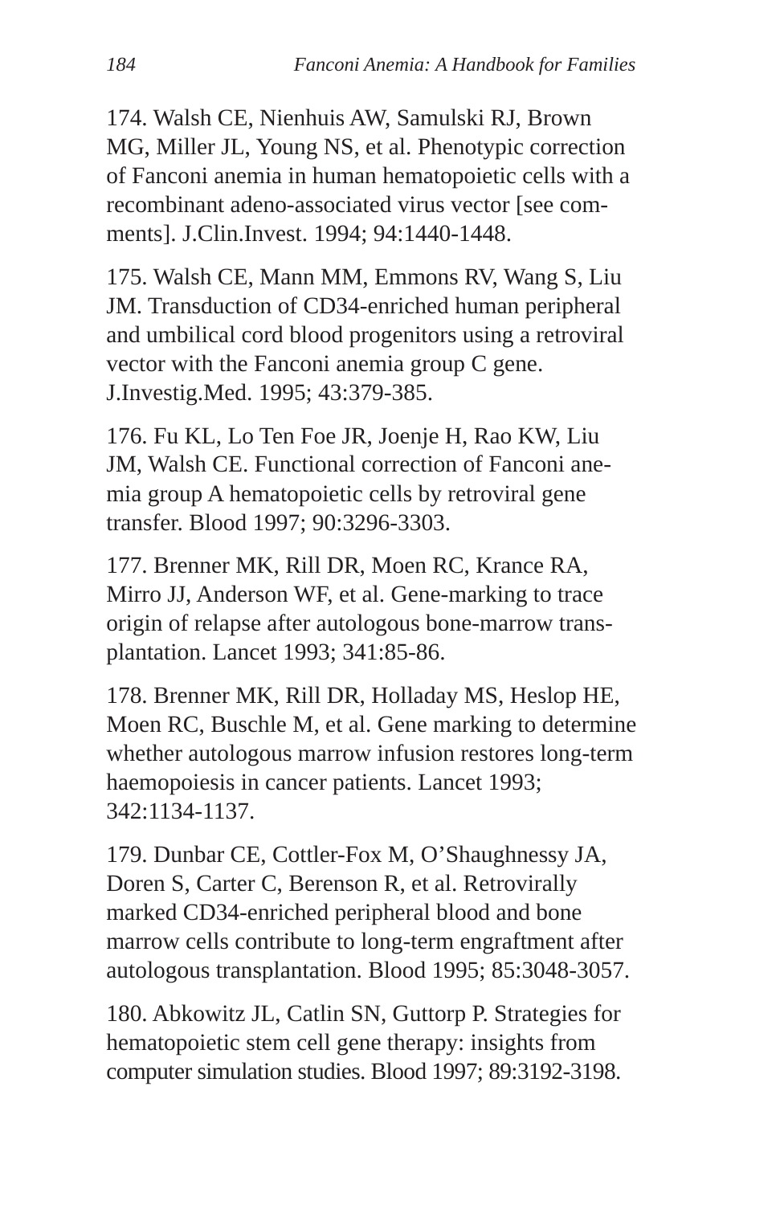174. Walsh CE, Nienhuis AW, Samulski RJ, Brown MG, Miller JL, Young NS, et al. Phenotypic correction of Fanconi anemia in human hematopoietic cells with a recombinant adeno-associated virus vector [see comments]. J.Clin.Invest. 1994; 94:1440-1448.

175. Walsh CE, Mann MM, Emmons RV, Wang S, Liu JM. Transduction of CD34-enriched human peripheral and umbilical cord blood progenitors using a retroviral vector with the Fanconi anemia group C gene. J.Investig.Med. 1995; 43:379-385.

176. Fu KL, Lo Ten Foe JR, Joenje H, Rao KW, Liu JM, Walsh CE. Functional correction of Fanconi anemia group A hematopoietic cells by retroviral gene transfer. Blood 1997; 90:3296-3303.

177. Brenner MK, Rill DR, Moen RC, Krance RA, Mirro JJ, Anderson WF, et al. Gene-marking to trace origin of relapse after autologous bone-marrow transplantation. Lancet 1993; 341:85-86.

178. Brenner MK, Rill DR, Holladay MS, Heslop HE, Moen RC, Buschle M, et al. Gene marking to determine whether autologous marrow infusion restores long-term haemopoiesis in cancer patients. Lancet 1993; 342:1134-1137.

179. Dunbar CE, Cottler-Fox M, O'Shaughnessy JA, Doren S, Carter C, Berenson R, et al. Retrovirally marked CD34-enriched peripheral blood and bone marrow cells contribute to long-term engraftment after autologous transplantation. Blood 1995; 85:3048-3057.

180. Abkowitz JL, Catlin SN, Guttorp P. Strategies for hematopoietic stem cell gene therapy: insights from computer simulation studies. Blood 1997; 89:3192-3198.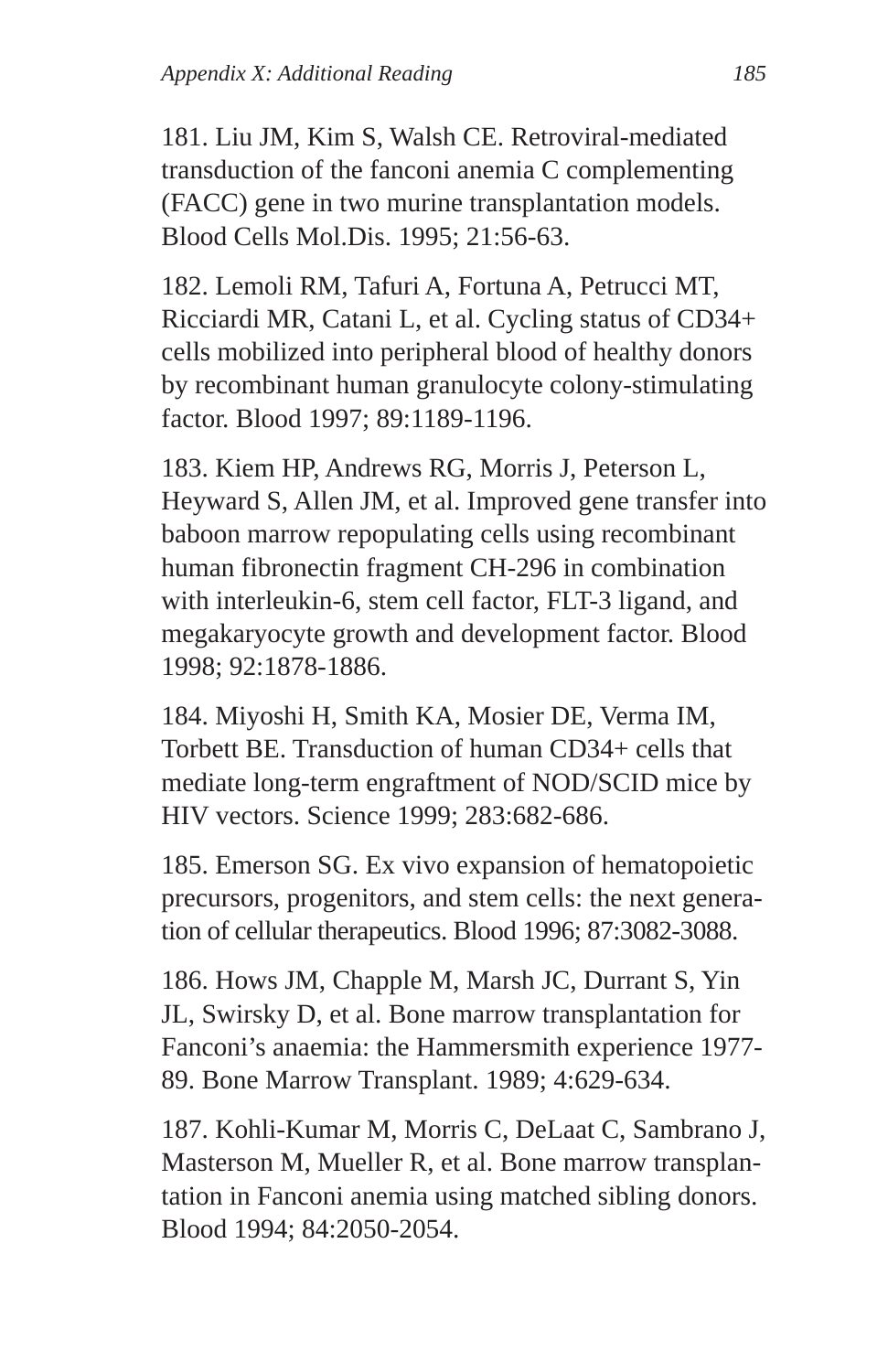181. Liu JM, Kim S, Walsh CE. Retroviral-mediated transduction of the fanconi anemia C complementing (FACC) gene in two murine transplantation models. Blood Cells Mol.Dis. 1995; 21:56-63.

182. Lemoli RM, Tafuri A, Fortuna A, Petrucci MT, Ricciardi MR, Catani L, et al. Cycling status of CD34+ cells mobilized into peripheral blood of healthy donors by recombinant human granulocyte colony-stimulating factor. Blood 1997; 89:1189-1196.

183. Kiem HP, Andrews RG, Morris J, Peterson L, Heyward S, Allen JM, et al. Improved gene transfer into baboon marrow repopulating cells using recombinant human fibronectin fragment CH-296 in combination with interleukin-6, stem cell factor, FLT-3 ligand, and megakaryocyte growth and development factor. Blood 1998; 92:1878-1886.

184. Miyoshi H, Smith KA, Mosier DE, Verma IM, Torbett BE. Transduction of human CD34+ cells that mediate long-term engraftment of NOD/SCID mice by HIV vectors. Science 1999; 283:682-686.

185. Emerson SG. Ex vivo expansion of hematopoietic precursors, progenitors, and stem cells: the next generation of cellular therapeutics. Blood 1996; 87:3082-3088.

186. Hows JM, Chapple M, Marsh JC, Durrant S, Yin JL, Swirsky D, et al. Bone marrow transplantation for Fanconi's anaemia: the Hammersmith experience 1977-89. Bone Marrow Transplant. 1989; 4:629-634.

187. Kohli-Kumar M, Morris C, DeLaat C, Sambrano J, Masterson M, Mueller R, et al. Bone marrow transplantation in Fanconi anemia using matched sibling donors. Blood 1994; 84:2050-2054.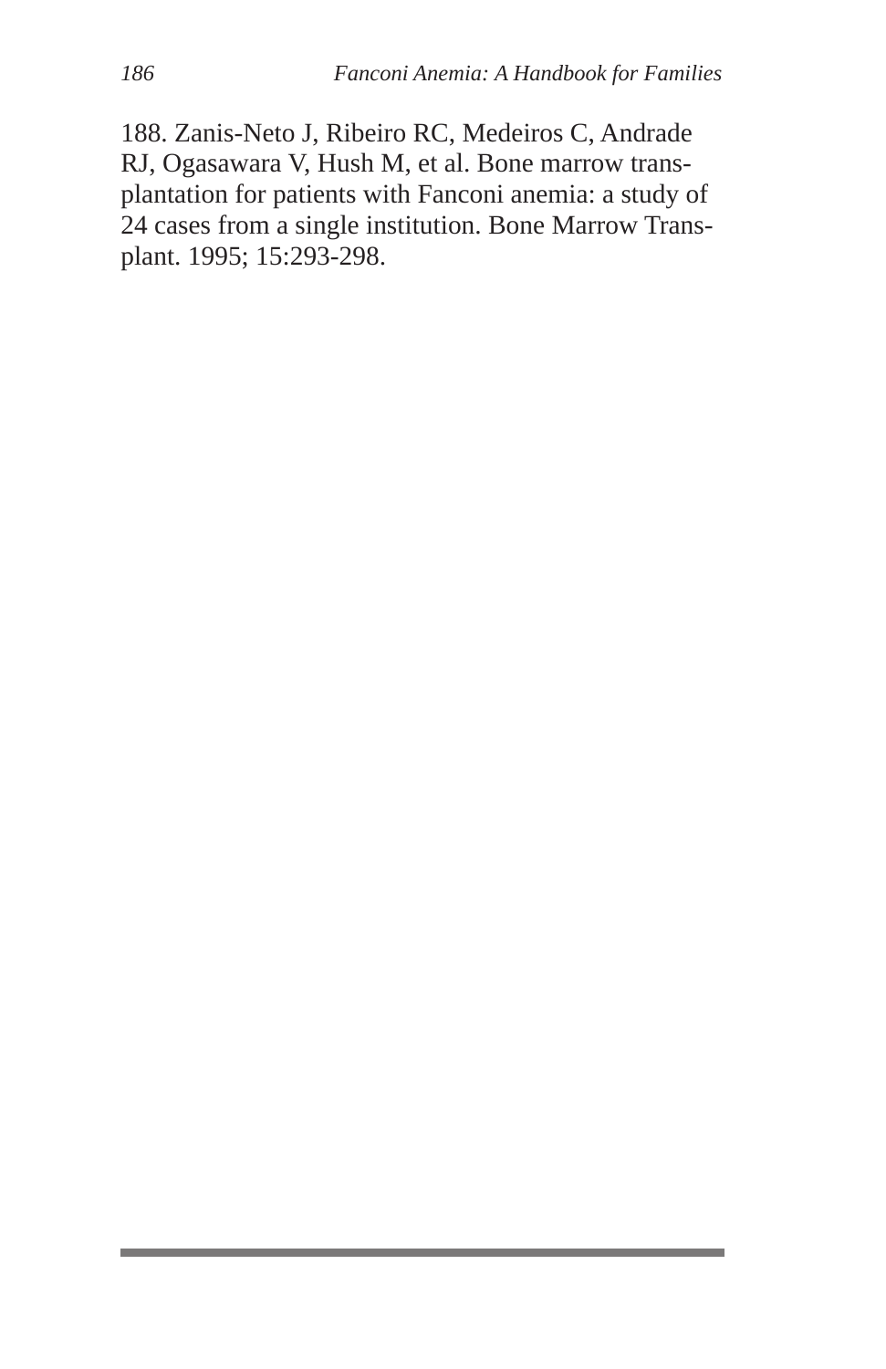188. Zanis-Neto J, Ribeiro RC, Medeiros C, Andrade RJ, Ogasawara V, Hush M, et al. Bone marrow transplantation for patients with Fanconi anemia: a study of 24 cases from a single institution. Bone Marrow Transplant. 1995; 15:293-298.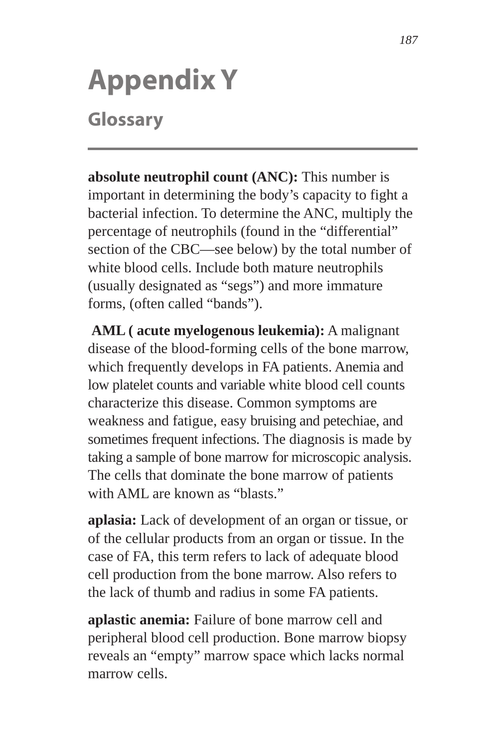# Appendix Y

## Glossary

**absolute neutrophil count (ANC):** This number is important in determining the body's capacity to fight a bacterial infection. To determine the ANC, multiply the percentage of neutrophils (found in the "differential" section of the CBC—see below) by the total number of white blood cells. Include both mature neutrophils (usually designated as "segs") and more immature forms, (often called "bands").

**AML ( acute myelogenous leukemia):** A malignant disease of the blood-forming cells of the bone marrow, which frequently develops in FA patients. Anemia and low platelet counts and variable white blood cell counts characterize this disease. Common symptoms are weakness and fatigue, easy bruising and petechiae, and sometimes frequent infections. The diagnosis is made by taking a sample of bone marrow for microscopic analysis. The cells that dominate the bone marrow of patients with AML are known as "blasts."

**aplasia:** Lack of development of an organ or tissue, or of the cellular products from an organ or tissue. In the case of FA, this term refers to lack of adequate blood cell production from the bone marrow. Also refers to the lack of thumb and radius in some FA patients.

**aplastic anemia:** Failure of bone marrow cell and peripheral blood cell production. Bone marrow biopsy reveals an "empty" marrow space which lacks normal marrow cells.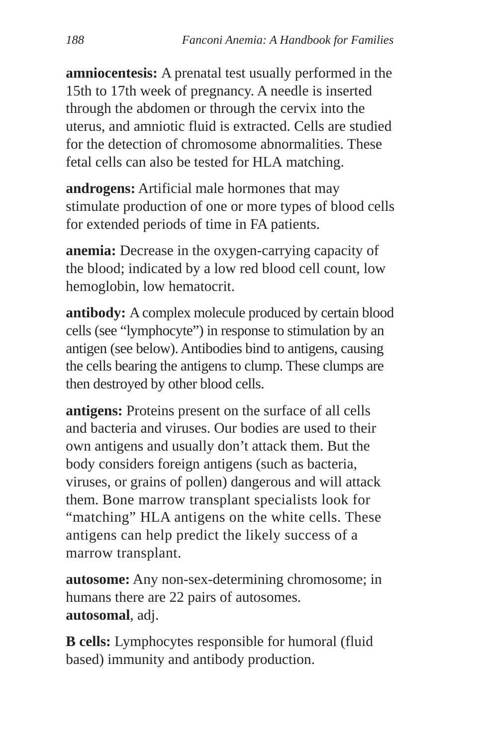**amniocentesis:** A prenatal test usually performed in the 15th to 17th week of pregnancy. A needle is inserted through the abdomen or through the cervix into the uterus, and amniotic fluid is extracted. Cells are studied for the detection of chromosome abnormalities. These fetal cells can also be tested for HLA matching.

**androgens:** Artificial male hormones that may stimulate production of one or more types of blood cells for extended periods of time in FA patients.

**anemia:** Decrease in the oxygen-carrying capacity of the blood; indicated by a low red blood cell count, low hemoglobin, low hematocrit.

**antibody:** A complex molecule produced by certain blood cells (see "lymphocyte") in response to stimulation by an antigen (see below). Antibodies bind to antigens, causing the cells bearing the antigens to clump. These clumps are then destroyed by other blood cells.

**antigens:** Proteins present on the surface of all cells and bacteria and viruses. Our bodies are used to their own antigens and usually don't attack them. But the body considers foreign antigens (such as bacteria, viruses, or grains of pollen) dangerous and will attack them. Bone marrow transplant specialists look for "matching" HLA antigens on the white cells. These antigens can help predict the likely success of a marrow transplant.

**autosome:** Any non-sex-determining chromosome; in humans there are 22 pairs of autosomes.
**autosomal**, adj.

**B cells:** Lymphocytes responsible for humoral (fluid based) immunity and antibody production.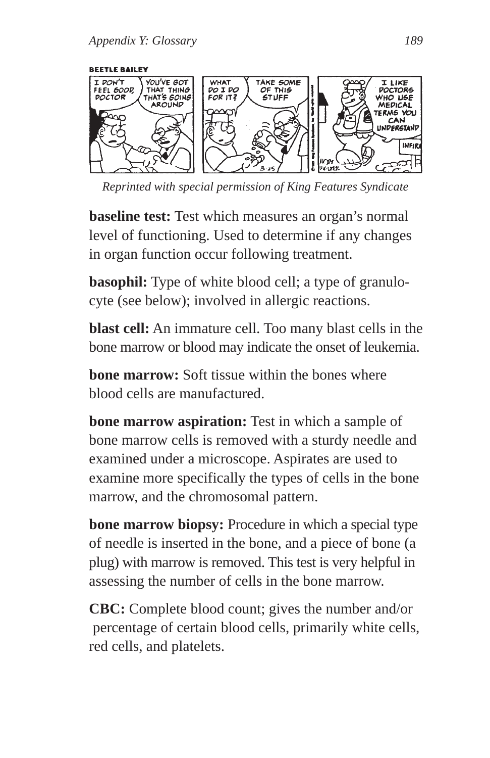*Reprinted with special permission of King Features Syndicate*

**baseline test:** Test which measures an organ's normal level of functioning. Used to determine if any changes in organ function occur following treatment.

**basophil:** Type of white blood cell; a type of granulocyte (see below); involved in allergic reactions.

**blast cell:** An immature cell. Too many blast cells in the bone marrow or blood may indicate the onset of leukemia.

**bone marrow:** Soft tissue within the bones where blood cells are manufactured.

**bone marrow aspiration:** Test in which a sample of bone marrow cells is removed with a sturdy needle and examined under a microscope. Aspirates are used to examine more specifically the types of cells in the bone marrow, and the chromosomal pattern.

**bone marrow biopsy:** Procedure in which a special type of needle is inserted in the bone, and a piece of bone (a plug) with marrow is removed. This test is very helpful in assessing the number of cells in the bone marrow.

**CBC:** Complete blood count; gives the number and/or percentage of certain blood cells, primarily white cells, red cells, and platelets.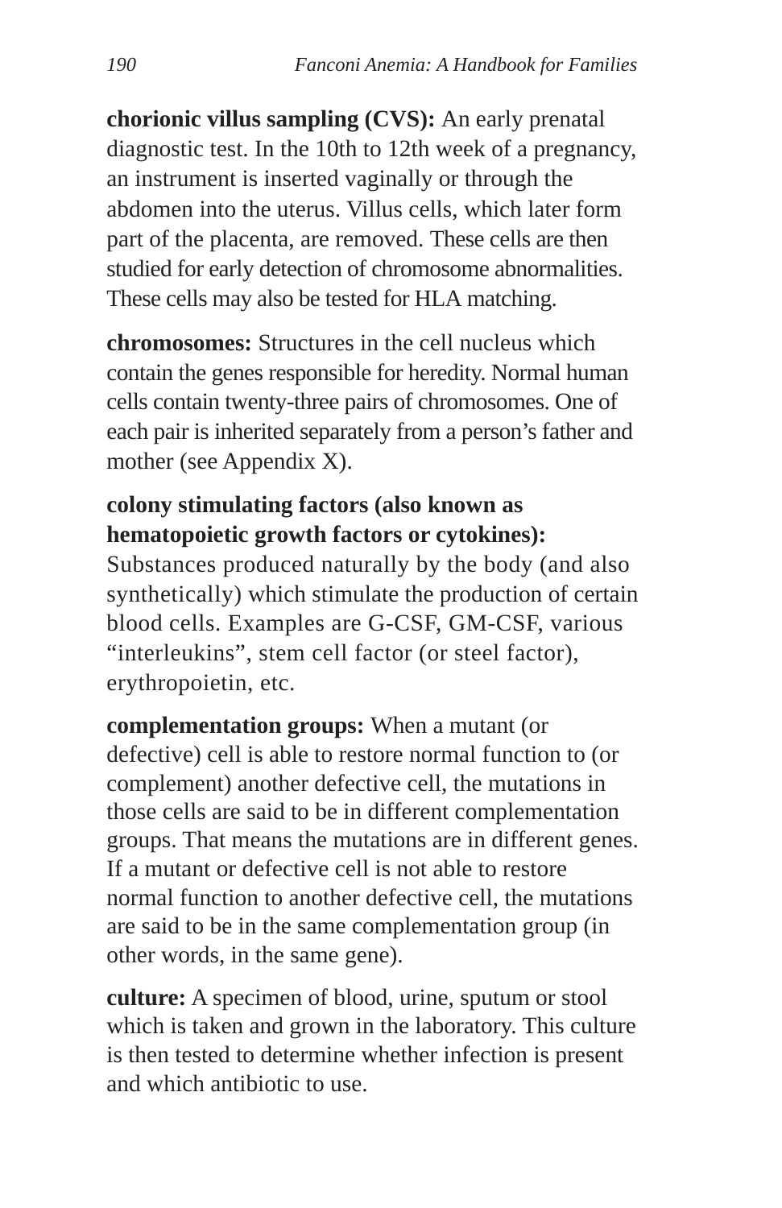**chorionic villus sampling (CVS):** An early prenatal diagnostic test. In the 10th to 12th week of a pregnancy, an instrument is inserted vaginally or through the abdomen into the uterus. Villus cells, which later form part of the placenta, are removed. These cells are then studied for early detection of chromosome abnormalities. These cells may also be tested for HLA matching.

**chromosomes:** Structures in the cell nucleus which contain the genes responsible for heredity. Normal human cells contain twenty-three pairs of chromosomes. One of each pair is inherited separately from a person's father and mother (see Appendix X).

**colony stimulating factors (also known as hematopoietic growth factors or cytokines):** Substances produced naturally by the body (and also synthetically) which stimulate the production of certain blood cells. Examples are G-CSF, GM-CSF, various "interleukins", stem cell factor (or steel factor), erythropoietin, etc.

**complementation groups:** When a mutant (or defective) cell is able to restore normal function to (or complement) another defective cell, the mutations in those cells are said to be in different complementation groups. That means the mutations are in different genes. If a mutant or defective cell is not able to restore normal function to another defective cell, the mutations are said to be in the same complementation group (in other words, in the same gene).

**culture:** A specimen of blood, urine, sputum or stool which is taken and grown in the laboratory. This culture is then tested to determine whether infection is present and which antibiotic to use.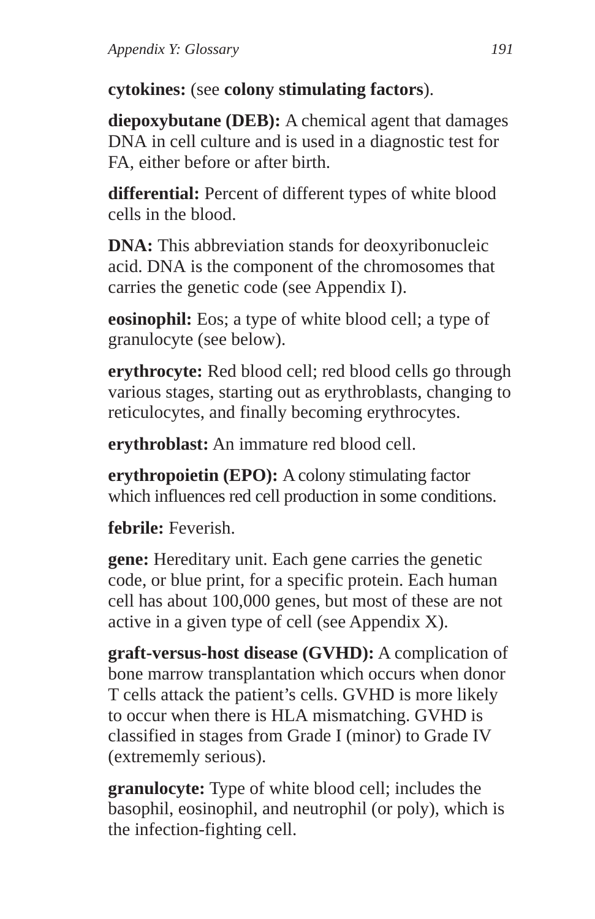**cytokines:** (see **colony stimulating factors**).

**diepoxybutane (DEB):** A chemical agent that damages DNA in cell culture and is used in a diagnostic test for FA, either before or after birth.

**differential:** Percent of different types of white blood cells in the blood.

**DNA:** This abbreviation stands for deoxyribonucleic acid. DNA is the component of the chromosomes that carries the genetic code (see Appendix I).

**eosinophil:** Eos; a type of white blood cell; a type of granulocyte (see below).

**erythrocyte:** Red blood cell; red blood cells go through various stages, starting out as erythroblasts, changing to reticulocytes, and finally becoming erythrocytes.

**erythroblast:** An immature red blood cell.

**erythropoietin (EPO):** A colony stimulating factor which influences red cell production in some conditions.

**febrile:** Feverish.

**gene:** Hereditary unit. Each gene carries the genetic code, or blue print, for a specific protein. Each human cell has about 100,000 genes, but most of these are not active in a given type of cell (see Appendix X).

**graft-versus-host disease (GVHD):** A complication of bone marrow transplantation which occurs when donor T cells attack the patient's cells. GVHD is more likely to occur when there is HLA mismatching. GVHD is classified in stages from Grade I (minor) to Grade IV (extrememly serious).

**granulocyte:** Type of white blood cell; includes the basophil, eosinophil, and neutrophil (or poly), which is the infection-fighting cell.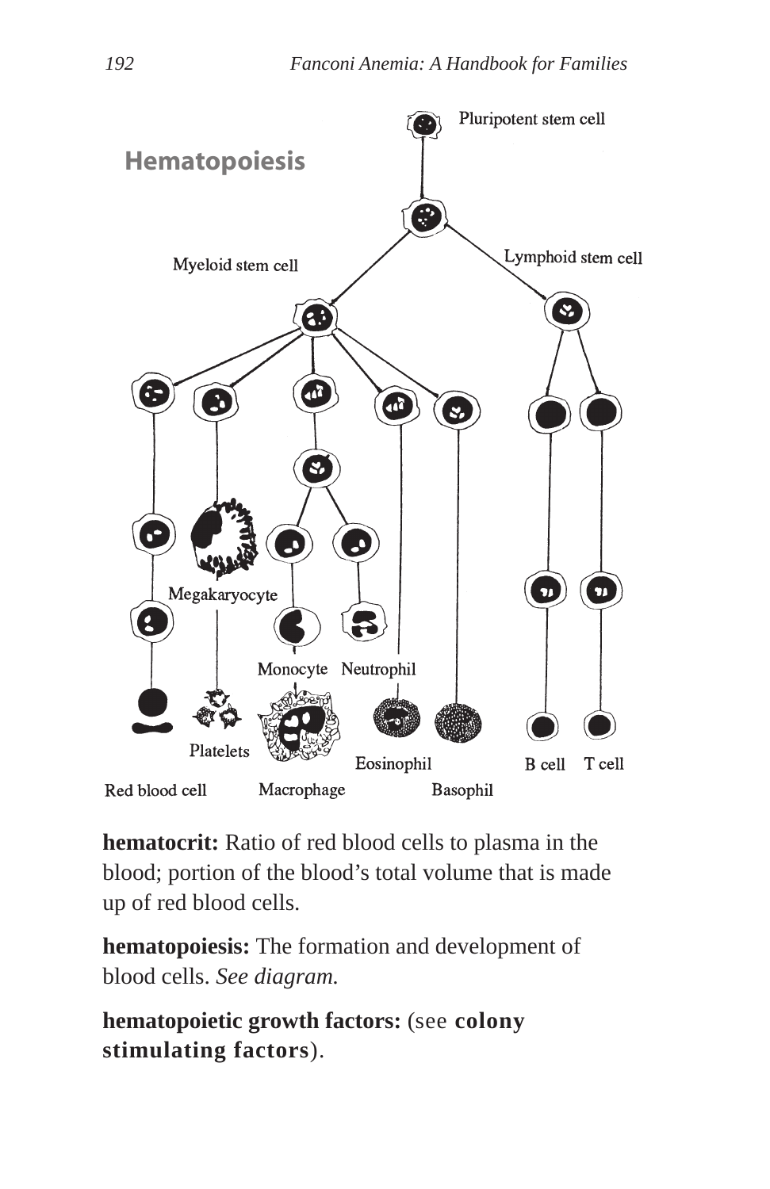## Hematopoiesis

Pluripotent stem cell

Myeloid stem cell

Lymphoid stem cell

Megakaryocyte

Monocyte

Neutrophil

Platelets

Eosinophil

B cell

T cell

Red blood cell

Macrophage

Basophil

**hematocrit:** Ratio of red blood cells to plasma in the blood; portion of the blood's total volume that is made up of red blood cells.

**hematopoiesis:** The formation and development of blood cells. *See diagram.*

**hematopoietic growth factors:** (see **colony stimulating factors**).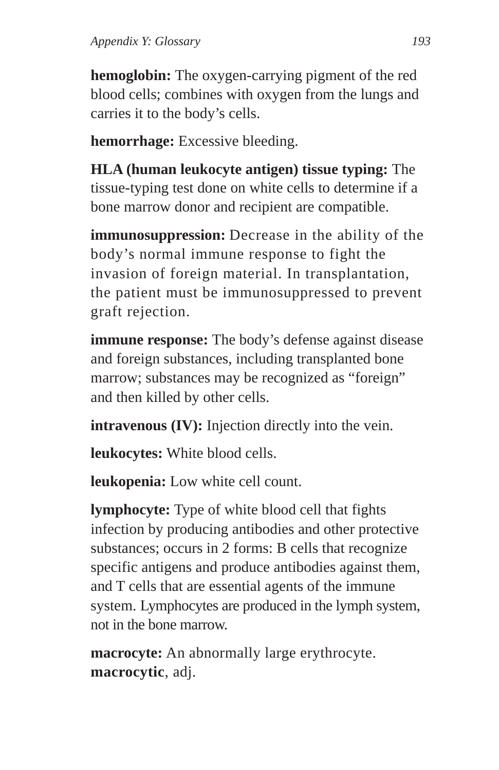**hemoglobin:** The oxygen-carrying pigment of the red blood cells; combines with oxygen from the lungs and carries it to the body's cells.

**hemorrhage:** Excessive bleeding.

**HLA (human leukocyte antigen) tissue typing:** The tissue-typing test done on white cells to determine if a bone marrow donor and recipient are compatible.

**immunosuppression:** Decrease in the ability of the body's normal immune response to fight the invasion of foreign material. In transplantation, the patient must be immunosuppressed to prevent graft rejection.

**immune response:** The body's defense against disease and foreign substances, including transplanted bone marrow; substances may be recognized as "foreign" and then killed by other cells.

**intravenous (IV):** Injection directly into the vein.

**leukocytes:** White blood cells.

**leukopenia:** Low white cell count.

**lymphocyte:** Type of white blood cell that fights infection by producing antibodies and other protective substances; occurs in 2 forms: B cells that recognize specific antigens and produce antibodies against them, and T cells that are essential agents of the immune system. Lymphocytes are produced in the lymph system, not in the bone marrow.

**macrocyte:** An abnormally large erythrocyte. **macrocytic**, adj.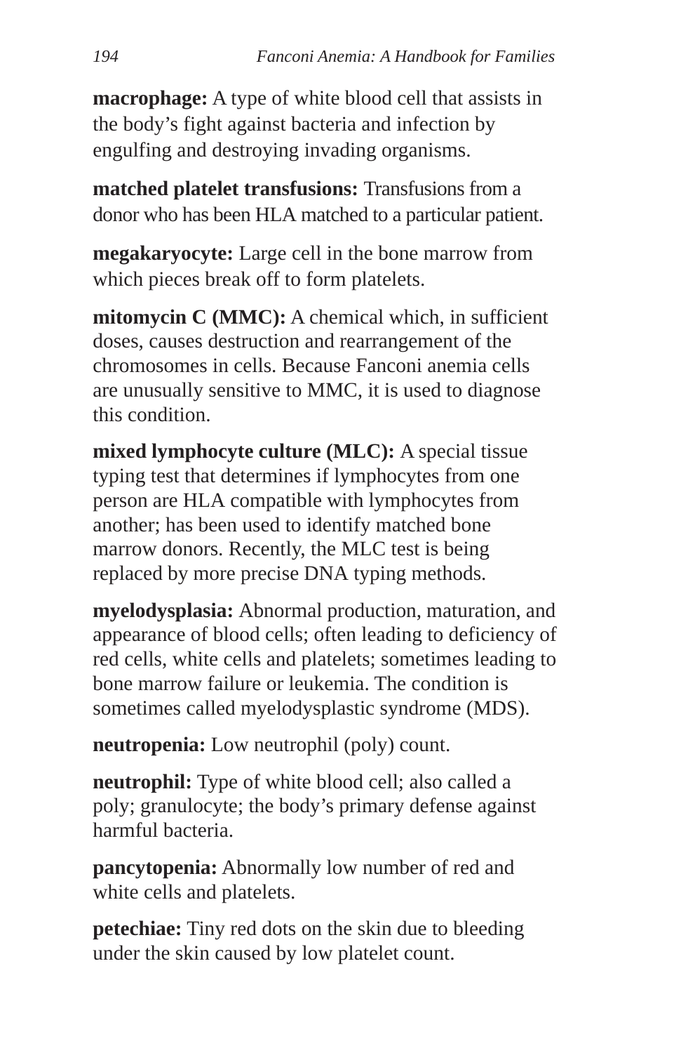**macrophage:** A type of white blood cell that assists in the body's fight against bacteria and infection by engulfing and destroying invading organisms.

**matched platelet transfusions:** Transfusions from a donor who has been HLA matched to a particular patient.

**megakaryocyte:** Large cell in the bone marrow from which pieces break off to form platelets.

**mitomycin C (MMC):** A chemical which, in sufficient doses, causes destruction and rearrangement of the chromosomes in cells. Because Fanconi anemia cells are unusually sensitive to MMC, it is used to diagnose this condition.

**mixed lymphocyte culture (MLC):** A special tissue typing test that determines if lymphocytes from one person are HLA compatible with lymphocytes from another; has been used to identify matched bone marrow donors. Recently, the MLC test is being replaced by more precise DNA typing methods.

**myelodysplasia:** Abnormal production, maturation, and appearance of blood cells; often leading to deficiency of red cells, white cells and platelets; sometimes leading to bone marrow failure or leukemia. The condition is sometimes called myelodysplastic syndrome (MDS).

**neutropenia:** Low neutrophil (poly) count.

**neutrophil:** Type of white blood cell; also called a poly; granulocyte; the body's primary defense against harmful bacteria.

**pancytopenia:** Abnormally low number of red and white cells and platelets.

**petechiae:** Tiny red dots on the skin due to bleeding under the skin caused by low platelet count.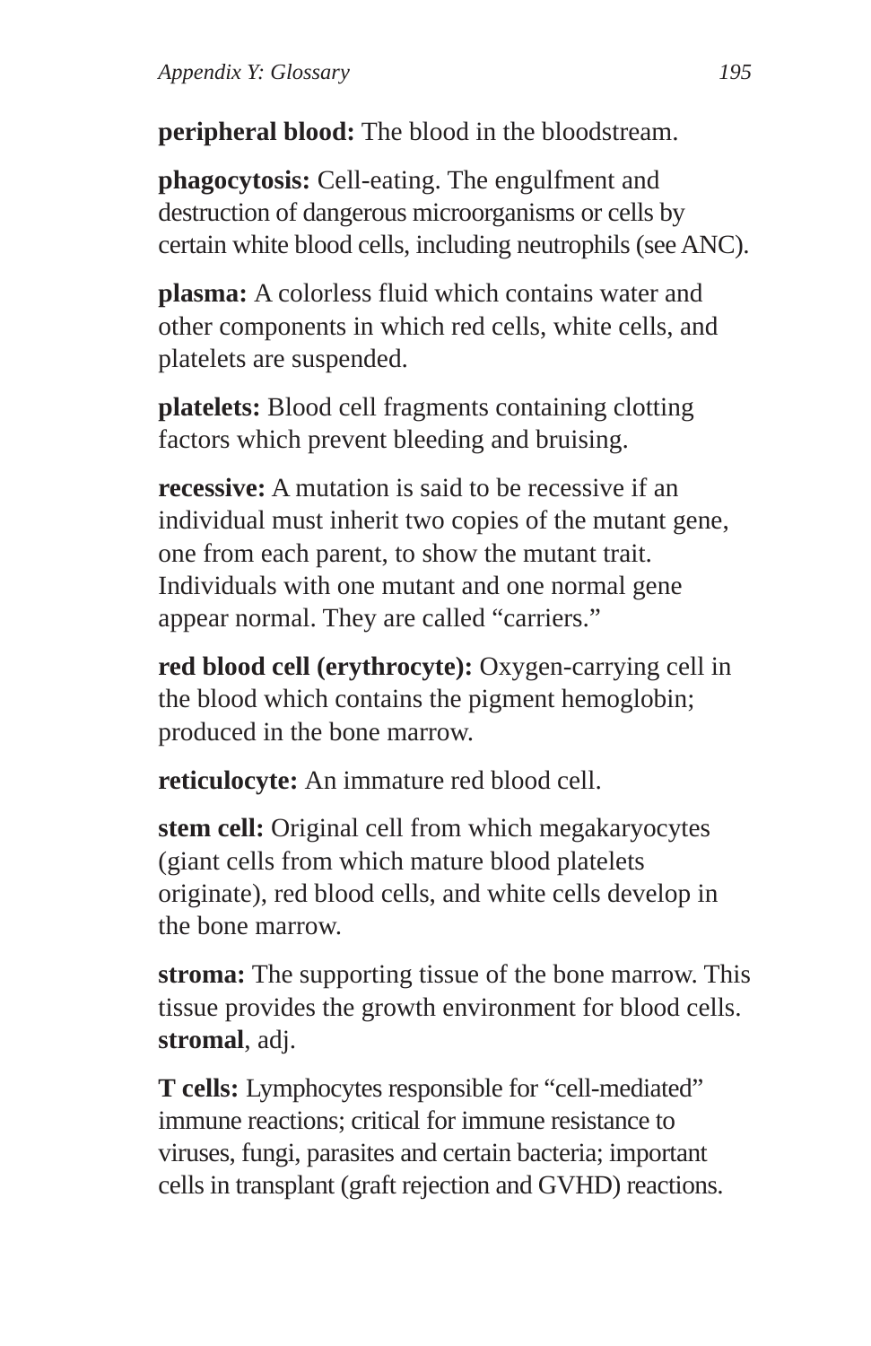**peripheral blood:** The blood in the bloodstream.

**phagocytosis:** Cell-eating. The engulfment and destruction of dangerous microorganisms or cells by certain white blood cells, including neutrophils (see ANC).

**plasma:** A colorless fluid which contains water and other components in which red cells, white cells, and platelets are suspended.

**platelets:** Blood cell fragments containing clotting factors which prevent bleeding and bruising.

**recessive:** A mutation is said to be recessive if an individual must inherit two copies of the mutant gene, one from each parent, to show the mutant trait. Individuals with one mutant and one normal gene appear normal. They are called "carriers."

**red blood cell (erythrocyte):** Oxygen-carrying cell in the blood which contains the pigment hemoglobin; produced in the bone marrow.

**reticulocyte:** An immature red blood cell.

**stem cell:** Original cell from which megakaryocytes (giant cells from which mature blood platelets originate), red blood cells, and white cells develop in the bone marrow.

**stroma:** The supporting tissue of the bone marrow. This tissue provides the growth environment for blood cells. **stromal**, adj.

**T cells:** Lymphocytes responsible for "cell-mediated" immune reactions; critical for immune resistance to viruses, fungi, parasites and certain bacteria; important cells in transplant (graft rejection and GVHD) reactions.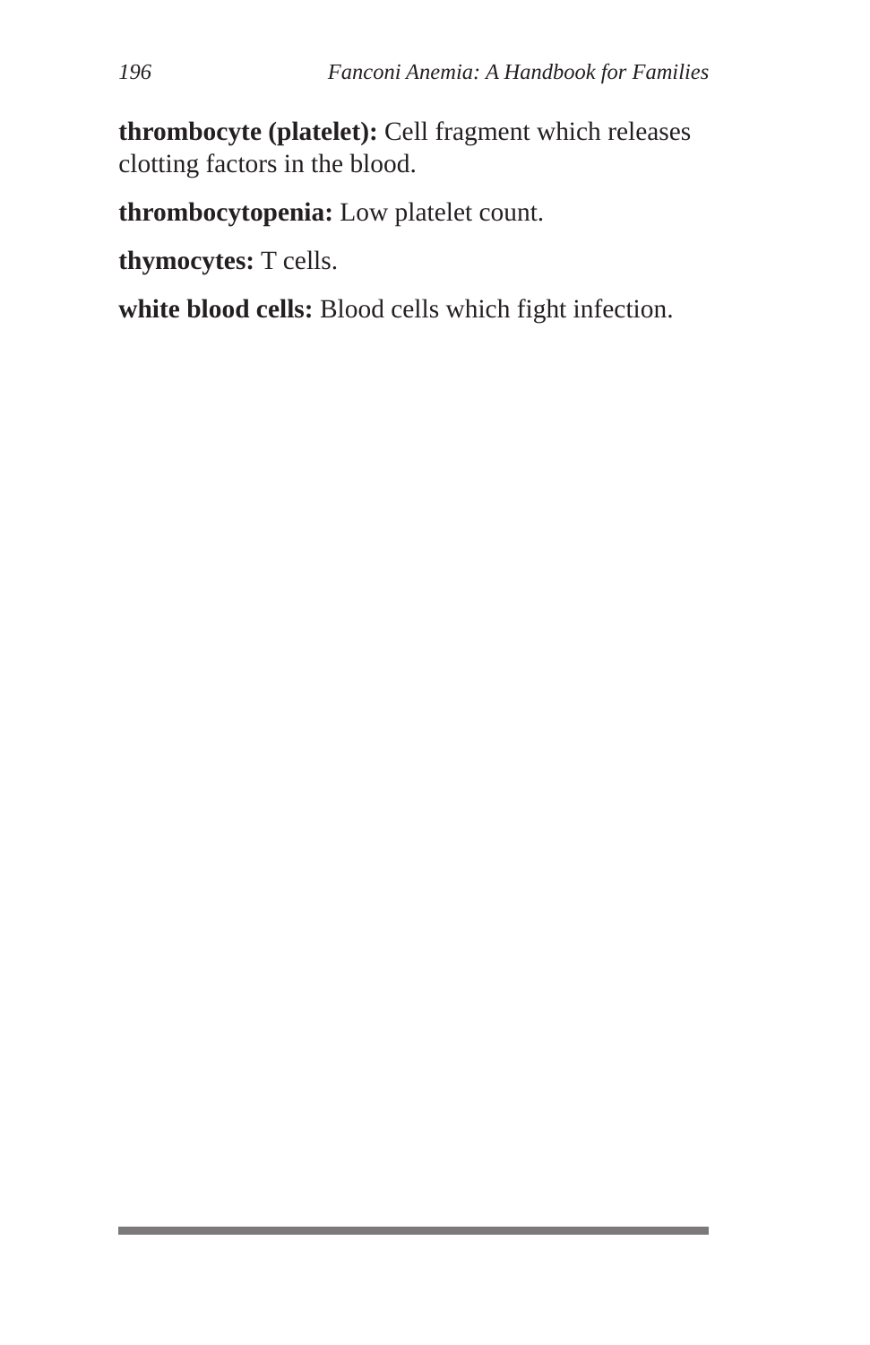**thrombocyte (platelet):** Cell fragment which releases clotting factors in the blood.

**thrombocytopenia:** Low platelet count.

**thymocytes:** T cells.

**white blood cells:** Blood cells which fight infection.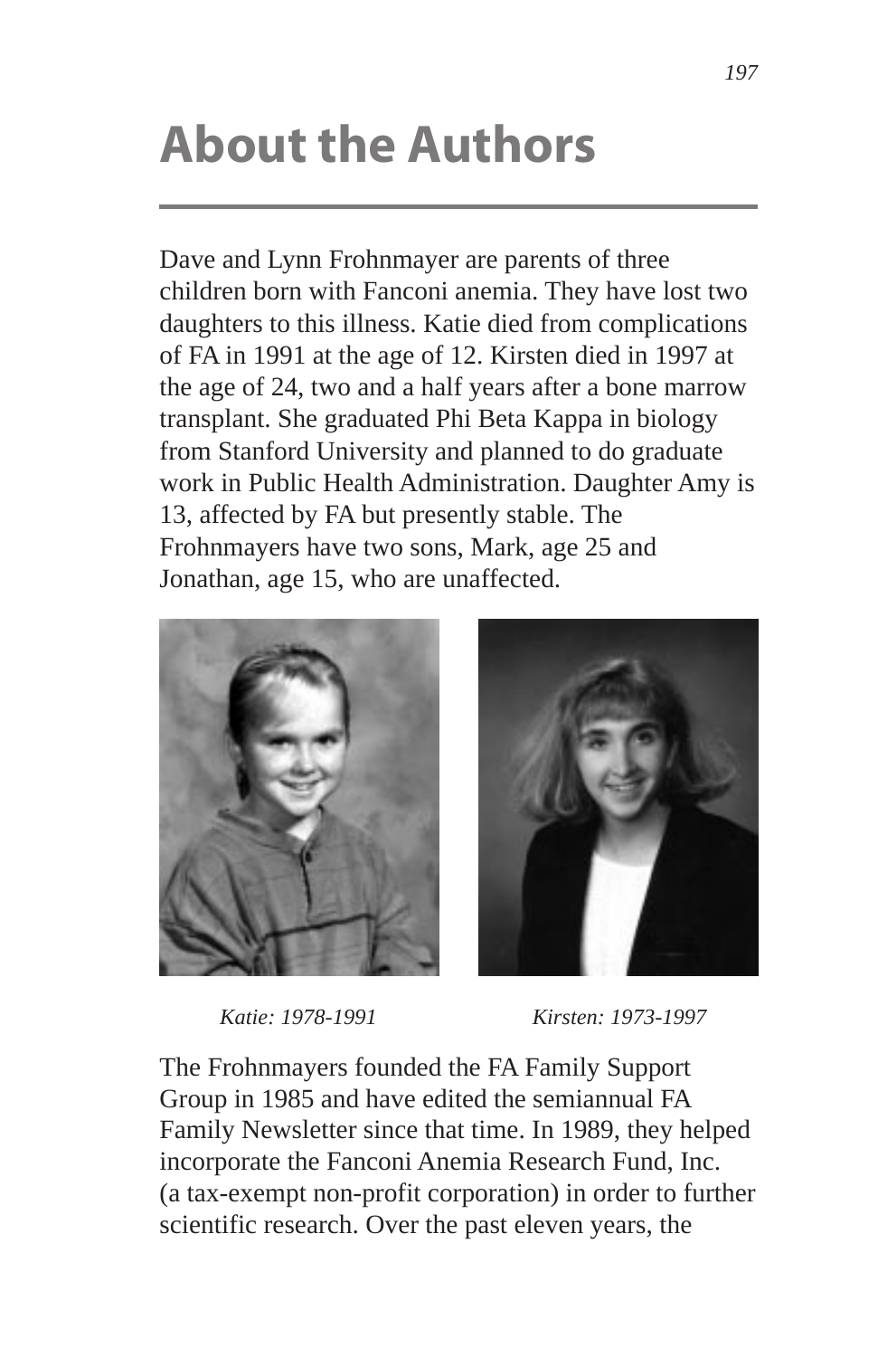# About the Authors

Dave and Lynn Frohnmayer are parents of three children born with Fanconi anemia. They have lost two daughters to this illness. Katie died from complications of FA in 1991 at the age of 12. Kirsten died in 1997 at the age of 24, two and a half years after a bone marrow transplant. She graduated Phi Beta Kappa in biology from Stanford University and planned to do graduate work in Public Health Administration. Daughter Amy is 13, affected by FA but presently stable. The Frohnmayers have two sons, Mark, age 25 and Jonathan, age 15, who are unaffected.

*Katie: 1978-1991*

*Kirsten: 1973-1997*

The Frohnmayers founded the FA Family Support Group in 1985 and have edited the semiannual FA Family Newsletter since that time. In 1989, they helped incorporate the Fanconi Anemia Research Fund, Inc. (a tax-exempt non-profit corporation) in order to further scientific research. Over the past eleven years, the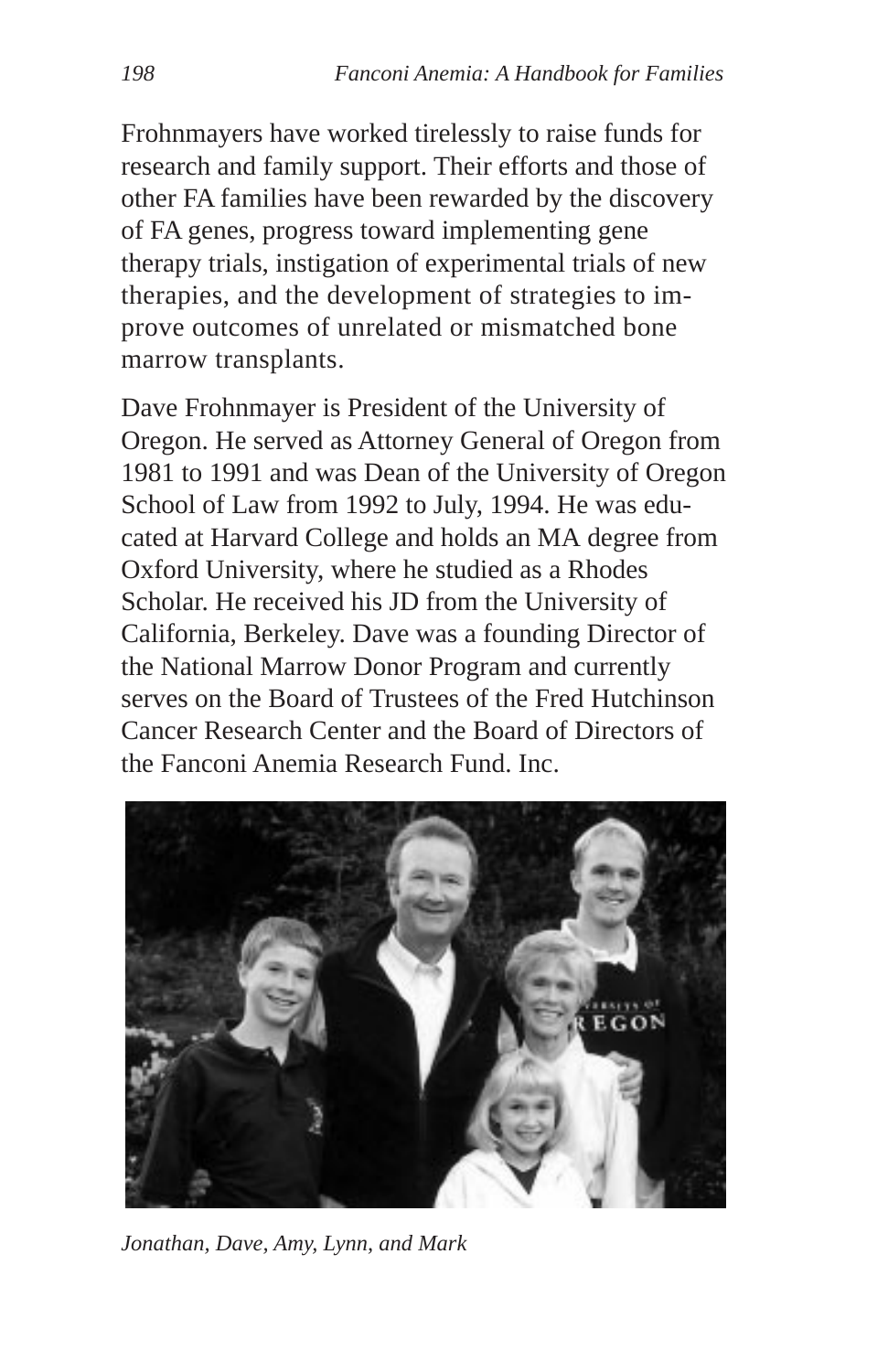Frohnmayers have worked tirelessly to raise funds for research and family support. Their efforts and those of other FA families have been rewarded by the discovery of FA genes, progress toward implementing gene therapy trials, instigation of experimental trials of new therapies, and the development of strategies to improve outcomes of unrelated or mismatched bone marrow transplants.

Dave Frohnmayer is President of the University of Oregon. He served as Attorney General of Oregon from 1981 to 1991 and was Dean of the University of Oregon School of Law from 1992 to July, 1994. He was educated at Harvard College and holds an MA degree from Oxford University, where he studied as a Rhodes Scholar. He received his JD from the University of California, Berkeley. Dave was a founding Director of the National Marrow Donor Program and currently serves on the Board of Trustees of the Fred Hutchinson Cancer Research Center and the Board of Directors of the Fanconi Anemia Research Fund. Inc.

*Jonathan, Dave, Amy, Lynn, and Mark*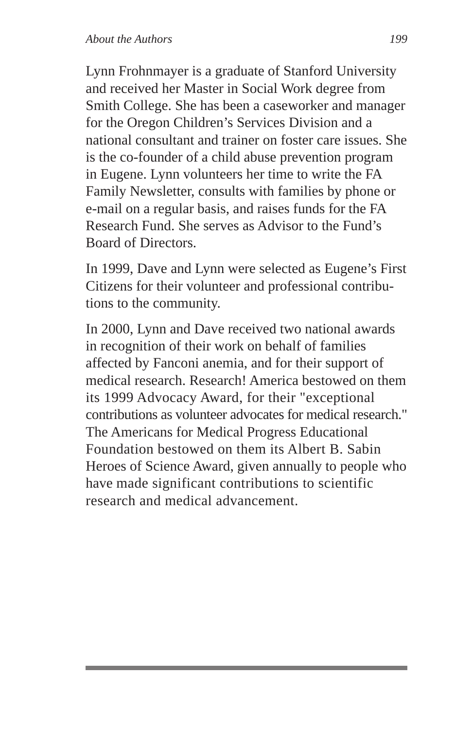Lynn Frohnmayer is a graduate of Stanford University and received her Master in Social Work degree from Smith College. She has been a caseworker and manager for the Oregon Children's Services Division and a national consultant and trainer on foster care issues. She is the co-founder of a child abuse prevention program in Eugene. Lynn volunteers her time to write the FA Family Newsletter, consults with families by phone or e-mail on a regular basis, and raises funds for the FA Research Fund. She serves as Advisor to the Fund's Board of Directors.

In 1999, Dave and Lynn were selected as Eugene's First Citizens for their volunteer and professional contributions to the community.

In 2000, Lynn and Dave received two national awards in recognition of their work on behalf of families affected by Fanconi anemia, and for their support of medical research. Research! America bestowed on them its 1999 Advocacy Award, for their "exceptional contributions as volunteer advocates for medical research." The Americans for Medical Progress Educational Foundation bestowed on them its Albert B. Sabin Heroes of Science Award, given annually to people who have made significant contributions to scientific research and medical advancement.